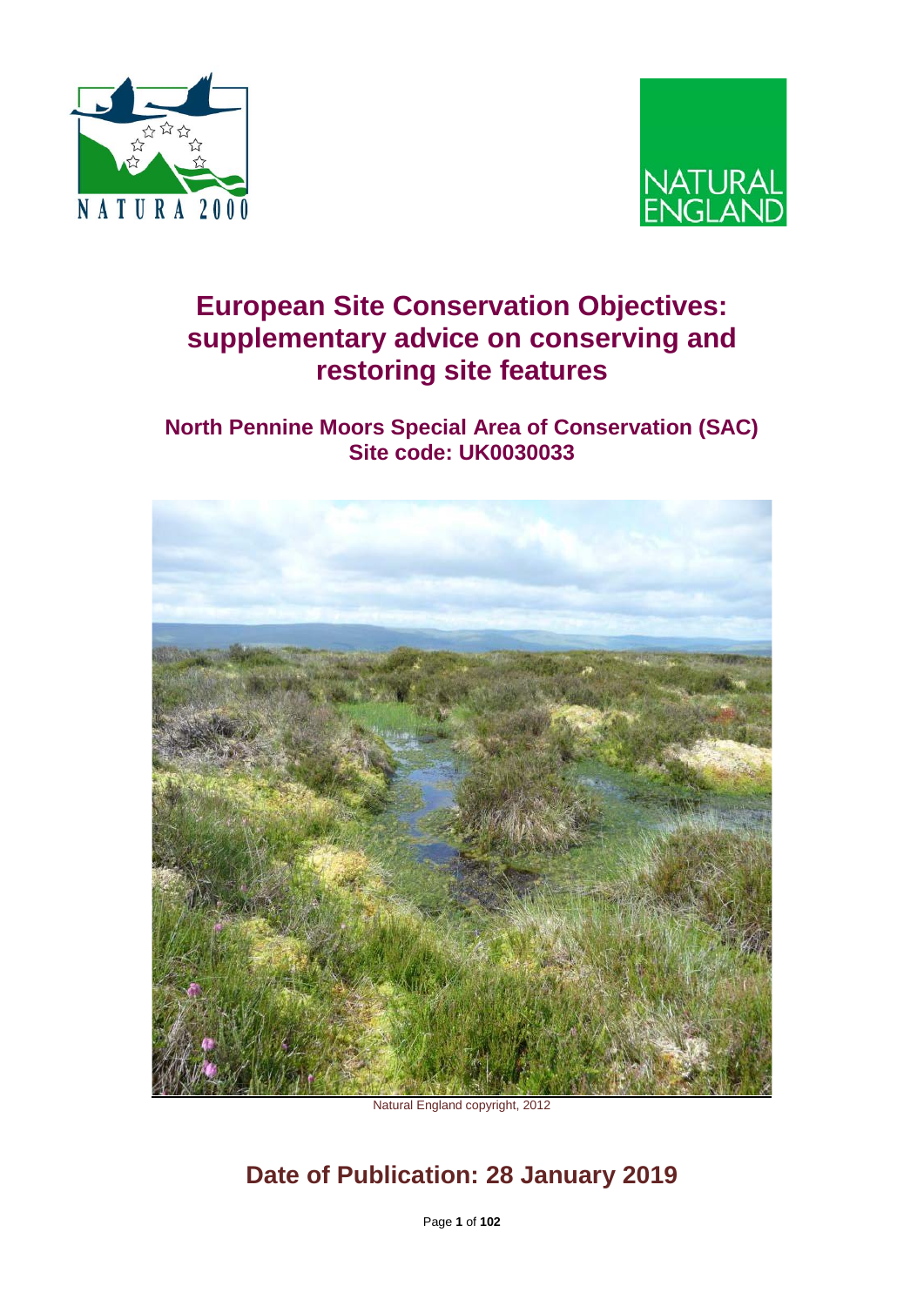NATURA 2000

NATURAL ENGLAND

# European Site Conservation Objectives: supplementary advice on conserving and restoring site features

## North Pennine Moors Special Area of Conservation (SAC)
## Site code: UK0030033

Natural England copyright, 2012

## Date of Publication: 28 January 2019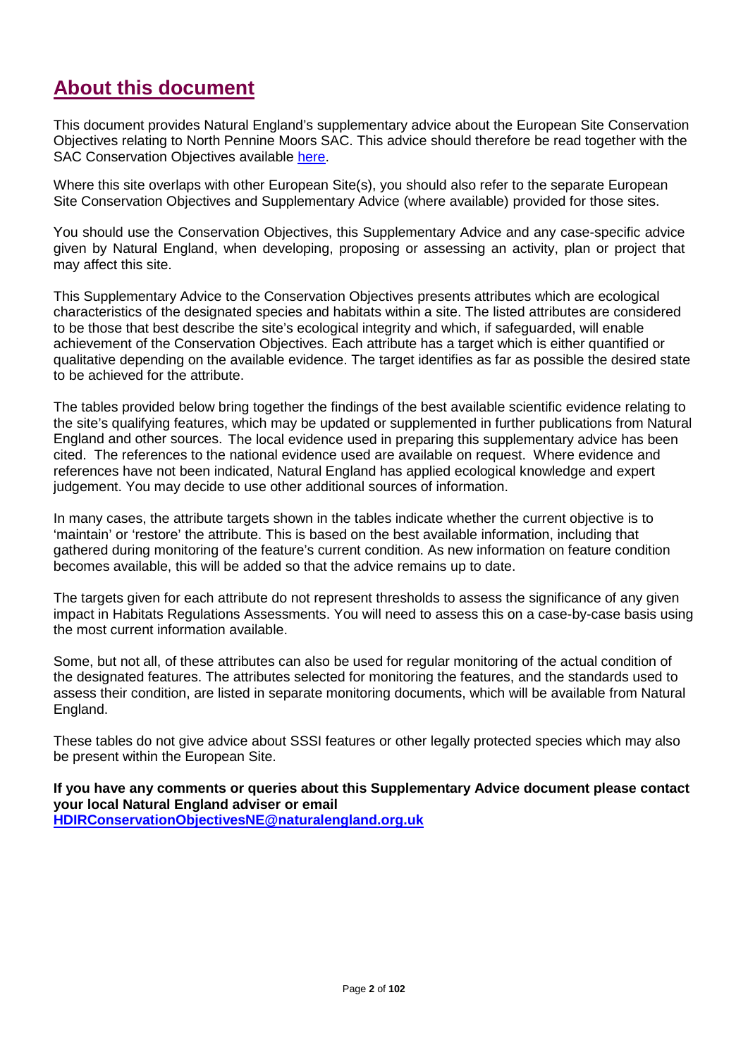# About this document

This document provides Natural England's supplementary advice about the European Site Conservation Objectives relating to North Pennine Moors SAC. This advice should therefore be read together with the SAC Conservation Objectives available here.

Where this site overlaps with other European Site(s), you should also refer to the separate European Site Conservation Objectives and Supplementary Advice (where available) provided for those sites.

You should use the Conservation Objectives, this Supplementary Advice and any case-specific advice given by Natural England, when developing, proposing or assessing an activity, plan or project that may affect this site.

This Supplementary Advice to the Conservation Objectives presents attributes which are ecological characteristics of the designated species and habitats within a site. The listed attributes are considered to be those that best describe the site's ecological integrity and which, if safeguarded, will enable achievement of the Conservation Objectives. Each attribute has a target which is either quantified or qualitative depending on the available evidence. The target identifies as far as possible the desired state to be achieved for the attribute.

The tables provided below bring together the findings of the best available scientific evidence relating to the site's qualifying features, which may be updated or supplemented in further publications from Natural England and other sources. The local evidence used in preparing this supplementary advice has been cited. The references to the national evidence used are available on request. Where evidence and references have not been indicated, Natural England has applied ecological knowledge and expert judgement. You may decide to use other additional sources of information.

In many cases, the attribute targets shown in the tables indicate whether the current objective is to 'maintain' or 'restore' the attribute. This is based on the best available information, including that gathered during monitoring of the feature's current condition. As new information on feature condition becomes available, this will be added so that the advice remains up to date.

The targets given for each attribute do not represent thresholds to assess the significance of any given impact in Habitats Regulations Assessments. You will need to assess this on a case-by-case basis using the most current information available.

Some, but not all, of these attributes can also be used for regular monitoring of the actual condition of the designated features. The attributes selected for monitoring the features, and the standards used to assess their condition, are listed in separate monitoring documents, which will be available from Natural England.

These tables do not give advice about SSSI features or other legally protected species which may also be present within the European Site.

**If you have any comments or queries about this Supplementary Advice document please contact your local Natural England adviser or email HDIRConservationObjectivesNE@naturalengland.org.uk**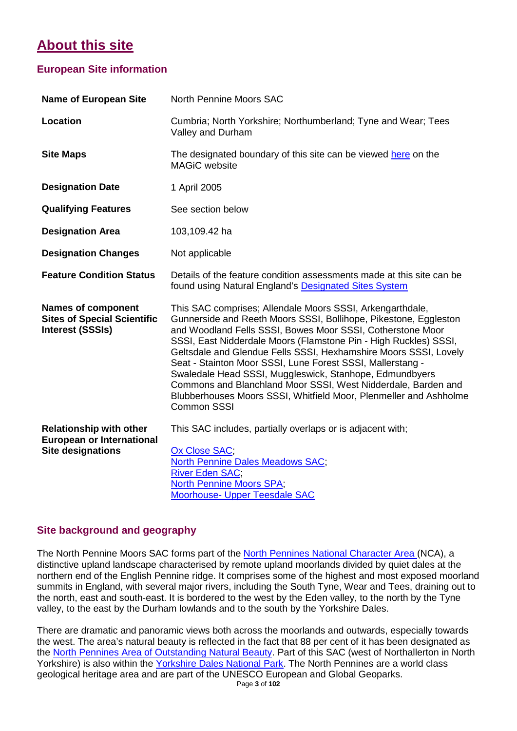# About this site

## European Site information

| | |
|---|---|
| **Name of European Site** | North Pennine Moors SAC |
| **Location** | Cumbria; North Yorkshire; Northumberland; Tyne and Wear; Tees Valley and Durham |
| **Site Maps** | The designated boundary of this site can be viewed here on the MAGiC website |
| **Designation Date** | 1 April 2005 |
| **Qualifying Features** | See section below |
| **Designation Area** | 103,109.42 ha |
| **Designation Changes** | Not applicable |
| **Feature Condition Status** | Details of the feature condition assessments made at this site can be found using Natural England's Designated Sites System |
| **Names of component Sites of Special Scientific Interest (SSSIs)** | This SAC comprises; Allendale Moors SSSI, Arkengarthdale, Gunnerside and Reeth Moors SSSI, Bollihope, Pikestone, Eggleston and Woodland Fells SSSI, Bowes Moor SSSI, Cotherstone Moor SSSI, East Nidderdale Moors (Flamstone Pin - High Ruckles) SSSI, Geltsdale and Glendue Fells SSSI, Hexhamshire Moors SSSI, Lovely Seat - Stainton Moor SSSI, Lune Forest SSSI, Mallerstang - Swaledale Head SSSI, Muggleswick, Stanhope, Edmundbyers Commons and Blanchland Moor SSSI, West Nidderdale, Barden and Blubberhouses Moors SSSI, Whitfield Moor, Plenmeller and Ashholme Common SSSI |
| **Relationship with other European or International Site designations** | This SAC includes, partially overlaps or is adjacent with;<br><br>Ox Close SAC;<br>North Pennine Dales Meadows SAC;<br>River Eden SAC;<br>North Pennine Moors SPA;<br>Moorhouse- Upper Teesdale SAC |

## Site background and geography

The North Pennine Moors SAC forms part of the North Pennines National Character Area (NCA), a distinctive upland landscape characterised by remote upland moorlands divided by quiet dales at the northern end of the English Pennine ridge. It comprises some of the highest and most exposed moorland summits in England, with several major rivers, including the South Tyne, Wear and Tees, draining out to the north, east and south-east. It is bordered to the west by the Eden valley, to the north by the Tyne valley, to the east by the Durham lowlands and to the south by the Yorkshire Dales.

There are dramatic and panoramic views both across the moorlands and outwards, especially towards the west. The area's natural beauty is reflected in the fact that 88 per cent of it has been designated as the North Pennines Area of Outstanding Natural Beauty. Part of this SAC (west of Northallerton in North Yorkshire) is also within the Yorkshire Dales National Park. The North Pennines are a world class geological heritage area and are part of the UNESCO European and Global Geoparks.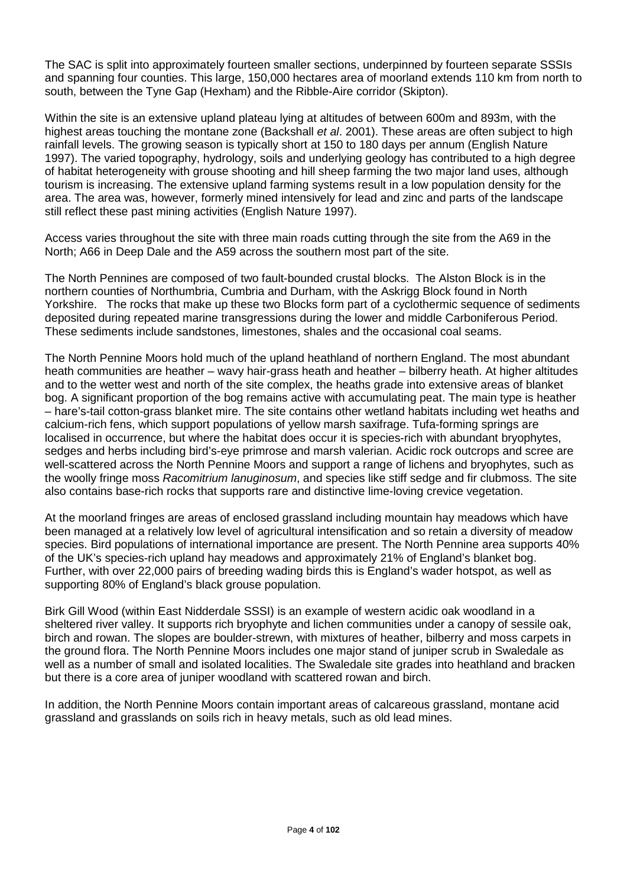The SAC is split into approximately fourteen smaller sections, underpinned by fourteen separate SSSIs and spanning four counties. This large, 150,000 hectares area of moorland extends 110 km from north to south, between the Tyne Gap (Hexham) and the Ribble-Aire corridor (Skipton).

Within the site is an extensive upland plateau lying at altitudes of between 600m and 893m, with the highest areas touching the montane zone (Backshall *et al*. 2001). These areas are often subject to high rainfall levels. The growing season is typically short at 150 to 180 days per annum (English Nature 1997). The varied topography, hydrology, soils and underlying geology has contributed to a high degree of habitat heterogeneity with grouse shooting and hill sheep farming the two major land uses, although tourism is increasing. The extensive upland farming systems result in a low population density for the area. The area was, however, formerly mined intensively for lead and zinc and parts of the landscape still reflect these past mining activities (English Nature 1997).

Access varies throughout the site with three main roads cutting through the site from the A69 in the North; A66 in Deep Dale and the A59 across the southern most part of the site.

The North Pennines are composed of two fault-bounded crustal blocks. The Alston Block is in the northern counties of Northumbria, Cumbria and Durham, with the Askrigg Block found in North Yorkshire. The rocks that make up these two Blocks form part of a cyclothermic sequence of sediments deposited during repeated marine transgressions during the lower and middle Carboniferous Period. These sediments include sandstones, limestones, shales and the occasional coal seams.

The North Pennine Moors hold much of the upland heathland of northern England. The most abundant heath communities are heather – wavy hair-grass heath and heather – bilberry heath. At higher altitudes and to the wetter west and north of the site complex, the heaths grade into extensive areas of blanket bog. A significant proportion of the bog remains active with accumulating peat. The main type is heather – hare's-tail cotton-grass blanket mire. The site contains other wetland habitats including wet heaths and calcium-rich fens, which support populations of yellow marsh saxifrage. Tufa-forming springs are localised in occurrence, but where the habitat does occur it is species-rich with abundant bryophytes, sedges and herbs including bird's-eye primrose and marsh valerian. Acidic rock outcrops and scree are well-scattered across the North Pennine Moors and support a range of lichens and bryophytes, such as the woolly fringe moss *Racomitrium lanuginosum*, and species like stiff sedge and fir clubmoss. The site also contains base-rich rocks that supports rare and distinctive lime-loving crevice vegetation.

At the moorland fringes are areas of enclosed grassland including mountain hay meadows which have been managed at a relatively low level of agricultural intensification and so retain a diversity of meadow species. Bird populations of international importance are present. The North Pennine area supports 40% of the UK's species-rich upland hay meadows and approximately 21% of England's blanket bog. Further, with over 22,000 pairs of breeding wading birds this is England's wader hotspot, as well as supporting 80% of England's black grouse population.

Birk Gill Wood (within East Nidderdale SSSI) is an example of western acidic oak woodland in a sheltered river valley. It supports rich bryophyte and lichen communities under a canopy of sessile oak, birch and rowan. The slopes are boulder-strewn, with mixtures of heather, bilberry and moss carpets in the ground flora. The North Pennine Moors includes one major stand of juniper scrub in Swaledale as well as a number of small and isolated localities. The Swaledale site grades into heathland and bracken but there is a core area of juniper woodland with scattered rowan and birch.

In addition, the North Pennine Moors contain important areas of calcareous grassland, montane acid grassland and grasslands on soils rich in heavy metals, such as old lead mines.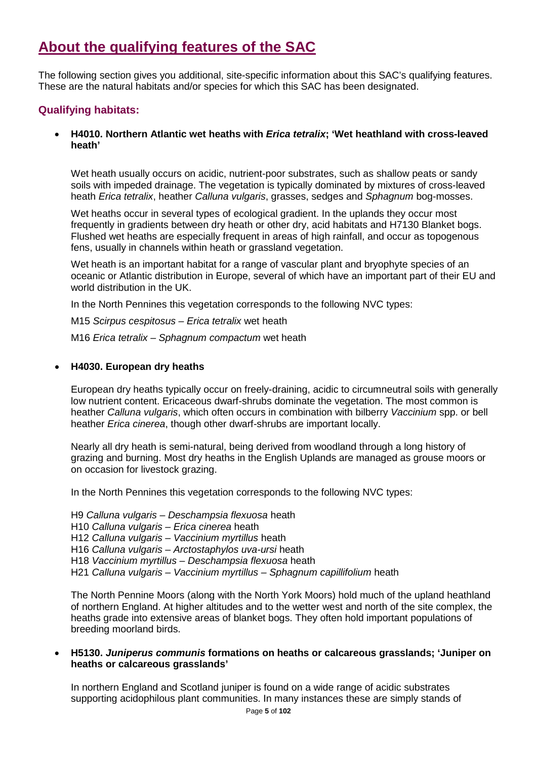## About the qualifying features of the SAC

The following section gives you additional, site-specific information about this SAC's qualifying features. These are the natural habitats and/or species for which this SAC has been designated.

### Qualifying habitats:

- **H4010. Northern Atlantic wet heaths with *Erica tetralix*; 'Wet heathland with cross-leaved heath'**

  Wet heath usually occurs on acidic, nutrient-poor substrates, such as shallow peats or sandy soils with impeded drainage. The vegetation is typically dominated by mixtures of cross-leaved heath *Erica tetralix*, heather *Calluna vulgaris*, grasses, sedges and *Sphagnum* bog-mosses.

  Wet heaths occur in several types of ecological gradient. In the uplands they occur most frequently in gradients between dry heath or other dry, acid habitats and H7130 Blanket bogs. Flushed wet heaths are especially frequent in areas of high rainfall, and occur as topogenous fens, usually in channels within heath or grassland vegetation.

  Wet heath is an important habitat for a range of vascular plant and bryophyte species of an oceanic or Atlantic distribution in Europe, several of which have an important part of their EU and world distribution in the UK.

  In the North Pennines this vegetation corresponds to the following NVC types:

  M15 *Scirpus cespitosus – Erica tetralix* wet heath

  M16 *Erica tetralix – Sphagnum compactum* wet heath

- **H4030. European dry heaths**

  European dry heaths typically occur on freely-draining, acidic to circumneutral soils with generally low nutrient content. Ericaceous dwarf-shrubs dominate the vegetation. The most common is heather *Calluna vulgaris*, which often occurs in combination with bilberry *Vaccinium* spp. or bell heather *Erica cinerea*, though other dwarf-shrubs are important locally.

  Nearly all dry heath is semi-natural, being derived from woodland through a long history of grazing and burning. Most dry heaths in the English Uplands are managed as grouse moors or on occasion for livestock grazing.

  In the North Pennines this vegetation corresponds to the following NVC types:

  H9 *Calluna vulgaris – Deschampsia flexuosa* heath
  H10 *Calluna vulgaris – Erica cinerea* heath
  H12 *Calluna vulgaris – Vaccinium myrtillus* heath
  H16 *Calluna vulgaris – Arctostaphylos uva-ursi* heath
  H18 *Vaccinium myrtillus – Deschampsia flexuosa* heath
  H21 *Calluna vulgaris – Vaccinium myrtillus – Sphagnum capillifolium* heath

  The North Pennine Moors (along with the North York Moors) hold much of the upland heathland of northern England. At higher altitudes and to the wetter west and north of the site complex, the heaths grade into extensive areas of blanket bogs. They often hold important populations of breeding moorland birds.

- **H5130. *Juniperus communis* formations on heaths or calcareous grasslands; 'Juniper on heaths or calcareous grasslands'**

  In northern England and Scotland juniper is found on a wide range of acidic substrates supporting acidophilous plant communities. In many instances these are simply stands of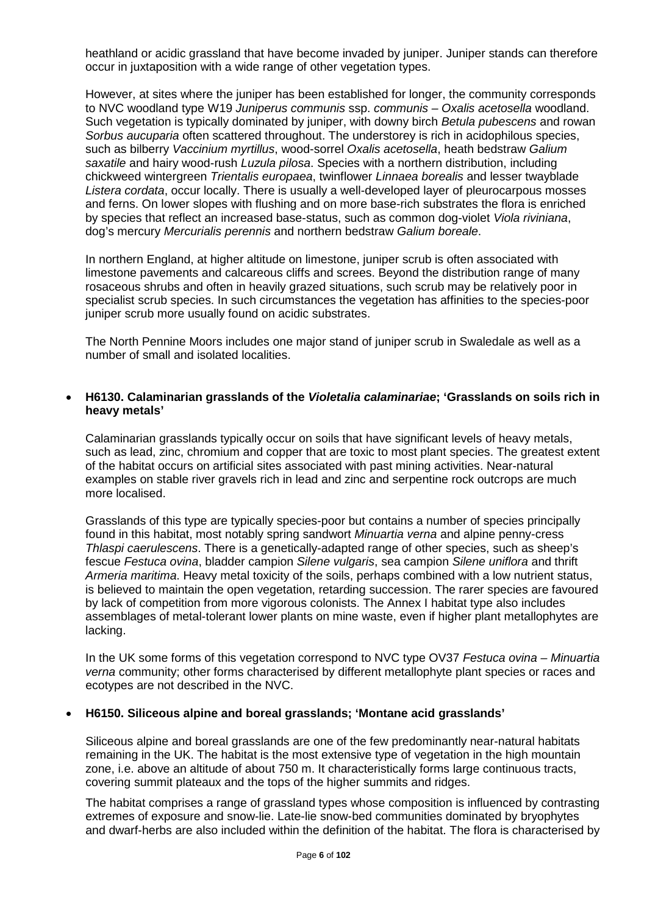heathland or acidic grassland that have become invaded by juniper. Juniper stands can therefore occur in juxtaposition with a wide range of other vegetation types.

However, at sites where the juniper has been established for longer, the community corresponds to NVC woodland type W19 *Juniperus communis* ssp. *communis – Oxalis acetosella* woodland. Such vegetation is typically dominated by juniper, with downy birch *Betula pubescens* and rowan *Sorbus aucuparia* often scattered throughout. The understorey is rich in acidophilous species, such as bilberry *Vaccinium myrtillus*, wood-sorrel *Oxalis acetosella*, heath bedstraw *Galium saxatile* and hairy wood-rush *Luzula pilosa*. Species with a northern distribution, including chickweed wintergreen *Trientalis europaea*, twinflower *Linnaea borealis* and lesser twayblade *Listera cordata*, occur locally. There is usually a well-developed layer of pleurocarpous mosses and ferns. On lower slopes with flushing and on more base-rich substrates the flora is enriched by species that reflect an increased base-status, such as common dog-violet *Viola riviniana*, dog's mercury *Mercurialis perennis* and northern bedstraw *Galium boreale*.

In northern England, at higher altitude on limestone, juniper scrub is often associated with limestone pavements and calcareous cliffs and screes. Beyond the distribution range of many rosaceous shrubs and often in heavily grazed situations, such scrub may be relatively poor in specialist scrub species. In such circumstances the vegetation has affinities to the species-poor juniper scrub more usually found on acidic substrates.

The North Pennine Moors includes one major stand of juniper scrub in Swaledale as well as a number of small and isolated localities.

- **H6130. Calaminarian grasslands of the *Violetalia calaminariae*; 'Grasslands on soils rich in heavy metals'**

  Calaminarian grasslands typically occur on soils that have significant levels of heavy metals, such as lead, zinc, chromium and copper that are toxic to most plant species. The greatest extent of the habitat occurs on artificial sites associated with past mining activities. Near-natural examples on stable river gravels rich in lead and zinc and serpentine rock outcrops are much more localised.

  Grasslands of this type are typically species-poor but contains a number of species principally found in this habitat, most notably spring sandwort *Minuartia verna* and alpine penny-cress *Thlaspi caerulescens*. There is a genetically-adapted range of other species, such as sheep's fescue *Festuca ovina*, bladder campion *Silene vulgaris*, sea campion *Silene uniflora* and thrift *Armeria maritima*. Heavy metal toxicity of the soils, perhaps combined with a low nutrient status, is believed to maintain the open vegetation, retarding succession. The rarer species are favoured by lack of competition from more vigorous colonists. The Annex I habitat type also includes assemblages of metal-tolerant lower plants on mine waste, even if higher plant metallophytes are lacking.

  In the UK some forms of this vegetation correspond to NVC type OV37 *Festuca ovina – Minuartia verna* community; other forms characterised by different metallophyte plant species or races and ecotypes are not described in the NVC.

- **H6150. Siliceous alpine and boreal grasslands; 'Montane acid grasslands'**

  Siliceous alpine and boreal grasslands are one of the few predominantly near-natural habitats remaining in the UK. The habitat is the most extensive type of vegetation in the high mountain zone, i.e. above an altitude of about 750 m. It characteristically forms large continuous tracts, covering summit plateaux and the tops of the higher summits and ridges.

  The habitat comprises a range of grassland types whose composition is influenced by contrasting extremes of exposure and snow-lie. Late-lie snow-bed communities dominated by bryophytes and dwarf-herbs are also included within the definition of the habitat. The flora is characterised by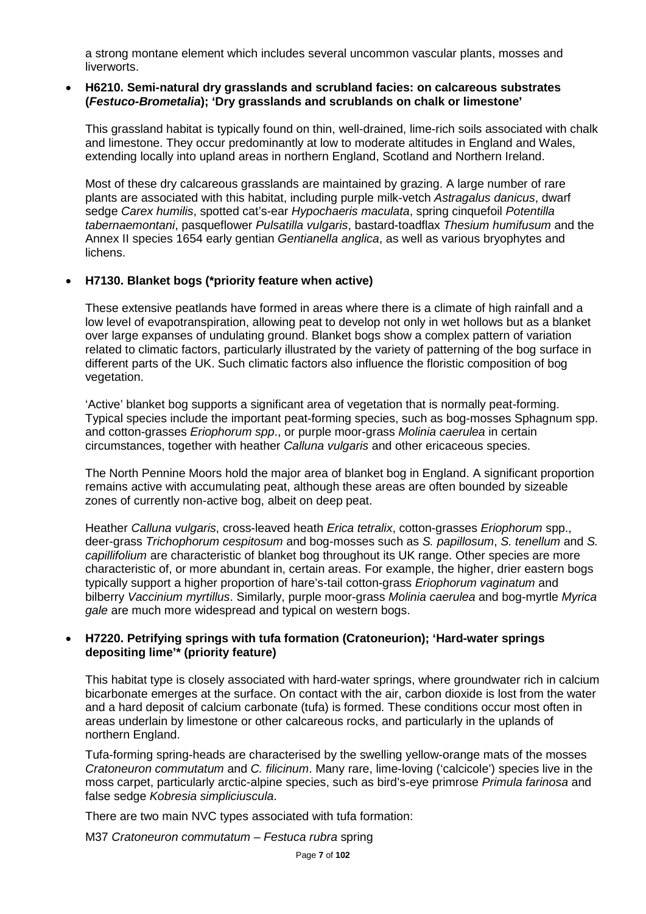a strong montane element which includes several uncommon vascular plants, mosses and liverworts.

- **H6210. Semi-natural dry grasslands and scrubland facies: on calcareous substrates (*Festuco-Brometalia*); 'Dry grasslands and scrublands on chalk or limestone'**

  This grassland habitat is typically found on thin, well-drained, lime-rich soils associated with chalk and limestone. They occur predominantly at low to moderate altitudes in England and Wales, extending locally into upland areas in northern England, Scotland and Northern Ireland.

  Most of these dry calcareous grasslands are maintained by grazing. A large number of rare plants are associated with this habitat, including purple milk-vetch *Astragalus danicus*, dwarf sedge *Carex humilis*, spotted cat's-ear *Hypochaeris maculata*, spring cinquefoil *Potentilla tabernaemontani*, pasqueflower *Pulsatilla vulgaris*, bastard-toadflax *Thesium humifusum* and the Annex II species 1654 early gentian *Gentianella anglica*, as well as various bryophytes and lichens.

- **H7130. Blanket bogs (*priority feature when active)**

  These extensive peatlands have formed in areas where there is a climate of high rainfall and a low level of evapotranspiration, allowing peat to develop not only in wet hollows but as a blanket over large expanses of undulating ground. Blanket bogs show a complex pattern of variation related to climatic factors, particularly illustrated by the variety of patterning of the bog surface in different parts of the UK. Such climatic factors also influence the floristic composition of bog vegetation.

  'Active' blanket bog supports a significant area of vegetation that is normally peat-forming. Typical species include the important peat-forming species, such as bog-mosses Sphagnum spp. and cotton-grasses *Eriophorum spp*., or purple moor-grass *Molinia caerulea* in certain circumstances, together with heather *Calluna vulgaris* and other ericaceous species.

  The North Pennine Moors hold the major area of blanket bog in England. A significant proportion remains active with accumulating peat, although these areas are often bounded by sizeable zones of currently non-active bog, albeit on deep peat.

  Heather *Calluna vulgaris*, cross-leaved heath *Erica tetralix*, cotton-grasses *Eriophorum* spp., deer-grass *Trichophorum cespitosum* and bog-mosses such as *S. papillosum*, *S. tenellum* and *S. capillifolium* are characteristic of blanket bog throughout its UK range. Other species are more characteristic of, or more abundant in, certain areas. For example, the higher, drier eastern bogs typically support a higher proportion of hare's-tail cotton-grass *Eriophorum vaginatum* and bilberry *Vaccinium myrtillus*. Similarly, purple moor-grass *Molinia caerulea* and bog-myrtle *Myrica gale* are much more widespread and typical on western bogs.

- **H7220. Petrifying springs with tufa formation (Cratoneurion); 'Hard-water springs depositing lime'* (priority feature)**

  This habitat type is closely associated with hard-water springs, where groundwater rich in calcium bicarbonate emerges at the surface. On contact with the air, carbon dioxide is lost from the water and a hard deposit of calcium carbonate (tufa) is formed. These conditions occur most often in areas underlain by limestone or other calcareous rocks, and particularly in the uplands of northern England.

  Tufa-forming spring-heads are characterised by the swelling yellow-orange mats of the mosses *Cratoneuron commutatum* and *C. filicinum*. Many rare, lime-loving ('calcicole') species live in the moss carpet, particularly arctic-alpine species, such as bird's-eye primrose *Primula farinosa* and false sedge *Kobresia simpliciuscula*.

  There are two main NVC types associated with tufa formation:

  M37 *Cratoneuron commutatum – Festuca rubra* spring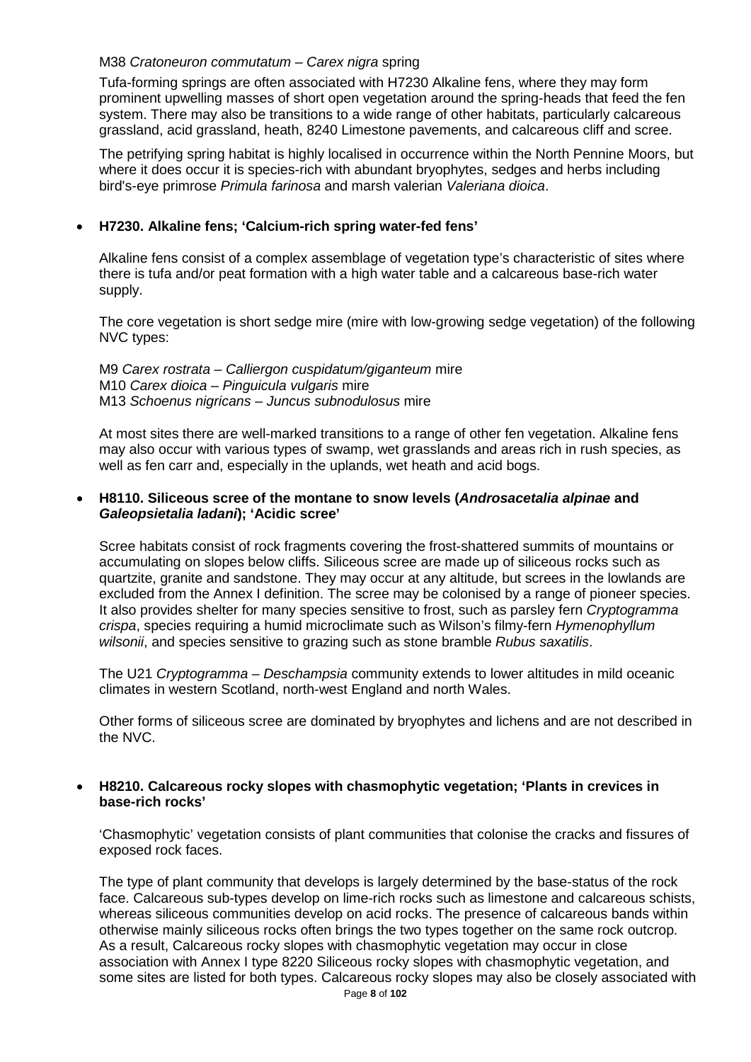M38 *Cratoneuron commutatum – Carex nigra* spring

Tufa-forming springs are often associated with H7230 Alkaline fens, where they may form prominent upwelling masses of short open vegetation around the spring-heads that feed the fen system. There may also be transitions to a wide range of other habitats, particularly calcareous grassland, acid grassland, heath, 8240 Limestone pavements, and calcareous cliff and scree.

The petrifying spring habitat is highly localised in occurrence within the North Pennine Moors, but where it does occur it is species-rich with abundant bryophytes, sedges and herbs including bird's-eye primrose *Primula farinosa* and marsh valerian *Valeriana dioica*.

- **H7230. Alkaline fens; 'Calcium-rich spring water-fed fens'**

  Alkaline fens consist of a complex assemblage of vegetation type's characteristic of sites where there is tufa and/or peat formation with a high water table and a calcareous base-rich water supply.

  The core vegetation is short sedge mire (mire with low-growing sedge vegetation) of the following NVC types:

  M9 *Carex rostrata – Calliergon cuspidatum/giganteum* mire
  M10 *Carex dioica – Pinguicula vulgaris* mire
  M13 *Schoenus nigricans – Juncus subnodulosus* mire

  At most sites there are well-marked transitions to a range of other fen vegetation. Alkaline fens may also occur with various types of swamp, wet grasslands and areas rich in rush species, as well as fen carr and, especially in the uplands, wet heath and acid bogs.

- **H8110. Siliceous scree of the montane to snow levels (*Androsacetalia alpinae* and *Galeopsietalia ladani*); 'Acidic scree'**

  Scree habitats consist of rock fragments covering the frost-shattered summits of mountains or accumulating on slopes below cliffs. Siliceous scree are made up of siliceous rocks such as quartzite, granite and sandstone. They may occur at any altitude, but screes in the lowlands are excluded from the Annex I definition. The scree may be colonised by a range of pioneer species. It also provides shelter for many species sensitive to frost, such as parsley fern *Cryptogramma crispa*, species requiring a humid microclimate such as Wilson's filmy-fern *Hymenophyllum wilsonii*, and species sensitive to grazing such as stone bramble *Rubus saxatilis*.

  The U21 *Cryptogramma – Deschampsia* community extends to lower altitudes in mild oceanic climates in western Scotland, north-west England and north Wales.

  Other forms of siliceous scree are dominated by bryophytes and lichens and are not described in the NVC.

- **H8210. Calcareous rocky slopes with chasmophytic vegetation; 'Plants in crevices in base-rich rocks'**

  'Chasmophytic' vegetation consists of plant communities that colonise the cracks and fissures of exposed rock faces.

  The type of plant community that develops is largely determined by the base-status of the rock face. Calcareous sub-types develop on lime-rich rocks such as limestone and calcareous schists, whereas siliceous communities develop on acid rocks. The presence of calcareous bands within otherwise mainly siliceous rocks often brings the two types together on the same rock outcrop. As a result, Calcareous rocky slopes with chasmophytic vegetation may occur in close association with Annex I type 8220 Siliceous rocky slopes with chasmophytic vegetation, and some sites are listed for both types. Calcareous rocky slopes may also be closely associated with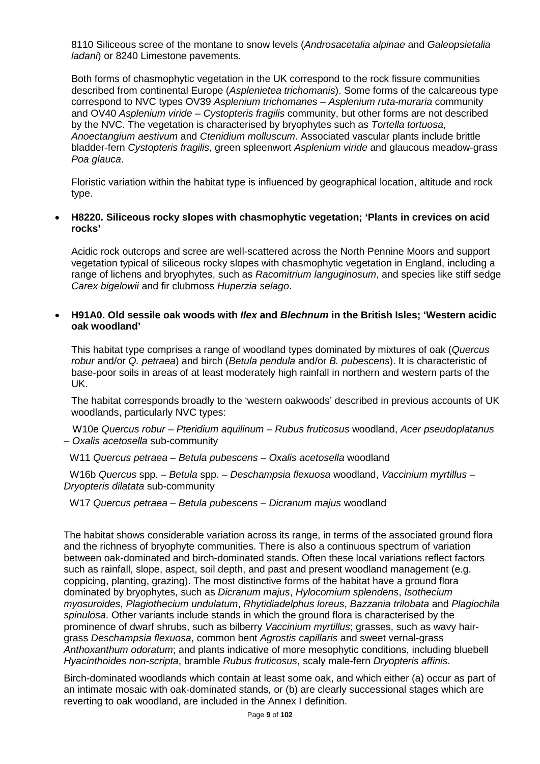8110 Siliceous scree of the montane to snow levels (*Androsacetalia alpinae* and *Galeopsietalia ladani*) or 8240 Limestone pavements.

Both forms of chasmophytic vegetation in the UK correspond to the rock fissure communities described from continental Europe (*Asplenietea trichomanis*). Some forms of the calcareous type correspond to NVC types OV39 *Asplenium trichomanes – Asplenium ruta-muraria* community and OV40 *Asplenium viride – Cystopteris fragilis* community, but other forms are not described by the NVC. The vegetation is characterised by bryophytes such as *Tortella tortuosa*, *Anoectangium aestivum* and *Ctenidium molluscum*. Associated vascular plants include brittle bladder-fern *Cystopteris fragilis*, green spleenwort *Asplenium viride* and glaucous meadow-grass *Poa glauca*.

Floristic variation within the habitat type is influenced by geographical location, altitude and rock type.

- **H8220. Siliceous rocky slopes with chasmophytic vegetation; 'Plants in crevices on acid rocks'**

  Acidic rock outcrops and scree are well-scattered across the North Pennine Moors and support vegetation typical of siliceous rocky slopes with chasmophytic vegetation in England, including a range of lichens and bryophytes, such as *Racomitrium languginosum*, and species like stiff sedge *Carex bigelowii* and fir clubmoss *Huperzia selago*.

- **H91A0. Old sessile oak woods with *Ilex* and *Blechnum* in the British Isles; 'Western acidic oak woodland'**

  This habitat type comprises a range of woodland types dominated by mixtures of oak (*Quercus robur* and/or *Q. petraea*) and birch (*Betula pendula* and/or *B. pubescens*). It is characteristic of base-poor soils in areas of at least moderately high rainfall in northern and western parts of the UK.

  The habitat corresponds broadly to the 'western oakwoods' described in previous accounts of UK woodlands, particularly NVC types:

  W10e *Quercus robur – Pteridium aquilinum – Rubus fruticosus* woodland, *Acer pseudoplatanus – Oxalis acetosella* sub-community

  W11 *Quercus petraea – Betula pubescens – Oxalis acetosella* woodland

  W16b *Quercus* spp. – *Betula* spp. – *Deschampsia flexuosa* woodland, *Vaccinium myrtillus – Dryopteris dilatata* sub-community

  W17 *Quercus petraea – Betula pubescens – Dicranum majus* woodland

The habitat shows considerable variation across its range, in terms of the associated ground flora and the richness of bryophyte communities. There is also a continuous spectrum of variation between oak-dominated and birch-dominated stands. Often these local variations reflect factors such as rainfall, slope, aspect, soil depth, and past and present woodland management (e.g. coppicing, planting, grazing). The most distinctive forms of the habitat have a ground flora dominated by bryophytes, such as *Dicranum majus*, *Hylocomium splendens*, *Isothecium myosuroides*, *Plagiothecium undulatum*, *Rhytidiadelphus loreus*, *Bazzania trilobata* and *Plagiochila spinulosa*. Other variants include stands in which the ground flora is characterised by the prominence of dwarf shrubs, such as bilberry *Vaccinium myrtillus*; grasses, such as wavy hair-grass *Deschampsia flexuosa*, common bent *Agrostis capillaris* and sweet vernal-grass *Anthoxanthum odoratum*; and plants indicative of more mesophytic conditions, including bluebell *Hyacinthoides non-scripta*, bramble *Rubus fruticosus*, scaly male-fern *Dryopteris affinis*.

Birch-dominated woodlands which contain at least some oak, and which either (a) occur as part of an intimate mosaic with oak-dominated stands, or (b) are clearly successional stages which are reverting to oak woodland, are included in the Annex I definition.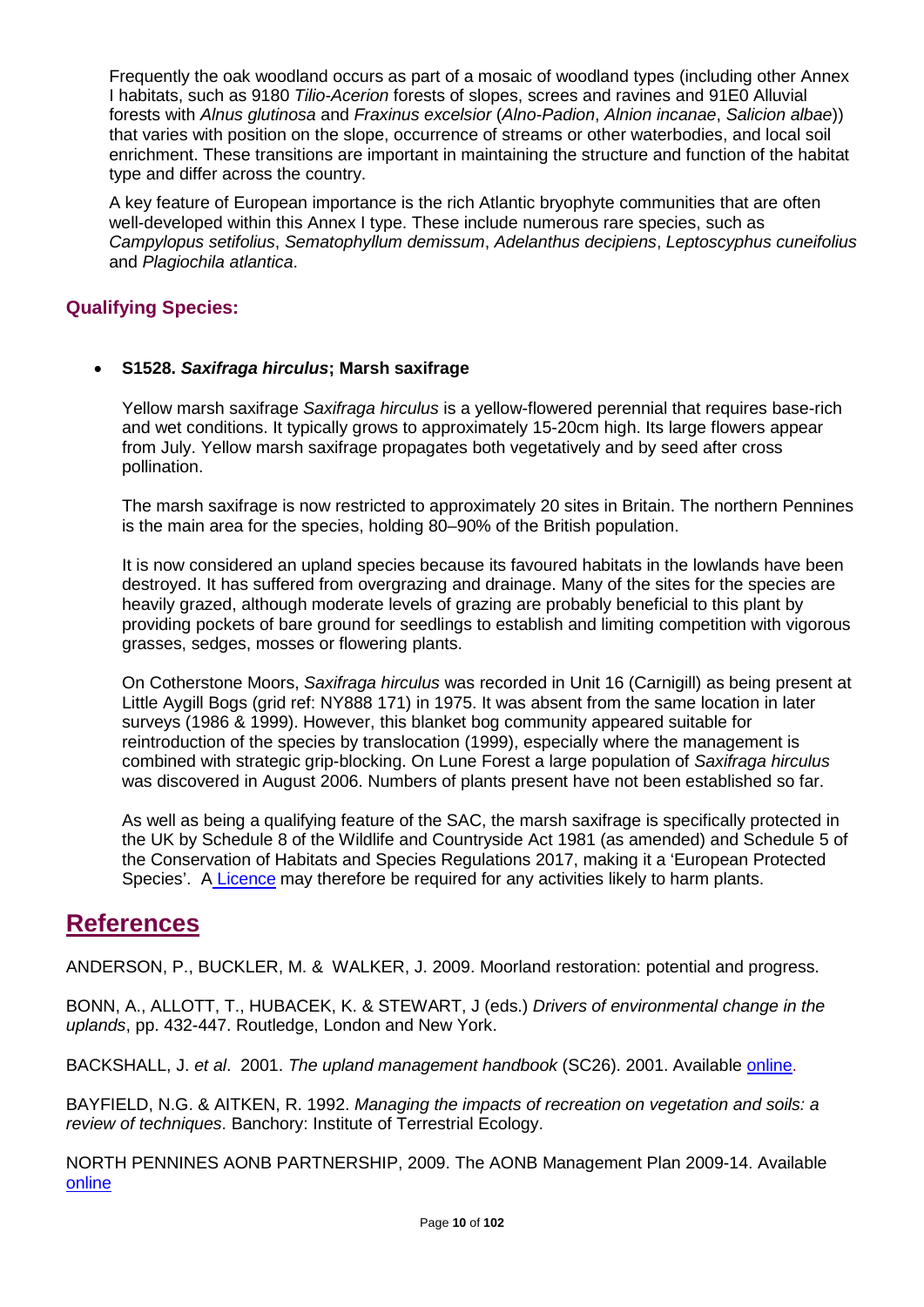Frequently the oak woodland occurs as part of a mosaic of woodland types (including other Annex I habitats, such as 9180 *Tilio-Acerion* forests of slopes, screes and ravines and 91E0 Alluvial forests with *Alnus glutinosa* and *Fraxinus excelsior* (*Alno-Padion*, *Alnion incanae*, *Salicion albae*)) that varies with position on the slope, occurrence of streams or other waterbodies, and local soil enrichment. These transitions are important in maintaining the structure and function of the habitat type and differ across the country.

A key feature of European importance is the rich Atlantic bryophyte communities that are often well-developed within this Annex I type. These include numerous rare species, such as *Campylopus setifolius*, *Sematophyllum demissum*, *Adelanthus decipiens*, *Leptoscyphus cuneifolius* and *Plagiochila atlantica*.

### Qualifying Species:

- **S1528. *Saxifraga hirculus*; Marsh saxifrage**

  Yellow marsh saxifrage *Saxifraga hirculus* is a yellow-flowered perennial that requires base-rich and wet conditions. It typically grows to approximately 15-20cm high. Its large flowers appear from July. Yellow marsh saxifrage propagates both vegetatively and by seed after cross pollination.

  The marsh saxifrage is now restricted to approximately 20 sites in Britain. The northern Pennines is the main area for the species, holding 80–90% of the British population.

  It is now considered an upland species because its favoured habitats in the lowlands have been destroyed. It has suffered from overgrazing and drainage. Many of the sites for the species are heavily grazed, although moderate levels of grazing are probably beneficial to this plant by providing pockets of bare ground for seedlings to establish and limiting competition with vigorous grasses, sedges, mosses or flowering plants.

  On Cotherstone Moors, *Saxifraga hirculus* was recorded in Unit 16 (Carnigill) as being present at Little Aygill Bogs (grid ref: NY888 171) in 1975. It was absent from the same location in later surveys (1986 & 1999). However, this blanket bog community appeared suitable for reintroduction of the species by translocation (1999), especially where the management is combined with strategic grip-blocking. On Lune Forest a large population of *Saxifraga hirculus* was discovered in August 2006. Numbers of plants present have not been established so far.

  As well as being a qualifying feature of the SAC, the marsh saxifrage is specifically protected in the UK by Schedule 8 of the Wildlife and Countryside Act 1981 (as amended) and Schedule 5 of the Conservation of Habitats and Species Regulations 2017, making it a 'European Protected Species'. A Licence may therefore be required for any activities likely to harm plants.

## References

ANDERSON, P., BUCKLER, M. & WALKER, J. 2009. Moorland restoration: potential and progress.

BONN, A., ALLOTT, T., HUBACEK, K. & STEWART, J (eds.) *Drivers of environmental change in the uplands*, pp. 432-447. Routledge, London and New York.

BACKSHALL, J. *et al*. 2001. *The upland management handbook* (SC26). 2001. Available online.

BAYFIELD, N.G. & AITKEN, R. 1992. *Managing the impacts of recreation on vegetation and soils: a review of techniques*. Banchory: Institute of Terrestrial Ecology.

NORTH PENNINES AONB PARTNERSHIP, 2009. The AONB Management Plan 2009-14. Available online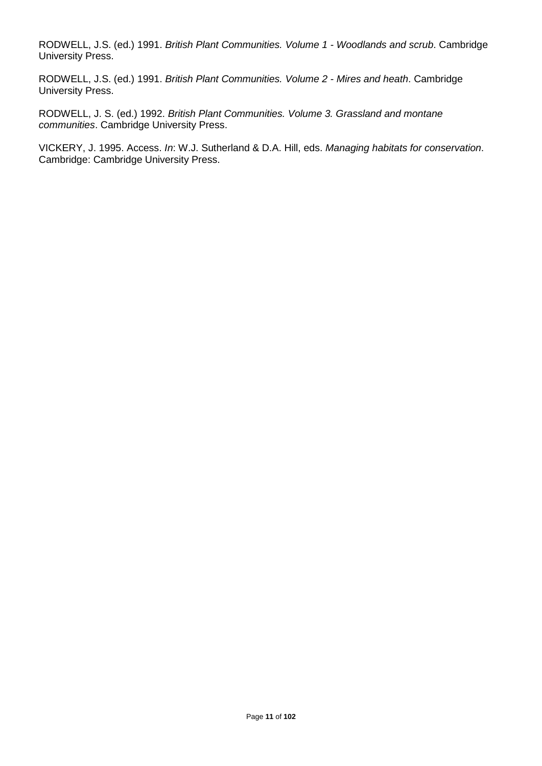RODWELL, J.S. (ed.) 1991. *British Plant Communities. Volume 1 - Woodlands and scrub*. Cambridge University Press.

RODWELL, J.S. (ed.) 1991. *British Plant Communities. Volume 2 - Mires and heath*. Cambridge University Press.

RODWELL, J. S. (ed.) 1992. *British Plant Communities. Volume 3. Grassland and montane communities*. Cambridge University Press.

VICKERY, J. 1995. Access. *In*: W.J. Sutherland & D.A. Hill, eds. *Managing habitats for conservation*. Cambridge: Cambridge University Press.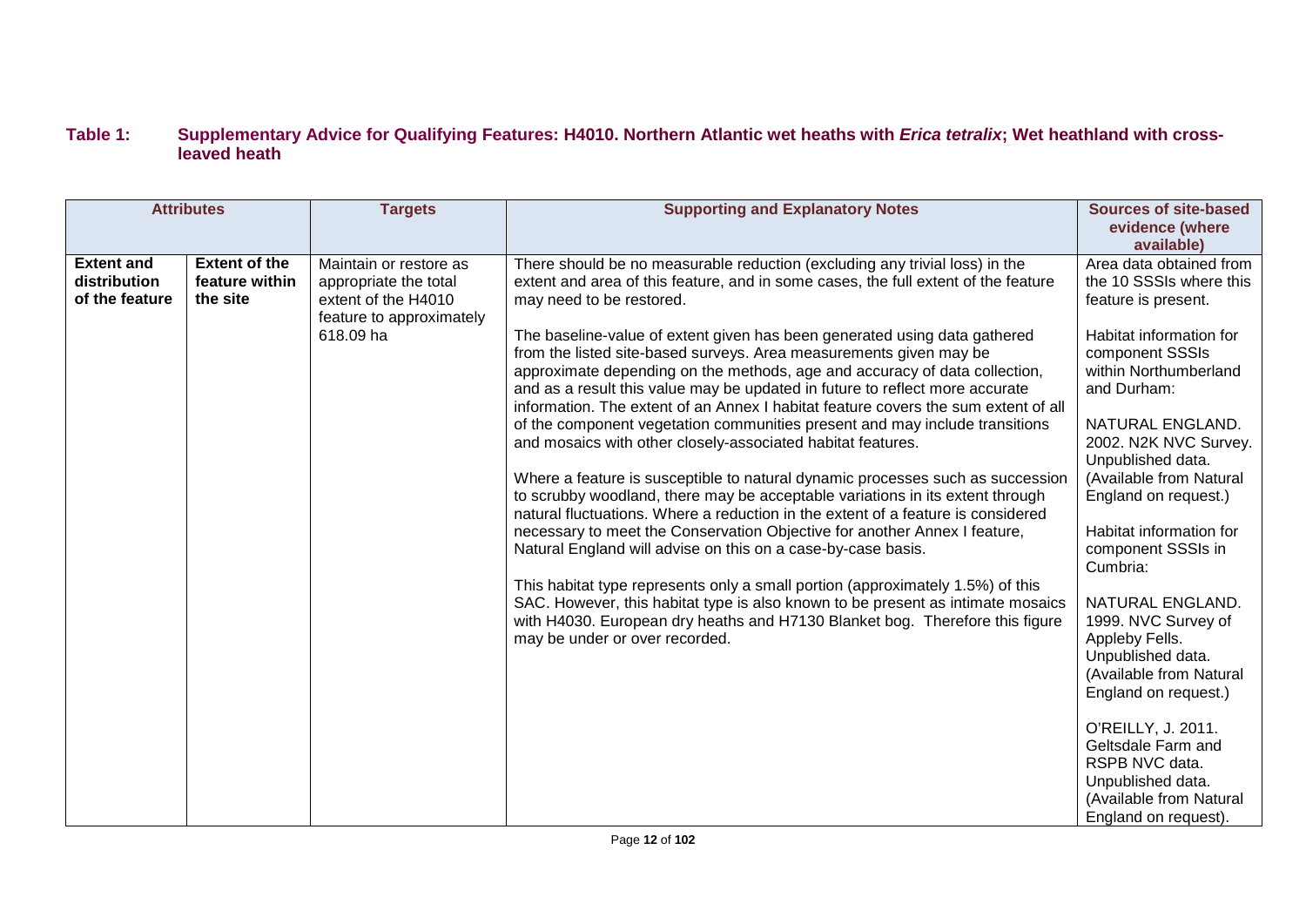**Table 1: Supplementary Advice for Qualifying Features: H4010. Northern Atlantic wet heaths with *Erica tetralix*; Wet heathland with cross-leaved heath**

| Attributes | | Targets | Supporting and Explanatory Notes | Sources of site-based evidence (where available) |
|---|---|---|---|---|
| **Extent and distribution of the feature** | **Extent of the feature within the site** | Maintain or restore as appropriate the total extent of the H4010 feature to approximately 618.09 ha | There should be no measurable reduction (excluding any trivial loss) in the extent and area of this feature, and in some cases, the full extent of the feature may need to be restored.<br><br>The baseline-value of extent given has been generated using data gathered from the listed site-based surveys. Area measurements given may be approximate depending on the methods, age and accuracy of data collection, and as a result this value may be updated in future to reflect more accurate information. The extent of an Annex I habitat feature covers the sum extent of all of the component vegetation communities present and may include transitions and mosaics with other closely-associated habitat features.<br><br>Where a feature is susceptible to natural dynamic processes such as succession to scrubby woodland, there may be acceptable variations in its extent through natural fluctuations. Where a reduction in the extent of a feature is considered necessary to meet the Conservation Objective for another Annex I feature, Natural England will advise on this on a case-by-case basis.<br><br>This habitat type represents only a small portion (approximately 1.5%) of this SAC. However, this habitat type is also known to be present as intimate mosaics with H4030. European dry heaths and H7130 Blanket bog. Therefore this figure may be under or over recorded. | Area data obtained from the 10 SSSIs where this feature is present.<br><br>Habitat information for component SSSIs within Northumberland and Durham:<br><br>NATURAL ENGLAND. 2002. N2K NVC Survey. Unpublished data. (Available from Natural England on request.)<br><br>Habitat information for component SSSIs in Cumbria:<br><br>NATURAL ENGLAND. 1999. NVC Survey of Appleby Fells. Unpublished data. (Available from Natural England on request.)<br><br>O'REILLY, J. 2011. Geltsdale Farm and RSPB NVC data. Unpublished data. (Available from Natural England on request). |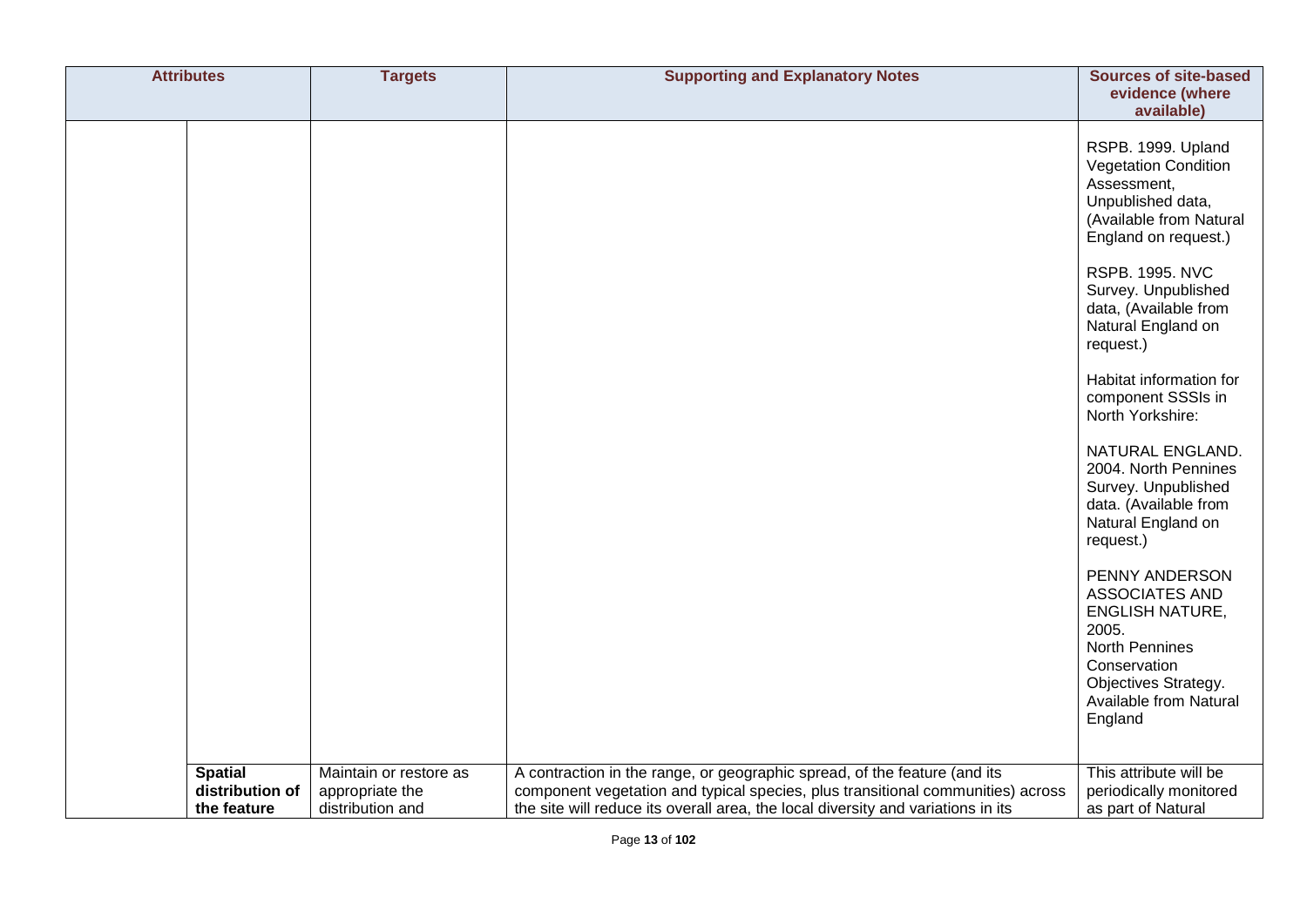| Attributes | | Targets | Supporting and Explanatory Notes | Sources of site-based evidence (where available) |
|---|---|---|---|---|
| | | | | RSPB. 1999. Upland Vegetation Condition Assessment, Unpublished data, (Available from Natural England on request.)<br><br>RSPB. 1995. NVC Survey. Unpublished data, (Available from Natural England on request.)<br><br>Habitat information for component SSSIs in North Yorkshire:<br><br>NATURAL ENGLAND. 2004. North Pennines Survey. Unpublished data. (Available from Natural England on request.)<br><br>PENNY ANDERSON ASSOCIATES AND ENGLISH NATURE, 2005. North Pennines Conservation Objectives Strategy. Available from Natural England |
| | **Spatial distribution of the feature** | Maintain or restore as appropriate the distribution and | A contraction in the range, or geographic spread, of the feature (and its component vegetation and typical species, plus transitional communities) across the site will reduce its overall area, the local diversity and variations in its | This attribute will be periodically monitored as part of Natural |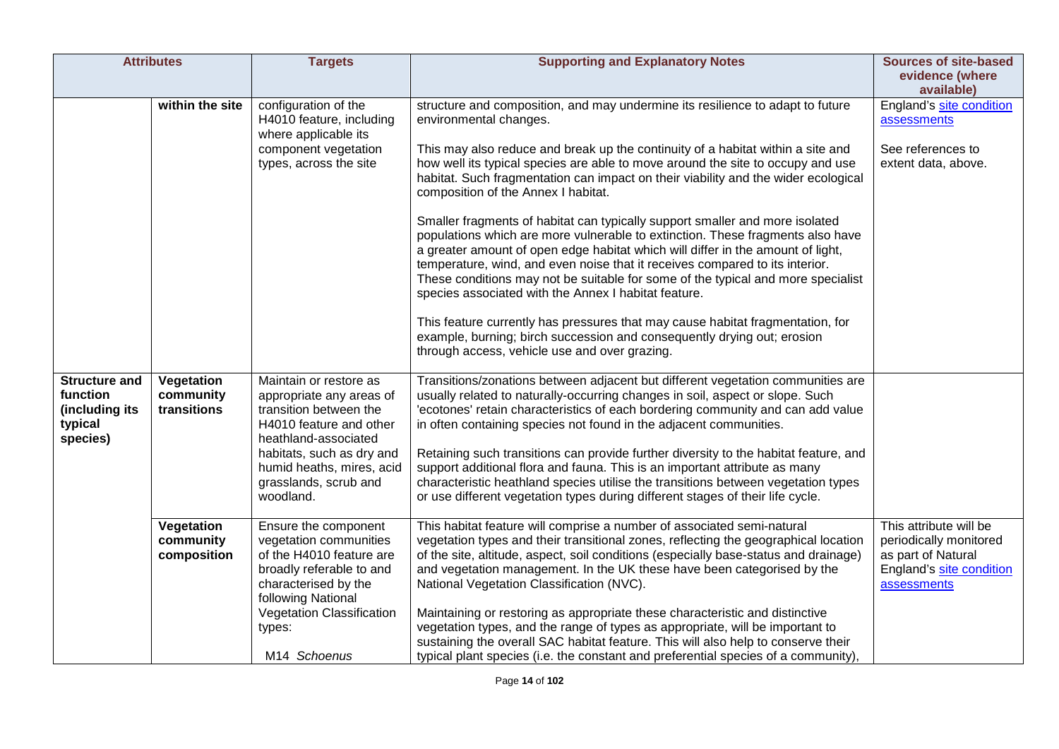| Attributes | | Targets | Supporting and Explanatory Notes | Sources of site-based evidence (where available) |
|---|---|---|---|---|
| | within the site | configuration of the H4010 feature, including where applicable its component vegetation types, across the site | structure and composition, and may undermine its resilience to adapt to future environmental changes.<br><br>This may also reduce and break up the continuity of a habitat within a site and how well its typical species are able to move around the site to occupy and use habitat. Such fragmentation can impact on their viability and the wider ecological composition of the Annex I habitat.<br><br>Smaller fragments of habitat can typically support smaller and more isolated populations which are more vulnerable to extinction. These fragments also have a greater amount of open edge habitat which will differ in the amount of light, temperature, wind, and even noise that it receives compared to its interior. These conditions may not be suitable for some of the typical and more specialist species associated with the Annex I habitat feature.<br><br>This feature currently has pressures that may cause habitat fragmentation, for example, burning; birch succession and consequently drying out; erosion through access, vehicle use and over grazing. | England's site condition assessments<br><br>See references to extent data, above. |
| **Structure and function (including its typical species)** | **Vegetation community transitions** | Maintain or restore as appropriate any areas of transition between the H4010 feature and other heathland-associated habitats, such as dry and humid heaths, mires, acid grasslands, scrub and woodland. | Transitions/zonations between adjacent but different vegetation communities are usually related to naturally-occurring changes in soil, aspect or slope. Such 'ecotones' retain characteristics of each bordering community and can add value in often containing species not found in the adjacent communities.<br><br>Retaining such transitions can provide further diversity to the habitat feature, and support additional flora and fauna. This is an important attribute as many characteristic heathland species utilise the transitions between vegetation types or use different vegetation types during different stages of their life cycle. | |
| | **Vegetation community composition** | Ensure the component vegetation communities of the H4010 feature are broadly referable to and characterised by the following National Vegetation Classification types:<br><br>M14 *Schoenus* | This habitat feature will comprise a number of associated semi-natural vegetation types and their transitional zones, reflecting the geographical location of the site, altitude, aspect, soil conditions (especially base-status and drainage) and vegetation management. In the UK these have been categorised by the National Vegetation Classification (NVC).<br><br>Maintaining or restoring as appropriate these characteristic and distinctive vegetation types, and the range of types as appropriate, will be important to sustaining the overall SAC habitat feature. This will also help to conserve their typical plant species (i.e. the constant and preferential species of a community), | This attribute will be periodically monitored as part of Natural England's site condition assessments |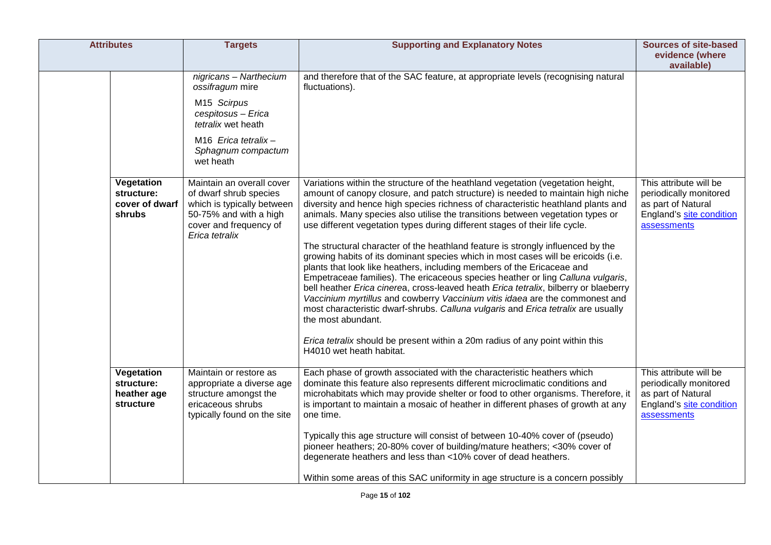| Attributes | | Targets | Supporting and Explanatory Notes | Sources of site-based evidence (where available) |
|---|---|---|---|---|
| | | *nigricans – Narthecium ossifragum* mire<br><br>M15 *Scirpus cespitosus – Erica tetralix* wet heath<br><br>M16 *Erica tetralix – Sphagnum compactum* wet heath | and therefore that of the SAC feature, at appropriate levels (recognising natural fluctuations). | |
| | **Vegetation structure: cover of dwarf shrubs** | Maintain an overall cover of dwarf shrub species which is typically between 50-75% and with a high cover and frequency of *Erica tetralix* | Variations within the structure of the heathland vegetation (vegetation height, amount of canopy closure, and patch structure) is needed to maintain high niche diversity and hence high species richness of characteristic heathland plants and animals. Many species also utilise the transitions between vegetation types or use different vegetation types during different stages of their life cycle.<br><br>The structural character of the heathland feature is strongly influenced by the growing habits of its dominant species which in most cases will be ericoids (i.e. plants that look like heathers, including members of the Ericaceae and Empetraceae families). The ericaceous species heather or ling *Calluna vulgaris*, bell heather *Erica cinerea*, cross-leaved heath *Erica tetralix*, bilberry or blaeberry *Vaccinium myrtillus* and cowberry *Vaccinium vitis idaea* are the commonest and most characteristic dwarf-shrubs. *Calluna vulgaris* and *Erica tetralix* are usually the most abundant.<br><br>*Erica tetralix* should be present within a 20m radius of any point within this H4010 wet heath habitat. | This attribute will be periodically monitored as part of Natural England's site condition assessments |
| | **Vegetation structure: heather age structure** | Maintain or restore as appropriate a diverse age structure amongst the ericaceous shrubs typically found on the site | Each phase of growth associated with the characteristic heathers which dominate this feature also represents different microclimatic conditions and microhabitats which may provide shelter or food to other organisms. Therefore, it is important to maintain a mosaic of heather in different phases of growth at any one time.<br><br>Typically this age structure will consist of between 10-40% cover of (pseudo) pioneer heathers; 20-80% cover of building/mature heathers; <30% cover of degenerate heathers and less than <10% cover of dead heathers.<br><br>Within some areas of this SAC uniformity in age structure is a concern possibly | This attribute will be periodically monitored as part of Natural England's site condition assessments |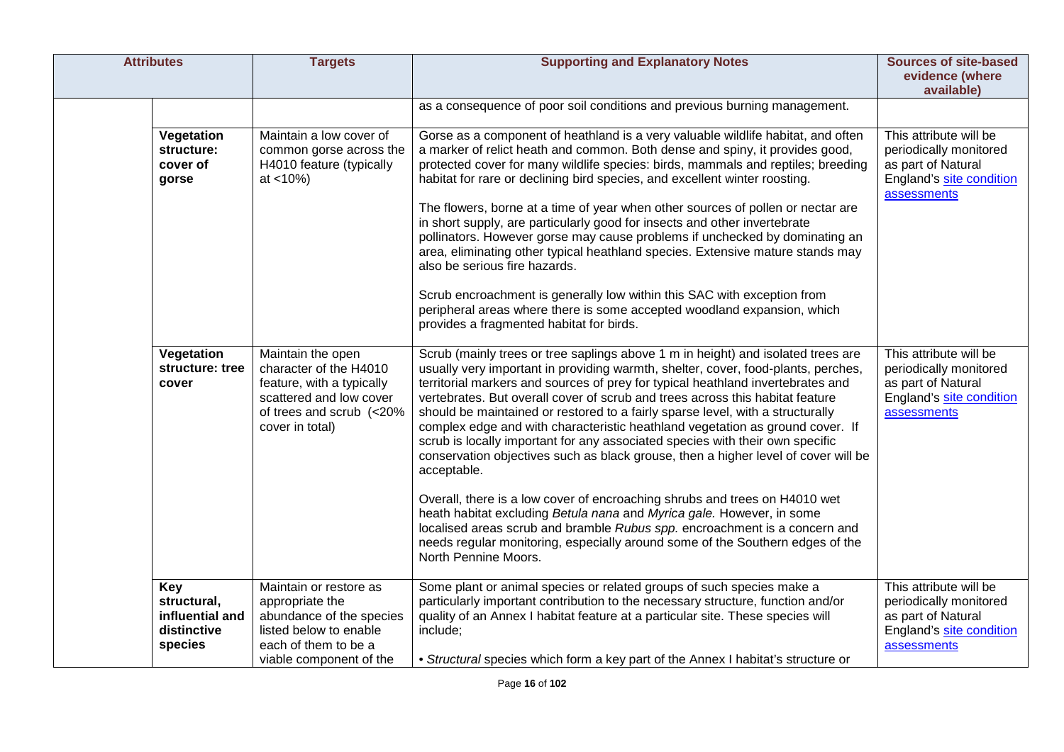| Attributes | | Targets | Supporting and Explanatory Notes | Sources of site-based evidence (where available) |
|---|---|---|---|---|
| | | | as a consequence of poor soil conditions and previous burning management. | |
| | **Vegetation structure: cover of gorse** | Maintain a low cover of common gorse across the H4010 feature (typically at <10%) | Gorse as a component of heathland is a very valuable wildlife habitat, and often a marker of relict heath and common. Both dense and spiny, it provides good, protected cover for many wildlife species: birds, mammals and reptiles; breeding habitat for rare or declining bird species, and excellent winter roosting.<br><br>The flowers, borne at a time of year when other sources of pollen or nectar are in short supply, are particularly good for insects and other invertebrate pollinators. However gorse may cause problems if unchecked by dominating an area, eliminating other typical heathland species. Extensive mature stands may also be serious fire hazards.<br><br>Scrub encroachment is generally low within this SAC with exception from peripheral areas where there is some accepted woodland expansion, which provides a fragmented habitat for birds. | This attribute will be periodically monitored as part of Natural England's site condition assessments |
| | **Vegetation structure: tree cover** | Maintain the open character of the H4010 feature, with a typically scattered and low cover of trees and scrub (<20% cover in total) | Scrub (mainly trees or tree saplings above 1 m in height) and isolated trees are usually very important in providing warmth, shelter, cover, food-plants, perches, territorial markers and sources of prey for typical heathland invertebrates and vertebrates. But overall cover of scrub and trees across this habitat feature should be maintained or restored to a fairly sparse level, with a structurally complex edge and with characteristic heathland vegetation as ground cover. If scrub is locally important for any associated species with their own specific conservation objectives such as black grouse, then a higher level of cover will be acceptable.<br><br>Overall, there is a low cover of encroaching shrubs and trees on H4010 wet heath habitat excluding *Betula nana* and *Myrica gale.* However, in some localised areas scrub and bramble *Rubus spp.* encroachment is a concern and needs regular monitoring, especially around some of the Southern edges of the North Pennine Moors. | This attribute will be periodically monitored as part of Natural England's site condition assessments |
| | **Key structural, influential and distinctive species** | Maintain or restore as appropriate the abundance of the species listed below to enable each of them to be a viable component of the | Some plant or animal species or related groups of such species make a particularly important contribution to the necessary structure, function and/or quality of an Annex I habitat feature at a particular site. These species will include;<br><br>• *Structural* species which form a key part of the Annex I habitat's structure or | This attribute will be periodically monitored as part of Natural England's site condition assessments |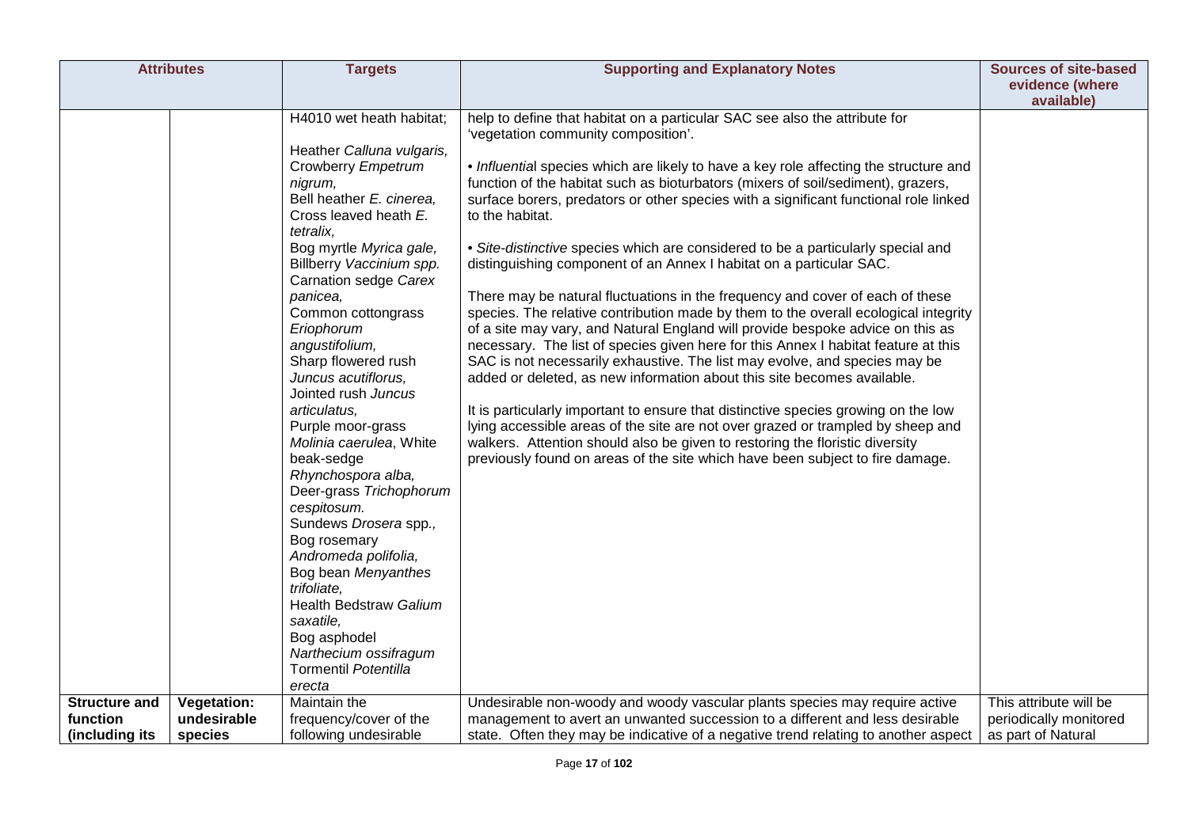| Attributes | | Targets | Supporting and Explanatory Notes | Sources of site-based evidence (where available) |
|---|---|---|---|---|
| | | H4010 wet heath habitat;<br><br>Heather *Calluna vulgaris*, Crowberry *Empetrum nigrum*, Bell heather *E. cinerea*, Cross leaved heath *E. tetralix*, Bog myrtle *Myrica gale*, Billberry *Vaccinium spp.* Carnation sedge *Carex panicea*, Common cottongrass *Eriophorum angustifolium*, Sharp flowered rush *Juncus acutiflorus*, Jointed rush *Juncus articulatus*, Purple moor-grass *Molinia caerulea*, White beak-sedge *Rhynchospora alba*, Deer-grass *Trichophorum cespitosum*. Sundews *Drosera* spp., Bog rosemary *Andromeda polifolia*, Bog bean *Menyanthes trifoliate*, Health Bedstraw *Galium saxatile*, Bog asphodel *Narthecium ossifragum* Tormentil *Potentilla erecta* | help to define that habitat on a particular SAC see also the attribute for 'vegetation community composition'.<br><br>• *Influential* species which are likely to have a key role affecting the structure and function of the habitat such as bioturbators (mixers of soil/sediment), grazers, surface borers, predators or other species with a significant functional role linked to the habitat.<br><br>• *Site-distinctive* species which are considered to be a particularly special and distinguishing component of an Annex I habitat on a particular SAC.<br><br>There may be natural fluctuations in the frequency and cover of each of these species. The relative contribution made by them to the overall ecological integrity of a site may vary, and Natural England will provide bespoke advice on this as necessary. The list of species given here for this Annex I habitat feature at this SAC is not necessarily exhaustive. The list may evolve, and species may be added or deleted, as new information about this site becomes available.<br><br>It is particularly important to ensure that distinctive species growing on the low lying accessible areas of the site are not over grazed or trampled by sheep and walkers. Attention should also be given to restoring the floristic diversity previously found on areas of the site which have been subject to fire damage. | |
| **Structure and function (including its** | **Vegetation: undesirable species** | Maintain the frequency/cover of the following undesirable | Undesirable non-woody and woody vascular plants species may require active management to avert an unwanted succession to a different and less desirable state. Often they may be indicative of a negative trend relating to another aspect | This attribute will be periodically monitored as part of Natural |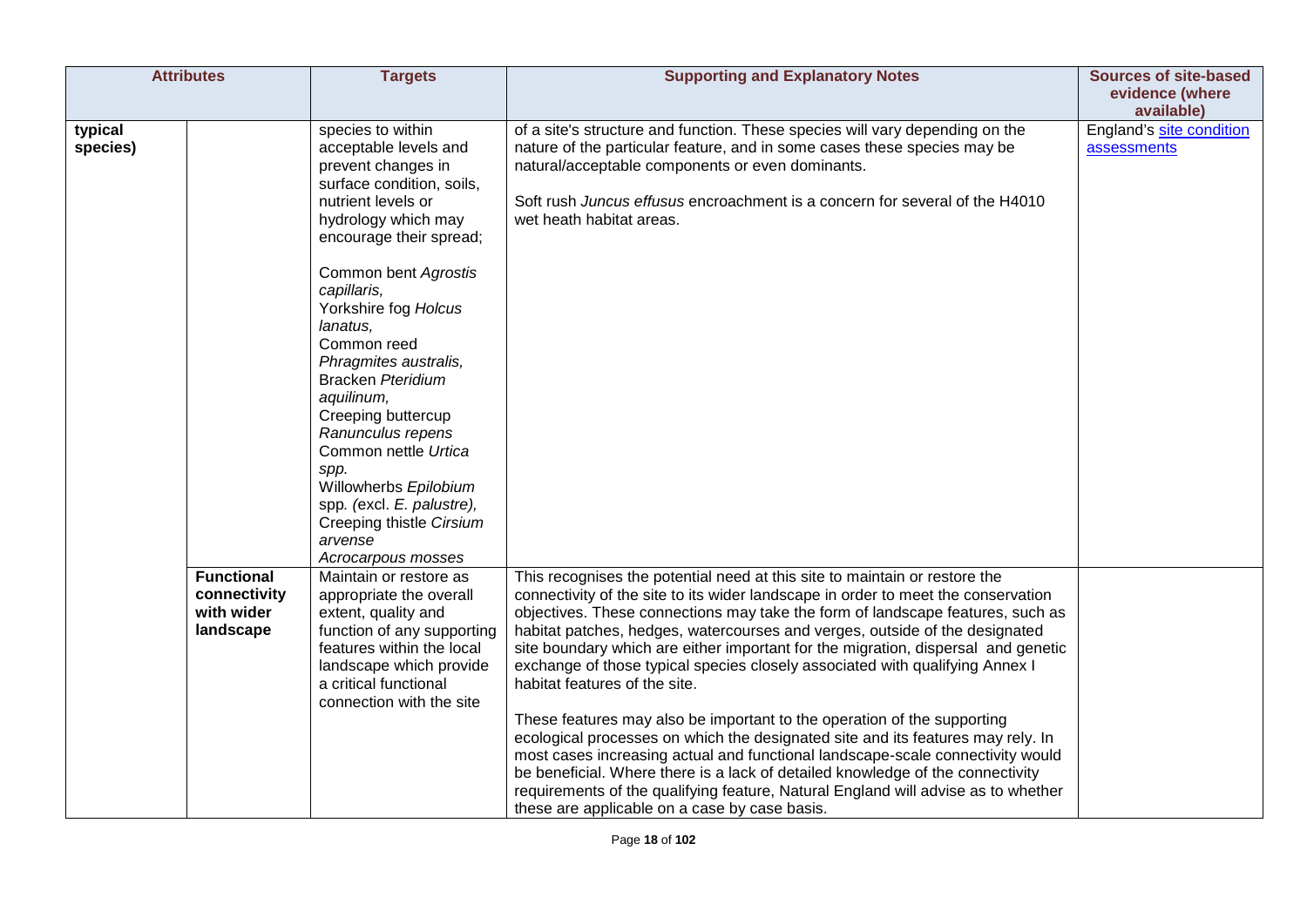| Attributes | | Targets | Supporting and Explanatory Notes | Sources of site-based evidence (where available) |
|---|---|---|---|---|
| **typical species)** | | species to within acceptable levels and prevent changes in surface condition, soils, nutrient levels or hydrology which may encourage their spread;<br><br>Common bent *Agrostis capillaris,*<br>Yorkshire fog *Holcus lanatus,*<br>Common reed *Phragmites australis,*<br>Bracken *Pteridium aquilinum,*<br>Creeping buttercup *Ranunculus repens*<br>Common nettle *Urtica spp.*<br>Willowherbs *Epilobium* spp. (excl. *E. palustre),*<br>Creeping thistle *Cirsium arvense*<br>*Acrocarpous mosses* | of a site's structure and function. These species will vary depending on the nature of the particular feature, and in some cases these species may be natural/acceptable components or even dominants.<br><br>Soft rush *Juncus effusus* encroachment is a concern for several of the H4010 wet heath habitat areas. | England's site condition assessments |
| | **Functional connectivity with wider landscape** | Maintain or restore as appropriate the overall extent, quality and function of any supporting features within the local landscape which provide a critical functional connection with the site | This recognises the potential need at this site to maintain or restore the connectivity of the site to its wider landscape in order to meet the conservation objectives. These connections may take the form of landscape features, such as habitat patches, hedges, watercourses and verges, outside of the designated site boundary which are either important for the migration, dispersal and genetic exchange of those typical species closely associated with qualifying Annex I habitat features of the site.<br><br>These features may also be important to the operation of the supporting ecological processes on which the designated site and its features may rely. In most cases increasing actual and functional landscape-scale connectivity would be beneficial. Where there is a lack of detailed knowledge of the connectivity requirements of the qualifying feature, Natural England will advise as to whether these are applicable on a case by case basis. | |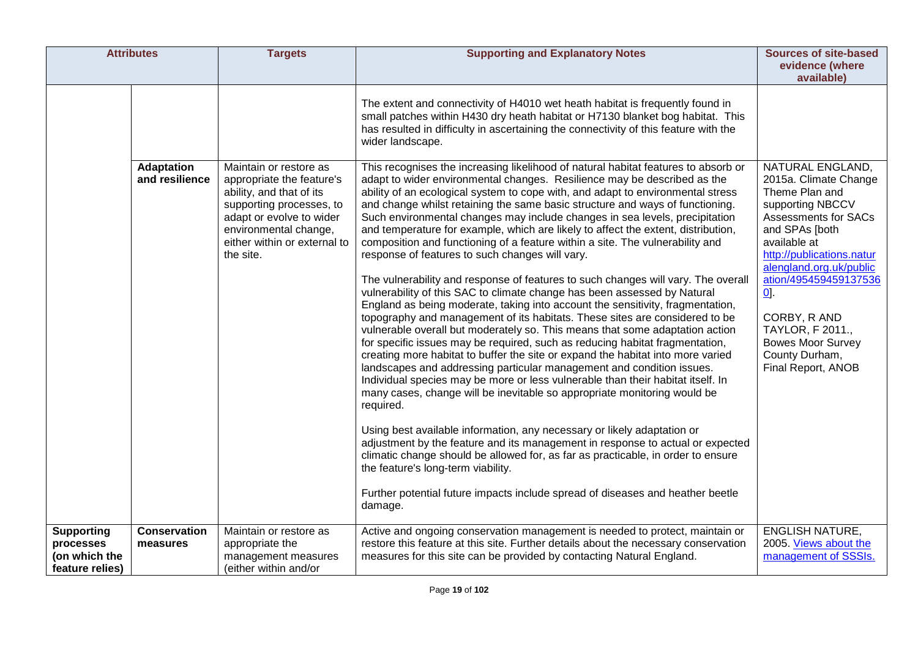| Attributes | | Targets | Supporting and Explanatory Notes | Sources of site-based evidence (where available) |
|---|---|---|---|---|
| | | | The extent and connectivity of H4010 wet heath habitat is frequently found in small patches within H430 dry heath habitat or H7130 blanket bog habitat. This has resulted in difficulty in ascertaining the connectivity of this feature with the wider landscape. | |
| | **Adaptation and resilience** | Maintain or restore as appropriate the feature's ability, and that of its supporting processes, to adapt or evolve to wider environmental change, either within or external to the site. | This recognises the increasing likelihood of natural habitat features to absorb or adapt to wider environmental changes. Resilience may be described as the ability of an ecological system to cope with, and adapt to environmental stress and change whilst retaining the same basic structure and ways of functioning. Such environmental changes may include changes in sea levels, precipitation and temperature for example, which are likely to affect the extent, distribution, composition and functioning of a feature within a site. The vulnerability and response of features to such changes will vary.<br><br>The vulnerability and response of features to such changes will vary. The overall vulnerability of this SAC to climate change has been assessed by Natural England as being moderate, taking into account the sensitivity, fragmentation, topography and management of its habitats. These sites are considered to be vulnerable overall but moderately so. This means that some adaptation action for specific issues may be required, such as reducing habitat fragmentation, creating more habitat to buffer the site or expand the habitat into more varied landscapes and addressing particular management and condition issues. Individual species may be more or less vulnerable than their habitat itself. In many cases, change will be inevitable so appropriate monitoring would be required.<br><br>Using best available information, any necessary or likely adaptation or adjustment by the feature and its management in response to actual or expected climatic change should be allowed for, as far as practicable, in order to ensure the feature's long-term viability.<br><br>Further potential future impacts include spread of diseases and heather beetle damage. | NATURAL ENGLAND, 2015a. Climate Change Theme Plan and supporting NBCCV Assessments for SACs and SPAs [both available at http://publications.naturalengland.org.uk/publication/4954594591375360].<br><br>CORBY, R AND TAYLOR, F 2011., Bowes Moor Survey County Durham, Final Report, ANOB |
| **Supporting processes (on which the feature relies)** | **Conservation measures** | Maintain or restore as appropriate the management measures (either within and/or | Active and ongoing conservation management is needed to protect, maintain or restore this feature at this site. Further details about the necessary conservation measures for this site can be provided by contacting Natural England. | ENGLISH NATURE, 2005. Views about the management of SSSIs. |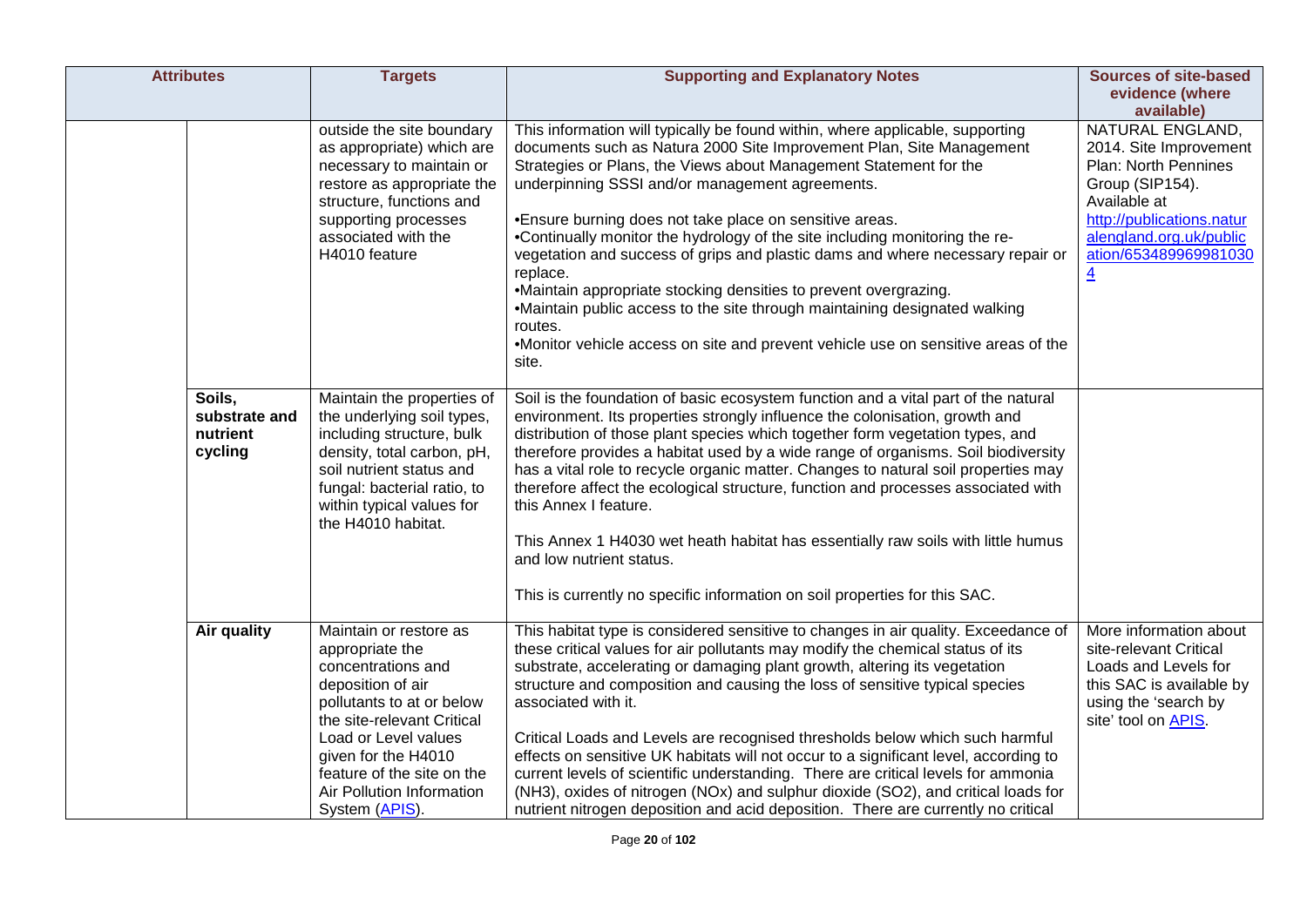| Attributes | | Targets | Supporting and Explanatory Notes | Sources of site-based evidence (where available) |
|---|---|---|---|---|
| | | outside the site boundary as appropriate) which are necessary to maintain or restore as appropriate the structure, functions and supporting processes associated with the H4010 feature | This information will typically be found within, where applicable, supporting documents such as Natura 2000 Site Improvement Plan, Site Management Strategies or Plans, the Views about Management Statement for the underpinning SSSI and/or management agreements.<br><br>•Ensure burning does not take place on sensitive areas.<br>•Continually monitor the hydrology of the site including monitoring the re-vegetation and success of grips and plastic dams and where necessary repair or replace.<br>•Maintain appropriate stocking densities to prevent overgrazing.<br>•Maintain public access to the site through maintaining designated walking routes.<br>•Monitor vehicle access on site and prevent vehicle use on sensitive areas of the site. | NATURAL ENGLAND, 2014. Site Improvement Plan: North Pennines Group (SIP154). Available at http://publications.naturalengland.org.uk/publication/6534899699810304 |
| | **Soils, substrate and nutrient cycling** | Maintain the properties of the underlying soil types, including structure, bulk density, total carbon, pH, soil nutrient status and fungal: bacterial ratio, to within typical values for the H4010 habitat. | Soil is the foundation of basic ecosystem function and a vital part of the natural environment. Its properties strongly influence the colonisation, growth and distribution of those plant species which together form vegetation types, and therefore provides a habitat used by a wide range of organisms. Soil biodiversity has a vital role to recycle organic matter. Changes to natural soil properties may therefore affect the ecological structure, function and processes associated with this Annex I feature.<br><br>This Annex 1 H4030 wet heath habitat has essentially raw soils with little humus and low nutrient status.<br><br>This is currently no specific information on soil properties for this SAC. | |
| | **Air quality** | Maintain or restore as appropriate the concentrations and deposition of air pollutants to at or below the site-relevant Critical Load or Level values given for the H4010 feature of the site on the Air Pollution Information System (APIS). | This habitat type is considered sensitive to changes in air quality. Exceedance of these critical values for air pollutants may modify the chemical status of its substrate, accelerating or damaging plant growth, altering its vegetation structure and composition and causing the loss of sensitive typical species associated with it.<br><br>Critical Loads and Levels are recognised thresholds below which such harmful effects on sensitive UK habitats will not occur to a significant level, according to current levels of scientific understanding. There are critical levels for ammonia (NH3), oxides of nitrogen (NOx) and sulphur dioxide (SO2), and critical loads for nutrient nitrogen deposition and acid deposition. There are currently no critical | More information about site-relevant Critical Loads and Levels for this SAC is available by using the 'search by site' tool on APIS. |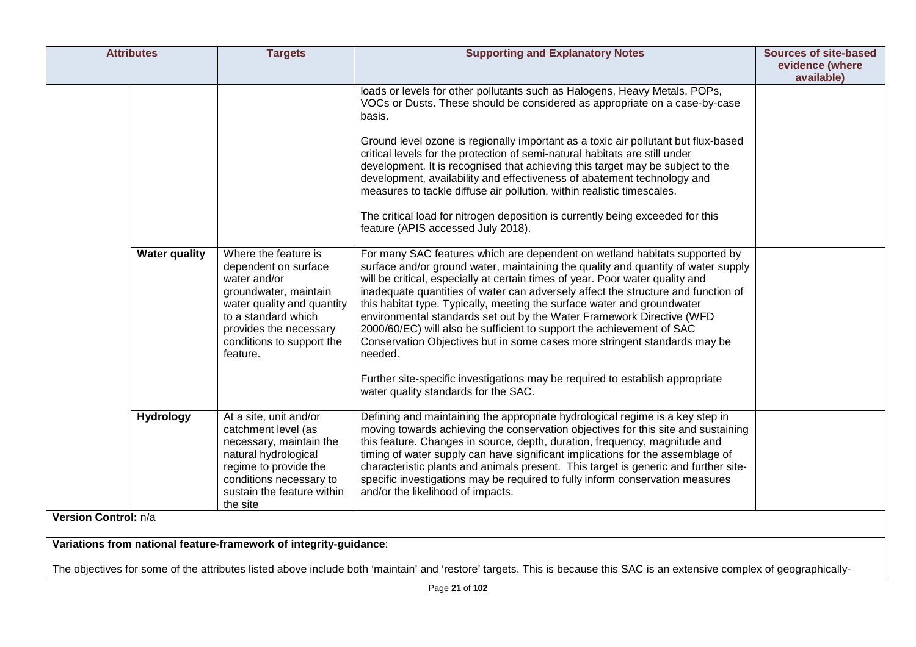| Attributes | | Targets | Supporting and Explanatory Notes | Sources of site-based evidence (where available) |
|---|---|---|---|---|
| | | | loads or levels for other pollutants such as Halogens, Heavy Metals, POPs, VOCs or Dusts. These should be considered as appropriate on a case-by-case basis.<br><br>Ground level ozone is regionally important as a toxic air pollutant but flux-based critical levels for the protection of semi-natural habitats are still under development. It is recognised that achieving this target may be subject to the development, availability and effectiveness of abatement technology and measures to tackle diffuse air pollution, within realistic timescales.<br><br>The critical load for nitrogen deposition is currently being exceeded for this feature (APIS accessed July 2018). | |
| | **Water quality** | Where the feature is dependent on surface water and/or groundwater, maintain water quality and quantity to a standard which provides the necessary conditions to support the feature. | For many SAC features which are dependent on wetland habitats supported by surface and/or ground water, maintaining the quality and quantity of water supply will be critical, especially at certain times of year. Poor water quality and inadequate quantities of water can adversely affect the structure and function of this habitat type. Typically, meeting the surface water and groundwater environmental standards set out by the Water Framework Directive (WFD 2000/60/EC) will also be sufficient to support the achievement of SAC Conservation Objectives but in some cases more stringent standards may be needed.<br><br>Further site-specific investigations may be required to establish appropriate water quality standards for the SAC. | |
| | **Hydrology** | At a site, unit and/or catchment level (as necessary, maintain the natural hydrological regime to provide the conditions necessary to sustain the feature within the site | Defining and maintaining the appropriate hydrological regime is a key step in moving towards achieving the conservation objectives for this site and sustaining this feature. Changes in source, depth, duration, frequency, magnitude and timing of water supply can have significant implications for the assemblage of characteristic plants and animals present. This target is generic and further site-specific investigations may be required to fully inform conservation measures and/or the likelihood of impacts. | |

**Version Control:** n/a

**Variations from national feature-framework of integrity-guidance**:

The objectives for some of the attributes listed above include both 'maintain' and 'restore' targets. This is because this SAC is an extensive complex of geographically-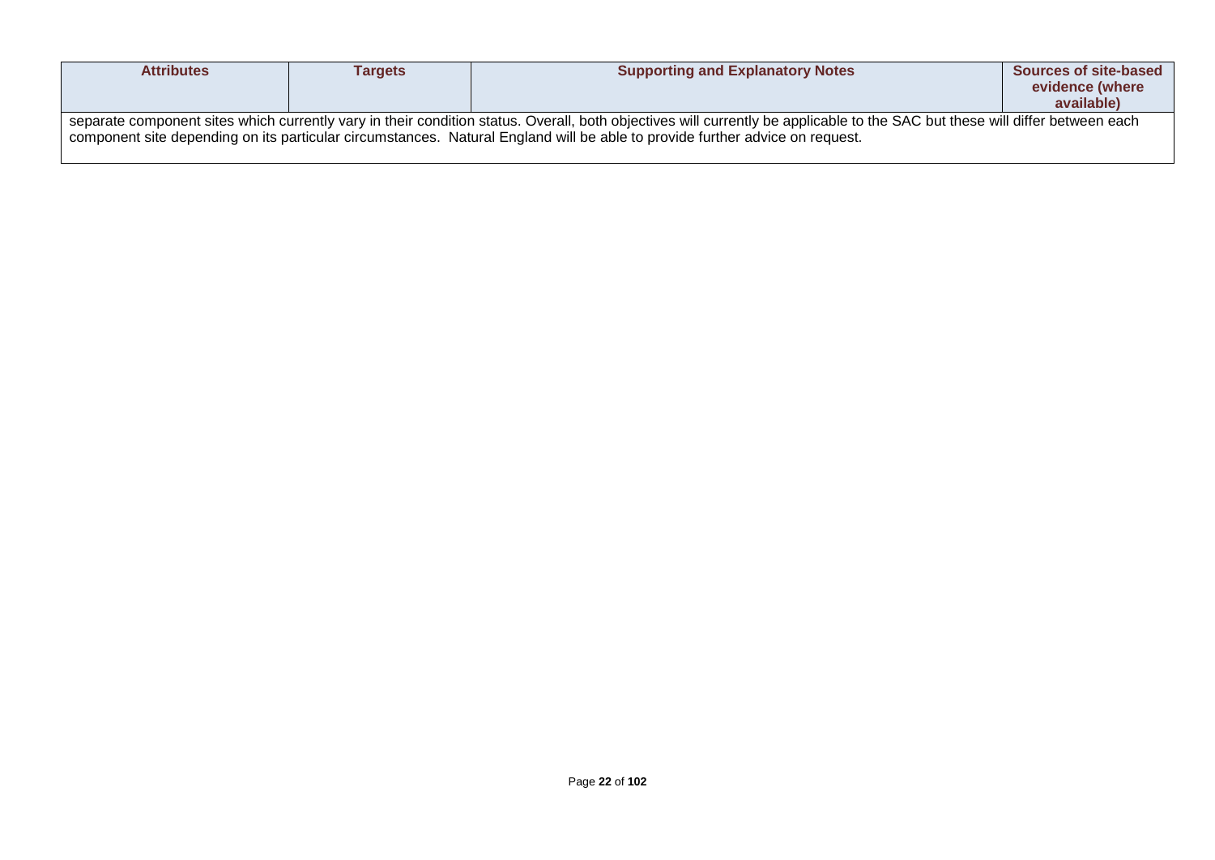| Attributes | Targets | Supporting and Explanatory Notes | Sources of site-based evidence (where available) |
|---|---|---|---|
| separate component sites which currently vary in their condition status. Overall, both objectives will currently be applicable to the SAC but these will differ between each component site depending on its particular circumstances. Natural England will be able to provide further advice on request. | | | |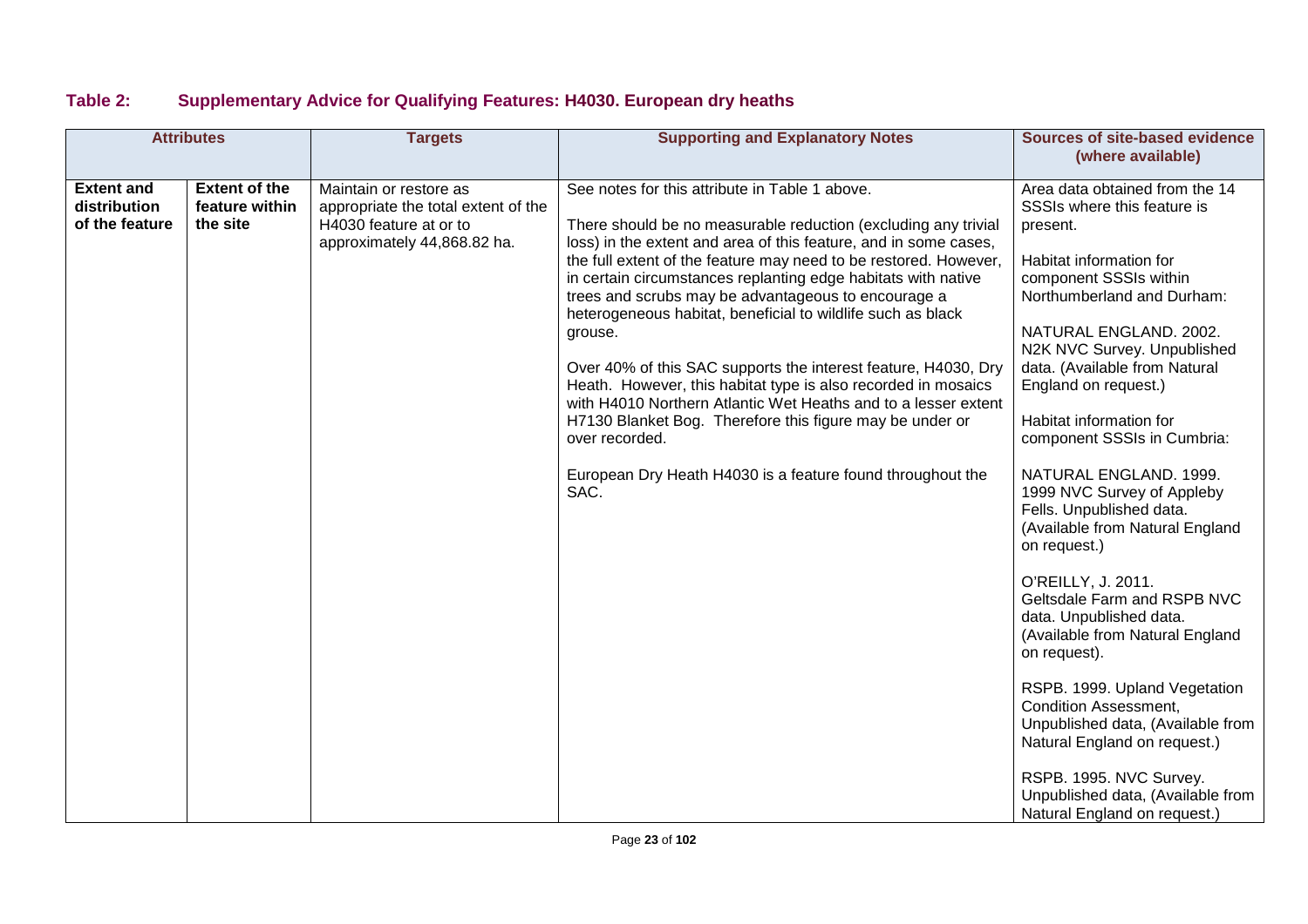## Table 2: Supplementary Advice for Qualifying Features: H4030. European dry heaths

| Attributes | | Targets | Supporting and Explanatory Notes | Sources of site-based evidence (where available) |
|---|---|---|---|---|
| **Extent and distribution of the feature** | **Extent of the feature within the site** | Maintain or restore as appropriate the total extent of the H4030 feature at or to approximately 44,868.82 ha. | See notes for this attribute in Table 1 above.<br><br>There should be no measurable reduction (excluding any trivial loss) in the extent and area of this feature, and in some cases, the full extent of the feature may need to be restored. However, in certain circumstances replanting edge habitats with native trees and scrubs may be advantageous to encourage a heterogeneous habitat, beneficial to wildlife such as black grouse.<br><br>Over 40% of this SAC supports the interest feature, H4030, Dry Heath. However, this habitat type is also recorded in mosaics with H4010 Northern Atlantic Wet Heaths and to a lesser extent H7130 Blanket Bog. Therefore this figure may be under or over recorded.<br><br>European Dry Heath H4030 is a feature found throughout the SAC. | Area data obtained from the 14 SSSIs where this feature is present.<br><br>Habitat information for component SSSIs within Northumberland and Durham:<br><br>NATURAL ENGLAND. 2002. N2K NVC Survey. Unpublished data. (Available from Natural England on request.)<br><br>Habitat information for component SSSIs in Cumbria:<br><br>NATURAL ENGLAND. 1999. 1999 NVC Survey of Appleby Fells. Unpublished data. (Available from Natural England on request.)<br><br>O'REILLY, J. 2011. Geltsdale Farm and RSPB NVC data. Unpublished data. (Available from Natural England on request).<br><br>RSPB. 1999. Upland Vegetation Condition Assessment, Unpublished data, (Available from Natural England on request.)<br><br>RSPB. 1995. NVC Survey. Unpublished data, (Available from Natural England on request.) |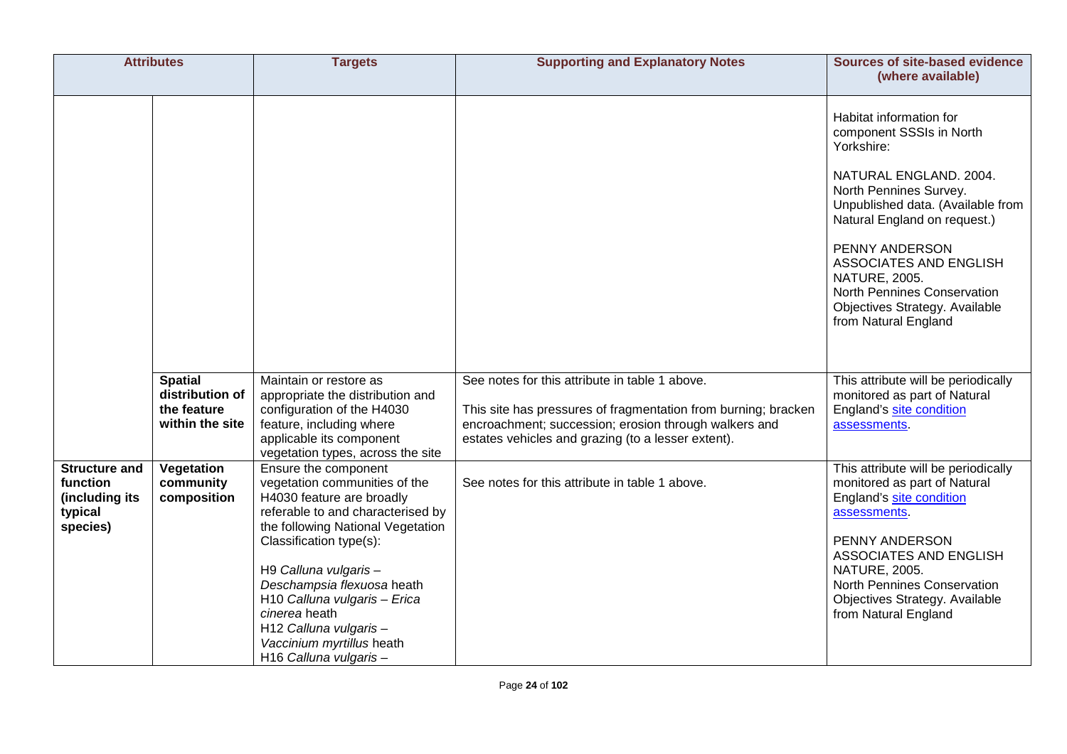| Attributes | | Targets | Supporting and Explanatory Notes | Sources of site-based evidence (where available) |
|---|---|---|---|---|
| | | | | Habitat information for component SSSIs in North Yorkshire:<br><br>NATURAL ENGLAND. 2004. North Pennines Survey. Unpublished data. (Available from Natural England on request.)<br><br>PENNY ANDERSON ASSOCIATES AND ENGLISH NATURE, 2005. North Pennines Conservation Objectives Strategy. Available from Natural England |
| | **Spatial distribution of the feature within the site** | Maintain or restore as appropriate the distribution and configuration of the H4030 feature, including where applicable its component vegetation types, across the site | See notes for this attribute in table 1 above.<br><br>This site has pressures of fragmentation from burning; bracken encroachment; succession; erosion through walkers and estates vehicles and grazing (to a lesser extent). | This attribute will be periodically monitored as part of Natural England's site condition assessments. |
| **Structure and function (including its typical species)** | **Vegetation community composition** | Ensure the component vegetation communities of the H4030 feature are broadly referable to and characterised by the following National Vegetation Classification type(s):<br><br>H9 *Calluna vulgaris – Deschampsia flexuosa* heath<br>H10 *Calluna vulgaris – Erica cinerea* heath<br>H12 *Calluna vulgaris – Vaccinium myrtillus* heath<br>H16 *Calluna vulgaris –* | See notes for this attribute in table 1 above. | This attribute will be periodically monitored as part of Natural England's site condition assessments.<br><br>PENNY ANDERSON ASSOCIATES AND ENGLISH NATURE, 2005. North Pennines Conservation Objectives Strategy. Available from Natural England |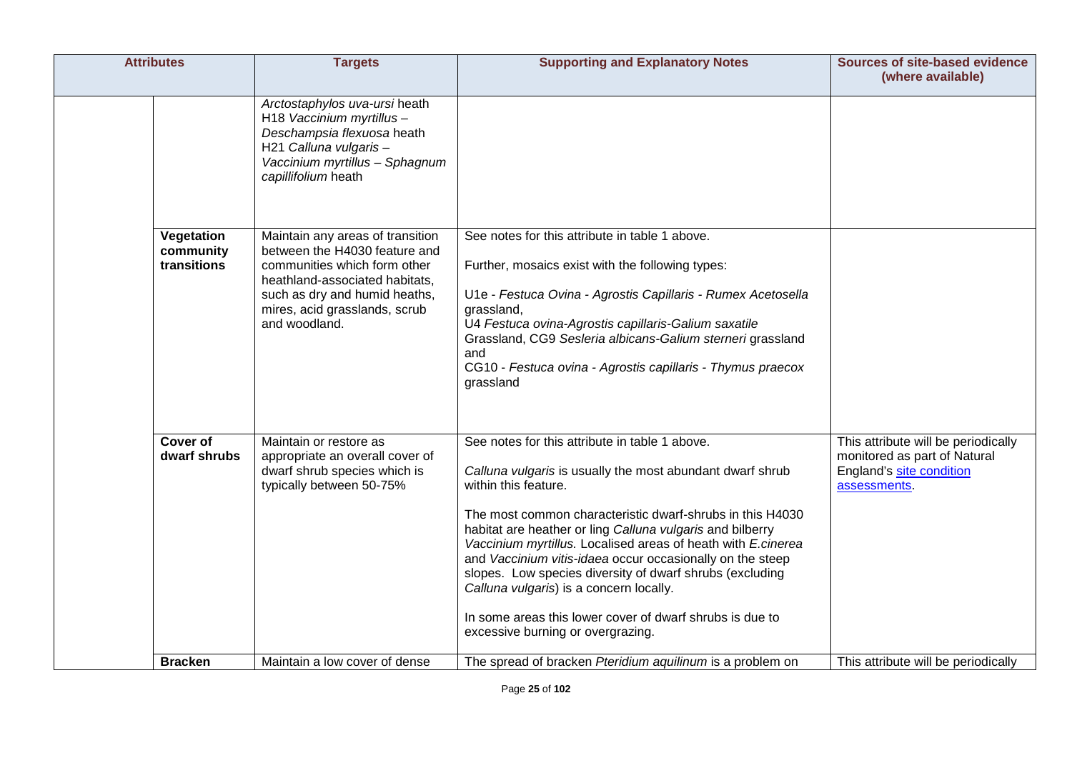| Attributes | | Targets | Supporting and Explanatory Notes | Sources of site-based evidence (where available) |
|---|---|---|---|---|
| | | *Arctostaphylos uva-ursi* heath<br>H18 *Vaccinium myrtillus – Deschampsia flexuosa* heath<br>H21 *Calluna vulgaris – Vaccinium myrtillus – Sphagnum capillifolium* heath | | |
| | **Vegetation community transitions** | Maintain any areas of transition between the H4030 feature and communities which form other heathland-associated habitats, such as dry and humid heaths, mires, acid grasslands, scrub and woodland. | See notes for this attribute in table 1 above.<br><br>Further, mosaics exist with the following types:<br><br>U1e - *Festuca Ovina - Agrostis Capillaris - Rumex Acetosella* grassland,<br>U4 *Festuca ovina-Agrostis capillaris-Galium saxatile* Grassland, CG9 *Sesleria albicans-Galium sterneri* grassland and<br>CG10 - *Festuca ovina - Agrostis capillaris - Thymus praecox* grassland | |
| | **Cover of dwarf shrubs** | Maintain or restore as appropriate an overall cover of dwarf shrub species which is typically between 50-75% | See notes for this attribute in table 1 above.<br><br>*Calluna vulgaris* is usually the most abundant dwarf shrub within this feature.<br><br>The most common characteristic dwarf-shrubs in this H4030 habitat are heather or ling *Calluna vulgaris* and bilberry *Vaccinium myrtillus.* Localised areas of heath with *E.cinerea* and *Vaccinium vitis-idaea* occur occasionally on the steep slopes. Low species diversity of dwarf shrubs (excluding *Calluna vulgaris*) is a concern locally.<br><br>In some areas this lower cover of dwarf shrubs is due to excessive burning or overgrazing. | This attribute will be periodically monitored as part of Natural England's site condition assessments. |
| | **Bracken** | Maintain a low cover of dense | The spread of bracken *Pteridium aquilinum* is a problem on | This attribute will be periodically |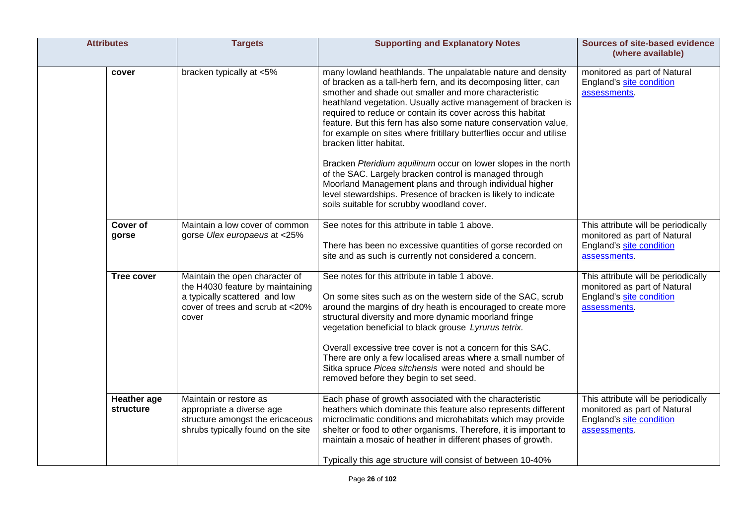| Attributes | | Targets | Supporting and Explanatory Notes | Sources of site-based evidence (where available) |
|---|---|---|---|---|
| | **cover** | bracken typically at <5% | many lowland heathlands. The unpalatable nature and density of bracken as a tall-herb fern, and its decomposing litter, can smother and shade out smaller and more characteristic heathland vegetation. Usually active management of bracken is required to reduce or contain its cover across this habitat feature. But this fern has also some nature conservation value, for example on sites where fritillary butterflies occur and utilise bracken litter habitat.<br><br>Bracken *Pteridium aquilinum* occur on lower slopes in the north of the SAC. Largely bracken control is managed through Moorland Management plans and through individual higher level stewardships. Presence of bracken is likely to indicate soils suitable for scrubby woodland cover. | monitored as part of Natural England's site condition assessments. |
| | **Cover of gorse** | Maintain a low cover of common gorse *Ulex europaeus* at <25% | See notes for this attribute in table 1 above.<br><br>There has been no excessive quantities of gorse recorded on site and as such is currently not considered a concern. | This attribute will be periodically monitored as part of Natural England's site condition assessments. |
| | **Tree cover** | Maintain the open character of the H4030 feature by maintaining a typically scattered and low cover of trees and scrub at <20% cover | See notes for this attribute in table 1 above.<br><br>On some sites such as on the western side of the SAC, scrub around the margins of dry heath is encouraged to create more structural diversity and more dynamic moorland fringe vegetation beneficial to black grouse *Lyrurus tetrix.*<br><br>Overall excessive tree cover is not a concern for this SAC. There are only a few localised areas where a small number of Sitka spruce *Picea sitchensis* were noted and should be removed before they begin to set seed. | This attribute will be periodically monitored as part of Natural England's site condition assessments. |
| | **Heather age structure** | Maintain or restore as appropriate a diverse age structure amongst the ericaceous shrubs typically found on the site | Each phase of growth associated with the characteristic heathers which dominate this feature also represents different microclimatic conditions and microhabitats which may provide shelter or food to other organisms. Therefore, it is important to maintain a mosaic of heather in different phases of growth.<br><br>Typically this age structure will consist of between 10-40% | This attribute will be periodically monitored as part of Natural England's site condition assessments. |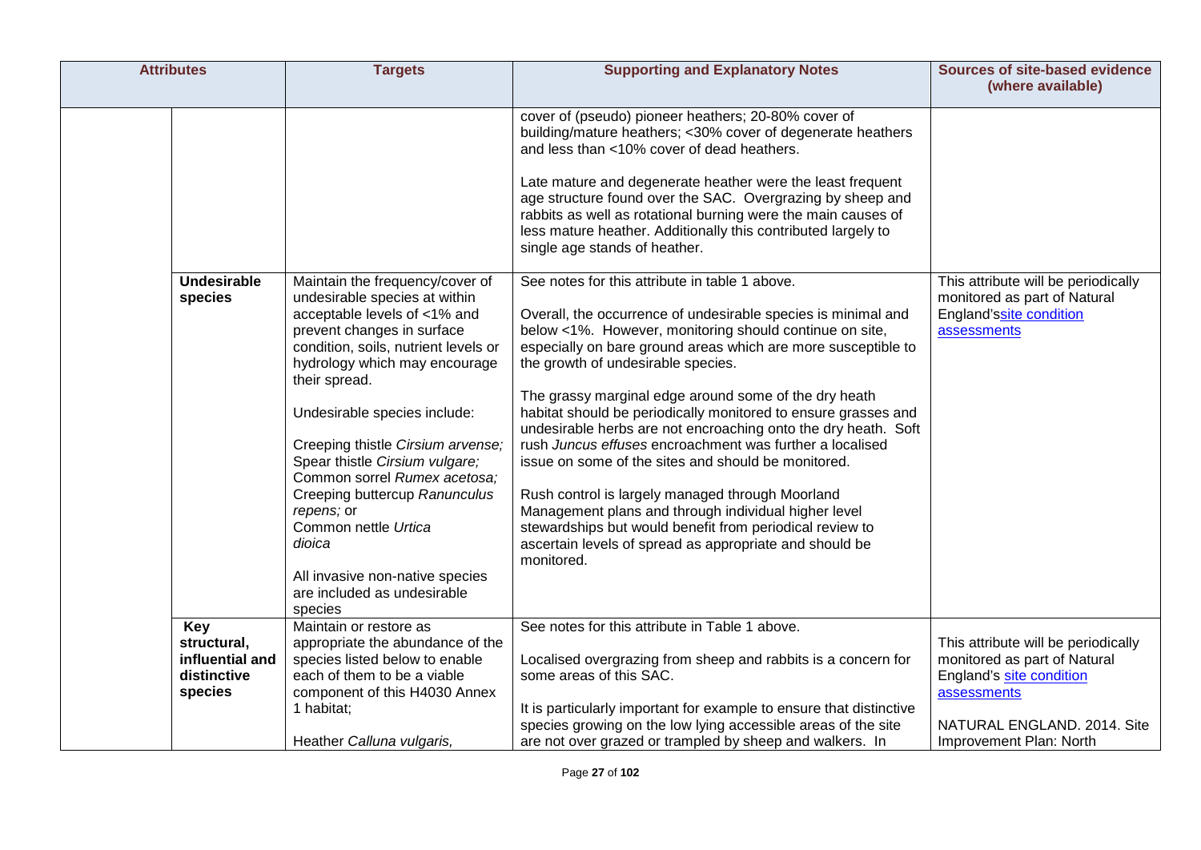| Attributes | | Targets | Supporting and Explanatory Notes | Sources of site-based evidence (where available) |
|---|---|---|---|---|
| | | | cover of (pseudo) pioneer heathers; 20-80% cover of building/mature heathers; <30% cover of degenerate heathers and less than <10% cover of dead heathers.<br><br>Late mature and degenerate heather were the least frequent age structure found over the SAC. Overgrazing by sheep and rabbits as well as rotational burning were the main causes of less mature heather. Additionally this contributed largely to single age stands of heather. | |
| | **Undesirable species** | Maintain the frequency/cover of undesirable species at within acceptable levels of <1% and prevent changes in surface condition, soils, nutrient levels or hydrology which may encourage their spread.<br><br>Undesirable species include:<br><br>Creeping thistle *Cirsium arvense;* Spear thistle *Cirsium vulgare;* Common sorrel *Rumex acetosa;* Creeping buttercup *Ranunculus repens;* or Common nettle *Urtica dioica*<br><br>All invasive non-native species are included as undesirable species | See notes for this attribute in table 1 above.<br><br>Overall, the occurrence of undesirable species is minimal and below <1%. However, monitoring should continue on site, especially on bare ground areas which are more susceptible to the growth of undesirable species.<br><br>The grassy marginal edge around some of the dry heath habitat should be periodically monitored to ensure grasses and undesirable herbs are not encroaching onto the dry heath. Soft rush *Juncus effuses* encroachment was further a localised issue on some of the sites and should be monitored.<br><br>Rush control is largely managed through Moorland Management plans and through individual higher level stewardships but would benefit from periodical review to ascertain levels of spread as appropriate and should be monitored. | This attribute will be periodically monitored as part of Natural England'ssite condition assessments |
| | **Key structural, influential and distinctive species** | Maintain or restore as appropriate the abundance of the species listed below to enable each of them to be a viable component of this H4030 Annex 1 habitat;<br><br>Heather *Calluna vulgaris,* | See notes for this attribute in Table 1 above.<br><br>Localised overgrazing from sheep and rabbits is a concern for some areas of this SAC.<br><br>It is particularly important for example to ensure that distinctive species growing on the low lying accessible areas of the site are not over grazed or trampled by sheep and walkers. In | This attribute will be periodically monitored as part of Natural England's site condition assessments<br><br>NATURAL ENGLAND. 2014. Site Improvement Plan: North |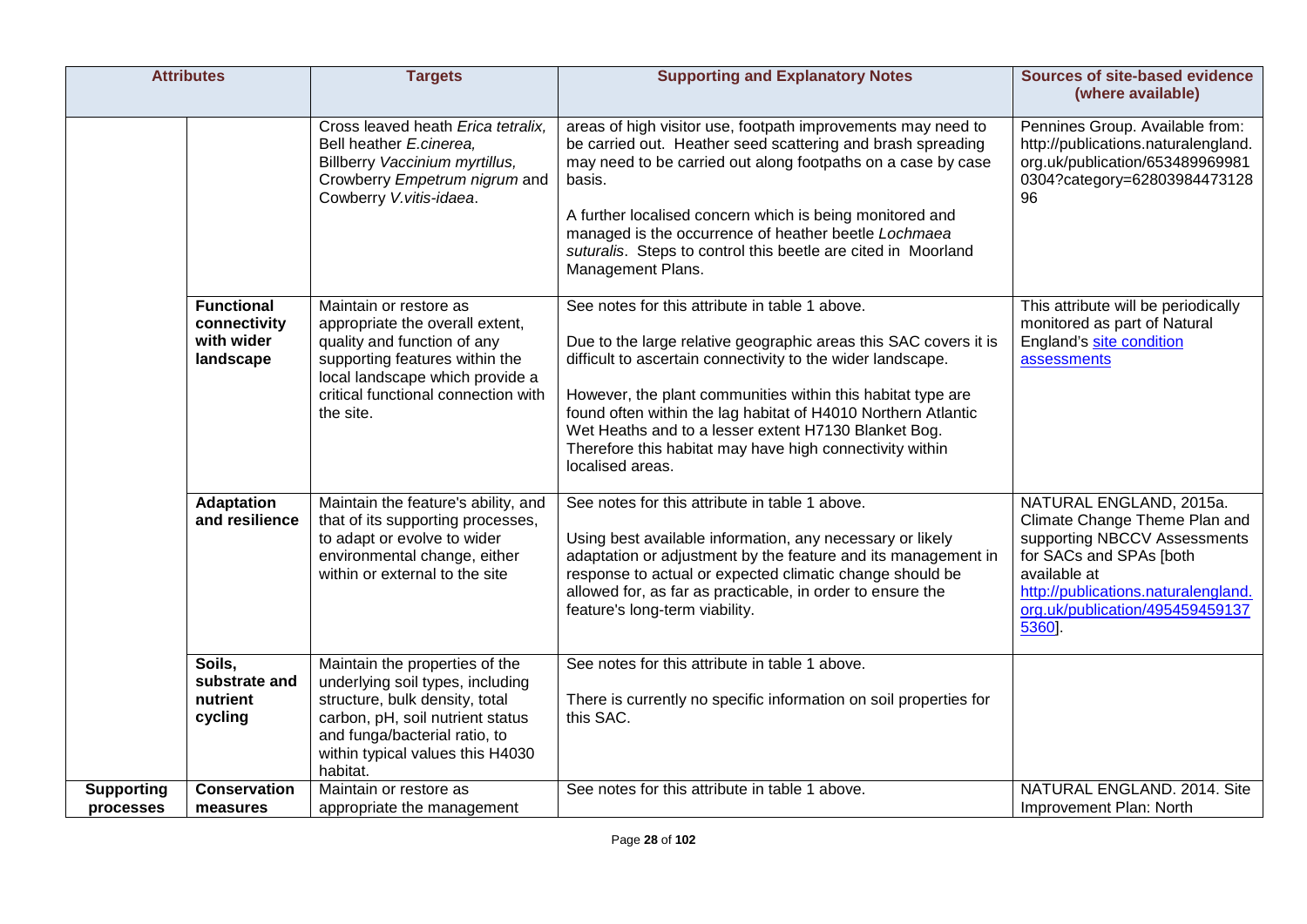| Attributes | | Targets | Supporting and Explanatory Notes | Sources of site-based evidence (where available) |
|---|---|---|---|---|
| | | Cross leaved heath *Erica tetralix,* Bell heather *E.cinerea,* Billberry *Vaccinium myrtillus,* Crowberry *Empetrum nigrum* and Cowberry *V.vitis-idaea*. | areas of high visitor use, footpath improvements may need to be carried out. Heather seed scattering and brash spreading may need to be carried out along footpaths on a case by case basis.<br><br>A further localised concern which is being monitored and managed is the occurrence of heather beetle *Lochmaea suturalis*. Steps to control this beetle are cited in Moorland Management Plans. | Pennines Group. Available from: http://publications.naturalengland.org.uk/publication/6534899699810304?category=6280398447312896 |
| | **Functional connectivity with wider landscape** | Maintain or restore as appropriate the overall extent, quality and function of any supporting features within the local landscape which provide a critical functional connection with the site. | See notes for this attribute in table 1 above.<br><br>Due to the large relative geographic areas this SAC covers it is difficult to ascertain connectivity to the wider landscape.<br><br>However, the plant communities within this habitat type are found often within the lag habitat of H4010 Northern Atlantic Wet Heaths and to a lesser extent H7130 Blanket Bog. Therefore this habitat may have high connectivity within localised areas. | This attribute will be periodically monitored as part of Natural England's site condition assessments |
| | **Adaptation and resilience** | Maintain the feature's ability, and that of its supporting processes, to adapt or evolve to wider environmental change, either within or external to the site | See notes for this attribute in table 1 above.<br><br>Using best available information, any necessary or likely adaptation or adjustment by the feature and its management in response to actual or expected climatic change should be allowed for, as far as practicable, in order to ensure the feature's long-term viability. | NATURAL ENGLAND, 2015a. Climate Change Theme Plan and supporting NBCCV Assessments for SACs and SPAs [both available at http://publications.naturalengland.org.uk/publication/4954594591375360]. |
| | **Soils, substrate and nutrient cycling** | Maintain the properties of the underlying soil types, including structure, bulk density, total carbon, pH, soil nutrient status and funga/bacterial ratio, to within typical values this H4030 habitat. | See notes for this attribute in table 1 above.<br><br>There is currently no specific information on soil properties for this SAC. | |
| **Supporting processes** | **Conservation measures** | Maintain or restore as appropriate the management | See notes for this attribute in table 1 above. | NATURAL ENGLAND. 2014. Site Improvement Plan: North |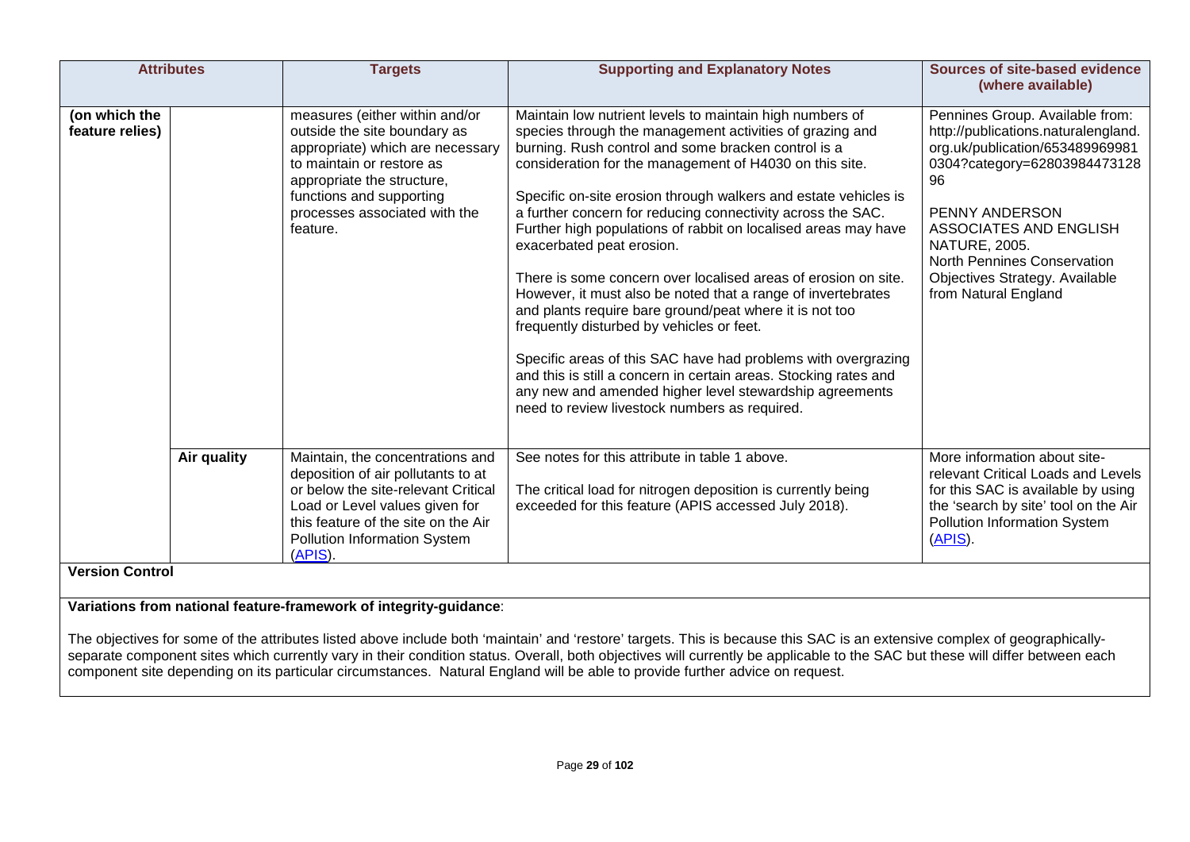| Attributes | | Targets | Supporting and Explanatory Notes | Sources of site-based evidence (where available) |
|---|---|---|---|---|
| (on which the feature relies) | | measures (either within and/or outside the site boundary as appropriate) which are necessary to maintain or restore as appropriate the structure, functions and supporting processes associated with the feature. | Maintain low nutrient levels to maintain high numbers of species through the management activities of grazing and burning. Rush control and some bracken control is a consideration for the management of H4030 on this site.<br><br>Specific on-site erosion through walkers and estate vehicles is a further concern for reducing connectivity across the SAC. Further high populations of rabbit on localised areas may have exacerbated peat erosion.<br><br>There is some concern over localised areas of erosion on site. However, it must also be noted that a range of invertebrates and plants require bare ground/peat where it is not too frequently disturbed by vehicles or feet.<br><br>Specific areas of this SAC have had problems with overgrazing and this is still a concern in certain areas. Stocking rates and any new and amended higher level stewardship agreements need to review livestock numbers as required. | Pennines Group. Available from: http://publications.naturalengland.org.uk/publication/6534899698103​04?category=6280398447312896<br><br>PENNY ANDERSON ASSOCIATES AND ENGLISH NATURE, 2005. North Pennines Conservation Objectives Strategy. Available from Natural England |
| | Air quality | Maintain, the concentrations and deposition of air pollutants to at or below the site-relevant Critical Load or Level values given for this feature of the site on the Air Pollution Information System (APIS). | See notes for this attribute in table 1 above.<br><br>The critical load for nitrogen deposition is currently being exceeded for this feature (APIS accessed July 2018). | More information about site-relevant Critical Loads and Levels for this SAC is available by using the 'search by site' tool on the Air Pollution Information System (APIS). |

**Version Control**

**Variations from national feature-framework of integrity-guidance**:

The objectives for some of the attributes listed above include both 'maintain' and 'restore' targets. This is because this SAC is an extensive complex of geographically-separate component sites which currently vary in their condition status. Overall, both objectives will currently be applicable to the SAC but these will differ between each component site depending on its particular circumstances. Natural England will be able to provide further advice on request.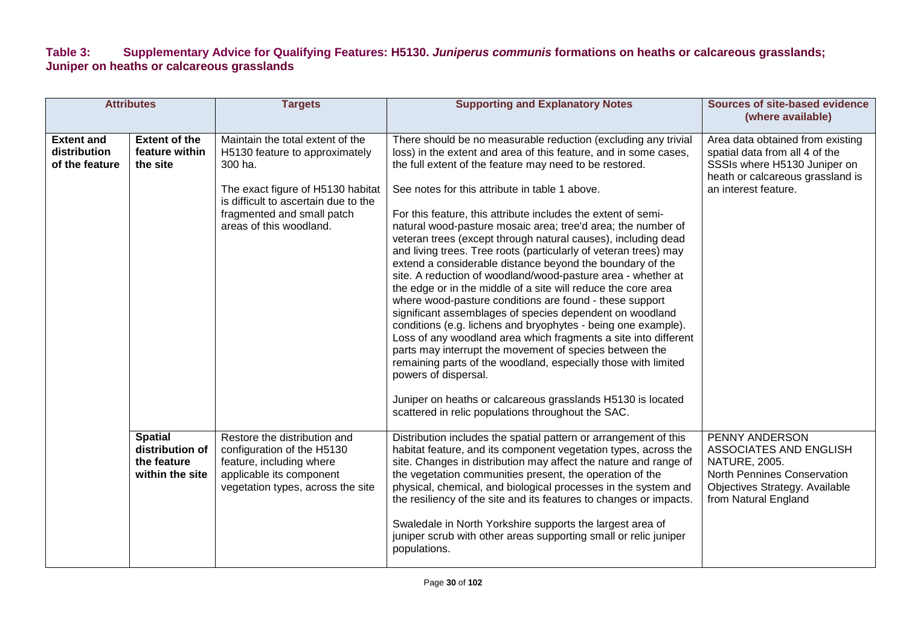**Table 3: Supplementary Advice for Qualifying Features: H5130. *Juniperus communis* formations on heaths or calcareous grasslands; Juniper on heaths or calcareous grasslands**

| Attributes | | Targets | Supporting and Explanatory Notes | Sources of site-based evidence (where available) |
|---|---|---|---|---|
| **Extent and distribution of the feature** | **Extent of the feature within the site** | Maintain the total extent of the H5130 feature to approximately 300 ha.<br><br>The exact figure of H5130 habitat is difficult to ascertain due to the fragmented and small patch areas of this woodland. | There should be no measurable reduction (excluding any trivial loss) in the extent and area of this feature, and in some cases, the full extent of the feature may need to be restored.<br><br>See notes for this attribute in table 1 above.<br><br>For this feature, this attribute includes the extent of semi-natural wood-pasture mosaic area; tree'd area; the number of veteran trees (except through natural causes), including dead and living trees. Tree roots (particularly of veteran trees) may extend a considerable distance beyond the boundary of the site. A reduction of woodland/wood-pasture area - whether at the edge or in the middle of a site will reduce the core area where wood-pasture conditions are found - these support significant assemblages of species dependent on woodland conditions (e.g. lichens and bryophytes - being one example). Loss of any woodland area which fragments a site into different parts may interrupt the movement of species between the remaining parts of the woodland, especially those with limited powers of dispersal.<br><br>Juniper on heaths or calcareous grasslands H5130 is located scattered in relic populations throughout the SAC. | Area data obtained from existing spatial data from all 4 of the SSSIs where H5130 Juniper on heath or calcareous grassland is an interest feature. |
| | **Spatial distribution of the feature within the site** | Restore the distribution and configuration of the H5130 feature, including where applicable its component vegetation types, across the site | Distribution includes the spatial pattern or arrangement of this habitat feature, and its component vegetation types, across the site. Changes in distribution may affect the nature and range of the vegetation communities present, the operation of the physical, chemical, and biological processes in the system and the resiliency of the site and its features to changes or impacts.<br><br>Swaledale in North Yorkshire supports the largest area of juniper scrub with other areas supporting small or relic juniper populations. | PENNY ANDERSON ASSOCIATES AND ENGLISH NATURE, 2005. North Pennines Conservation Objectives Strategy. Available from Natural England |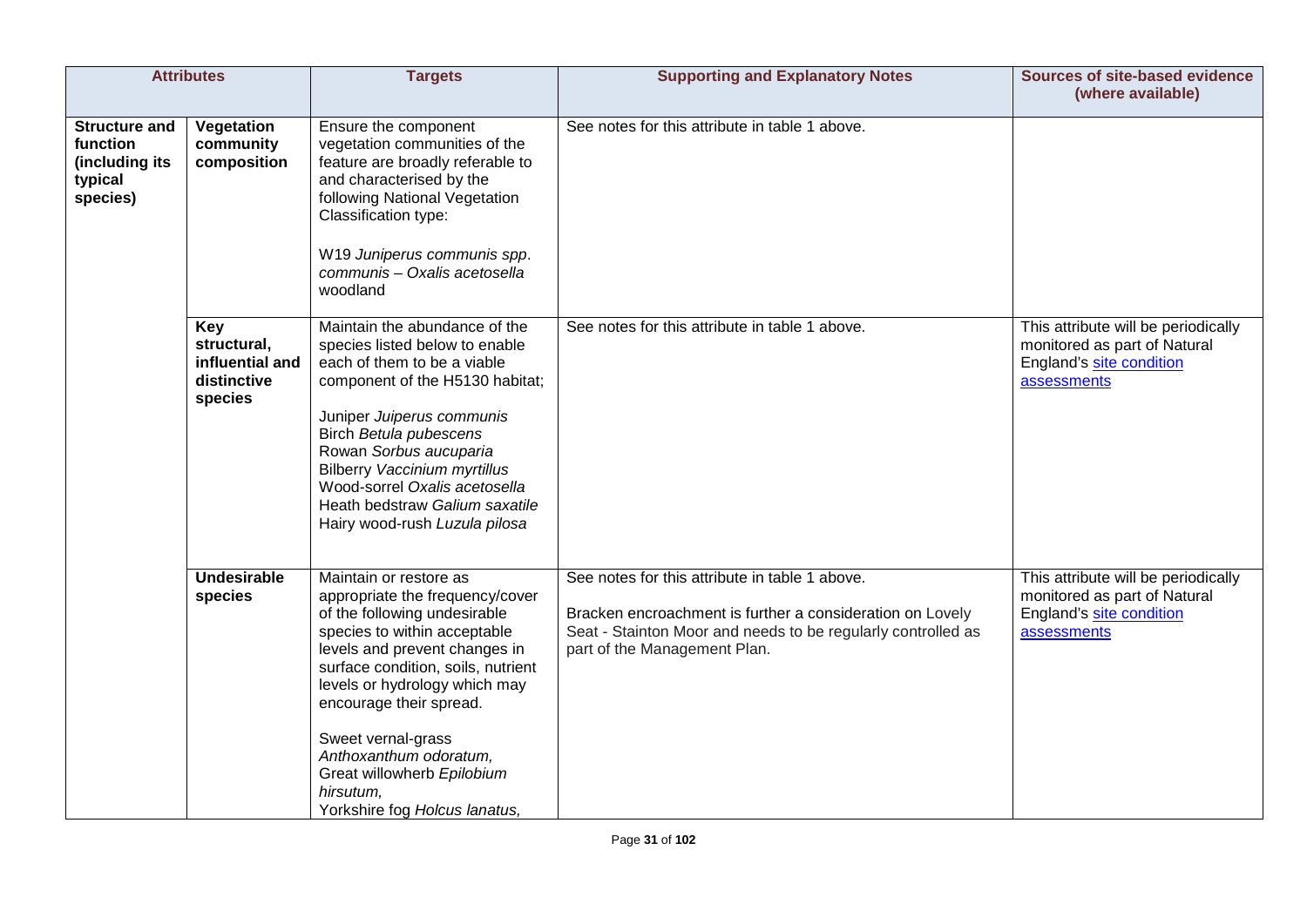| Attributes | | Targets | Supporting and Explanatory Notes | Sources of site-based evidence (where available) |
|---|---|---|---|---|
| **Structure and function (including its typical species)** | **Vegetation community composition** | Ensure the component vegetation communities of the feature are broadly referable to and characterised by the following National Vegetation Classification type:<br><br>W19 *Juniperus communis spp. communis – Oxalis acetosella* woodland | See notes for this attribute in table 1 above. | |
| | **Key structural, influential and distinctive species** | Maintain the abundance of the species listed below to enable each of them to be a viable component of the H5130 habitat;<br><br>Juniper *Jupiperus communis*<br>Birch *Betula pubescens*<br>Rowan *Sorbus aucuparia*<br>Bilberry *Vaccinium myrtillus*<br>Wood-sorrel *Oxalis acetosella*<br>Heath bedstraw *Galium saxatile*<br>Hairy wood-rush *Luzula pilosa* | See notes for this attribute in table 1 above. | This attribute will be periodically monitored as part of Natural England's site condition assessments |
| | **Undesirable species** | Maintain or restore as appropriate the frequency/cover of the following undesirable species to within acceptable levels and prevent changes in surface condition, soils, nutrient levels or hydrology which may encourage their spread.<br><br>Sweet vernal-grass *Anthoxanthum odoratum,*<br>Great willowherb *Epilobium hirsutum,*<br>Yorkshire fog *Holcus lanatus,* | See notes for this attribute in table 1 above.<br><br>Bracken encroachment is further a consideration on Lovely Seat - Stainton Moor and needs to be regularly controlled as part of the Management Plan. | This attribute will be periodically monitored as part of Natural England's site condition assessments |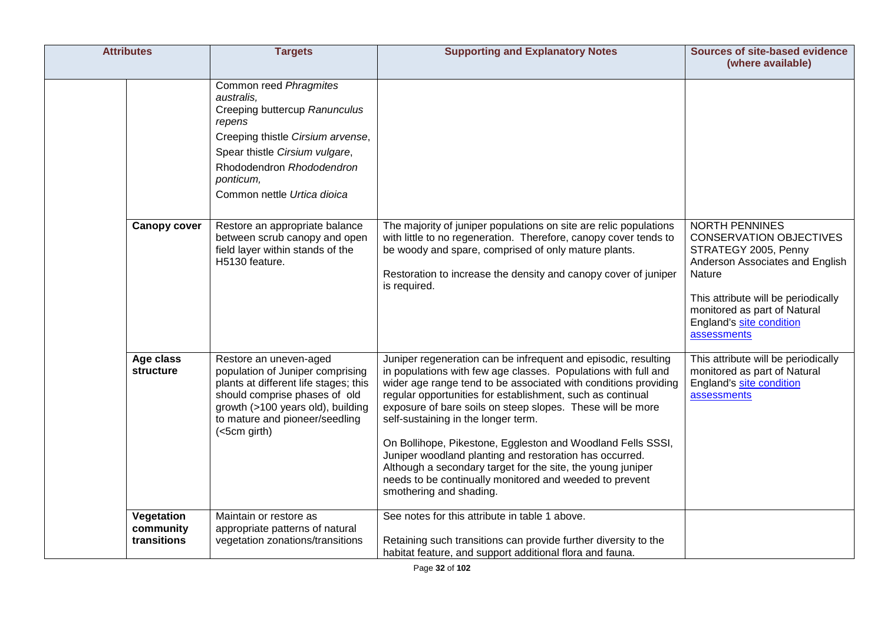| Attributes | | Targets | Supporting and Explanatory Notes | Sources of site-based evidence (where available) |
|---|---|---|---|---|
| | | Common reed *Phragmites australis,*<br>Creeping buttercup *Ranunculus repens*<br>Creeping thistle *Cirsium arvense*,<br>Spear thistle *Cirsium vulgare*,<br>Rhododendron *Rhododendron ponticum,*<br>Common nettle *Urtica dioica* | | |
| | **Canopy cover** | Restore an appropriate balance between scrub canopy and open field layer within stands of the H5130 feature. | The majority of juniper populations on site are relic populations with little to no regeneration. Therefore, canopy cover tends to be woody and spare, comprised of only mature plants.<br><br>Restoration to increase the density and canopy cover of juniper is required. | NORTH PENNINES CONSERVATION OBJECTIVES STRATEGY 2005, Penny Anderson Associates and English Nature<br><br>This attribute will be periodically monitored as part of Natural England's site condition assessments |
| | **Age class structure** | Restore an uneven-aged population of Juniper comprising plants at different life stages; this should comprise phases of old growth (>100 years old), building to mature and pioneer/seedling (<5cm girth) | Juniper regeneration can be infrequent and episodic, resulting in populations with few age classes. Populations with full and wider age range tend to be associated with conditions providing regular opportunities for establishment, such as continual exposure of bare soils on steep slopes. These will be more self-sustaining in the longer term.<br><br>On Bollihope, Pikestone, Eggleston and Woodland Fells SSSI, Juniper woodland planting and restoration has occurred. Although a secondary target for the site, the young juniper needs to be continually monitored and weeded to prevent smothering and shading. | This attribute will be periodically monitored as part of Natural England's site condition assessments |
| | **Vegetation community transitions** | Maintain or restore as appropriate patterns of natural vegetation zonations/transitions | See notes for this attribute in table 1 above.<br><br>Retaining such transitions can provide further diversity to the habitat feature, and support additional flora and fauna. | |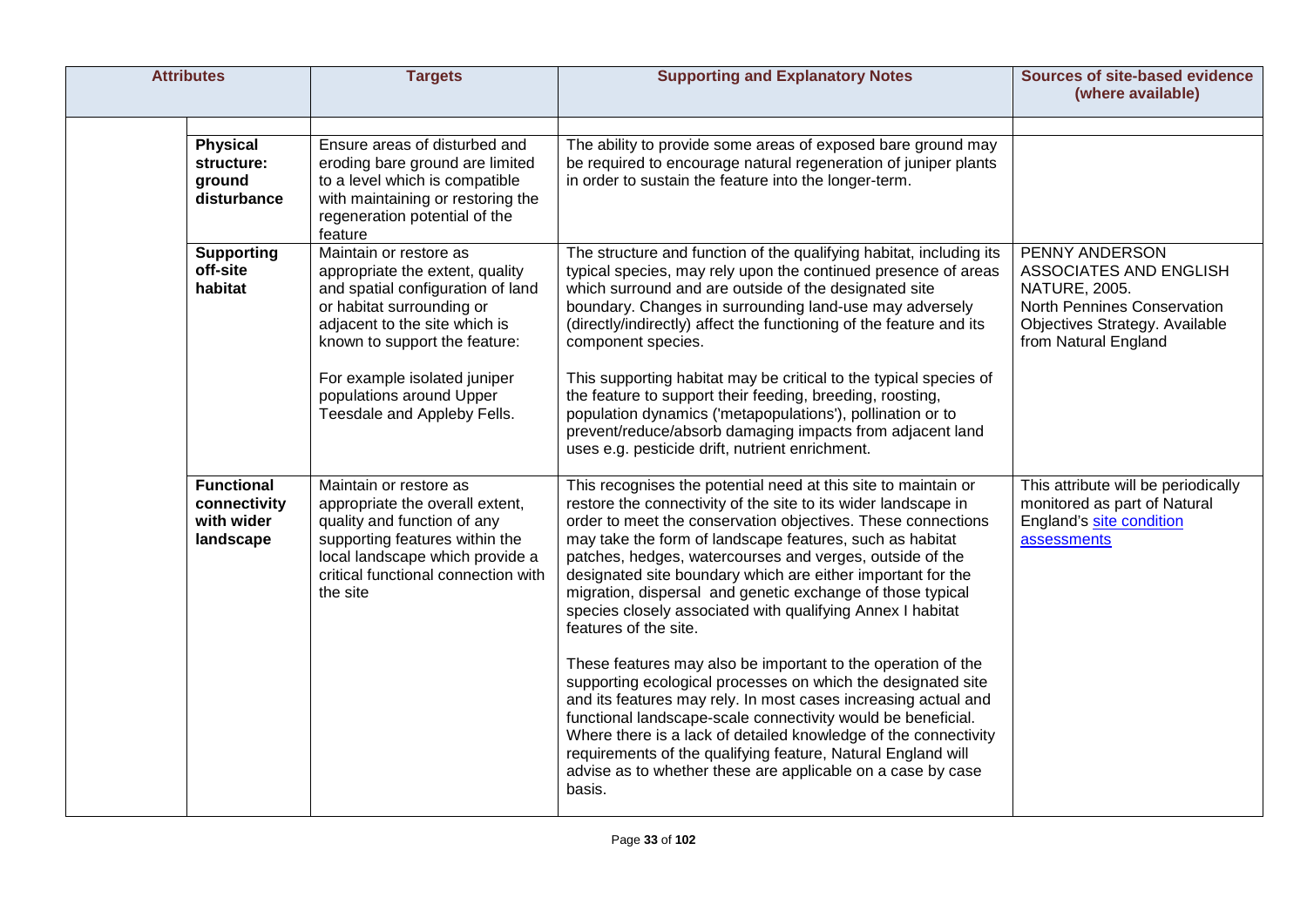| Attributes | | Targets | Supporting and Explanatory Notes | Sources of site-based evidence (where available) |
|---|---|---|---|---|
| | | | | |
| | **Physical structure: ground disturbance** | Ensure areas of disturbed and eroding bare ground are limited to a level which is compatible with maintaining or restoring the regeneration potential of the feature | The ability to provide some areas of exposed bare ground may be required to encourage natural regeneration of juniper plants in order to sustain the feature into the longer-term. | |
| | **Supporting off-site habitat** | Maintain or restore as appropriate the extent, quality and spatial configuration of land or habitat surrounding or adjacent to the site which is known to support the feature:<br><br>For example isolated juniper populations around Upper Teesdale and Appleby Fells. | The structure and function of the qualifying habitat, including its typical species, may rely upon the continued presence of areas which surround and are outside of the designated site boundary. Changes in surrounding land-use may adversely (directly/indirectly) affect the functioning of the feature and its component species.<br><br>This supporting habitat may be critical to the typical species of the feature to support their feeding, breeding, roosting, population dynamics ('metapopulations'), pollination or to prevent/reduce/absorb damaging impacts from adjacent land uses e.g. pesticide drift, nutrient enrichment. | PENNY ANDERSON ASSOCIATES AND ENGLISH NATURE, 2005. North Pennines Conservation Objectives Strategy. Available from Natural England |
| | **Functional connectivity with wider landscape** | Maintain or restore as appropriate the overall extent, quality and function of any supporting features within the local landscape which provide a critical functional connection with the site | This recognises the potential need at this site to maintain or restore the connectivity of the site to its wider landscape in order to meet the conservation objectives. These connections may take the form of landscape features, such as habitat patches, hedges, watercourses and verges, outside of the designated site boundary which are either important for the migration, dispersal and genetic exchange of those typical species closely associated with qualifying Annex I habitat features of the site.<br><br>These features may also be important to the operation of the supporting ecological processes on which the designated site and its features may rely. In most cases increasing actual and functional landscape-scale connectivity would be beneficial. Where there is a lack of detailed knowledge of the connectivity requirements of the qualifying feature, Natural England will advise as to whether these are applicable on a case by case basis. | This attribute will be periodically monitored as part of Natural England's site condition assessments |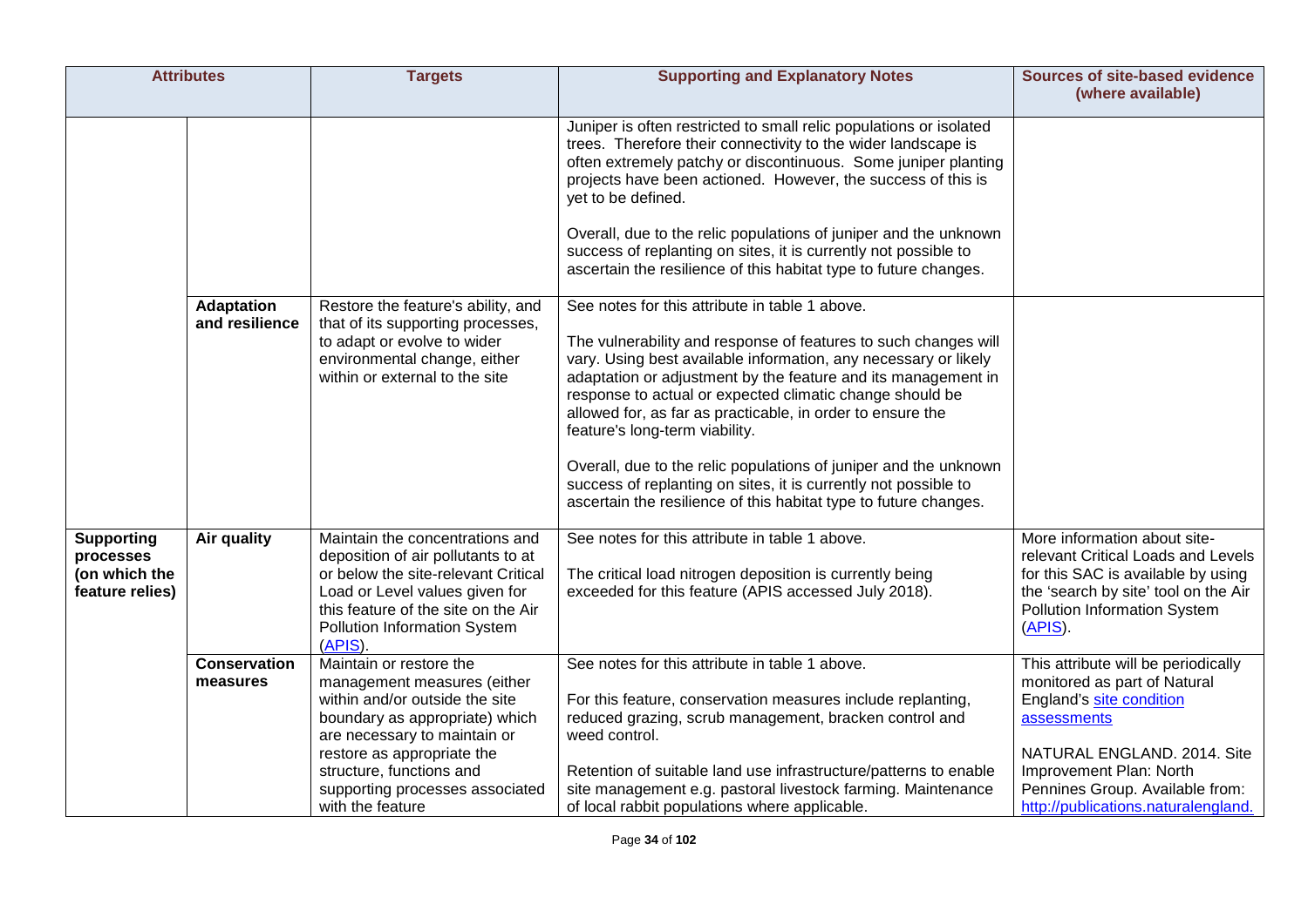| Attributes | | Targets | Supporting and Explanatory Notes | Sources of site-based evidence (where available) |
|---|---|---|---|---|
| | | | Juniper is often restricted to small relic populations or isolated trees. Therefore their connectivity to the wider landscape is often extremely patchy or discontinuous. Some juniper planting projects have been actioned. However, the success of this is yet to be defined.<br><br>Overall, due to the relic populations of juniper and the unknown success of replanting on sites, it is currently not possible to ascertain the resilience of this habitat type to future changes. | |
| | **Adaptation and resilience** | Restore the feature's ability, and that of its supporting processes, to adapt or evolve to wider environmental change, either within or external to the site | See notes for this attribute in table 1 above.<br><br>The vulnerability and response of features to such changes will vary. Using best available information, any necessary or likely adaptation or adjustment by the feature and its management in response to actual or expected climatic change should be allowed for, as far as practicable, in order to ensure the feature's long-term viability.<br><br>Overall, due to the relic populations of juniper and the unknown success of replanting on sites, it is currently not possible to ascertain the resilience of this habitat type to future changes. | |
| **Supporting processes (on which the feature relies)** | **Air quality** | Maintain the concentrations and deposition of air pollutants to at or below the site-relevant Critical Load or Level values given for this feature of the site on the Air Pollution Information System (APIS). | See notes for this attribute in table 1 above.<br><br>The critical load nitrogen deposition is currently being exceeded for this feature (APIS accessed July 2018). | More information about site-relevant Critical Loads and Levels for this SAC is available by using the 'search by site' tool on the Air Pollution Information System (APIS). |
| | **Conservation measures** | Maintain or restore the management measures (either within and/or outside the site boundary as appropriate) which are necessary to maintain or restore as appropriate the structure, functions and supporting processes associated with the feature | See notes for this attribute in table 1 above.<br><br>For this feature, conservation measures include replanting, reduced grazing, scrub management, bracken control and weed control.<br><br>Retention of suitable land use infrastructure/patterns to enable site management e.g. pastoral livestock farming. Maintenance of local rabbit populations where applicable. | This attribute will be periodically monitored as part of Natural England's site condition assessments<br><br>NATURAL ENGLAND. 2014. Site Improvement Plan: North Pennines Group. Available from: http://publications.naturalengland. |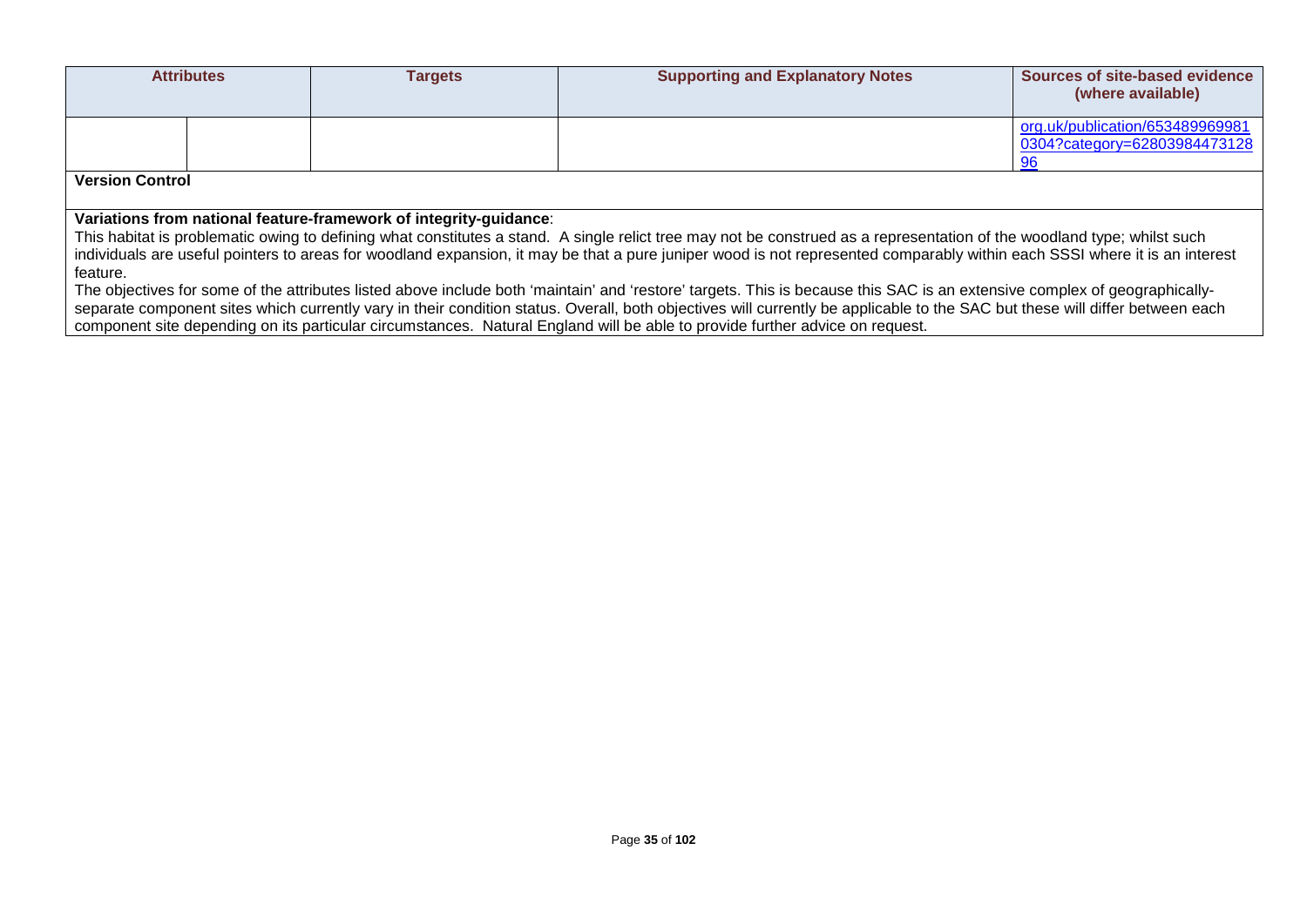| Attributes | | Targets | Supporting and Explanatory Notes | Sources of site-based evidence (where available) |
|---|---|---|---|---|
| | | | | org.uk/publication/6534899699810304?category=6280398447312896 |

**Version Control**

**Variations from national feature-framework of integrity-guidance**:
This habitat is problematic owing to defining what constitutes a stand. A single relict tree may not be construed as a representation of the woodland type; whilst such individuals are useful pointers to areas for woodland expansion, it may be that a pure juniper wood is not represented comparably within each SSSI where it is an interest feature.
The objectives for some of the attributes listed above include both 'maintain' and 'restore' targets. This is because this SAC is an extensive complex of geographically-separate component sites which currently vary in their condition status. Overall, both objectives will currently be applicable to the SAC but these will differ between each component site depending on its particular circumstances. Natural England will be able to provide further advice on request.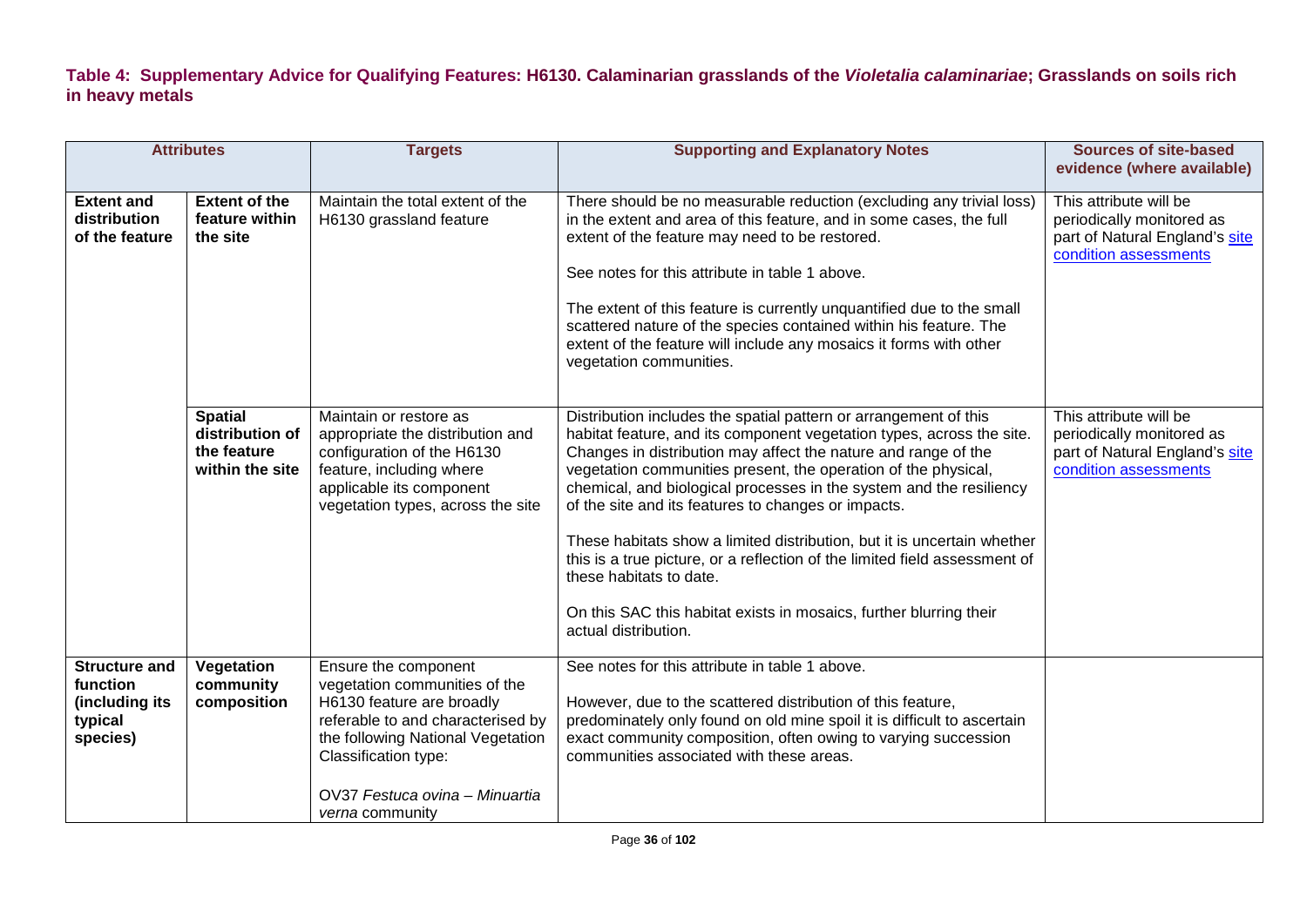### Table 4: Supplementary Advice for Qualifying Features: H6130. Calaminarian grasslands of the *Violetalia calaminariae*; Grasslands on soils rich in heavy metals

| Attributes | | Targets | Supporting and Explanatory Notes | Sources of site-based evidence (where available) |
|---|---|---|---|---|
| **Extent and distribution of the feature** | **Extent of the feature within the site** | Maintain the total extent of the H6130 grassland feature | There should be no measurable reduction (excluding any trivial loss) in the extent and area of this feature, and in some cases, the full extent of the feature may need to be restored.<br><br>See notes for this attribute in table 1 above.<br><br>The extent of this feature is currently unquantified due to the small scattered nature of the species contained within his feature. The extent of the feature will include any mosaics it forms with other vegetation communities. | This attribute will be periodically monitored as part of Natural England's site condition assessments |
| | **Spatial distribution of the feature within the site** | Maintain or restore as appropriate the distribution and configuration of the H6130 feature, including where applicable its component vegetation types, across the site | Distribution includes the spatial pattern or arrangement of this habitat feature, and its component vegetation types, across the site. Changes in distribution may affect the nature and range of the vegetation communities present, the operation of the physical, chemical, and biological processes in the system and the resiliency of the site and its features to changes or impacts.<br><br>These habitats show a limited distribution, but it is uncertain whether this is a true picture, or a reflection of the limited field assessment of these habitats to date.<br><br>On this SAC this habitat exists in mosaics, further blurring their actual distribution. | This attribute will be periodically monitored as part of Natural England's site condition assessments |
| **Structure and function (including its typical species)** | **Vegetation community composition** | Ensure the component vegetation communities of the H6130 feature are broadly referable to and characterised by the following National Vegetation Classification type:<br><br>OV37 *Festuca ovina – Minuartia verna* community | See notes for this attribute in table 1 above.<br><br>However, due to the scattered distribution of this feature, predominately only found on old mine spoil it is difficult to ascertain exact community composition, often owing to varying succession communities associated with these areas. | |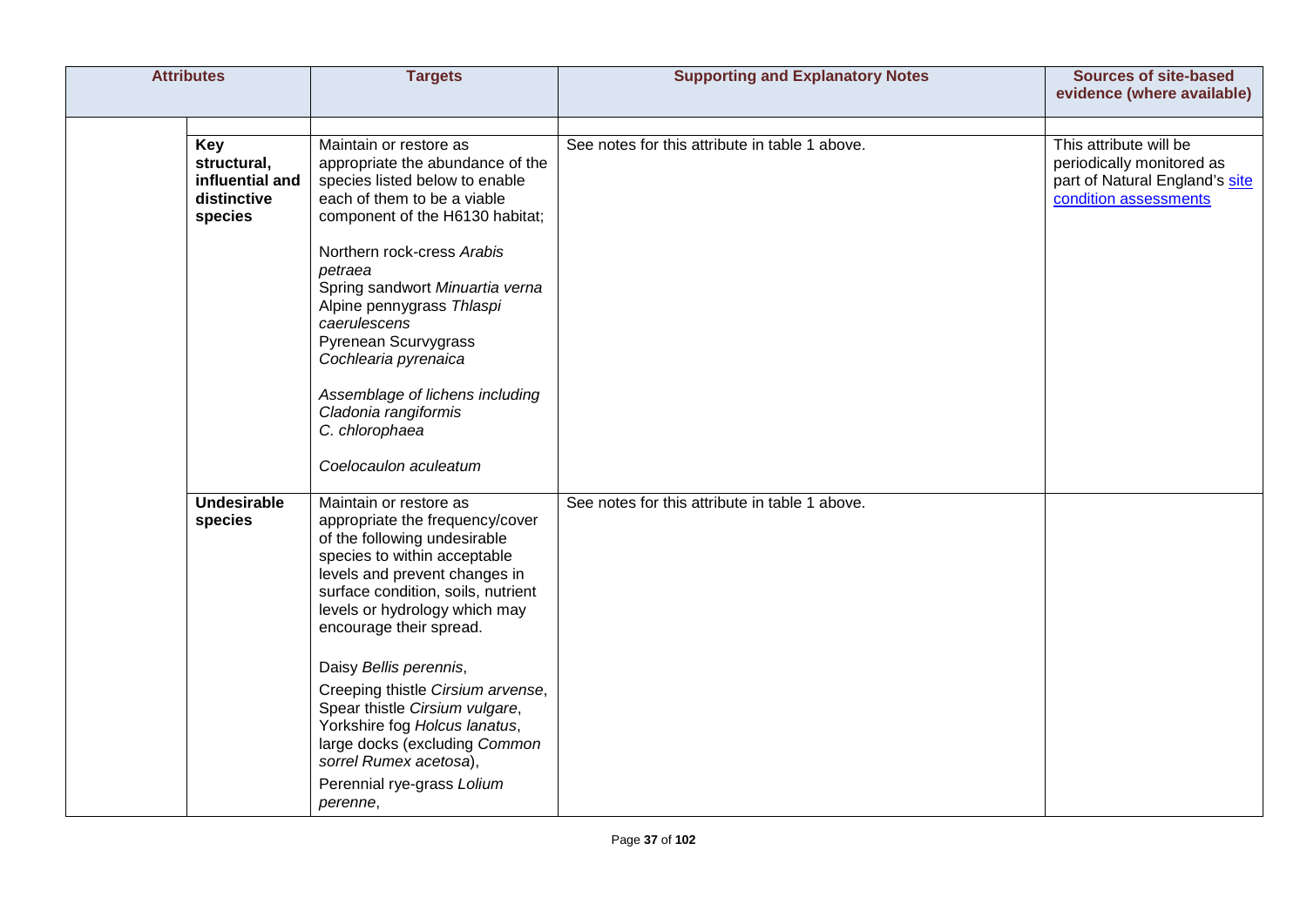| Attributes | | Targets | Supporting and Explanatory Notes | Sources of site-based evidence (where available) |
|---|---|---|---|---|
| | | | | |
| | **Key structural, influential and distinctive species** | Maintain or restore as appropriate the abundance of the species listed below to enable each of them to be a viable component of the H6130 habitat;<br><br>Northern rock-cress *Arabis petraea*<br>Spring sandwort *Minuartia verna*<br>Alpine pennygrass *Thlaspi caerulescens*<br>Pyrenean Scurvygrass *Cochlearia pyrenaica*<br><br>*Assemblage of lichens including Cladonia rangiformis*<br>*C. chlorophaea*<br><br>*Coelocaulon aculeatum* | See notes for this attribute in table 1 above. | This attribute will be periodically monitored as part of Natural England's site condition assessments |
| | **Undesirable species** | Maintain or restore as appropriate the frequency/cover of the following undesirable species to within acceptable levels and prevent changes in surface condition, soils, nutrient levels or hydrology which may encourage their spread.<br><br>Daisy *Bellis perennis*,<br>Creeping thistle *Cirsium arvense*,<br>Spear thistle *Cirsium vulgare*,<br>Yorkshire fog *Holcus lanatus*,<br>large docks (excluding Common sorrel *Rumex acetosa*),<br>Perennial rye-grass *Lolium perenne*, | See notes for this attribute in table 1 above. | |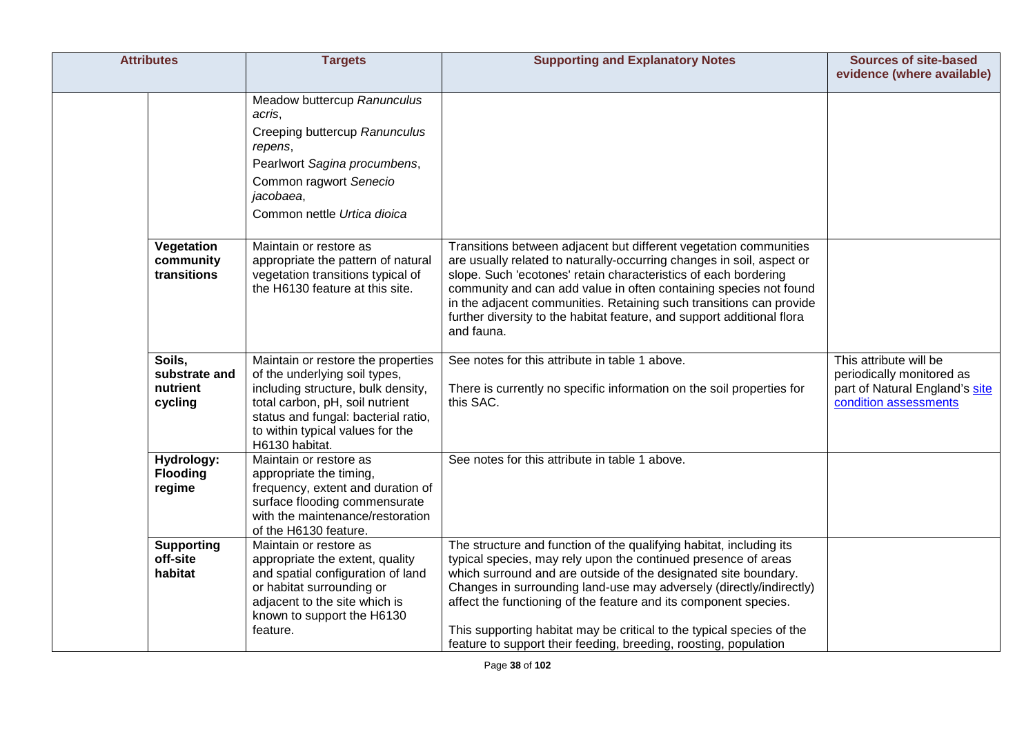| Attributes | | Targets | Supporting and Explanatory Notes | Sources of site-based evidence (where available) |
|---|---|---|---|---|
| | | Meadow buttercup *Ranunculus acris*,<br>Creeping buttercup *Ranunculus repens*,<br>Pearlwort *Sagina procumbens*,<br>Common ragwort *Senecio jacobaea*,<br>Common nettle *Urtica dioica* | | |
| | **Vegetation community transitions** | Maintain or restore as appropriate the pattern of natural vegetation transitions typical of the H6130 feature at this site. | Transitions between adjacent but different vegetation communities are usually related to naturally-occurring changes in soil, aspect or slope. Such 'ecotones' retain characteristics of each bordering community and can add value in often containing species not found in the adjacent communities. Retaining such transitions can provide further diversity to the habitat feature, and support additional flora and fauna. | |
| | **Soils, substrate and nutrient cycling** | Maintain or restore the properties of the underlying soil types, including structure, bulk density, total carbon, pH, soil nutrient status and fungal: bacterial ratio, to within typical values for the H6130 habitat. | See notes for this attribute in table 1 above.<br><br>There is currently no specific information on the soil properties for this SAC. | This attribute will be periodically monitored as part of Natural England's site condition assessments |
| | **Hydrology: Flooding regime** | Maintain or restore as appropriate the timing, frequency, extent and duration of surface flooding commensurate with the maintenance/restoration of the H6130 feature. | See notes for this attribute in table 1 above. | |
| | **Supporting off-site habitat** | Maintain or restore as appropriate the extent, quality and spatial configuration of land or habitat surrounding or adjacent to the site which is known to support the H6130 feature. | The structure and function of the qualifying habitat, including its typical species, may rely upon the continued presence of areas which surround and are outside of the designated site boundary. Changes in surrounding land-use may adversely (directly/indirectly) affect the functioning of the feature and its component species.<br><br>This supporting habitat may be critical to the typical species of the feature to support their feeding, breeding, roosting, population | |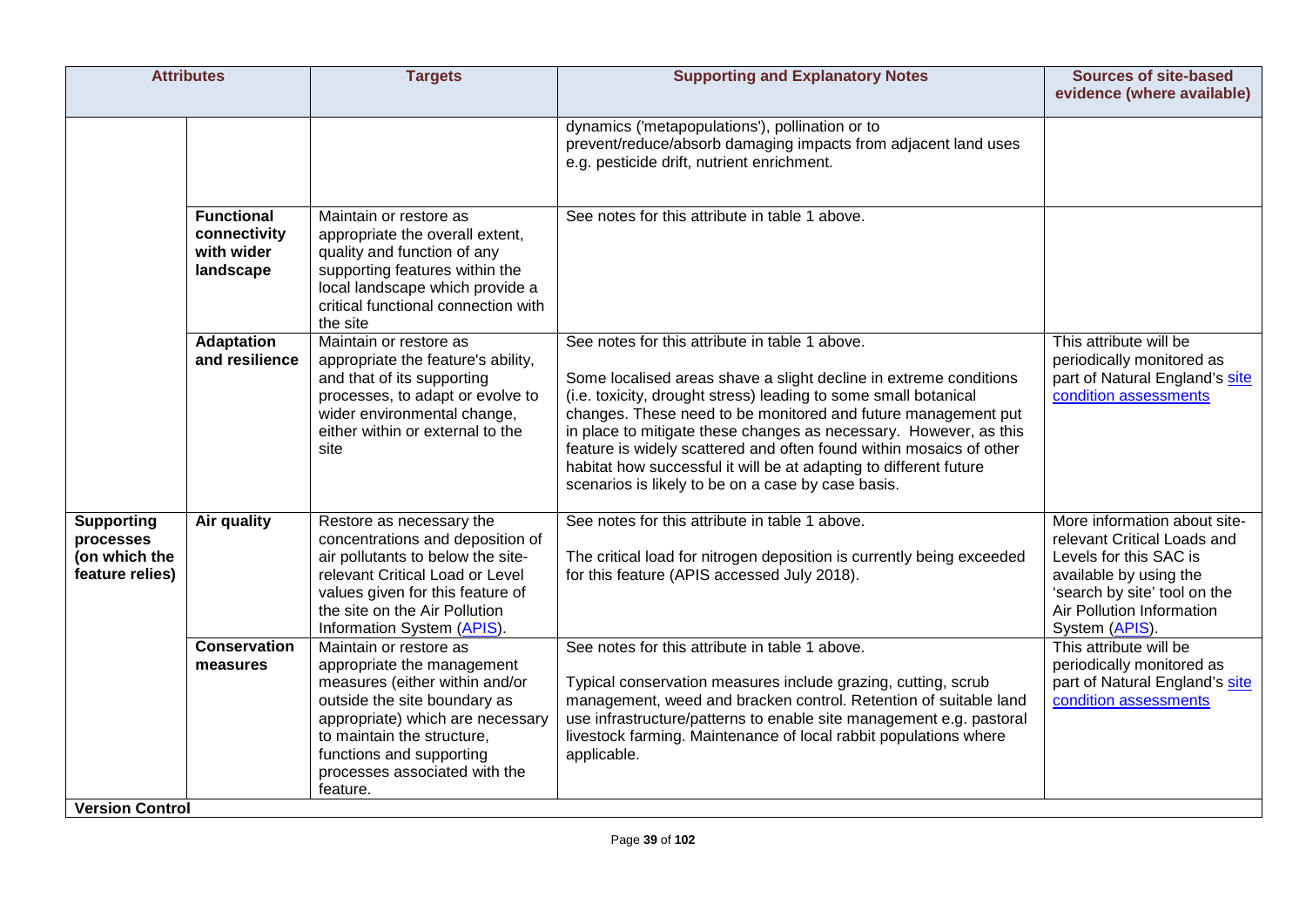| Attributes | | Targets | Supporting and Explanatory Notes | Sources of site-based evidence (where available) |
|---|---|---|---|---|
| | | | dynamics ('metapopulations'), pollination or to prevent/reduce/absorb damaging impacts from adjacent land uses e.g. pesticide drift, nutrient enrichment. | |
| | **Functional connectivity with wider landscape** | Maintain or restore as appropriate the overall extent, quality and function of any supporting features within the local landscape which provide a critical functional connection with the site | See notes for this attribute in table 1 above. | |
| | **Adaptation and resilience** | Maintain or restore as appropriate the feature's ability, and that of its supporting processes, to adapt or evolve to wider environmental change, either within or external to the site | See notes for this attribute in table 1 above.<br><br>Some localised areas shave a slight decline in extreme conditions (i.e. toxicity, drought stress) leading to some small botanical changes. These need to be monitored and future management put in place to mitigate these changes as necessary. However, as this feature is widely scattered and often found within mosaics of other habitat how successful it will be at adapting to different future scenarios is likely to be on a case by case basis. | This attribute will be periodically monitored as part of Natural England's site condition assessments |
| **Supporting processes (on which the feature relies)** | **Air quality** | Restore as necessary the concentrations and deposition of air pollutants to below the site-relevant Critical Load or Level values given for this feature of the site on the Air Pollution Information System (APIS). | See notes for this attribute in table 1 above.<br><br>The critical load for nitrogen deposition is currently being exceeded for this feature (APIS accessed July 2018). | More information about site-relevant Critical Loads and Levels for this SAC is available by using the 'search by site' tool on the Air Pollution Information System (APIS). |
| | **Conservation measures** | Maintain or restore as appropriate the management measures (either within and/or outside the site boundary as appropriate) which are necessary to maintain the structure, functions and supporting processes associated with the feature. | See notes for this attribute in table 1 above.<br><br>Typical conservation measures include grazing, cutting, scrub management, weed and bracken control. Retention of suitable land use infrastructure/patterns to enable site management e.g. pastoral livestock farming. Maintenance of local rabbit populations where applicable. | This attribute will be periodically monitored as part of Natural England's site condition assessments |
| **Version Control** | | | | |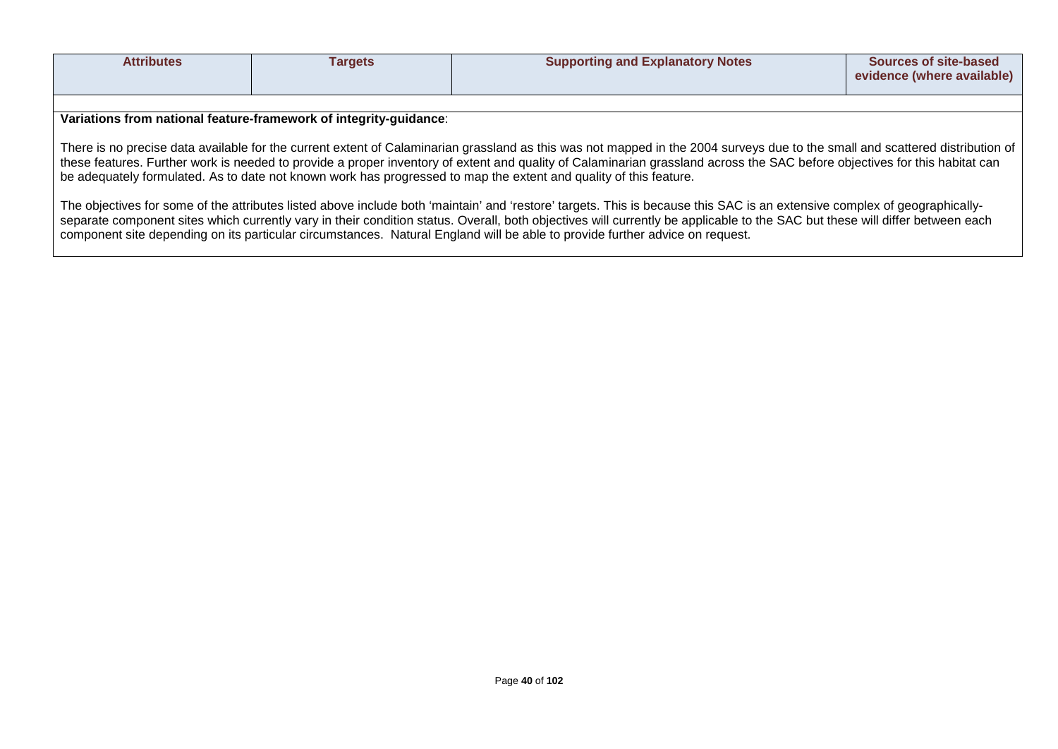| Attributes | Targets | Supporting and Explanatory Notes | Sources of site-based evidence (where available) |
|---|---|---|---|

**Variations from national feature-framework of integrity-guidance**:

There is no precise data available for the current extent of Calaminarian grassland as this was not mapped in the 2004 surveys due to the small and scattered distribution of these features. Further work is needed to provide a proper inventory of extent and quality of Calaminarian grassland across the SAC before objectives for this habitat can be adequately formulated. As to date not known work has progressed to map the extent and quality of this feature.

The objectives for some of the attributes listed above include both 'maintain' and 'restore' targets. This is because this SAC is an extensive complex of geographically-separate component sites which currently vary in their condition status. Overall, both objectives will currently be applicable to the SAC but these will differ between each component site depending on its particular circumstances. Natural England will be able to provide further advice on request.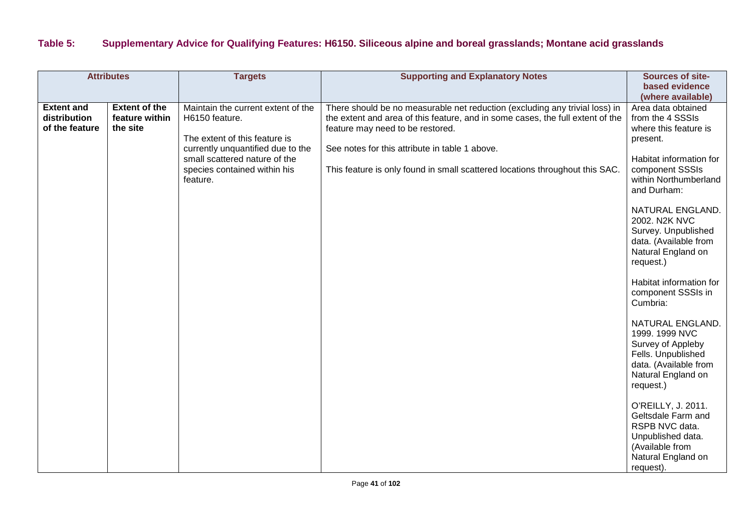**Table 5: Supplementary Advice for Qualifying Features: H6150. Siliceous alpine and boreal grasslands; Montane acid grasslands**

| Attributes | | Targets | Supporting and Explanatory Notes | Sources of site-based evidence (where available) |
|---|---|---|---|---|
| **Extent and distribution of the feature** | **Extent of the feature within the site** | Maintain the current extent of the H6150 feature.<br><br>The extent of this feature is currently unquantified due to the small scattered nature of the species contained within his feature. | There should be no measurable net reduction (excluding any trivial loss) in the extent and area of this feature, and in some cases, the full extent of the feature may need to be restored.<br><br>See notes for this attribute in table 1 above.<br><br>This feature is only found in small scattered locations throughout this SAC. | Area data obtained from the 4 SSSIs where this feature is present.<br><br>Habitat information for component SSSIs within Northumberland and Durham:<br><br>NATURAL ENGLAND. 2002. N2K NVC Survey. Unpublished data. (Available from Natural England on request.)<br><br>Habitat information for component SSSIs in Cumbria:<br><br>NATURAL ENGLAND. 1999. 1999 NVC Survey of Appleby Fells. Unpublished data. (Available from Natural England on request.)<br><br>O'REILLY, J. 2011. Geltsdale Farm and RSPB NVC data. Unpublished data. (Available from Natural England on request). |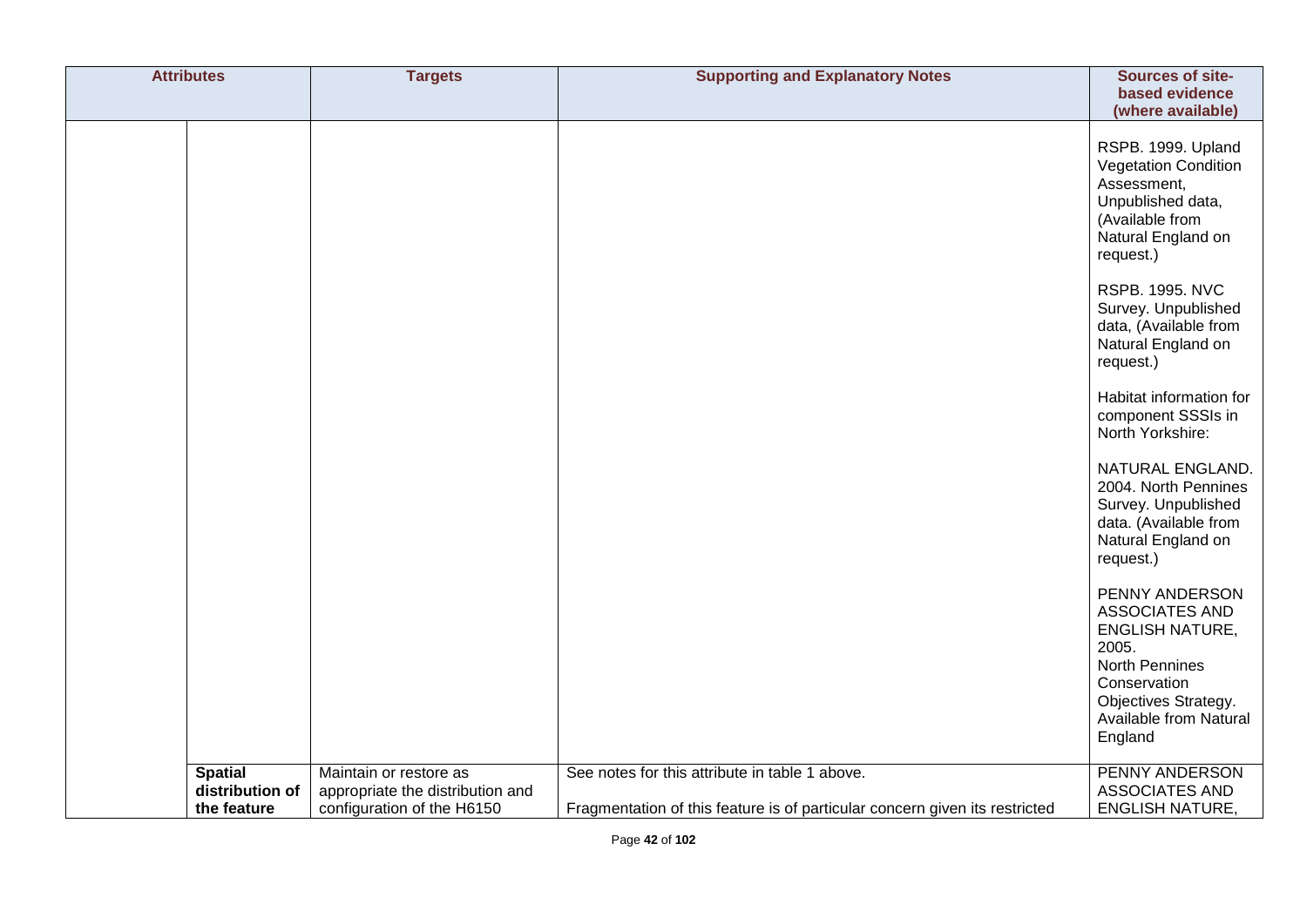| Attributes | | Targets | Supporting and Explanatory Notes | Sources of site-based evidence (where available) |
|---|---|---|---|---|
| | | | | RSPB. 1999. Upland Vegetation Condition Assessment, Unpublished data, (Available from Natural England on request.)<br><br>RSPB. 1995. NVC Survey. Unpublished data, (Available from Natural England on request.)<br><br>Habitat information for component SSSIs in North Yorkshire:<br><br>NATURAL ENGLAND. 2004. North Pennines Survey. Unpublished data. (Available from Natural England on request.)<br><br>PENNY ANDERSON ASSOCIATES AND ENGLISH NATURE, 2005. North Pennines Conservation Objectives Strategy. Available from Natural England |
| | **Spatial distribution of the feature** | Maintain or restore as appropriate the distribution and configuration of the H6150 | See notes for this attribute in table 1 above.<br><br>Fragmentation of this feature is of particular concern given its restricted | PENNY ANDERSON ASSOCIATES AND ENGLISH NATURE, |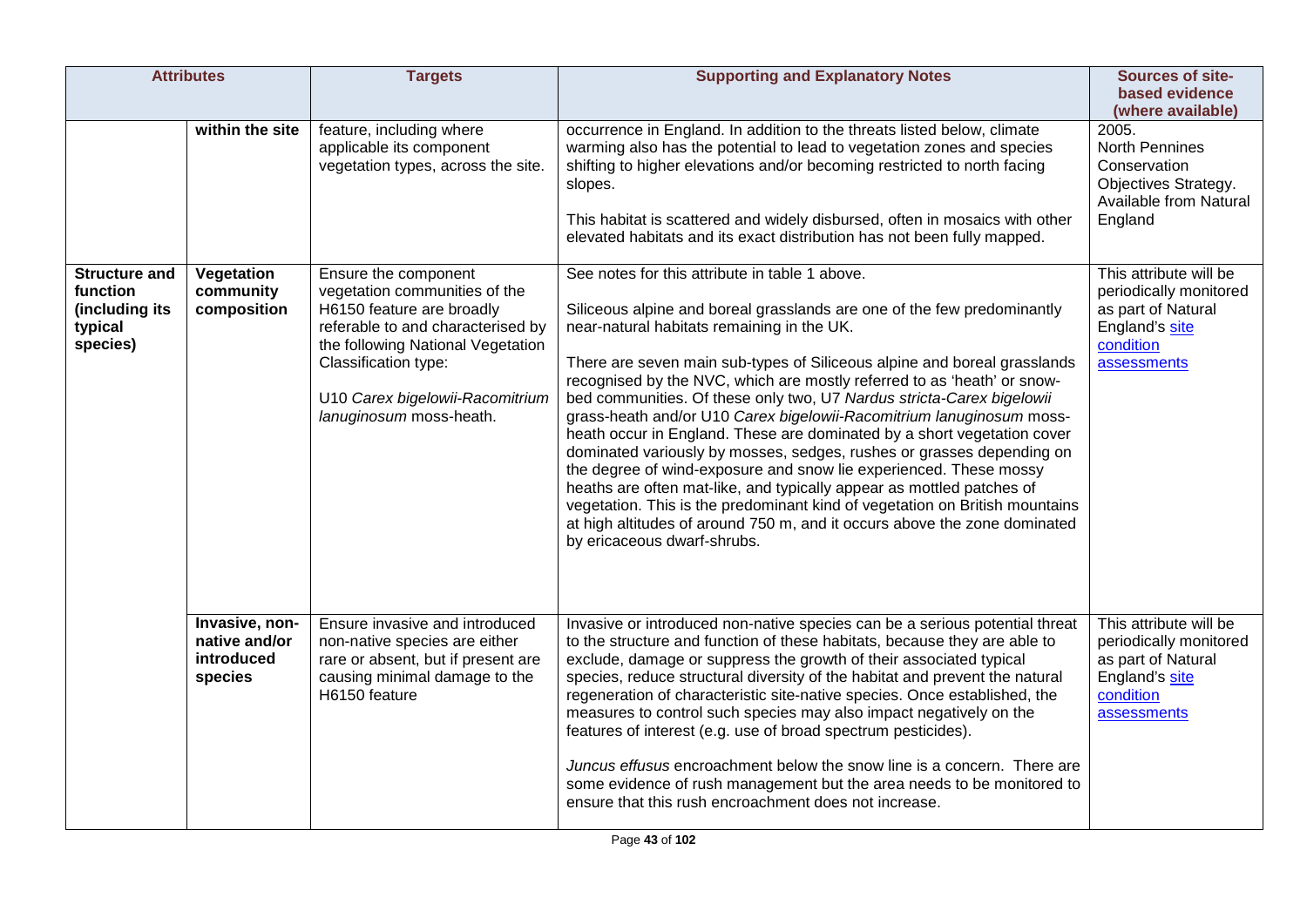| Attributes | | Targets | Supporting and Explanatory Notes | Sources of site-based evidence (where available) |
|---|---|---|---|---|
| | **within the site** | feature, including where applicable its component vegetation types, across the site. | occurrence in England. In addition to the threats listed below, climate warming also has the potential to lead to vegetation zones and species shifting to higher elevations and/or becoming restricted to north facing slopes.<br><br>This habitat is scattered and widely disbursed, often in mosaics with other elevated habitats and its exact distribution has not been fully mapped. | 2005.<br>North Pennines Conservation Objectives Strategy. Available from Natural England |
| **Structure and function (including its typical species)** | **Vegetation community composition** | Ensure the component vegetation communities of the H6150 feature are broadly referable to and characterised by the following National Vegetation Classification type:<br><br>U10 *Carex bigelowii-Racomitrium lanuginosum* moss-heath. | See notes for this attribute in table 1 above.<br><br>Siliceous alpine and boreal grasslands are one of the few predominantly near-natural habitats remaining in the UK.<br><br>There are seven main sub-types of Siliceous alpine and boreal grasslands recognised by the NVC, which are mostly referred to as 'heath' or snow-bed communities. Of these only two, U7 *Nardus stricta-Carex bigelowii* grass-heath and/or U10 *Carex bigelowii-Racomitrium lanuginosum* moss-heath occur in England. These are dominated by a short vegetation cover dominated variously by mosses, sedges, rushes or grasses depending on the degree of wind-exposure and snow lie experienced. These mossy heaths are often mat-like, and typically appear as mottled patches of vegetation. This is the predominant kind of vegetation on British mountains at high altitudes of around 750 m, and it occurs above the zone dominated by ericaceous dwarf-shrubs. | This attribute will be periodically monitored as part of Natural England's site condition assessments |
| | **Invasive, non-native and/or introduced species** | Ensure invasive and introduced non-native species are either rare or absent, but if present are causing minimal damage to the H6150 feature | Invasive or introduced non-native species can be a serious potential threat to the structure and function of these habitats, because they are able to exclude, damage or suppress the growth of their associated typical species, reduce structural diversity of the habitat and prevent the natural regeneration of characteristic site-native species. Once established, the measures to control such species may also impact negatively on the features of interest (e.g. use of broad spectrum pesticides).<br><br>*Juncus effusus* encroachment below the snow line is a concern. There are some evidence of rush management but the area needs to be monitored to ensure that this rush encroachment does not increase. | This attribute will be periodically monitored as part of Natural England's site condition assessments |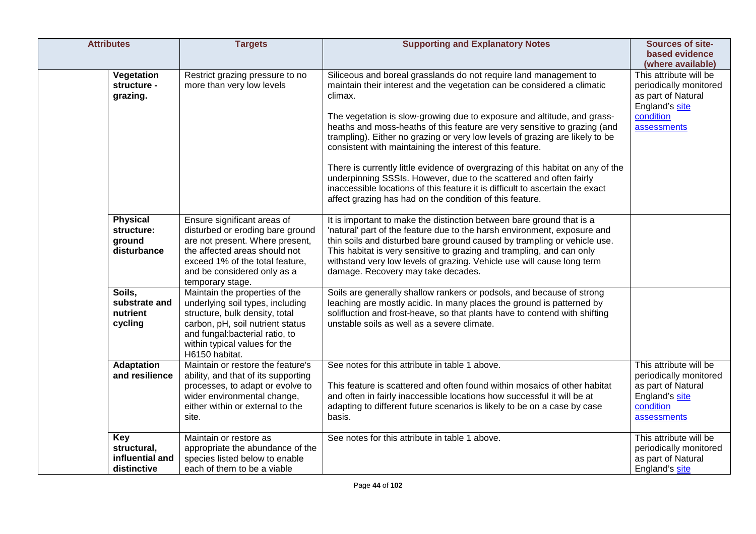| Attributes | | Targets | Supporting and Explanatory Notes | Sources of site-based evidence (where available) |
|---|---|---|---|---|
| | **Vegetation structure - grazing.** | Restrict grazing pressure to no more than very low levels | Siliceous and boreal grasslands do not require land management to maintain their interest and the vegetation can be considered a climatic climax.<br><br>The vegetation is slow-growing due to exposure and altitude, and grass-heaths and moss-heaths of this feature are very sensitive to grazing (and trampling). Either no grazing or very low levels of grazing are likely to be consistent with maintaining the interest of this feature.<br><br>There is currently little evidence of overgrazing of this habitat on any of the underpinning SSSIs. However, due to the scattered and often fairly inaccessible locations of this feature it is difficult to ascertain the exact affect grazing has had on the condition of this feature. | This attribute will be periodically monitored as part of Natural England's site condition assessments |
| | **Physical structure: ground disturbance** | Ensure significant areas of disturbed or eroding bare ground are not present. Where present, the affected areas should not exceed 1% of the total feature, and be considered only as a temporary stage. | It is important to make the distinction between bare ground that is a 'natural' part of the feature due to the harsh environment, exposure and thin soils and disturbed bare ground caused by trampling or vehicle use. This habitat is very sensitive to grazing and trampling, and can only withstand very low levels of grazing. Vehicle use will cause long term damage. Recovery may take decades. | |
| | **Soils, substrate and nutrient cycling** | Maintain the properties of the underlying soil types, including structure, bulk density, total carbon, pH, soil nutrient status and fungal:bacterial ratio, to within typical values for the H6150 habitat. | Soils are generally shallow rankers or podsols, and because of strong leaching are mostly acidic. In many places the ground is patterned by solifluction and frost-heave, so that plants have to contend with shifting unstable soils as well as a severe climate. | |
| | **Adaptation and resilience** | Maintain or restore the feature's ability, and that of its supporting processes, to adapt or evolve to wider environmental change, either within or external to the site. | See notes for this attribute in table 1 above.<br><br>This feature is scattered and often found within mosaics of other habitat and often in fairly inaccessible locations how successful it will be at adapting to different future scenarios is likely to be on a case by case basis. | This attribute will be periodically monitored as part of Natural England's site condition assessments |
| | **Key structural, influential and distinctive** | Maintain or restore as appropriate the abundance of the species listed below to enable each of them to be a viable | See notes for this attribute in table 1 above. | This attribute will be periodically monitored as part of Natural England's site |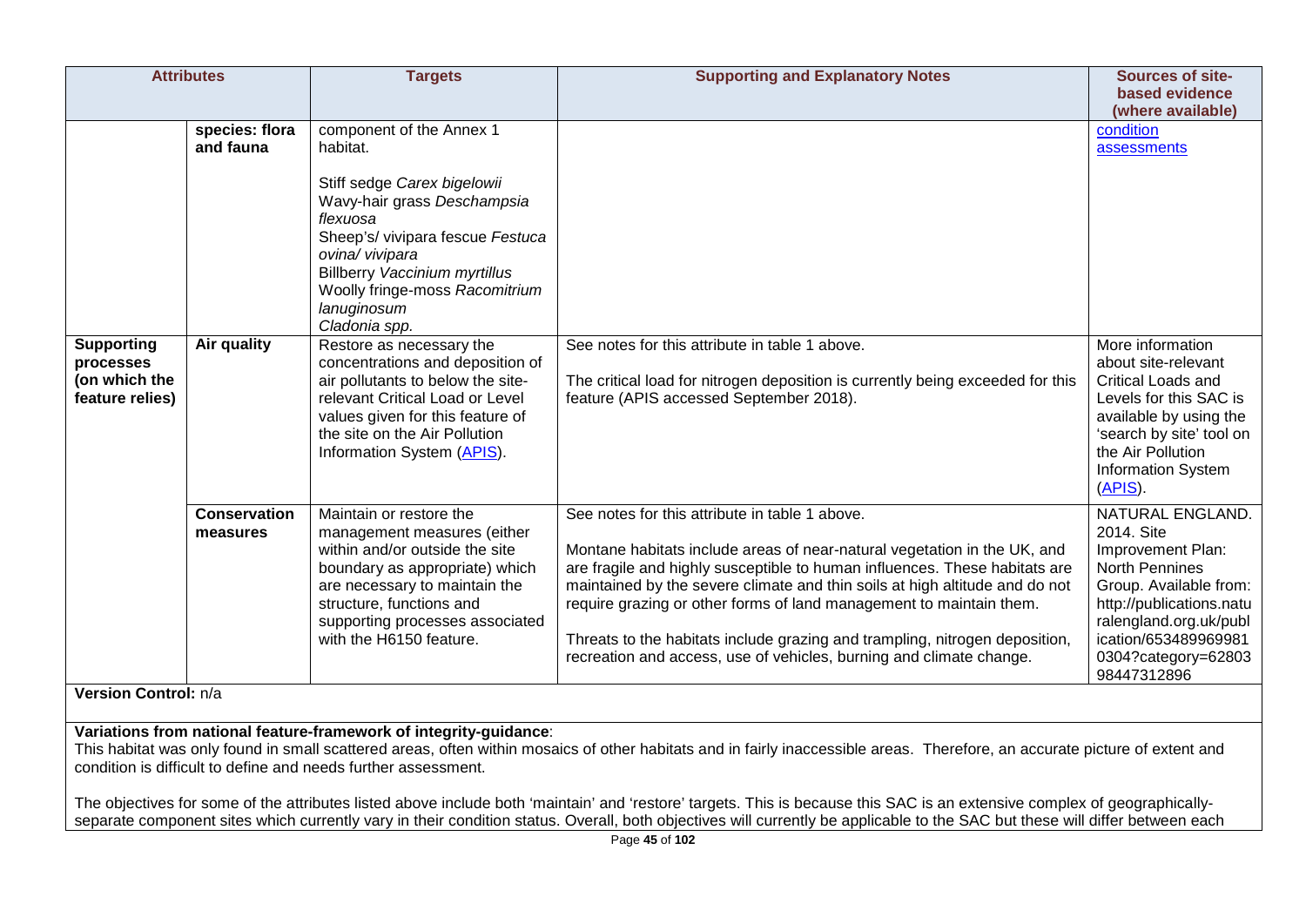| Attributes | | Targets | Supporting and Explanatory Notes | Sources of site-based evidence (where available) |
|---|---|---|---|---|
| | **species: flora and fauna** | component of the Annex 1 habitat.<br><br>Stiff sedge *Carex bigelowii*<br>Wavy-hair grass *Deschampsia flexuosa*<br>Sheep's/ vivipara fescue *Festuca ovina/ vivipara*<br>Billberry *Vaccinium myrtillus*<br>Woolly fringe-moss *Racomitrium lanuginosum*<br>*Cladonia spp.* | | condition assessments |
| **Supporting processes (on which the feature relies)** | **Air quality** | Restore as necessary the concentrations and deposition of air pollutants to below the site-relevant Critical Load or Level values given for this feature of the site on the Air Pollution Information System (APIS). | See notes for this attribute in table 1 above.<br><br>The critical load for nitrogen deposition is currently being exceeded for this feature (APIS accessed September 2018). | More information about site-relevant Critical Loads and Levels for this SAC is available by using the 'search by site' tool on the Air Pollution Information System (APIS). |
| | **Conservation measures** | Maintain or restore the management measures (either within and/or outside the site boundary as appropriate) which are necessary to maintain the structure, functions and supporting processes associated with the H6150 feature. | See notes for this attribute in table 1 above.<br><br>Montane habitats include areas of near-natural vegetation in the UK, and are fragile and highly susceptible to human influences. These habitats are maintained by the severe climate and thin soils at high altitude and do not require grazing or other forms of land management to maintain them.<br><br>Threats to the habitats include grazing and trampling, nitrogen deposition, recreation and access, use of vehicles, burning and climate change. | NATURAL ENGLAND. 2014. Site Improvement Plan: North Pennines Group. Available from: http://publications.naturalengland.org.uk/publication/6534899699810304?category=6280398447312896 |

**Version Control:** n/a

**Variations from national feature-framework of integrity-guidance**:
This habitat was only found in small scattered areas, often within mosaics of other habitats and in fairly inaccessible areas. Therefore, an accurate picture of extent and condition is difficult to define and needs further assessment.

The objectives for some of the attributes listed above include both 'maintain' and 'restore' targets. This is because this SAC is an extensive complex of geographically-separate component sites which currently vary in their condition status. Overall, both objectives will currently be applicable to the SAC but these will differ between each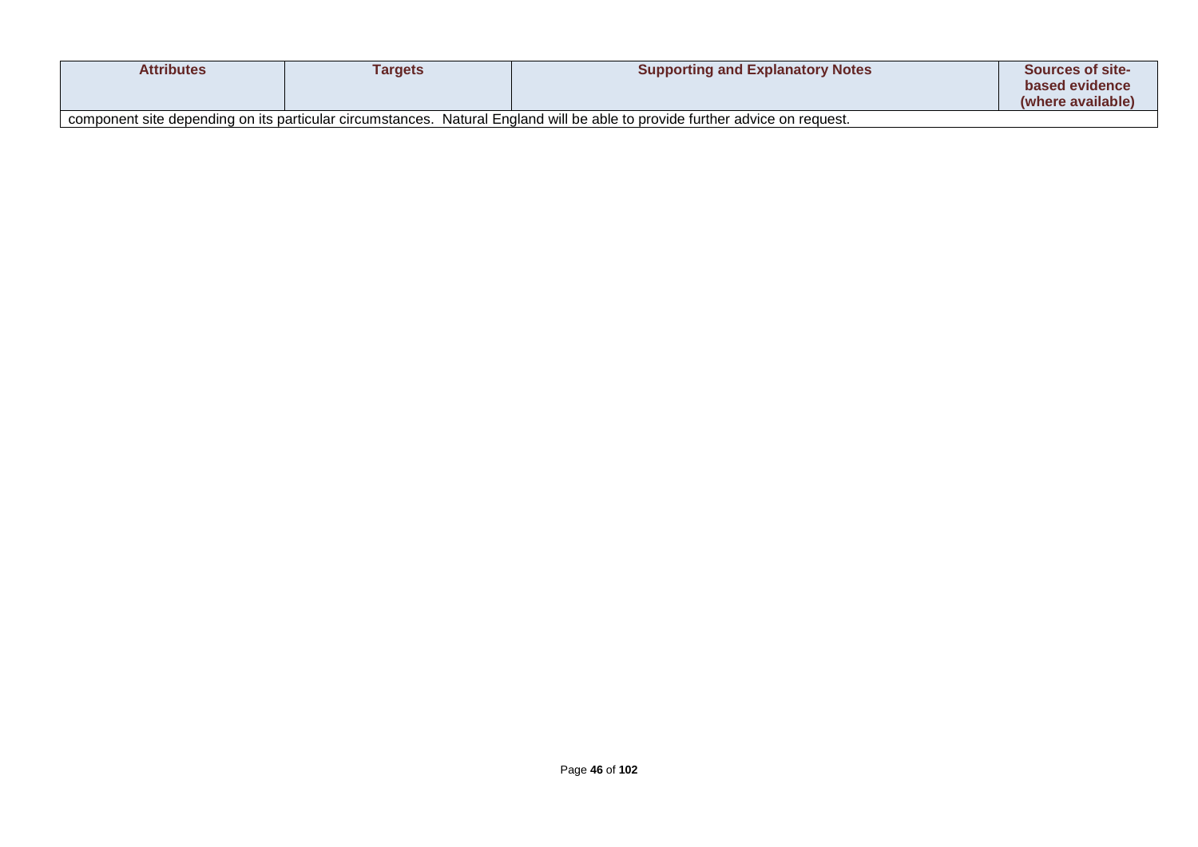| Attributes | Targets | Supporting and Explanatory Notes | Sources of site-based evidence (where available) |
|---|---|---|---|
| component site depending on its particular circumstances. Natural England will be able to provide further advice on request. | | | |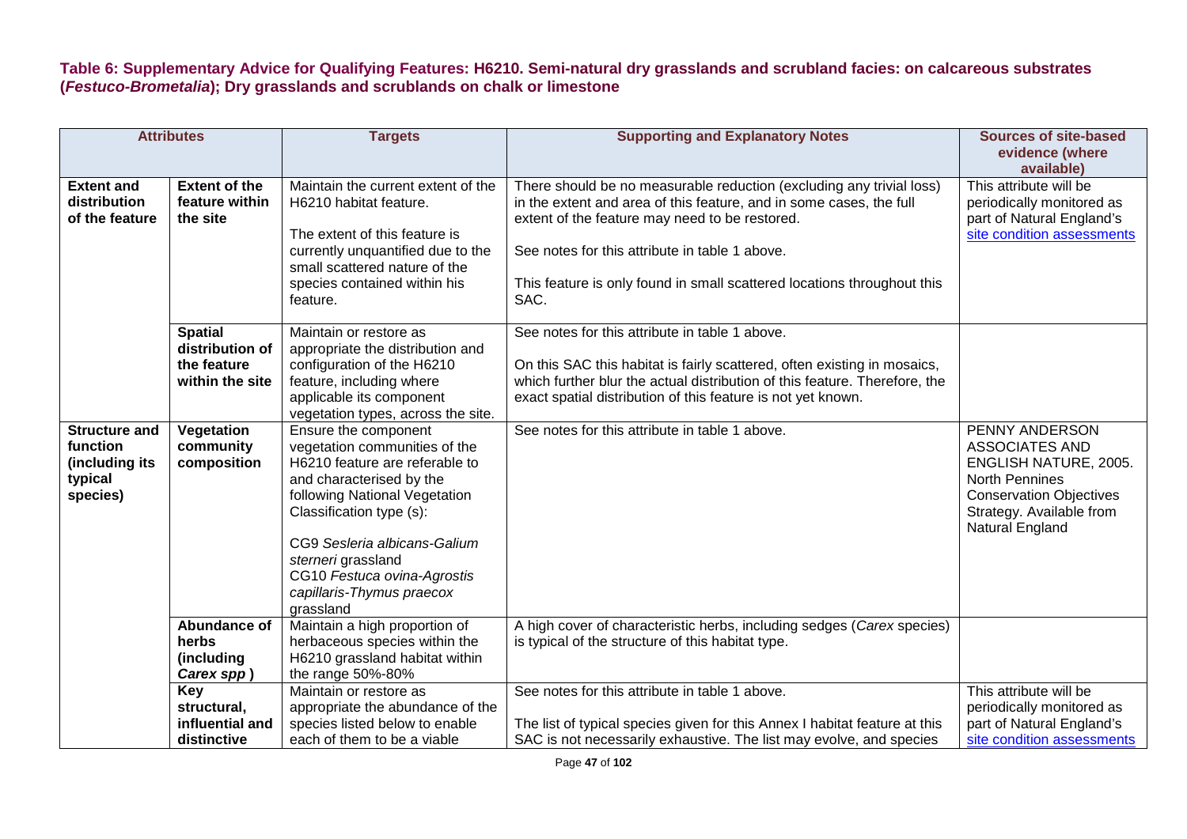**Table 6: Supplementary Advice for Qualifying Features: H6210. Semi-natural dry grasslands and scrubland facies: on calcareous substrates (*Festuco-Brometalia*); Dry grasslands and scrublands on chalk or limestone**

| Attributes | | Targets | Supporting and Explanatory Notes | Sources of site-based evidence (where available) |
|---|---|---|---|---|
| **Extent and distribution of the feature** | **Extent of the feature within the site** | Maintain the current extent of the H6210 habitat feature.<br><br>The extent of this feature is currently unquantified due to the small scattered nature of the species contained within his feature. | There should be no measurable reduction (excluding any trivial loss) in the extent and area of this feature, and in some cases, the full extent of the feature may need to be restored.<br><br>See notes for this attribute in table 1 above.<br><br>This feature is only found in small scattered locations throughout this SAC. | This attribute will be periodically monitored as part of Natural England's site condition assessments |
| | **Spatial distribution of the feature within the site** | Maintain or restore as appropriate the distribution and configuration of the H6210 feature, including where applicable its component vegetation types, across the site. | See notes for this attribute in table 1 above.<br><br>On this SAC this habitat is fairly scattered, often existing in mosaics, which further blur the actual distribution of this feature. Therefore, the exact spatial distribution of this feature is not yet known. | |
| **Structure and function (including its typical species)** | **Vegetation community composition** | Ensure the component vegetation communities of the H6210 feature are referable to and characterised by the following National Vegetation Classification type (s):<br><br>CG9 *Sesleria albicans-Galium sterneri* grassland<br>CG10 *Festuca ovina-Agrostis capillaris-Thymus praecox* grassland | See notes for this attribute in table 1 above. | PENNY ANDERSON ASSOCIATES AND ENGLISH NATURE, 2005. North Pennines Conservation Objectives Strategy. Available from Natural England |
| | **Abundance of herbs (including *Carex spp*)** | Maintain a high proportion of herbaceous species within the H6210 grassland habitat within the range 50%-80% | A high cover of characteristic herbs, including sedges (*Carex* species) is typical of the structure of this habitat type. | |
| | **Key structural, influential and distinctive** | Maintain or restore as appropriate the abundance of the species listed below to enable each of them to be a viable | See notes for this attribute in table 1 above.<br><br>The list of typical species given for this Annex I habitat feature at this SAC is not necessarily exhaustive. The list may evolve, and species | This attribute will be periodically monitored as part of Natural England's site condition assessments |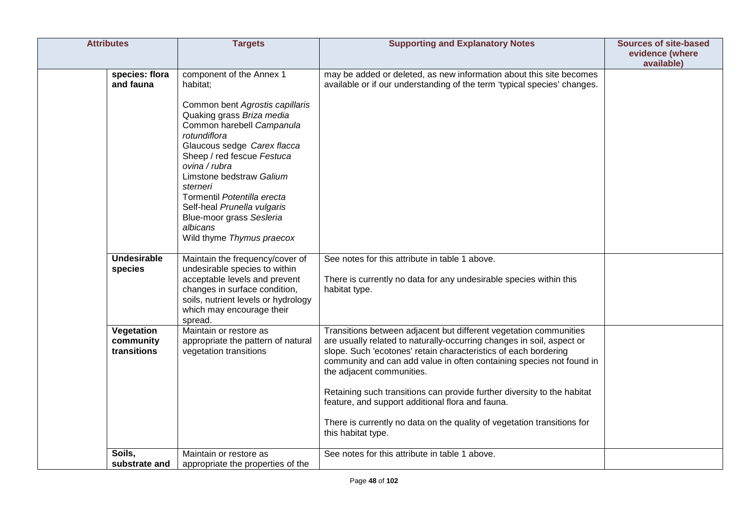| Attributes | | Targets | Supporting and Explanatory Notes | Sources of site-based evidence (where available) |
|---|---|---|---|---|
| | **species: flora and fauna** | component of the Annex 1 habitat;<br><br>Common bent *Agrostis capillaris*<br>Quaking grass *Briza media*<br>Common harebell *Campanula rotundiflora*<br>Glaucous sedge *Carex flacca*<br>Sheep / red fescue *Festuca ovina / rubra*<br>Limstone bedstraw *Galium sterneri*<br>Tormentil *Potentilla erecta*<br>Self-heal *Prunella vulgaris*<br>Blue-moor grass *Sesleria albicans*<br>Wild thyme *Thymus praecox* | may be added or deleted, as new information about this site becomes available or if our understanding of the term 'typical species' changes. | |
| | **Undesirable species** | Maintain the frequency/cover of undesirable species to within acceptable levels and prevent changes in surface condition, soils, nutrient levels or hydrology which may encourage their spread. | See notes for this attribute in table 1 above.<br><br>There is currently no data for any undesirable species within this habitat type. | |
| | **Vegetation community transitions** | Maintain or restore as appropriate the pattern of natural vegetation transitions | Transitions between adjacent but different vegetation communities are usually related to naturally-occurring changes in soil, aspect or slope. Such 'ecotones' retain characteristics of each bordering community and can add value in often containing species not found in the adjacent communities.<br><br>Retaining such transitions can provide further diversity to the habitat feature, and support additional flora and fauna.<br><br>There is currently no data on the quality of vegetation transitions for this habitat type. | |
| | **Soils, substrate and** | Maintain or restore as appropriate the properties of the | See notes for this attribute in table 1 above. | |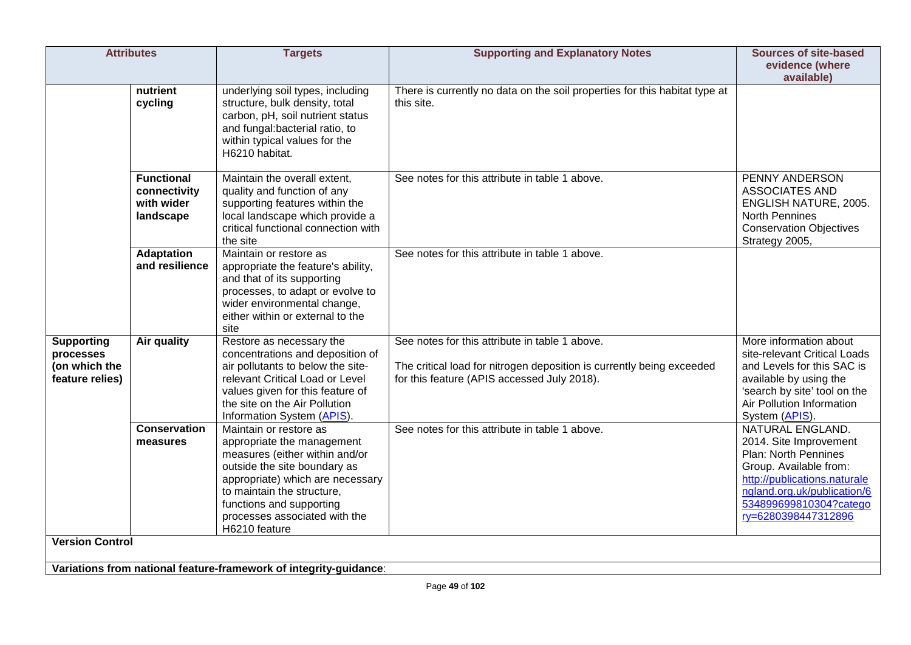| Attributes | | Targets | Supporting and Explanatory Notes | Sources of site-based evidence (where available) |
|---|---|---|---|---|
| | **nutrient cycling** | underlying soil types, including structure, bulk density, total carbon, pH, soil nutrient status and fungal:bacterial ratio, to within typical values for the H6210 habitat. | There is currently no data on the soil properties for this habitat type at this site. | |
| | **Functional connectivity with wider landscape** | Maintain the overall extent, quality and function of any supporting features within the local landscape which provide a critical functional connection with the site | See notes for this attribute in table 1 above. | PENNY ANDERSON ASSOCIATES AND ENGLISH NATURE, 2005. North Pennines Conservation Objectives Strategy 2005, |
| | **Adaptation and resilience** | Maintain or restore as appropriate the feature's ability, and that of its supporting processes, to adapt or evolve to wider environmental change, either within or external to the site | See notes for this attribute in table 1 above. | |
| **Supporting processes (on which the feature relies)** | **Air quality** | Restore as necessary the concentrations and deposition of air pollutants to below the site-relevant Critical Load or Level values given for this feature of the site on the Air Pollution Information System ([APIS](APIS)). | See notes for this attribute in table 1 above.<br><br>The critical load for nitrogen deposition is currently being exceeded for this feature (APIS accessed July 2018). | More information about site-relevant Critical Loads and Levels for this SAC is available by using the 'search by site' tool on the Air Pollution Information System ([APIS](APIS)). |
| | **Conservation measures** | Maintain or restore as appropriate the management measures (either within and/or outside the site boundary as appropriate) which are necessary to maintain the structure, functions and supporting processes associated with the H6210 feature | See notes for this attribute in table 1 above. | NATURAL ENGLAND. 2014. Site Improvement Plan: North Pennines Group. Available from: http://publications.naturalengland.org.uk/publication/6534899699810304?category=6280398447312896 |

**Version Control**

**Variations from national feature-framework of integrity-guidance**: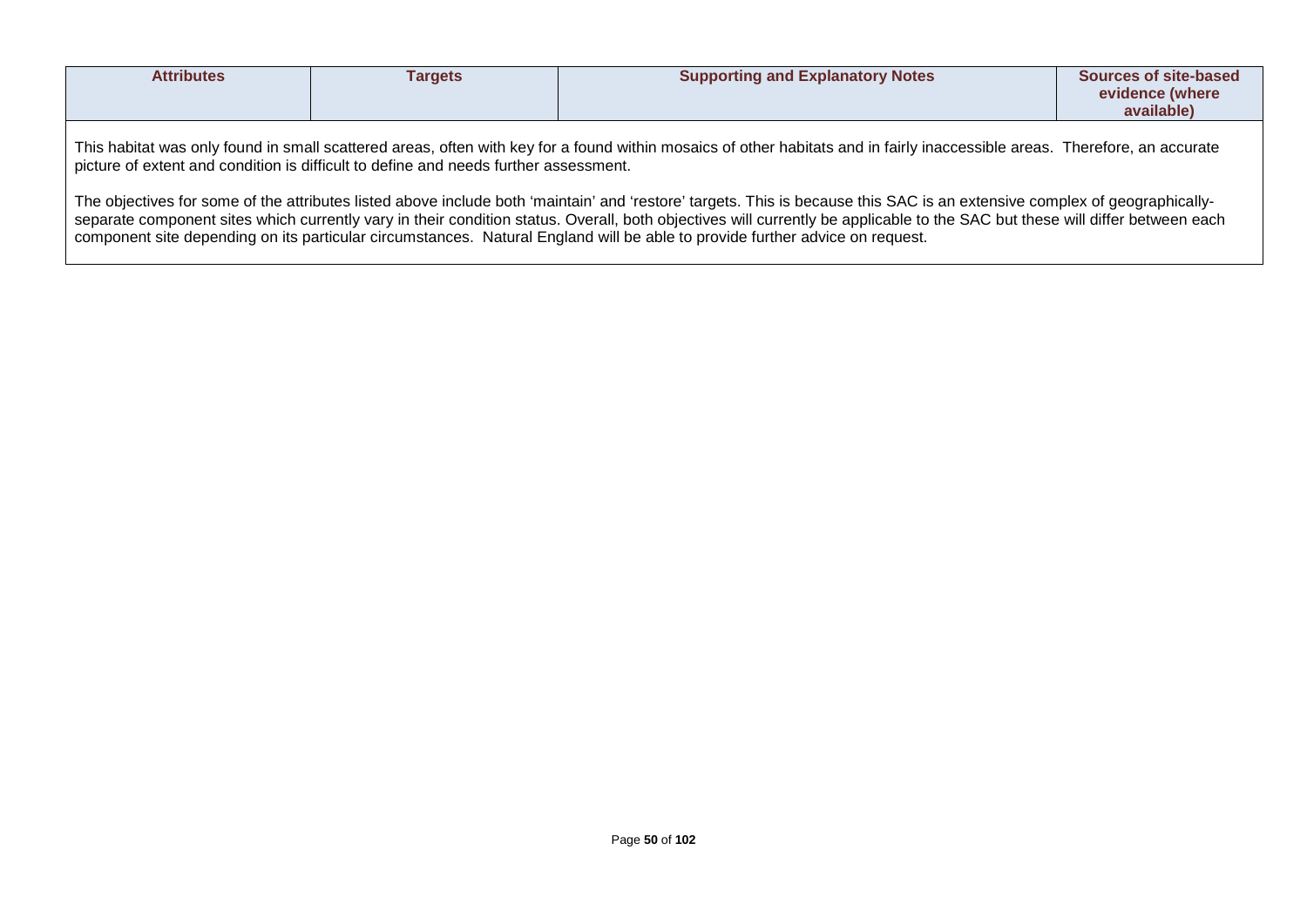| Attributes | Targets | Supporting and Explanatory Notes | Sources of site-based evidence (where available) |
| --- | --- | --- | --- |

This habitat was only found in small scattered areas, often with key for a found within mosaics of other habitats and in fairly inaccessible areas. Therefore, an accurate picture of extent and condition is difficult to define and needs further assessment.

The objectives for some of the attributes listed above include both 'maintain' and 'restore' targets. This is because this SAC is an extensive complex of geographically-separate component sites which currently vary in their condition status. Overall, both objectives will currently be applicable to the SAC but these will differ between each component site depending on its particular circumstances. Natural England will be able to provide further advice on request.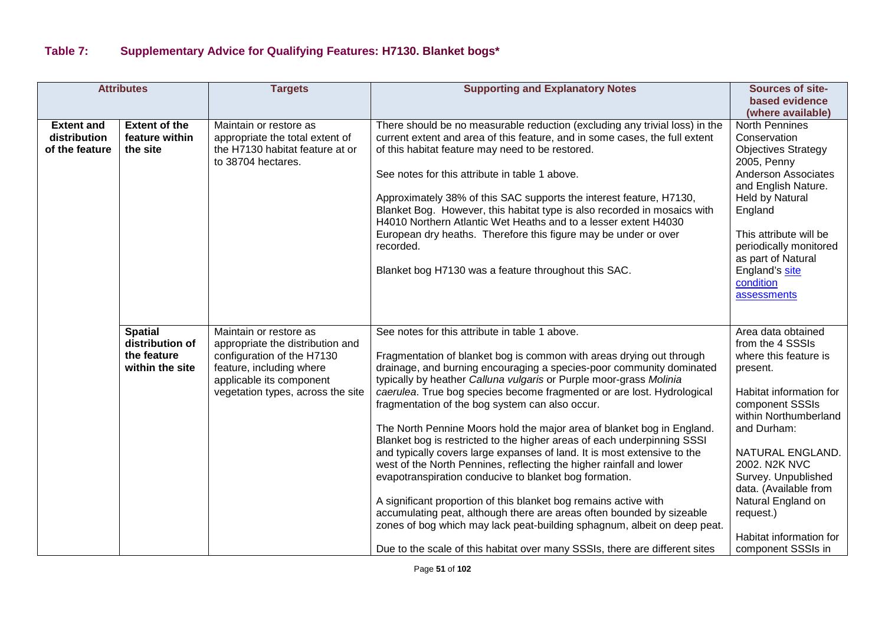## Table 7: Supplementary Advice for Qualifying Features: H7130. Blanket bogs*

| Attributes | | Targets | Supporting and Explanatory Notes | Sources of site-based evidence (where available) |
|---|---|---|---|---|
| **Extent and distribution of the feature** | **Extent of the feature within the site** | Maintain or restore as appropriate the total extent of the H7130 habitat feature at or to 38704 hectares. | There should be no measurable reduction (excluding any trivial loss) in the current extent and area of this feature, and in some cases, the full extent of this habitat feature may need to be restored.<br><br>See notes for this attribute in table 1 above.<br><br>Approximately 38% of this SAC supports the interest feature, H7130, Blanket Bog. However, this habitat type is also recorded in mosaics with H4010 Northern Atlantic Wet Heaths and to a lesser extent H4030 European dry heaths. Therefore this figure may be under or over recorded.<br><br>Blanket bog H7130 was a feature throughout this SAC. | North Pennines Conservation Objectives Strategy 2005, Penny Anderson Associates and English Nature. Held by Natural England<br><br>This attribute will be periodically monitored as part of Natural England's site condition assessments |
| | **Spatial distribution of the feature within the site** | Maintain or restore as appropriate the distribution and configuration of the H7130 feature, including where applicable its component vegetation types, across the site | See notes for this attribute in table 1 above.<br><br>Fragmentation of blanket bog is common with areas drying out through drainage, and burning encouraging a species-poor community dominated typically by heather *Calluna vulgaris* or Purple moor-grass *Molinia caerulea*. True bog species become fragmented or are lost. Hydrological fragmentation of the bog system can also occur.<br><br>The North Pennine Moors hold the major area of blanket bog in England. Blanket bog is restricted to the higher areas of each underpinning SSSI and typically covers large expanses of land. It is most extensive to the west of the North Pennines, reflecting the higher rainfall and lower evapotranspiration conducive to blanket bog formation.<br><br>A significant proportion of this blanket bog remains active with accumulating peat, although there are areas often bounded by sizeable zones of bog which may lack peat-building sphagnum, albeit on deep peat.<br><br>Due to the scale of this habitat over many SSSIs, there are different sites | Area data obtained from the 4 SSSIs where this feature is present.<br><br>Habitat information for component SSSIs within Northumberland and Durham:<br><br>NATURAL ENGLAND. 2002. N2K NVC Survey. Unpublished data. (Available from Natural England on request.)<br><br>Habitat information for component SSSIs in |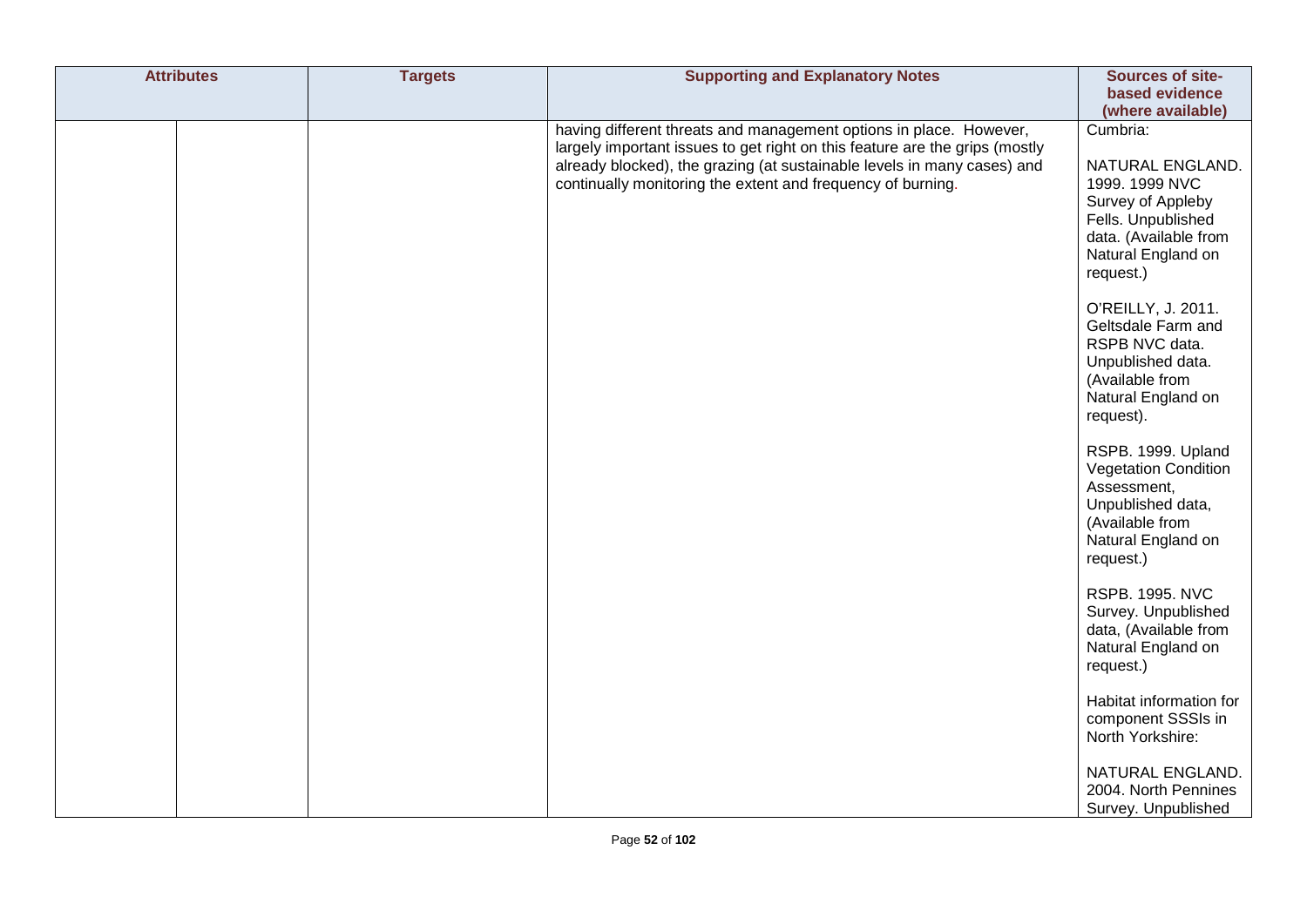| Attributes | | Targets | Supporting and Explanatory Notes | Sources of site-based evidence (where available) |
|---|---|---|---|---|
| | | | having different threats and management options in place. However, largely important issues to get right on this feature are the grips (mostly already blocked), the grazing (at sustainable levels in many cases) and continually monitoring the extent and frequency of burning. | Cumbria:<br><br>NATURAL ENGLAND. 1999. 1999 NVC Survey of Appleby Fells. Unpublished data. (Available from Natural England on request.)<br><br>O'REILLY, J. 2011. Geltsdale Farm and RSPB NVC data. Unpublished data. (Available from Natural England on request).<br><br>RSPB. 1999. Upland Vegetation Condition Assessment, Unpublished data, (Available from Natural England on request.)<br><br>RSPB. 1995. NVC Survey. Unpublished data, (Available from Natural England on request.)<br><br>Habitat information for component SSSIs in North Yorkshire:<br><br>NATURAL ENGLAND. 2004. North Pennines Survey. Unpublished |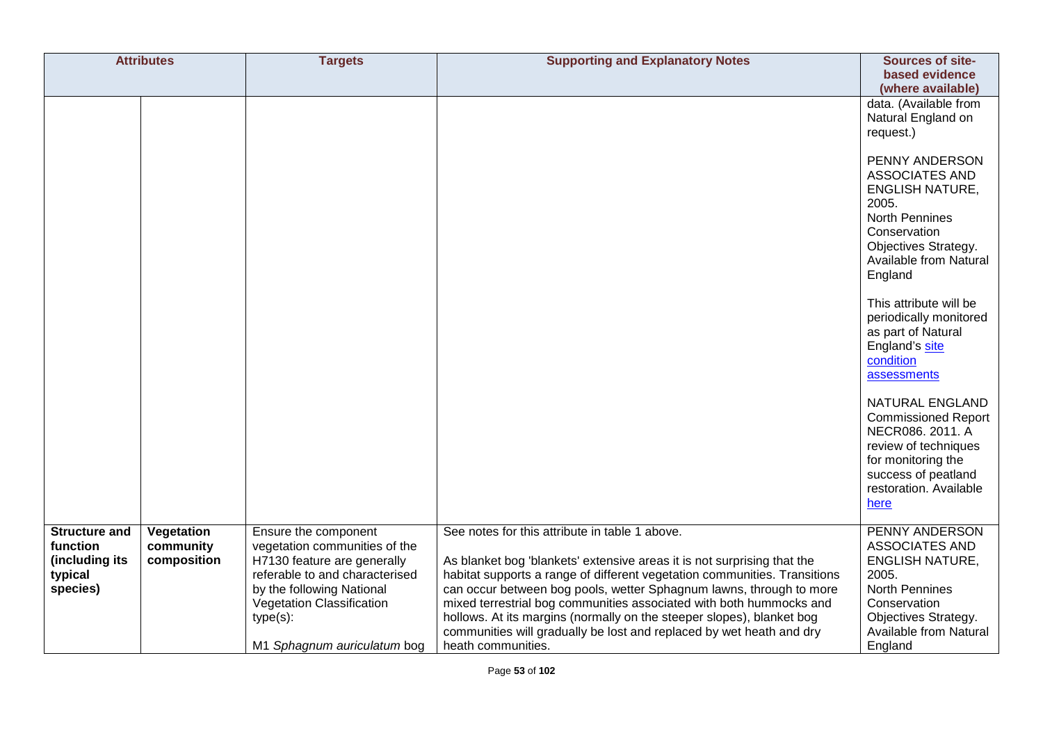| Attributes | | Targets | Supporting and Explanatory Notes | Sources of site-based evidence (where available) |
|---|---|---|---|---|
| | | | | data. (Available from Natural England on request.)<br><br>PENNY ANDERSON ASSOCIATES AND ENGLISH NATURE, 2005. North Pennines Conservation Objectives Strategy. Available from Natural England<br><br>This attribute will be periodically monitored as part of Natural England's [site condition assessments](site condition assessments)<br><br>NATURAL ENGLAND Commissioned Report NECR086. 2011. A review of techniques for monitoring the success of peatland restoration. Available [here](here) |
| **Structure and function (including its typical species)** | **Vegetation community composition** | Ensure the component vegetation communities of the H7130 feature are generally referable to and characterised by the following National Vegetation Classification type(s):<br><br>M1 *Sphagnum auriculatum* bog | See notes for this attribute in table 1 above.<br><br>As blanket bog 'blankets' extensive areas it is not surprising that the habitat supports a range of different vegetation communities. Transitions can occur between bog pools, wetter Sphagnum lawns, through to more mixed terrestrial bog communities associated with both hummocks and hollows. At its margins (normally on the steeper slopes), blanket bog communities will gradually be lost and replaced by wet heath and dry heath communities. | PENNY ANDERSON ASSOCIATES AND ENGLISH NATURE, 2005. North Pennines Conservation Objectives Strategy. Available from Natural England |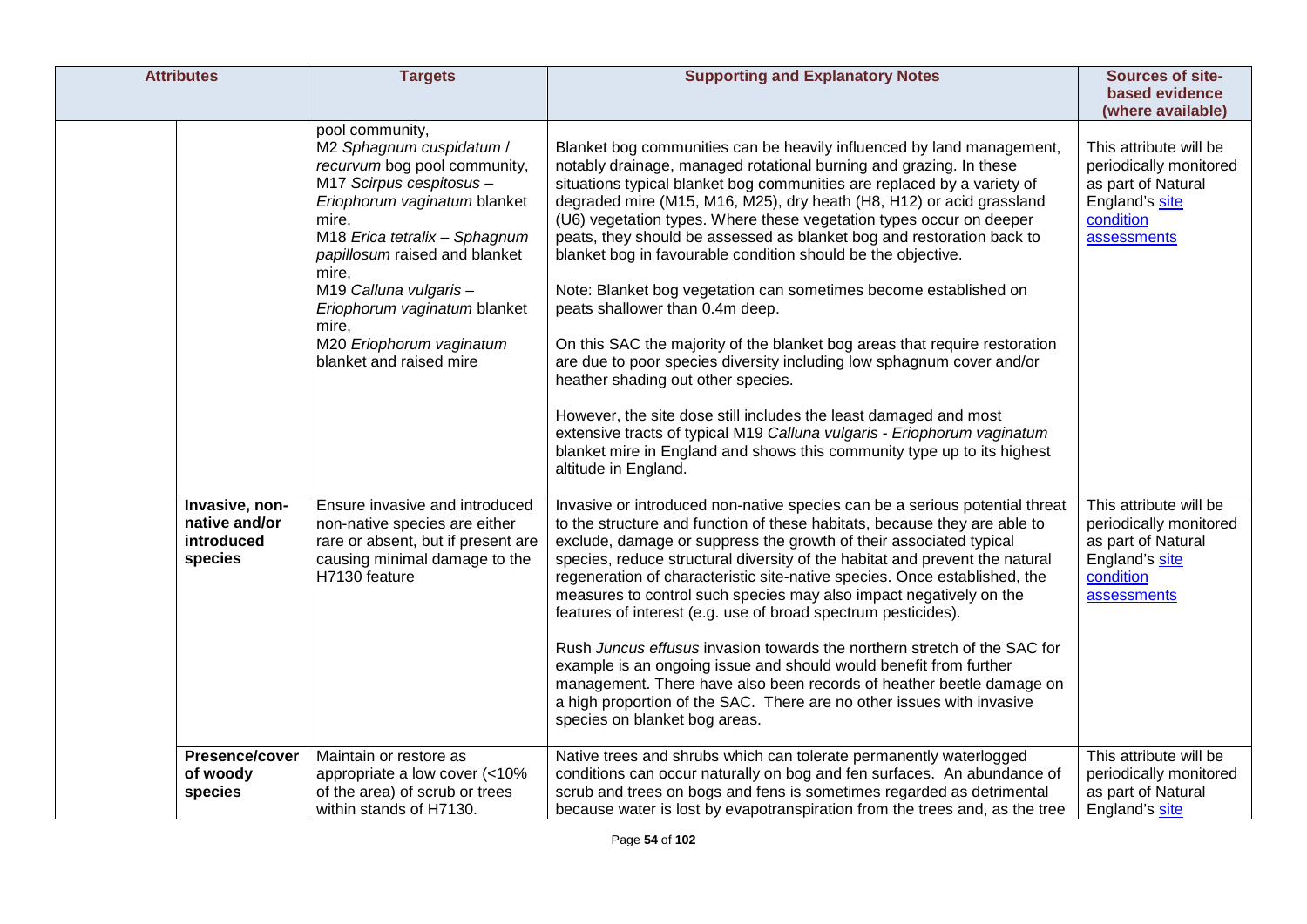| Attributes | | Targets | Supporting and Explanatory Notes | Sources of site-based evidence (where available) |
|---|---|---|---|---|
| | | pool community,<br>M2 *Sphagnum cuspidatum / recurvum* bog pool community,<br>M17 *Scirpus cespitosus – Eriophorum vaginatum* blanket mire,<br>M18 *Erica tetralix – Sphagnum papillosum* raised and blanket mire,<br>M19 *Calluna vulgaris – Eriophorum vaginatum* blanket mire,<br>M20 *Eriophorum vaginatum* blanket and raised mire | Blanket bog communities can be heavily influenced by land management, notably drainage, managed rotational burning and grazing. In these situations typical blanket bog communities are replaced by a variety of degraded mire (M15, M16, M25), dry heath (H8, H12) or acid grassland (U6) vegetation types. Where these vegetation types occur on deeper peats, they should be assessed as blanket bog and restoration back to blanket bog in favourable condition should be the objective.<br><br>Note: Blanket bog vegetation can sometimes become established on peats shallower than 0.4m deep.<br><br>On this SAC the majority of the blanket bog areas that require restoration are due to poor species diversity including low sphagnum cover and/or heather shading out other species.<br><br>However, the site dose still includes the least damaged and most extensive tracts of typical M19 *Calluna vulgaris - Eriophorum vaginatum* blanket mire in England and shows this community type up to its highest altitude in England. | This attribute will be periodically monitored as part of Natural England's site condition assessments |
| | **Invasive, non-native and/or introduced species** | Ensure invasive and introduced non-native species are either rare or absent, but if present are causing minimal damage to the H7130 feature | Invasive or introduced non-native species can be a serious potential threat to the structure and function of these habitats, because they are able to exclude, damage or suppress the growth of their associated typical species, reduce structural diversity of the habitat and prevent the natural regeneration of characteristic site-native species. Once established, the measures to control such species may also impact negatively on the features of interest (e.g. use of broad spectrum pesticides).<br><br>Rush *Juncus effusus* invasion towards the northern stretch of the SAC for example is an ongoing issue and should would benefit from further management. There have also been records of heather beetle damage on a high proportion of the SAC. There are no other issues with invasive species on blanket bog areas. | This attribute will be periodically monitored as part of Natural England's site condition assessments |
| | **Presence/cover of woody species** | Maintain or restore as appropriate a low cover (<10% of the area) of scrub or trees within stands of H7130. | Native trees and shrubs which can tolerate permanently waterlogged conditions can occur naturally on bog and fen surfaces. An abundance of scrub and trees on bogs and fens is sometimes regarded as detrimental because water is lost by evapotranspiration from the trees and, as the tree | This attribute will be periodically monitored as part of Natural England's site |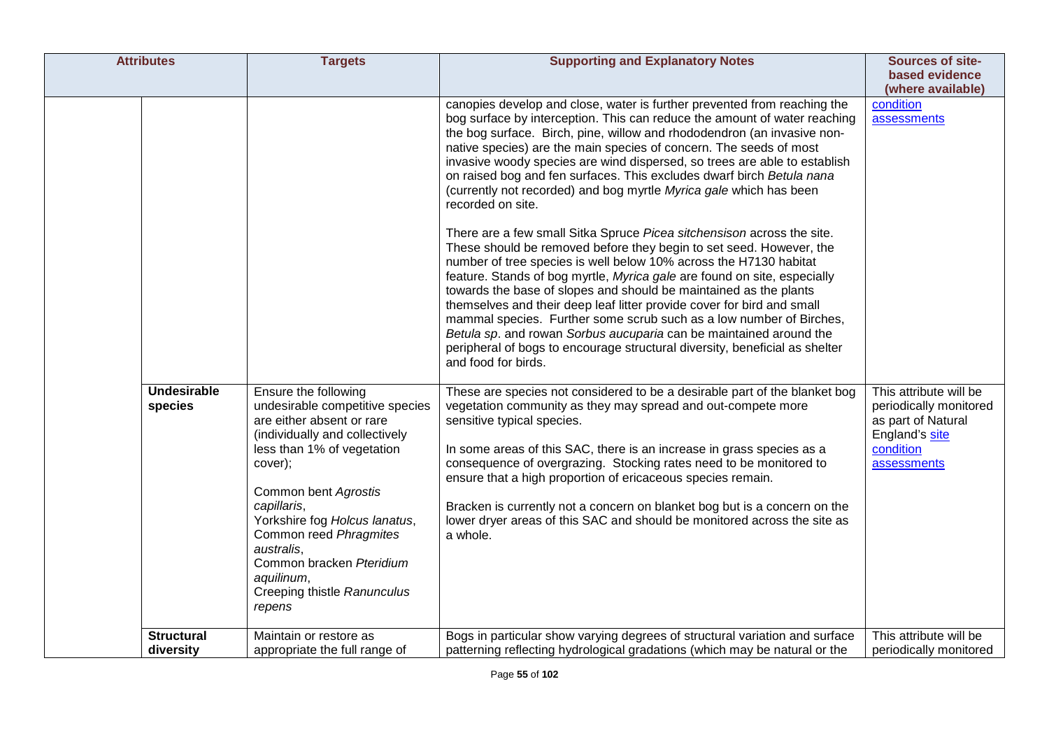| Attributes | | Targets | Supporting and Explanatory Notes | Sources of site-based evidence (where available) |
|---|---|---|---|---|
| | | | canopies develop and close, water is further prevented from reaching the bog surface by interception. This can reduce the amount of water reaching the bog surface. Birch, pine, willow and rhododendron (an invasive non-native species) are the main species of concern. The seeds of most invasive woody species are wind dispersed, so trees are able to establish on raised bog and fen surfaces. This excludes dwarf birch *Betula nana* (currently not recorded) and bog myrtle *Myrica gale* which has been recorded on site.<br><br>There are a few small Sitka Spruce *Picea sitchensison* across the site. These should be removed before they begin to set seed. However, the number of tree species is well below 10% across the H7130 habitat feature. Stands of bog myrtle, *Myrica gale* are found on site, especially towards the base of slopes and should be maintained as the plants themselves and their deep leaf litter provide cover for bird and small mammal species. Further some scrub such as a low number of Birches, *Betula sp*. and rowan *Sorbus aucuparia* can be maintained around the peripheral of bogs to encourage structural diversity, beneficial as shelter and food for birds. | condition assessments |
| | **Undesirable species** | Ensure the following undesirable competitive species are either absent or rare (individually and collectively less than 1% of vegetation cover);<br><br>Common bent *Agrostis capillaris*,<br>Yorkshire fog *Holcus lanatus*,<br>Common reed *Phragmites australis*,<br>Common bracken *Pteridium aquilinum*,<br>Creeping thistle *Ranunculus repens* | These are species not considered to be a desirable part of the blanket bog vegetation community as they may spread and out-compete more sensitive typical species.<br><br>In some areas of this SAC, there is an increase in grass species as a consequence of overgrazing. Stocking rates need to be monitored to ensure that a high proportion of ericaceous species remain.<br><br>Bracken is currently not a concern on blanket bog but is a concern on the lower dryer areas of this SAC and should be monitored across the site as a whole. | This attribute will be periodically monitored as part of Natural England's site condition assessments |
| | **Structural diversity** | Maintain or restore as appropriate the full range of | Bogs in particular show varying degrees of structural variation and surface patterning reflecting hydrological gradations (which may be natural or the | This attribute will be periodically monitored |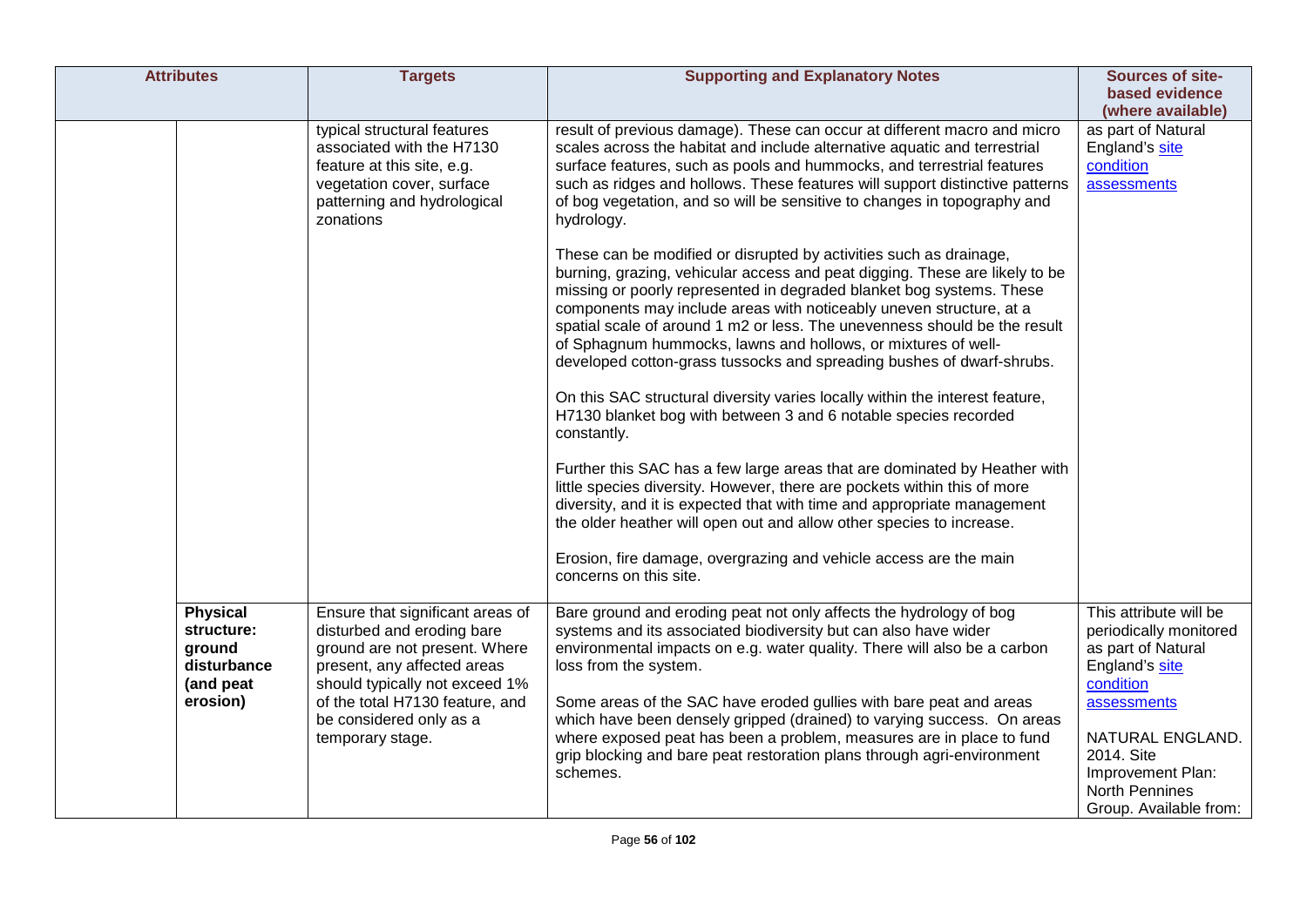| Attributes | | Targets | Supporting and Explanatory Notes | Sources of site-based evidence (where available) |
|---|---|---|---|---|
| | | typical structural features associated with the H7130 feature at this site, e.g. vegetation cover, surface patterning and hydrological zonations | result of previous damage). These can occur at different macro and micro scales across the habitat and include alternative aquatic and terrestrial surface features, such as pools and hummocks, and terrestrial features such as ridges and hollows. These features will support distinctive patterns of bog vegetation, and so will be sensitive to changes in topography and hydrology.<br><br>These can be modified or disrupted by activities such as drainage, burning, grazing, vehicular access and peat digging. These are likely to be missing or poorly represented in degraded blanket bog systems. These components may include areas with noticeably uneven structure, at a spatial scale of around 1 m2 or less. The unevenness should be the result of Sphagnum hummocks, lawns and hollows, or mixtures of well-developed cotton-grass tussocks and spreading bushes of dwarf-shrubs.<br><br>On this SAC structural diversity varies locally within the interest feature, H7130 blanket bog with between 3 and 6 notable species recorded constantly.<br><br>Further this SAC has a few large areas that are dominated by Heather with little species diversity. However, there are pockets within this of more diversity, and it is expected that with time and appropriate management the older heather will open out and allow other species to increase.<br><br>Erosion, fire damage, overgrazing and vehicle access are the main concerns on this site. | as part of Natural England's site condition assessments |
| | **Physical structure: ground disturbance (and peat erosion)** | Ensure that significant areas of disturbed and eroding bare ground are not present. Where present, any affected areas should typically not exceed 1% of the total H7130 feature, and be considered only as a temporary stage. | Bare ground and eroding peat not only affects the hydrology of bog systems and its associated biodiversity but can also have wider environmental impacts on e.g. water quality. There will also be a carbon loss from the system.<br><br>Some areas of the SAC have eroded gullies with bare peat and areas which have been densely gripped (drained) to varying success. On areas where exposed peat has been a problem, measures are in place to fund grip blocking and bare peat restoration plans through agri-environment schemes. | This attribute will be periodically monitored as part of Natural England's site condition assessments<br><br>NATURAL ENGLAND. 2014. Site Improvement Plan: North Pennines Group. Available from: |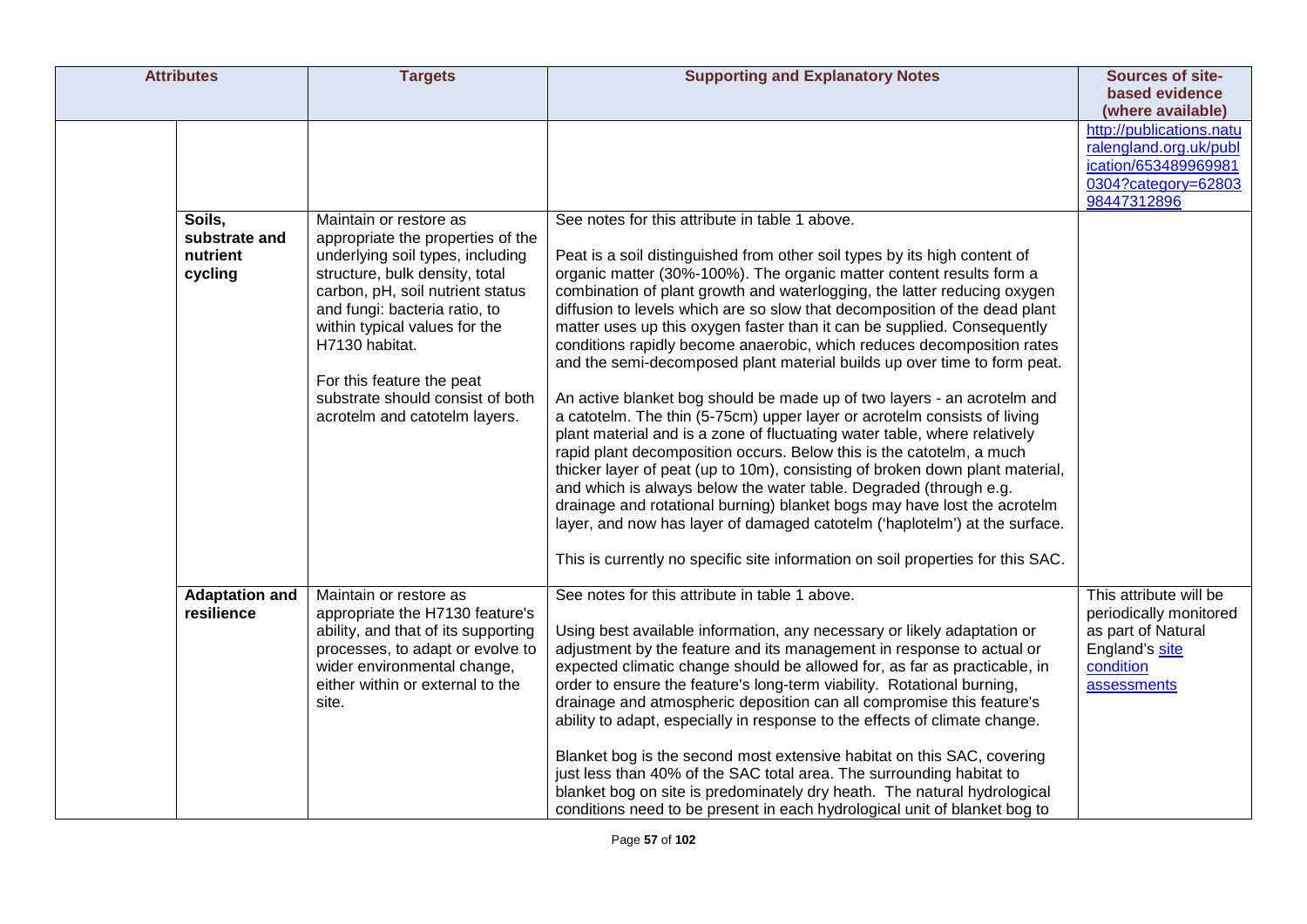| Attributes | | Targets | Supporting and Explanatory Notes | Sources of site-based evidence (where available) |
|---|---|---|---|---|
| | | | | http://publications.naturalengland.org.uk/publication/6534899699810304?category=6280398447312896 |
| | Soils, substrate and nutrient cycling | Maintain or restore as appropriate the properties of the underlying soil types, including structure, bulk density, total carbon, pH, soil nutrient status and fungi: bacteria ratio, to within typical values for the H7130 habitat.<br><br>For this feature the peat substrate should consist of both acrotelm and catotelm layers. | See notes for this attribute in table 1 above.<br><br>Peat is a soil distinguished from other soil types by its high content of organic matter (30%-100%). The organic matter content results form a combination of plant growth and waterlogging, the latter reducing oxygen diffusion to levels which are so slow that decomposition of the dead plant matter uses up this oxygen faster than it can be supplied. Consequently conditions rapidly become anaerobic, which reduces decomposition rates and the semi-decomposed plant material builds up over time to form peat.<br><br>An active blanket bog should be made up of two layers - an acrotelm and a catotelm. The thin (5-75cm) upper layer or acrotelm consists of living plant material and is a zone of fluctuating water table, where relatively rapid plant decomposition occurs. Below this is the catotelm, a much thicker layer of peat (up to 10m), consisting of broken down plant material, and which is always below the water table. Degraded (through e.g. drainage and rotational burning) blanket bogs may have lost the acrotelm layer, and now has layer of damaged catotelm ('haplotelm') at the surface.<br><br>This is currently no specific site information on soil properties for this SAC. | |
| | Adaptation and resilience | Maintain or restore as appropriate the H7130 feature's ability, and that of its supporting processes, to adapt or evolve to wider environmental change, either within or external to the site. | See notes for this attribute in table 1 above.<br><br>Using best available information, any necessary or likely adaptation or adjustment by the feature and its management in response to actual or expected climatic change should be allowed for, as far as practicable, in order to ensure the feature's long-term viability. Rotational burning, drainage and atmospheric deposition can all compromise this feature's ability to adapt, especially in response to the effects of climate change.<br><br>Blanket bog is the second most extensive habitat on this SAC, covering just less than 40% of the SAC total area. The surrounding habitat to blanket bog on site is predominately dry heath. The natural hydrological conditions need to be present in each hydrological unit of blanket bog to | This attribute will be periodically monitored as part of Natural England's site condition assessments |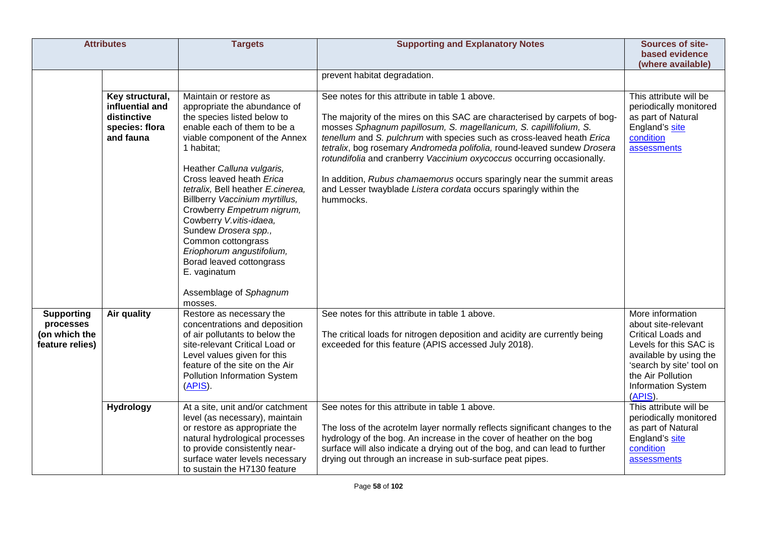| Attributes | | Targets | Supporting and Explanatory Notes | Sources of site-based evidence (where available) |
|---|---|---|---|---|
| | | | prevent habitat degradation. | |
| | **Key structural, influential and distinctive species: flora and fauna** | Maintain or restore as appropriate the abundance of the species listed below to enable each of them to be a viable component of the Annex 1 habitat;<br><br>Heather *Calluna vulgaris,* Cross leaved heath *Erica tetralix,* Bell heather *E.cinerea,* Billberry *Vaccinium myrtillus,* Crowberry *Empetrum nigrum,* Cowberry *V.vitis-idaea,* Sundew *Drosera spp.,* Common cottongrass *Eriophorum angustifolium,* Borad leaved cottongrass E. vaginatum<br><br>Assemblage of *Sphagnum* mosses. | See notes for this attribute in table 1 above.<br><br>The majority of the mires on this SAC are characterised by carpets of bog-mosses *Sphagnum papillosum, S. magellanicum, S. capillifolium, S. tenellum* and *S. pulchrum* with species such as cross-leaved heath *Erica tetralix*, bog rosemary *Andromeda polifolia,* round-leaved sundew *Drosera rotundifolia* and cranberry *Vaccinium oxycoccus* occurring occasionally.<br><br>In addition, *Rubus chamaemorus* occurs sparingly near the summit areas and Lesser twayblade *Listera cordata* occurs sparingly within the hummocks. | This attribute will be periodically monitored as part of Natural England's site condition assessments |
| **Supporting processes (on which the feature relies)** | **Air quality** | Restore as necessary the concentrations and deposition of air pollutants to below the site-relevant Critical Load or Level values given for this feature of the site on the Air Pollution Information System (APIS). | See notes for this attribute in table 1 above.<br><br>The critical loads for nitrogen deposition and acidity are currently being exceeded for this feature (APIS accessed July 2018). | More information about site-relevant Critical Loads and Levels for this SAC is available by using the 'search by site' tool on the Air Pollution Information System (APIS). |
| | **Hydrology** | At a site, unit and/or catchment level (as necessary), maintain or restore as appropriate the natural hydrological processes to provide consistently near-surface water levels necessary to sustain the H7130 feature | See notes for this attribute in table 1 above.<br><br>The loss of the acrotelm layer normally reflects significant changes to the hydrology of the bog. An increase in the cover of heather on the bog surface will also indicate a drying out of the bog, and can lead to further drying out through an increase in sub-surface peat pipes. | This attribute will be periodically monitored as part of Natural England's site condition assessments |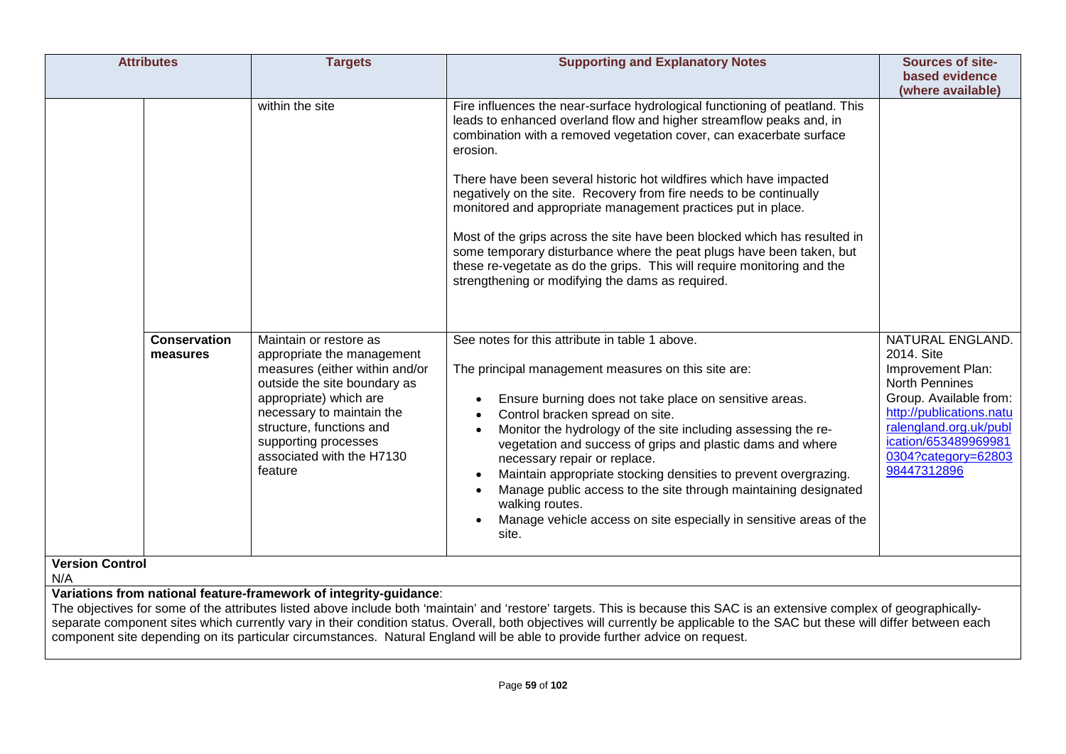| Attributes | | Targets | Supporting and Explanatory Notes | Sources of site-based evidence (where available) |
|---|---|---|---|---|
| | | within the site | Fire influences the near-surface hydrological functioning of peatland. This leads to enhanced overland flow and higher streamflow peaks and, in combination with a removed vegetation cover, can exacerbate surface erosion.<br><br>There have been several historic hot wildfires which have impacted negatively on the site. Recovery from fire needs to be continually monitored and appropriate management practices put in place.<br><br>Most of the grips across the site have been blocked which has resulted in some temporary disturbance where the peat plugs have been taken, but these re-vegetate as do the grips. This will require monitoring and the strengthening or modifying the dams as required. | |
| | **Conservation measures** | Maintain or restore as appropriate the management measures (either within and/or outside the site boundary as appropriate) which are necessary to maintain the structure, functions and supporting processes associated with the H7130 feature | See notes for this attribute in table 1 above.<br><br>The principal management measures on this site are:<br><br>• Ensure burning does not take place on sensitive areas.<br>• Control bracken spread on site.<br>• Monitor the hydrology of the site including assessing the re-vegetation and success of grips and plastic dams and where necessary repair or replace.<br>• Maintain appropriate stocking densities to prevent overgrazing.<br>• Manage public access to the site through maintaining designated walking routes.<br>• Manage vehicle access on site especially in sensitive areas of the site. | NATURAL ENGLAND. 2014. Site Improvement Plan: North Pennines Group. Available from: http://publications.naturalengland.org.uk/publication/6534899699810304?category=6280398447312896 |

**Version Control**

N/A

**Variations from national feature-framework of integrity-guidance**:

The objectives for some of the attributes listed above include both 'maintain' and 'restore' targets. This is because this SAC is an extensive complex of geographically-separate component sites which currently vary in their condition status. Overall, both objectives will currently be applicable to the SAC but these will differ between each component site depending on its particular circumstances. Natural England will be able to provide further advice on request.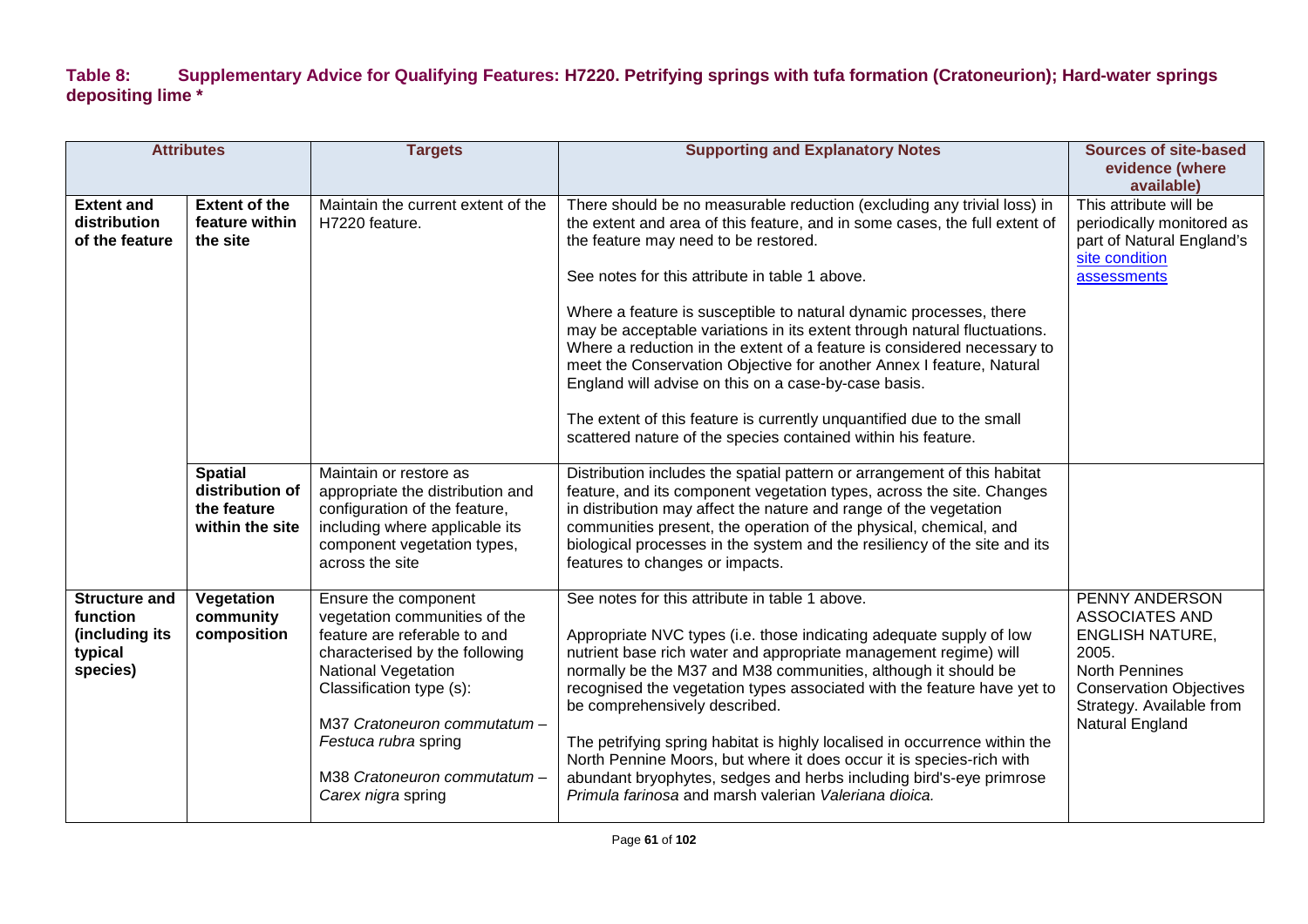### Table 8: Supplementary Advice for Qualifying Features: H7220. Petrifying springs with tufa formation (Cratoneurion); Hard-water springs depositing lime *

| Attributes | | Targets | Supporting and Explanatory Notes | Sources of site-based evidence (where available) |
|---|---|---|---|---|
| **Extent and distribution of the feature** | **Extent of the feature within the site** | Maintain the current extent of the H7220 feature. | There should be no measurable reduction (excluding any trivial loss) in the extent and area of this feature, and in some cases, the full extent of the feature may need to be restored.<br><br>See notes for this attribute in table 1 above.<br><br>Where a feature is susceptible to natural dynamic processes, there may be acceptable variations in its extent through natural fluctuations. Where a reduction in the extent of a feature is considered necessary to meet the Conservation Objective for another Annex I feature, Natural England will advise on this on a case-by-case basis.<br><br>The extent of this feature is currently unquantified due to the small scattered nature of the species contained within his feature. | This attribute will be periodically monitored as part of Natural England's [site condition assessments]() |
| | **Spatial distribution of the feature within the site** | Maintain or restore as appropriate the distribution and configuration of the feature, including where applicable its component vegetation types, across the site | Distribution includes the spatial pattern or arrangement of this habitat feature, and its component vegetation types, across the site. Changes in distribution may affect the nature and range of the vegetation communities present, the operation of the physical, chemical, and biological processes in the system and the resiliency of the site and its features to changes or impacts. | |
| **Structure and function (including its typical species)** | **Vegetation community composition** | Ensure the component vegetation communities of the feature are referable to and characterised by the following National Vegetation Classification type (s):<br><br>M37 *Cratoneuron commutatum – Festuca rubra* spring<br><br>M38 *Cratoneuron commutatum – Carex nigra* spring | See notes for this attribute in table 1 above.<br><br>Appropriate NVC types (i.e. those indicating adequate supply of low nutrient base rich water and appropriate management regime) will normally be the M37 and M38 communities, although it should be recognised the vegetation types associated with the feature have yet to be comprehensively described.<br><br>The petrifying spring habitat is highly localised in occurrence within the North Pennine Moors, but where it does occur it is species-rich with abundant bryophytes, sedges and herbs including bird's-eye primrose *Primula farinosa* and marsh valerian *Valeriana dioica.* | PENNY ANDERSON ASSOCIATES AND ENGLISH NATURE, 2005. North Pennines Conservation Objectives Strategy. Available from Natural England |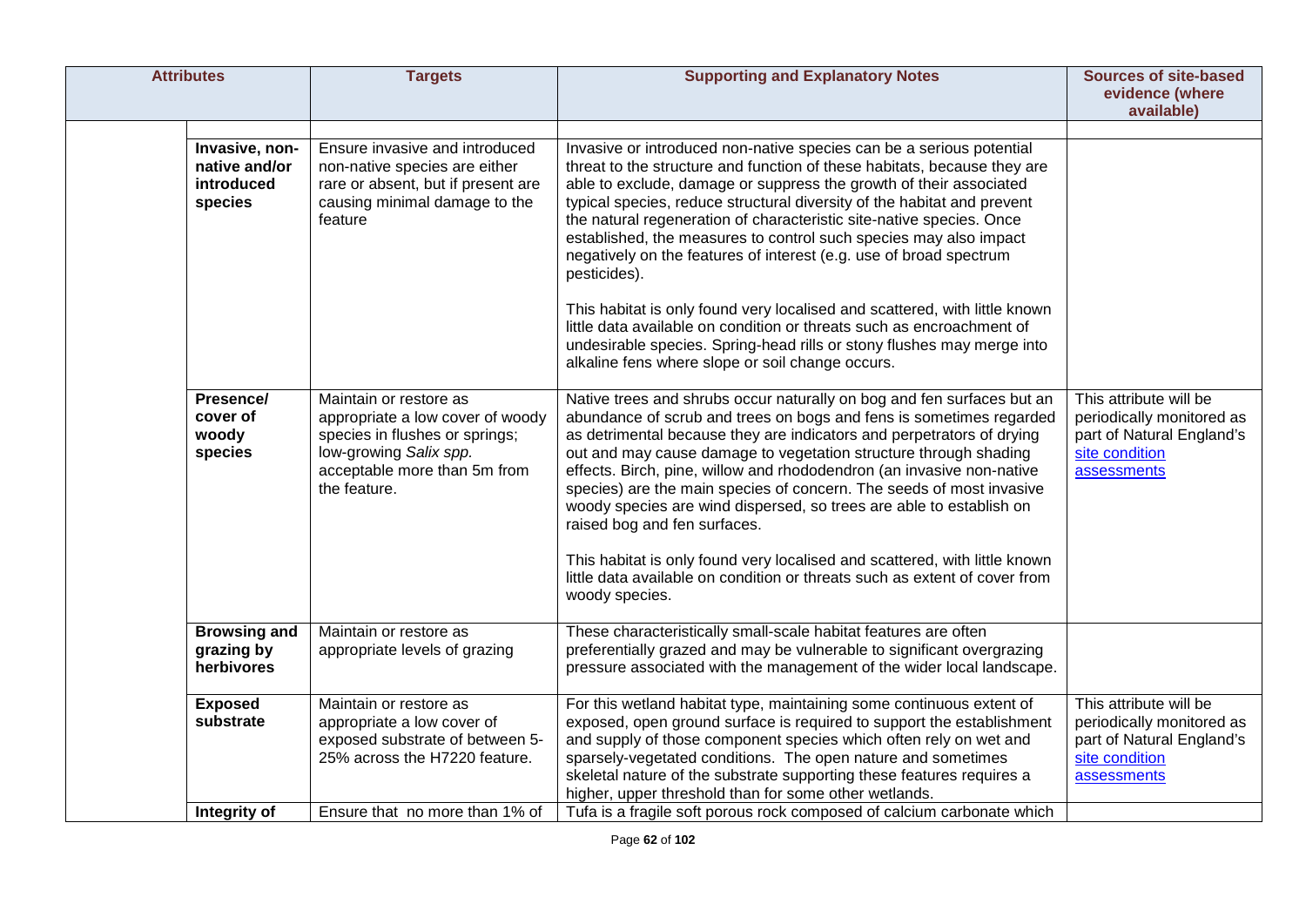| Attributes | | Targets | Supporting and Explanatory Notes | Sources of site-based evidence (where available) |
|---|---|---|---|---|
| | | | | |
| | **Invasive, non-native and/or introduced species** | Ensure invasive and introduced non-native species are either rare or absent, but if present are causing minimal damage to the feature | Invasive or introduced non-native species can be a serious potential threat to the structure and function of these habitats, because they are able to exclude, damage or suppress the growth of their associated typical species, reduce structural diversity of the habitat and prevent the natural regeneration of characteristic site-native species. Once established, the measures to control such species may also impact negatively on the features of interest (e.g. use of broad spectrum pesticides).<br><br>This habitat is only found very localised and scattered, with little known little data available on condition or threats such as encroachment of undesirable species. Spring-head rills or stony flushes may merge into alkaline fens where slope or soil change occurs. | |
| | **Presence/ cover of woody species** | Maintain or restore as appropriate a low cover of woody species in flushes or springs; low-growing *Salix spp.* acceptable more than 5m from the feature. | Native trees and shrubs occur naturally on bog and fen surfaces but an abundance of scrub and trees on bogs and fens is sometimes regarded as detrimental because they are indicators and perpetrators of drying out and may cause damage to vegetation structure through shading effects. Birch, pine, willow and rhododendron (an invasive non-native species) are the main species of concern. The seeds of most invasive woody species are wind dispersed, so trees are able to establish on raised bog and fen surfaces.<br><br>This habitat is only found very localised and scattered, with little known little data available on condition or threats such as extent of cover from woody species. | This attribute will be periodically monitored as part of Natural England's site condition assessments |
| | **Browsing and grazing by herbivores** | Maintain or restore as appropriate levels of grazing | These characteristically small-scale habitat features are often preferentially grazed and may be vulnerable to significant overgrazing pressure associated with the management of the wider local landscape. | |
| | **Exposed substrate** | Maintain or restore as appropriate a low cover of exposed substrate of between 5-25% across the H7220 feature. | For this wetland habitat type, maintaining some continuous extent of exposed, open ground surface is required to support the establishment and supply of those component species which often rely on wet and sparsely-vegetated conditions. The open nature and sometimes skeletal nature of the substrate supporting these features requires a higher, upper threshold than for some other wetlands. | This attribute will be periodically monitored as part of Natural England's site condition assessments |
| | **Integrity of** | Ensure that no more than 1% of | Tufa is a fragile soft porous rock composed of calcium carbonate which | |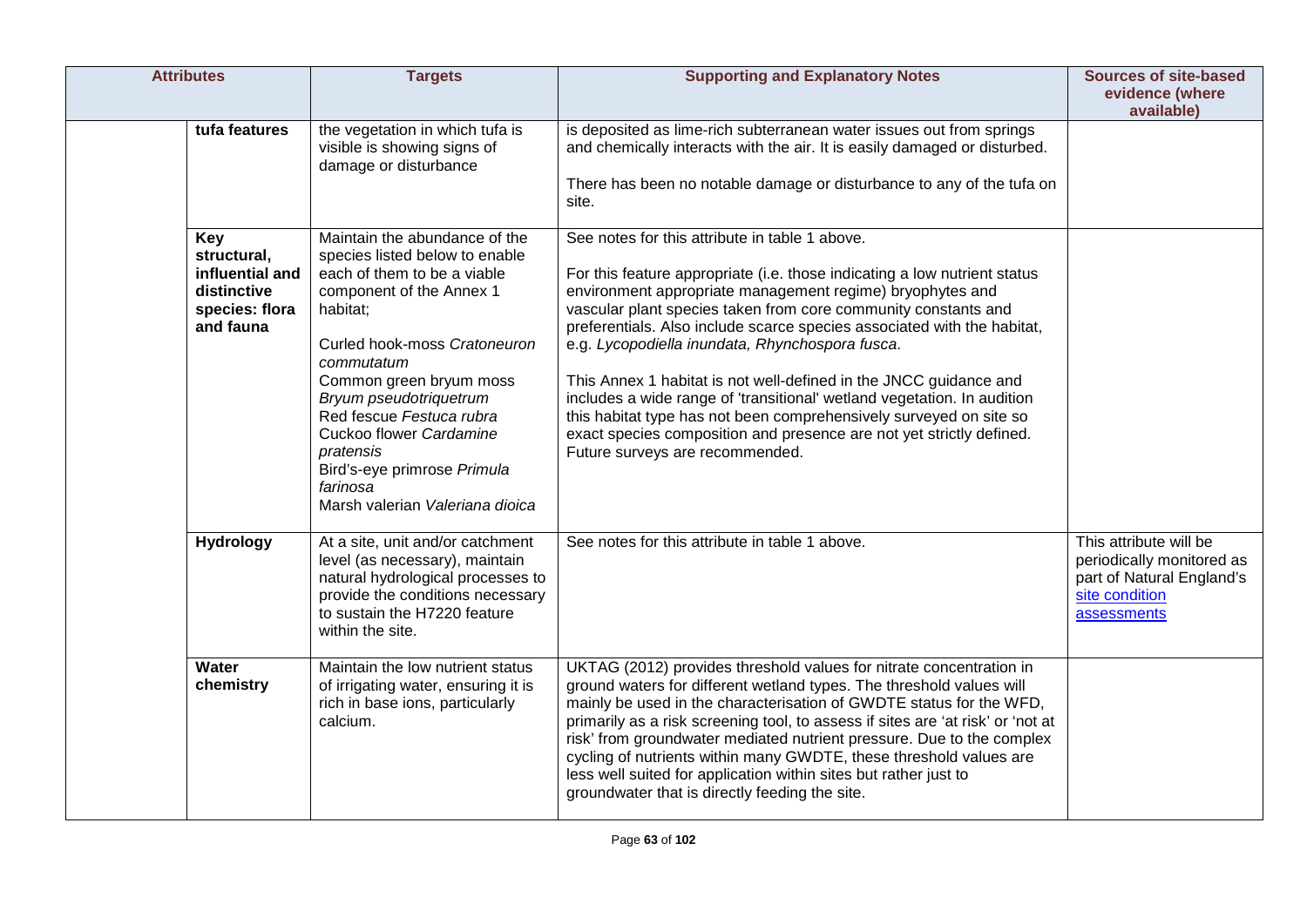| Attributes | | Targets | Supporting and Explanatory Notes | Sources of site-based evidence (where available) |
|---|---|---|---|---|
| | **tufa features** | the vegetation in which tufa is visible is showing signs of damage or disturbance | is deposited as lime-rich subterranean water issues out from springs and chemically interacts with the air. It is easily damaged or disturbed.<br><br>There has been no notable damage or disturbance to any of the tufa on site. | |
| | **Key structural, influential and distinctive species: flora and fauna** | Maintain the abundance of the species listed below to enable each of them to be a viable component of the Annex 1 habitat;<br><br>Curled hook-moss *Cratoneuron commutatum*<br>Common green bryum moss *Bryum pseudotriquetrum*<br>Red fescue *Festuca rubra*<br>Cuckoo flower *Cardamine pratensis*<br>Bird's-eye primrose *Primula farinosa*<br>Marsh valerian *Valeriana dioica* | See notes for this attribute in table 1 above.<br><br>For this feature appropriate (i.e. those indicating a low nutrient status environment appropriate management regime) bryophytes and vascular plant species taken from core community constants and preferentials. Also include scarce species associated with the habitat, e.g. *Lycopodiella inundata, Rhynchospora fusca*.<br><br>This Annex 1 habitat is not well-defined in the JNCC guidance and includes a wide range of 'transitional' wetland vegetation. In audition this habitat type has not been comprehensively surveyed on site so exact species composition and presence are not yet strictly defined. Future surveys are recommended. | |
| | **Hydrology** | At a site, unit and/or catchment level (as necessary), maintain natural hydrological processes to provide the conditions necessary to sustain the H7220 feature within the site. | See notes for this attribute in table 1 above. | This attribute will be periodically monitored as part of Natural England's site condition assessments |
| | **Water chemistry** | Maintain the low nutrient status of irrigating water, ensuring it is rich in base ions, particularly calcium. | UKTAG (2012) provides threshold values for nitrate concentration in ground waters for different wetland types. The threshold values will mainly be used in the characterisation of GWDTE status for the WFD, primarily as a risk screening tool, to assess if sites are 'at risk' or 'not at risk' from groundwater mediated nutrient pressure. Due to the complex cycling of nutrients within many GWDTE, these threshold values are less well suited for application within sites but rather just to groundwater that is directly feeding the site. | |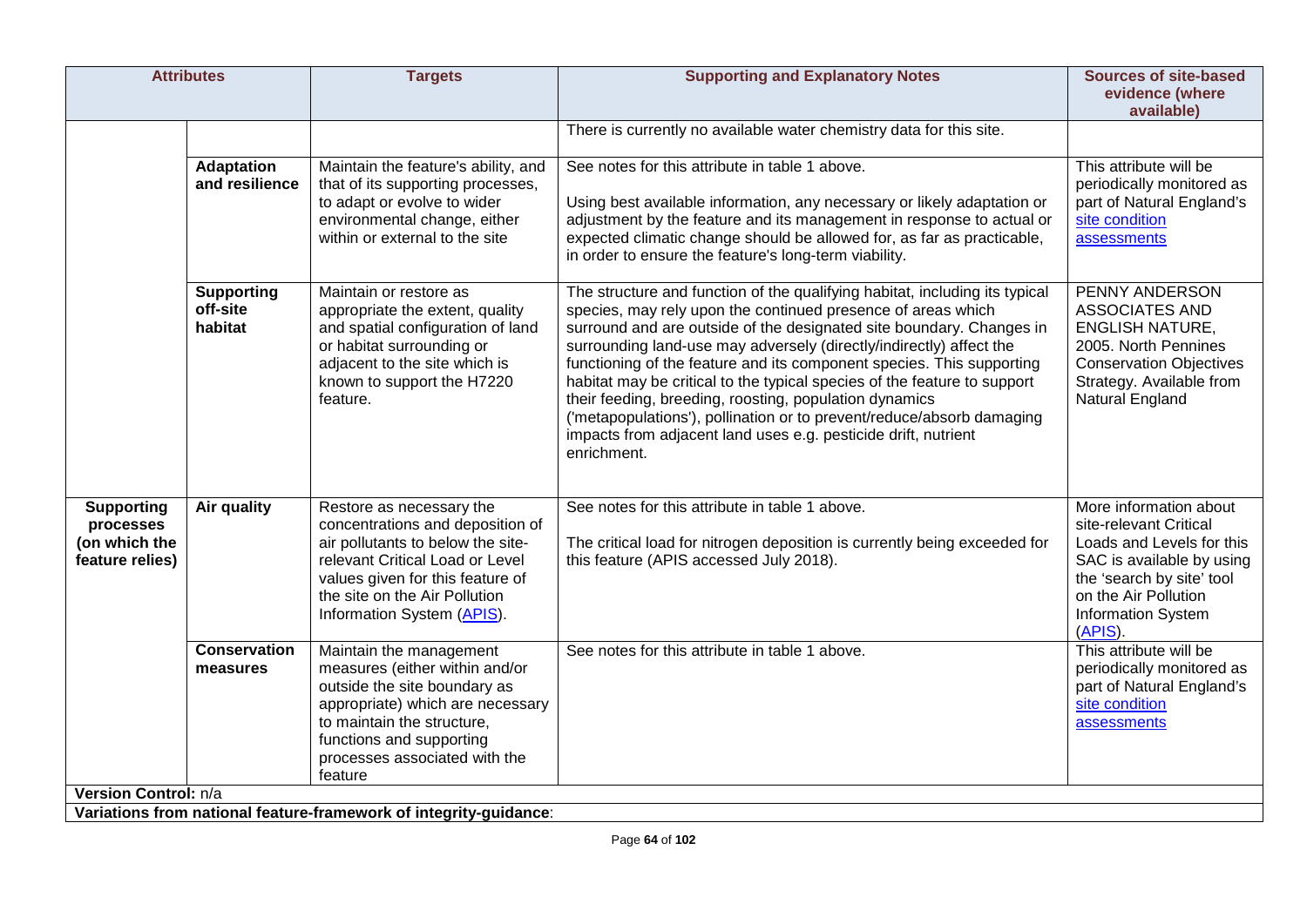| Attributes | | Targets | Supporting and Explanatory Notes | Sources of site-based evidence (where available) |
|---|---|---|---|---|
| | | | There is currently no available water chemistry data for this site. | |
| | **Adaptation and resilience** | Maintain the feature's ability, and that of its supporting processes, to adapt or evolve to wider environmental change, either within or external to the site | See notes for this attribute in table 1 above.<br><br>Using best available information, any necessary or likely adaptation or adjustment by the feature and its management in response to actual or expected climatic change should be allowed for, as far as practicable, in order to ensure the feature's long-term viability. | This attribute will be periodically monitored as part of Natural England's site condition assessments |
| | **Supporting off-site habitat** | Maintain or restore as appropriate the extent, quality and spatial configuration of land or habitat surrounding or adjacent to the site which is known to support the H7220 feature. | The structure and function of the qualifying habitat, including its typical species, may rely upon the continued presence of areas which surround and are outside of the designated site boundary. Changes in surrounding land-use may adversely (directly/indirectly) affect the functioning of the feature and its component species. This supporting habitat may be critical to the typical species of the feature to support their feeding, breeding, roosting, population dynamics ('metapopulations'), pollination or to prevent/reduce/absorb damaging impacts from adjacent land uses e.g. pesticide drift, nutrient enrichment. | PENNY ANDERSON ASSOCIATES AND ENGLISH NATURE, 2005. North Pennines Conservation Objectives Strategy. Available from Natural England |
| **Supporting processes (on which the feature relies)** | **Air quality** | Restore as necessary the concentrations and deposition of air pollutants to below the site-relevant Critical Load or Level values given for this feature of the site on the Air Pollution Information System (APIS). | See notes for this attribute in table 1 above.<br><br>The critical load for nitrogen deposition is currently being exceeded for this feature (APIS accessed July 2018). | More information about site-relevant Critical Loads and Levels for this SAC is available by using the 'search by site' tool on the Air Pollution Information System (APIS). |
| | **Conservation measures** | Maintain the management measures (either within and/or outside the site boundary as appropriate) which are necessary to maintain the structure, functions and supporting processes associated with the feature | See notes for this attribute in table 1 above. | This attribute will be periodically monitored as part of Natural England's site condition assessments |

**Version Control:** n/a

**Variations from national feature-framework of integrity-guidance**: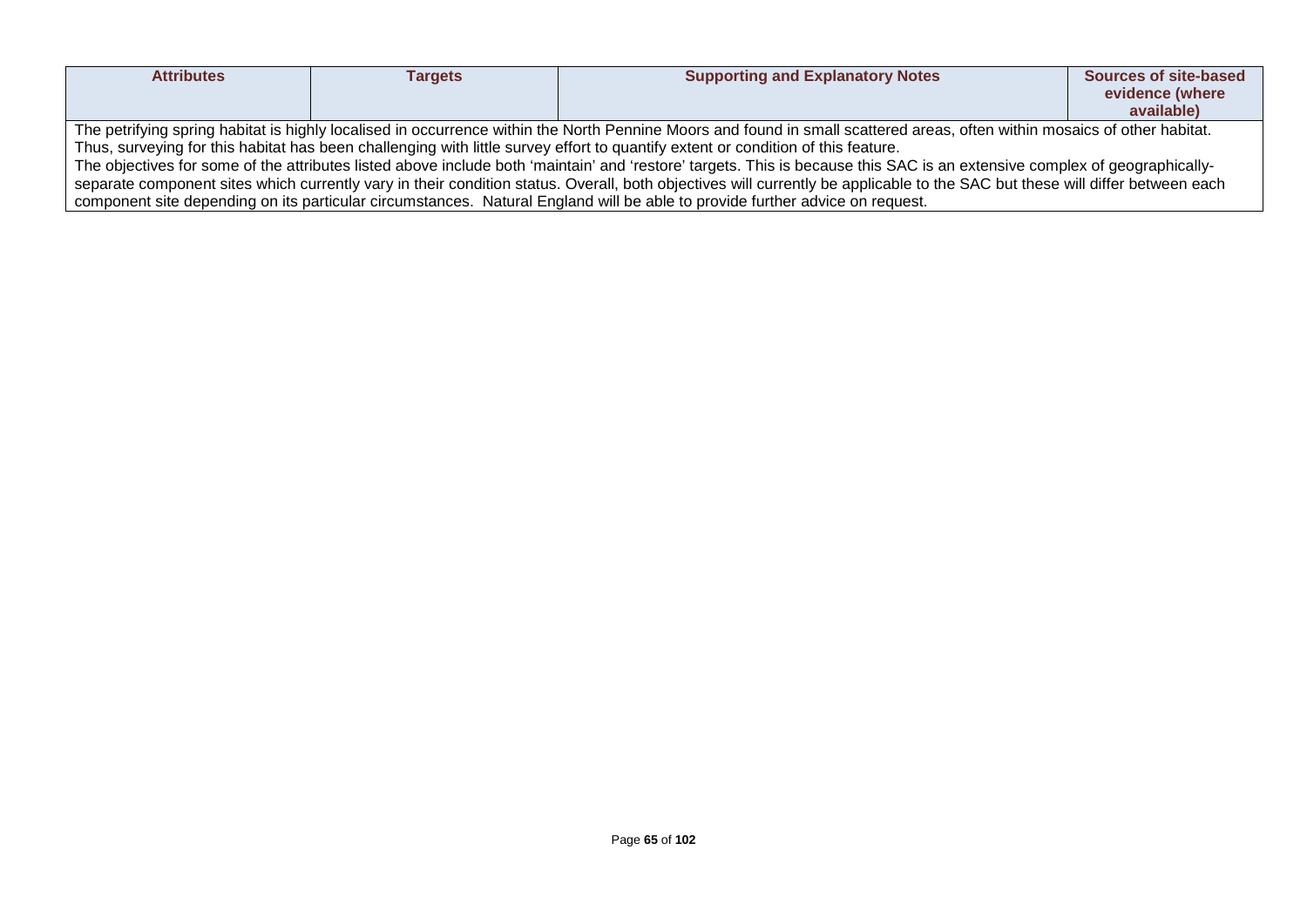| Attributes | Targets | Supporting and Explanatory Notes | Sources of site-based evidence (where available) |
| --- | --- | --- | --- |
| The petrifying spring habitat is highly localised in occurrence within the North Pennine Moors and found in small scattered areas, often within mosaics of other habitat. Thus, surveying for this habitat has been challenging with little survey effort to quantify extent or condition of this feature. The objectives for some of the attributes listed above include both 'maintain' and 'restore' targets. This is because this SAC is an extensive complex of geographically-separate component sites which currently vary in their condition status. Overall, both objectives will currently be applicable to the SAC but these will differ between each component site depending on its particular circumstances. Natural England will be able to provide further advice on request. | | | |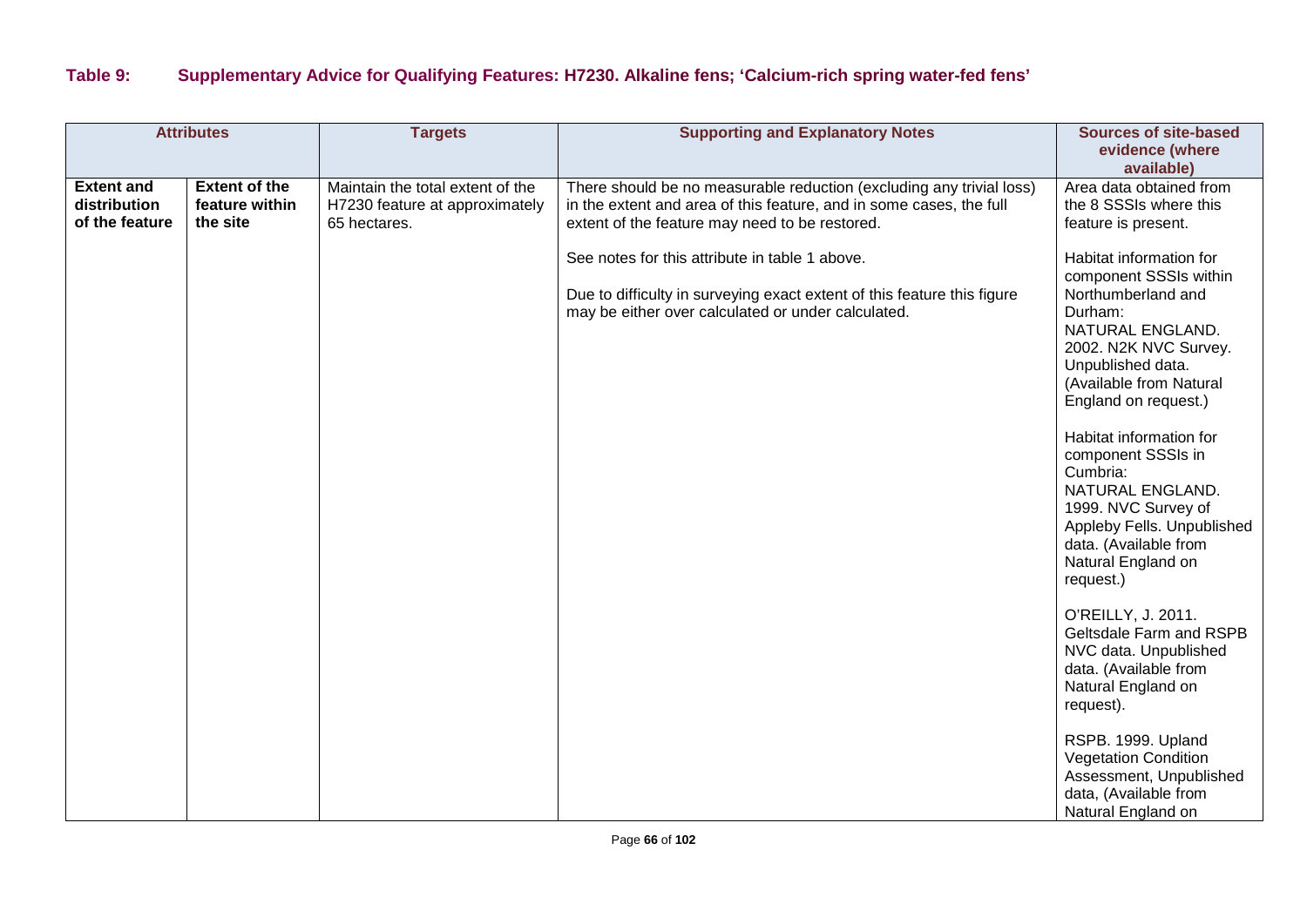**Table 9: Supplementary Advice for Qualifying Features: H7230. Alkaline fens; 'Calcium-rich spring water-fed fens'**

| Attributes | | Targets | Supporting and Explanatory Notes | Sources of site-based evidence (where available) |
|---|---|---|---|---|
| **Extent and distribution of the feature** | **Extent of the feature within the site** | Maintain the total extent of the H7230 feature at approximately 65 hectares. | There should be no measurable reduction (excluding any trivial loss) in the extent and area of this feature, and in some cases, the full extent of the feature may need to be restored.<br><br>See notes for this attribute in table 1 above.<br><br>Due to difficulty in surveying exact extent of this feature this figure may be either over calculated or under calculated. | Area data obtained from the 8 SSSIs where this feature is present.<br><br>Habitat information for component SSSIs within Northumberland and Durham:<br>NATURAL ENGLAND. 2002. N2K NVC Survey. Unpublished data. (Available from Natural England on request.)<br><br>Habitat information for component SSSIs in Cumbria:<br>NATURAL ENGLAND. 1999. NVC Survey of Appleby Fells. Unpublished data. (Available from Natural England on request.)<br><br>O'REILLY, J. 2011. Geltsdale Farm and RSPB NVC data. Unpublished data. (Available from Natural England on request).<br><br>RSPB. 1999. Upland Vegetation Condition Assessment, Unpublished data, (Available from Natural England on |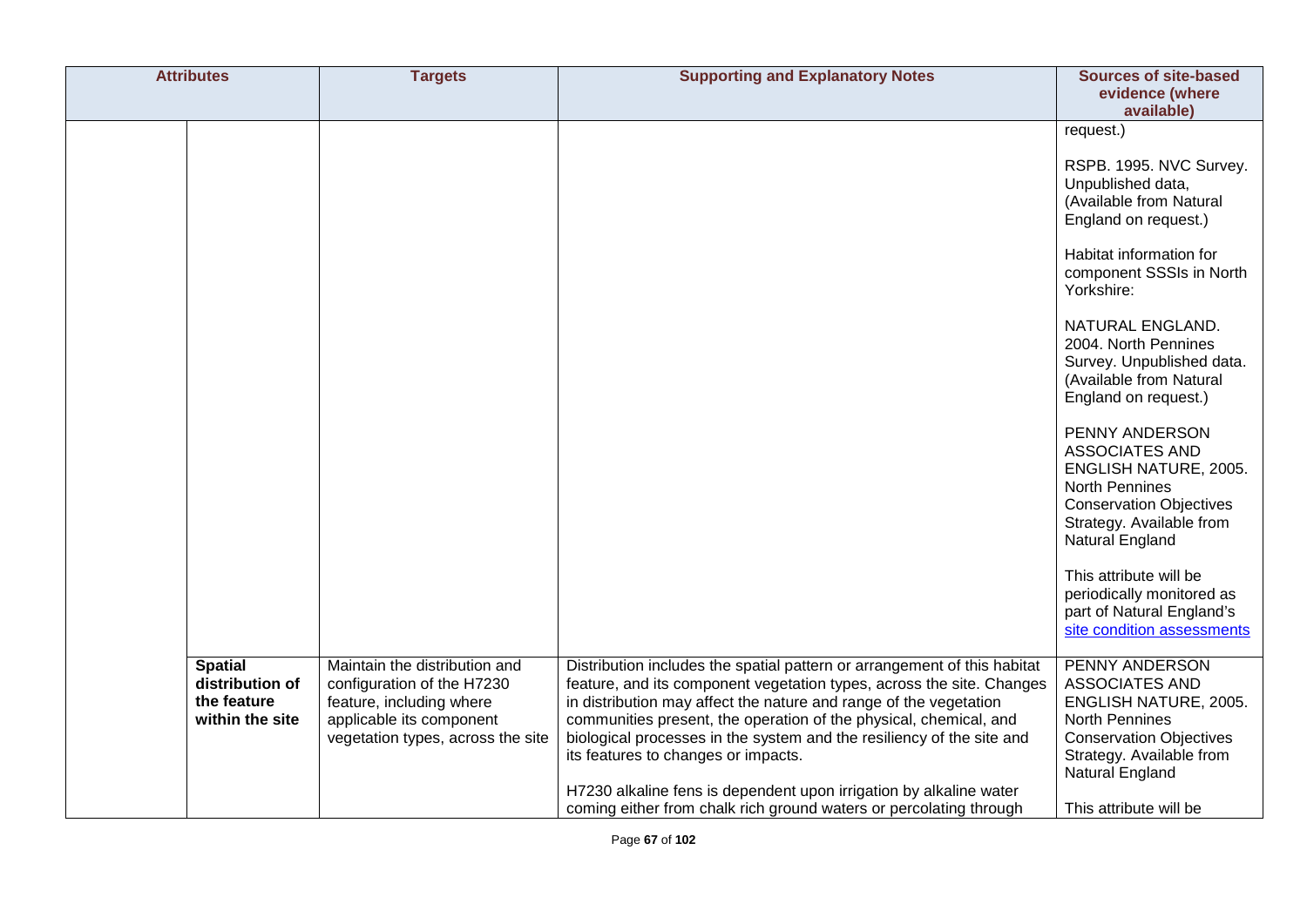| Attributes | | Targets | Supporting and Explanatory Notes | Sources of site-based evidence (where available) |
|---|---|---|---|---|
| | | | | request.)<br><br>RSPB. 1995. NVC Survey. Unpublished data, (Available from Natural England on request.)<br><br>Habitat information for component SSSIs in North Yorkshire:<br><br>NATURAL ENGLAND. 2004. North Pennines Survey. Unpublished data. (Available from Natural England on request.)<br><br>PENNY ANDERSON ASSOCIATES AND ENGLISH NATURE, 2005. North Pennines Conservation Objectives Strategy. Available from Natural England<br><br>This attribute will be periodically monitored as part of Natural England's site condition assessments |
| | **Spatial distribution of the feature within the site** | Maintain the distribution and configuration of the H7230 feature, including where applicable its component vegetation types, across the site | Distribution includes the spatial pattern or arrangement of this habitat feature, and its component vegetation types, across the site. Changes in distribution may affect the nature and range of the vegetation communities present, the operation of the physical, chemical, and biological processes in the system and the resiliency of the site and its features to changes or impacts.<br><br>H7230 alkaline fens is dependent upon irrigation by alkaline water coming either from chalk rich ground waters or percolating through | PENNY ANDERSON ASSOCIATES AND ENGLISH NATURE, 2005. North Pennines Conservation Objectives Strategy. Available from Natural England<br><br>This attribute will be |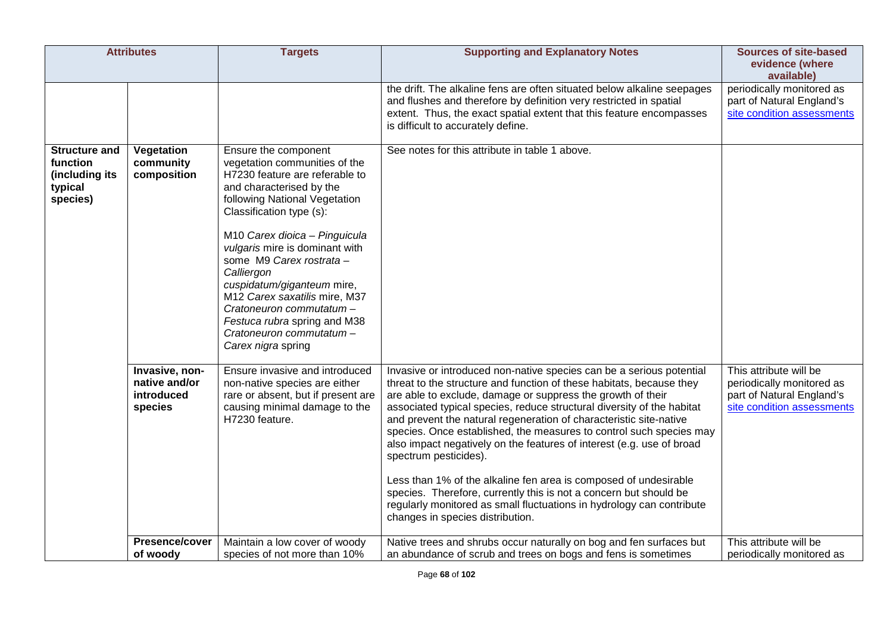| Attributes | | Targets | Supporting and Explanatory Notes | Sources of site-based evidence (where available) |
|---|---|---|---|---|
| | | | the drift. The alkaline fens are often situated below alkaline seepages and flushes and therefore by definition very restricted in spatial extent. Thus, the exact spatial extent that this feature encompasses is difficult to accurately define. | periodically monitored as part of Natural England's site condition assessments |
| **Structure and function (including its typical species)** | **Vegetation community composition** | Ensure the component vegetation communities of the H7230 feature are referable to and characterised by the following National Vegetation Classification type (s): <br><br> M10 *Carex dioica – Pinguicula vulgaris* mire is dominant with some M9 *Carex rostrata – Calliergon cuspidatum/giganteum* mire, M12 *Carex saxatilis* mire, M37 *Cratoneuron commutatum – Festuca rubra* spring and M38 *Cratoneuron commutatum – Carex nigra* spring | See notes for this attribute in table 1 above. | |
| | **Invasive, non-native and/or introduced species** | Ensure invasive and introduced non-native species are either rare or absent, but if present are causing minimal damage to the H7230 feature. | Invasive or introduced non-native species can be a serious potential threat to the structure and function of these habitats, because they are able to exclude, damage or suppress the growth of their associated typical species, reduce structural diversity of the habitat and prevent the natural regeneration of characteristic site-native species. Once established, the measures to control such species may also impact negatively on the features of interest (e.g. use of broad spectrum pesticides). <br><br> Less than 1% of the alkaline fen area is composed of undesirable species. Therefore, currently this is not a concern but should be regularly monitored as small fluctuations in hydrology can contribute changes in species distribution. | This attribute will be periodically monitored as part of Natural England's site condition assessments |
| | **Presence/cover of woody** | Maintain a low cover of woody species of not more than 10% | Native trees and shrubs occur naturally on bog and fen surfaces but an abundance of scrub and trees on bogs and fens is sometimes | This attribute will be periodically monitored as |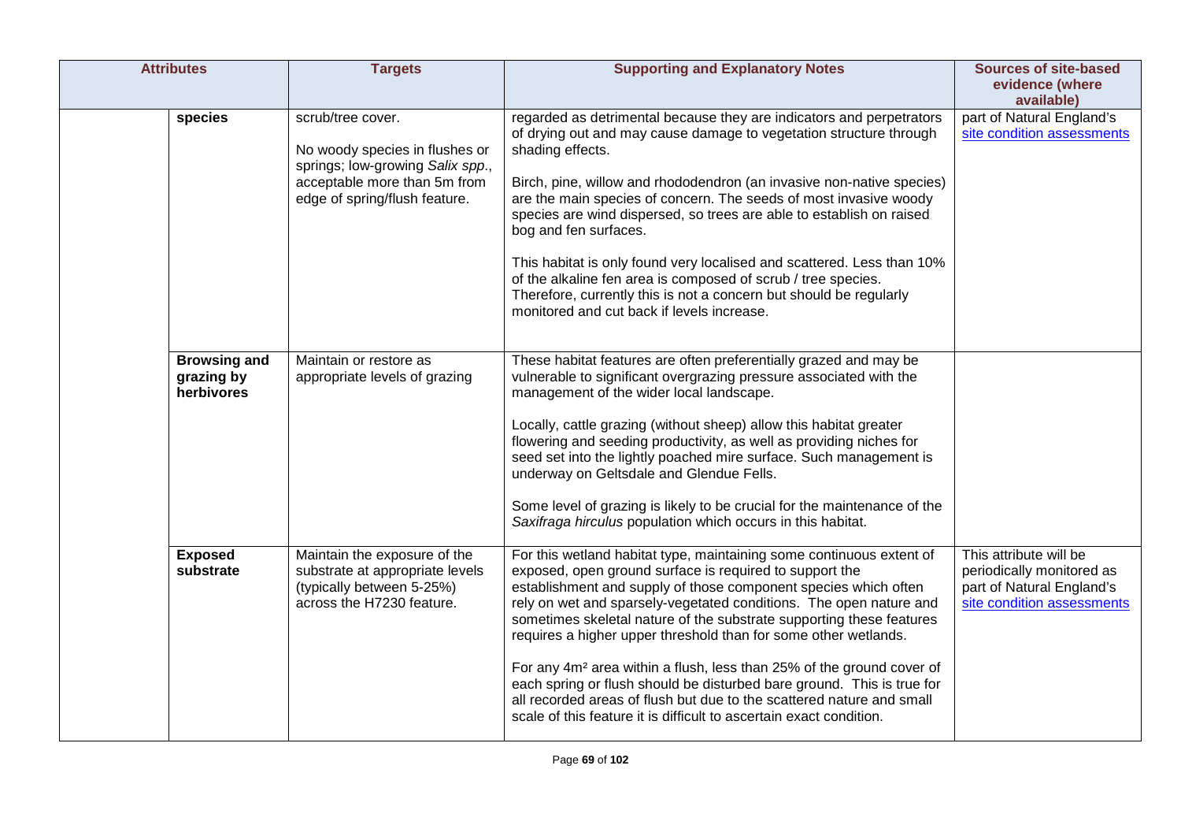| Attributes | | Targets | Supporting and Explanatory Notes | Sources of site-based evidence (where available) |
|---|---|---|---|---|
| | **species** | scrub/tree cover.<br><br>No woody species in flushes or springs; low-growing *Salix spp.*, acceptable more than 5m from edge of spring/flush feature. | regarded as detrimental because they are indicators and perpetrators of drying out and may cause damage to vegetation structure through shading effects.<br><br>Birch, pine, willow and rhododendron (an invasive non-native species) are the main species of concern. The seeds of most invasive woody species are wind dispersed, so trees are able to establish on raised bog and fen surfaces.<br><br>This habitat is only found very localised and scattered. Less than 10% of the alkaline fen area is composed of scrub / tree species. Therefore, currently this is not a concern but should be regularly monitored and cut back if levels increase. | part of Natural England's site condition assessments |
| | **Browsing and grazing by herbivores** | Maintain or restore as appropriate levels of grazing | These habitat features are often preferentially grazed and may be vulnerable to significant overgrazing pressure associated with the management of the wider local landscape.<br><br>Locally, cattle grazing (without sheep) allow this habitat greater flowering and seeding productivity, as well as providing niches for seed set into the lightly poached mire surface. Such management is underway on Geltsdale and Glendue Fells.<br><br>Some level of grazing is likely to be crucial for the maintenance of the *Saxifraga hirculus* population which occurs in this habitat. | |
| | **Exposed substrate** | Maintain the exposure of the substrate at appropriate levels (typically between 5-25%) across the H7230 feature. | For this wetland habitat type, maintaining some continuous extent of exposed, open ground surface is required to support the establishment and supply of those component species which often rely on wet and sparsely-vegetated conditions. The open nature and sometimes skeletal nature of the substrate supporting these features requires a higher upper threshold than for some other wetlands.<br><br>For any 4m² area within a flush, less than 25% of the ground cover of each spring or flush should be disturbed bare ground. This is true for all recorded areas of flush but due to the scattered nature and small scale of this feature it is difficult to ascertain exact condition. | This attribute will be periodically monitored as part of Natural England's site condition assessments |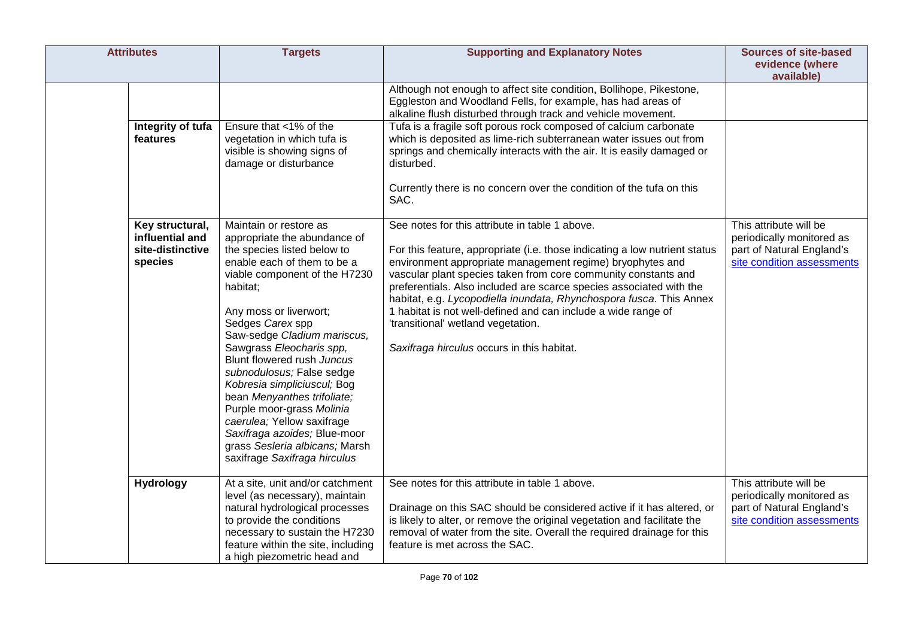| Attributes | | Targets | Supporting and Explanatory Notes | Sources of site-based evidence (where available) |
|---|---|---|---|---|
| | | | Although not enough to affect site condition, Bollihope, Pikestone, Eggleston and Woodland Fells, for example, has had areas of alkaline flush disturbed through track and vehicle movement. | |
| | **Integrity of tufa features** | Ensure that <1% of the vegetation in which tufa is visible is showing signs of damage or disturbance | Tufa is a fragile soft porous rock composed of calcium carbonate which is deposited as lime-rich subterranean water issues out from springs and chemically interacts with the air. It is easily damaged or disturbed.<br><br>Currently there is no concern over the condition of the tufa on this SAC. | |
| | **Key structural, influential and site-distinctive species** | Maintain or restore as appropriate the abundance of the species listed below to enable each of them to be a viable component of the H7230 habitat;<br><br>Any moss or liverwort;<br>Sedges *Carex* spp<br>Saw-sedge *Cladium mariscus,*<br>Sawgrass *Eleocharis spp,*<br>Blunt flowered rush *Juncus subnodulosus;* False sedge *Kobresia simpliciuscul;* Bog bean *Menyanthes trifoliate;* Purple moor-grass *Molinia caerulea;* Yellow saxifrage *Saxifraga azoides;* Blue-moor grass *Sesleria albicans;* Marsh saxifrage *Saxifraga hirculus* | See notes for this attribute in table 1 above.<br><br>For this feature, appropriate (i.e. those indicating a low nutrient status environment appropriate management regime) bryophytes and vascular plant species taken from core community constants and preferentials. Also included are scarce species associated with the habitat, e.g. *Lycopodiella inundata, Rhynchospora fusca*. This Annex 1 habitat is not well-defined and can include a wide range of 'transitional' wetland vegetation.<br><br>*Saxifraga hirculus* occurs in this habitat. | This attribute will be periodically monitored as part of Natural England's site condition assessments |
| | **Hydrology** | At a site, unit and/or catchment level (as necessary), maintain natural hydrological processes to provide the conditions necessary to sustain the H7230 feature within the site, including a high piezometric head and | See notes for this attribute in table 1 above.<br><br>Drainage on this SAC should be considered active if it has altered, or is likely to alter, or remove the original vegetation and facilitate the removal of water from the site. Overall the required drainage for this feature is met across the SAC. | This attribute will be periodically monitored as part of Natural England's site condition assessments |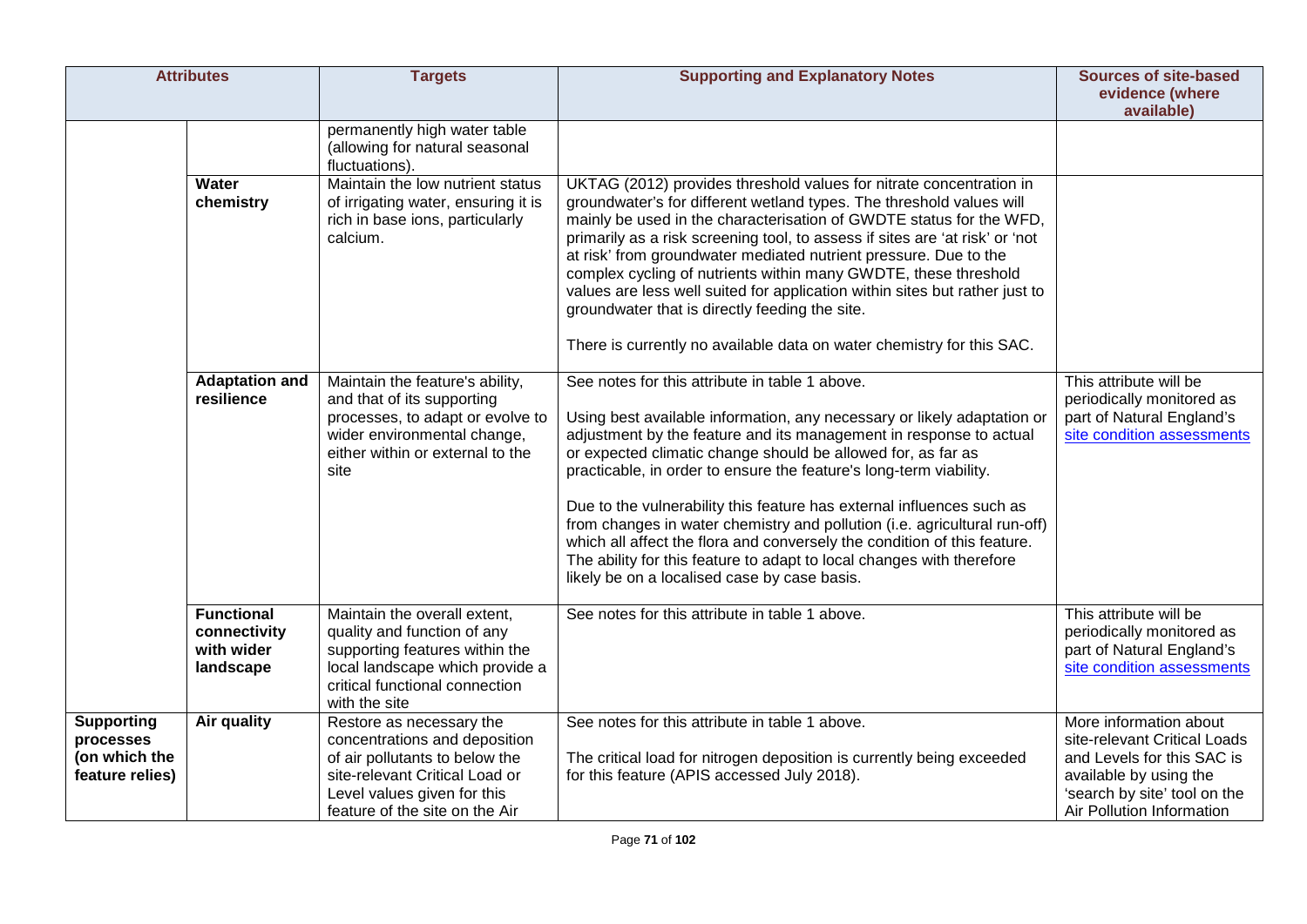| Attributes | | Targets | Supporting and Explanatory Notes | Sources of site-based evidence (where available) |
|---|---|---|---|---|
| | | permanently high water table (allowing for natural seasonal fluctuations). | | |
| | **Water chemistry** | Maintain the low nutrient status of irrigating water, ensuring it is rich in base ions, particularly calcium. | UKTAG (2012) provides threshold values for nitrate concentration in groundwater's for different wetland types. The threshold values will mainly be used in the characterisation of GWDTE status for the WFD, primarily as a risk screening tool, to assess if sites are 'at risk' or 'not at risk' from groundwater mediated nutrient pressure. Due to the complex cycling of nutrients within many GWDTE, these threshold values are less well suited for application within sites but rather just to groundwater that is directly feeding the site.<br><br>There is currently no available data on water chemistry for this SAC. | |
| | **Adaptation and resilience** | Maintain the feature's ability, and that of its supporting processes, to adapt or evolve to wider environmental change, either within or external to the site | See notes for this attribute in table 1 above.<br><br>Using best available information, any necessary or likely adaptation or adjustment by the feature and its management in response to actual or expected climatic change should be allowed for, as far as practicable, in order to ensure the feature's long-term viability.<br><br>Due to the vulnerability this feature has external influences such as from changes in water chemistry and pollution (i.e. agricultural run-off) which all affect the flora and conversely the condition of this feature. The ability for this feature to adapt to local changes with therefore likely be on a localised case by case basis. | This attribute will be periodically monitored as part of Natural England's site condition assessments |
| | **Functional connectivity with wider landscape** | Maintain the overall extent, quality and function of any supporting features within the local landscape which provide a critical functional connection with the site | See notes for this attribute in table 1 above. | This attribute will be periodically monitored as part of Natural England's site condition assessments |
| **Supporting processes (on which the feature relies)** | **Air quality** | Restore as necessary the concentrations and deposition of air pollutants to below the site-relevant Critical Load or Level values given for this feature of the site on the Air | See notes for this attribute in table 1 above.<br><br>The critical load for nitrogen deposition is currently being exceeded for this feature (APIS accessed July 2018). | More information about site-relevant Critical Loads and Levels for this SAC is available by using the 'search by site' tool on the Air Pollution Information |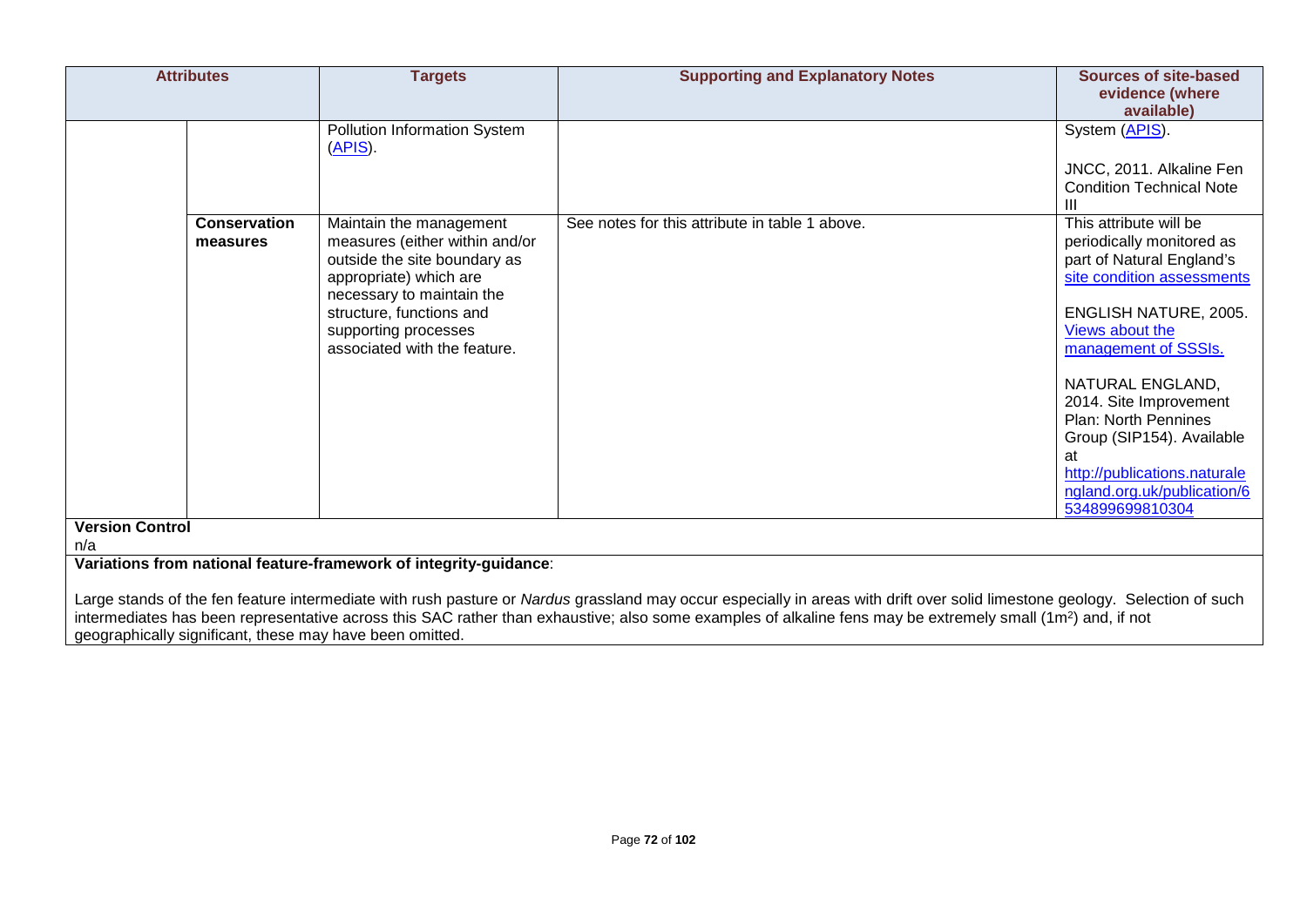| Attributes | | Targets | Supporting and Explanatory Notes | Sources of site-based evidence (where available) |
|---|---|---|---|---|
| | | Pollution Information System (APIS). | | System (APIS).<br><br>JNCC, 2011. Alkaline Fen Condition Technical Note III |
| | **Conservation measures** | Maintain the management measures (either within and/or outside the site boundary as appropriate) which are necessary to maintain the structure, functions and supporting processes associated with the feature. | See notes for this attribute in table 1 above. | This attribute will be periodically monitored as part of Natural England's site condition assessments<br><br>ENGLISH NATURE, 2005. Views about the management of SSSIs.<br><br>NATURAL ENGLAND, 2014. Site Improvement Plan: North Pennines Group (SIP154). Available at http://publications.naturalengland.org.uk/publication/6534899699810304 |

**Version Control**

n/a

**Variations from national feature-framework of integrity-guidance**:

Large stands of the fen feature intermediate with rush pasture or *Nardus* grassland may occur especially in areas with drift over solid limestone geology. Selection of such intermediates has been representative across this SAC rather than exhaustive; also some examples of alkaline fens may be extremely small ($1m^2$) and, if not geographically significant, these may have been omitted.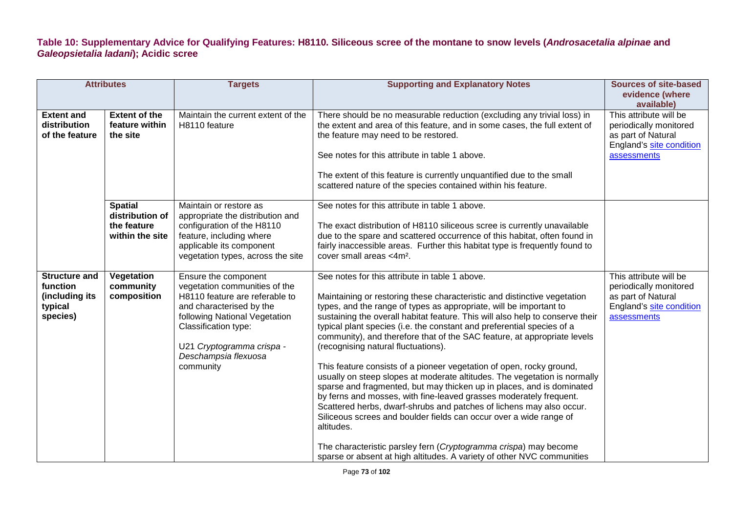**Table 10: Supplementary Advice for Qualifying Features: H8110. Siliceous scree of the montane to snow levels (*Androsacetalia alpinae* and *Galeopsietalia ladani*); Acidic scree**

| Attributes | | Targets | Supporting and Explanatory Notes | Sources of site-based evidence (where available) |
|---|---|---|---|---|
| **Extent and distribution of the feature** | **Extent of the feature within the site** | Maintain the current extent of the H8110 feature | There should be no measurable reduction (excluding any trivial loss) in the extent and area of this feature, and in some cases, the full extent of the feature may need to be restored.<br><br>See notes for this attribute in table 1 above.<br><br>The extent of this feature is currently unquantified due to the small scattered nature of the species contained within his feature. | This attribute will be periodically monitored as part of Natural England's site condition assessments |
| | **Spatial distribution of the feature within the site** | Maintain or restore as appropriate the distribution and configuration of the H8110 feature, including where applicable its component vegetation types, across the site | See notes for this attribute in table 1 above.<br><br>The exact distribution of H8110 siliceous scree is currently unavailable due to the spare and scattered occurrence of this habitat, often found in fairly inaccessible areas. Further this habitat type is frequently found to cover small areas <4m². | |
| **Structure and function (including its typical species)** | **Vegetation community composition** | Ensure the component vegetation communities of the H8110 feature are referable to and characterised by the following National Vegetation Classification type:<br><br>U21 *Cryptogramma crispa - Deschampsia flexuosa* community | See notes for this attribute in table 1 above.<br><br>Maintaining or restoring these characteristic and distinctive vegetation types, and the range of types as appropriate, will be important to sustaining the overall habitat feature. This will also help to conserve their typical plant species (i.e. the constant and preferential species of a community), and therefore that of the SAC feature, at appropriate levels (recognising natural fluctuations).<br><br>This feature consists of a pioneer vegetation of open, rocky ground, usually on steep slopes at moderate altitudes. The vegetation is normally sparse and fragmented, but may thicken up in places, and is dominated by ferns and mosses, with fine-leaved grasses moderately frequent. Scattered herbs, dwarf-shrubs and patches of lichens may also occur. Siliceous screes and boulder fields can occur over a wide range of altitudes.<br><br>The characteristic parsley fern (*Cryptogramma crispa*) may become sparse or absent at high altitudes. A variety of other NVC communities | This attribute will be periodically monitored as part of Natural England's site condition assessments |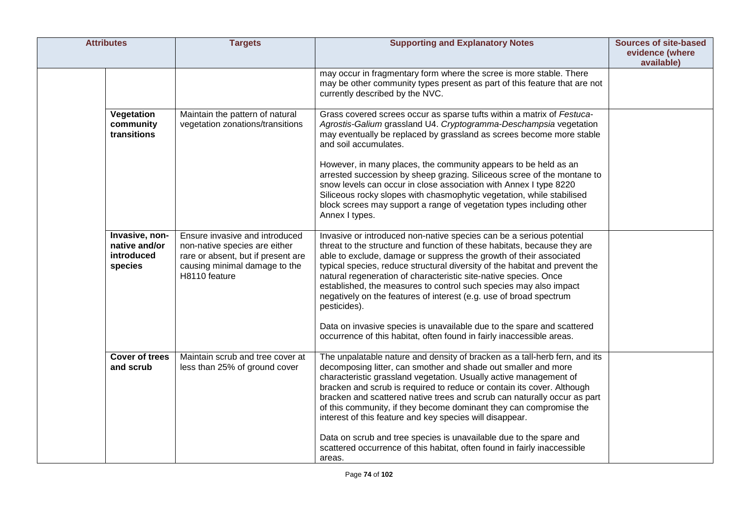| Attributes | | Targets | Supporting and Explanatory Notes | Sources of site-based evidence (where available) |
|---|---|---|---|---|
| | | | may occur in fragmentary form where the scree is more stable. There may be other community types present as part of this feature that are not currently described by the NVC. | |
| | **Vegetation community transitions** | Maintain the pattern of natural vegetation zonations/transitions | Grass covered screes occur as sparse tufts within a matrix of *Festuca-Agrostis-Galium* grassland U4. *Cryptogramma-Deschampsia* vegetation may eventually be replaced by grassland as screes become more stable and soil accumulates.<br><br>However, in many places, the community appears to be held as an arrested succession by sheep grazing. Siliceous scree of the montane to snow levels can occur in close association with Annex I type 8220 Siliceous rocky slopes with chasmophytic vegetation, while stabilised block screes may support a range of vegetation types including other Annex I types. | |
| | **Invasive, non-native and/or introduced species** | Ensure invasive and introduced non-native species are either rare or absent, but if present are causing minimal damage to the H8110 feature | Invasive or introduced non-native species can be a serious potential threat to the structure and function of these habitats, because they are able to exclude, damage or suppress the growth of their associated typical species, reduce structural diversity of the habitat and prevent the natural regeneration of characteristic site-native species. Once established, the measures to control such species may also impact negatively on the features of interest (e.g. use of broad spectrum pesticides).<br><br>Data on invasive species is unavailable due to the spare and scattered occurrence of this habitat, often found in fairly inaccessible areas. | |
| | **Cover of trees and scrub** | Maintain scrub and tree cover at less than 25% of ground cover | The unpalatable nature and density of bracken as a tall-herb fern, and its decomposing litter, can smother and shade out smaller and more characteristic grassland vegetation. Usually active management of bracken and scrub is required to reduce or contain its cover. Although bracken and scattered native trees and scrub can naturally occur as part of this community, if they become dominant they can compromise the interest of this feature and key species will disappear.<br><br>Data on scrub and tree species is unavailable due to the spare and scattered occurrence of this habitat, often found in fairly inaccessible areas. | |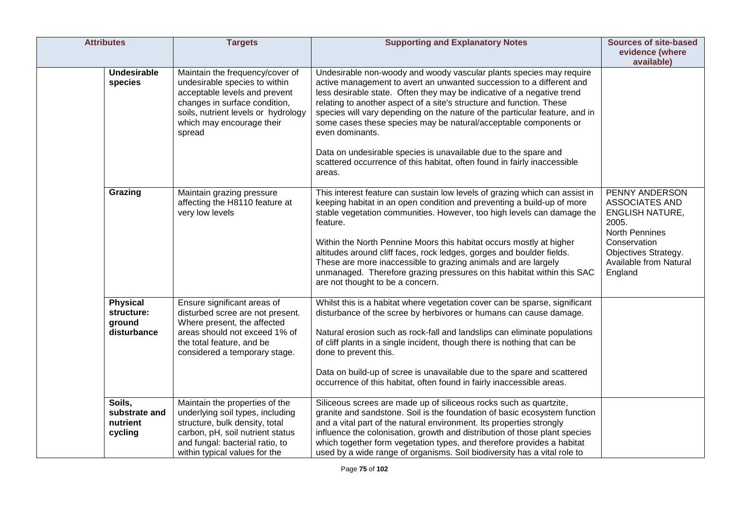| Attributes | | Targets | Supporting and Explanatory Notes | Sources of site-based evidence (where available) |
|---|---|---|---|---|
| | **Undesirable species** | Maintain the frequency/cover of undesirable species to within acceptable levels and prevent changes in surface condition, soils, nutrient levels or hydrology which may encourage their spread | Undesirable non-woody and woody vascular plants species may require active management to avert an unwanted succession to a different and less desirable state. Often they may be indicative of a negative trend relating to another aspect of a site's structure and function. These species will vary depending on the nature of the particular feature, and in some cases these species may be natural/acceptable components or even dominants.<br><br>Data on undesirable species is unavailable due to the spare and scattered occurrence of this habitat, often found in fairly inaccessible areas. | |
| | **Grazing** | Maintain grazing pressure affecting the H8110 feature at very low levels | This interest feature can sustain low levels of grazing which can assist in keeping habitat in an open condition and preventing a build-up of more stable vegetation communities. However, too high levels can damage the feature.<br><br>Within the North Pennine Moors this habitat occurs mostly at higher altitudes around cliff faces, rock ledges, gorges and boulder fields. These are more inaccessible to grazing animals and are largely unmanaged. Therefore grazing pressures on this habitat within this SAC are not thought to be a concern. | PENNY ANDERSON ASSOCIATES AND ENGLISH NATURE, 2005. North Pennines Conservation Objectives Strategy. Available from Natural England |
| | **Physical structure: ground disturbance** | Ensure significant areas of disturbed scree are not present. Where present, the affected areas should not exceed 1% of the total feature, and be considered a temporary stage. | Whilst this is a habitat where vegetation cover can be sparse, significant disturbance of the scree by herbivores or humans can cause damage.<br><br>Natural erosion such as rock-fall and landslips can eliminate populations of cliff plants in a single incident, though there is nothing that can be done to prevent this.<br><br>Data on build-up of scree is unavailable due to the spare and scattered occurrence of this habitat, often found in fairly inaccessible areas. | |
| | **Soils, substrate and nutrient cycling** | Maintain the properties of the underlying soil types, including structure, bulk density, total carbon, pH, soil nutrient status and fungal: bacterial ratio, to within typical values for the | Siliceous screes are made up of siliceous rocks such as quartzite, granite and sandstone. Soil is the foundation of basic ecosystem function and a vital part of the natural environment. Its properties strongly influence the colonisation, growth and distribution of those plant species which together form vegetation types, and therefore provides a habitat used by a wide range of organisms. Soil biodiversity has a vital role to | |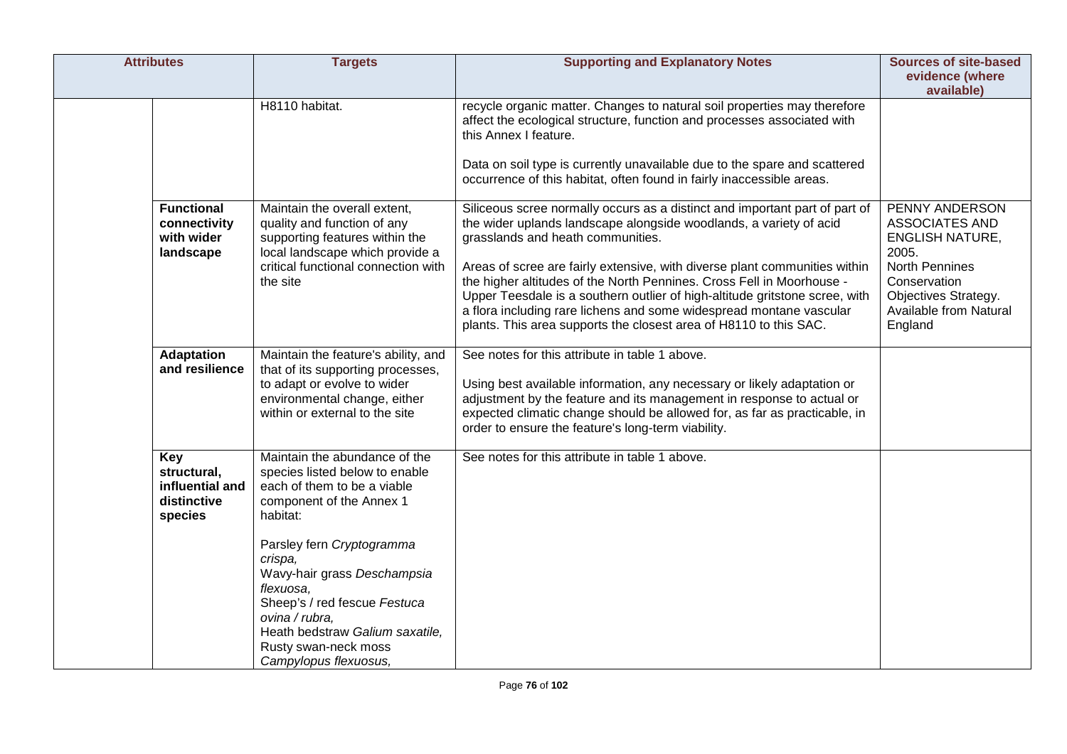| Attributes | | Targets | Supporting and Explanatory Notes | Sources of site-based evidence (where available) |
|---|---|---|---|---|
| | | H8110 habitat. | recycle organic matter. Changes to natural soil properties may therefore affect the ecological structure, function and processes associated with this Annex I feature.<br><br>Data on soil type is currently unavailable due to the spare and scattered occurrence of this habitat, often found in fairly inaccessible areas. | |
| | **Functional connectivity with wider landscape** | Maintain the overall extent, quality and function of any supporting features within the local landscape which provide a critical functional connection with the site | Siliceous scree normally occurs as a distinct and important part of part of the wider uplands landscape alongside woodlands, a variety of acid grasslands and heath communities.<br><br>Areas of scree are fairly extensive, with diverse plant communities within the higher altitudes of the North Pennines. Cross Fell in Moorhouse - Upper Teesdale is a southern outlier of high-altitude gritstone scree, with a flora including rare lichens and some widespread montane vascular plants. This area supports the closest area of H8110 to this SAC. | PENNY ANDERSON ASSOCIATES AND ENGLISH NATURE, 2005. North Pennines Conservation Objectives Strategy. Available from Natural England |
| | **Adaptation and resilience** | Maintain the feature's ability, and that of its supporting processes, to adapt or evolve to wider environmental change, either within or external to the site | See notes for this attribute in table 1 above.<br><br>Using best available information, any necessary or likely adaptation or adjustment by the feature and its management in response to actual or expected climatic change should be allowed for, as far as practicable, in order to ensure the feature's long-term viability. | |
| | **Key structural, influential and distinctive species** | Maintain the abundance of the species listed below to enable each of them to be a viable component of the Annex 1 habitat:<br><br>Parsley fern *Cryptogramma crispa,*<br>Wavy-hair grass *Deschampsia flexuosa,*<br>Sheep's / red fescue *Festuca ovina / rubra,*<br>Heath bedstraw *Galium saxatile,*<br>Rusty swan-neck moss *Campylopus flexuosus,* | See notes for this attribute in table 1 above. | |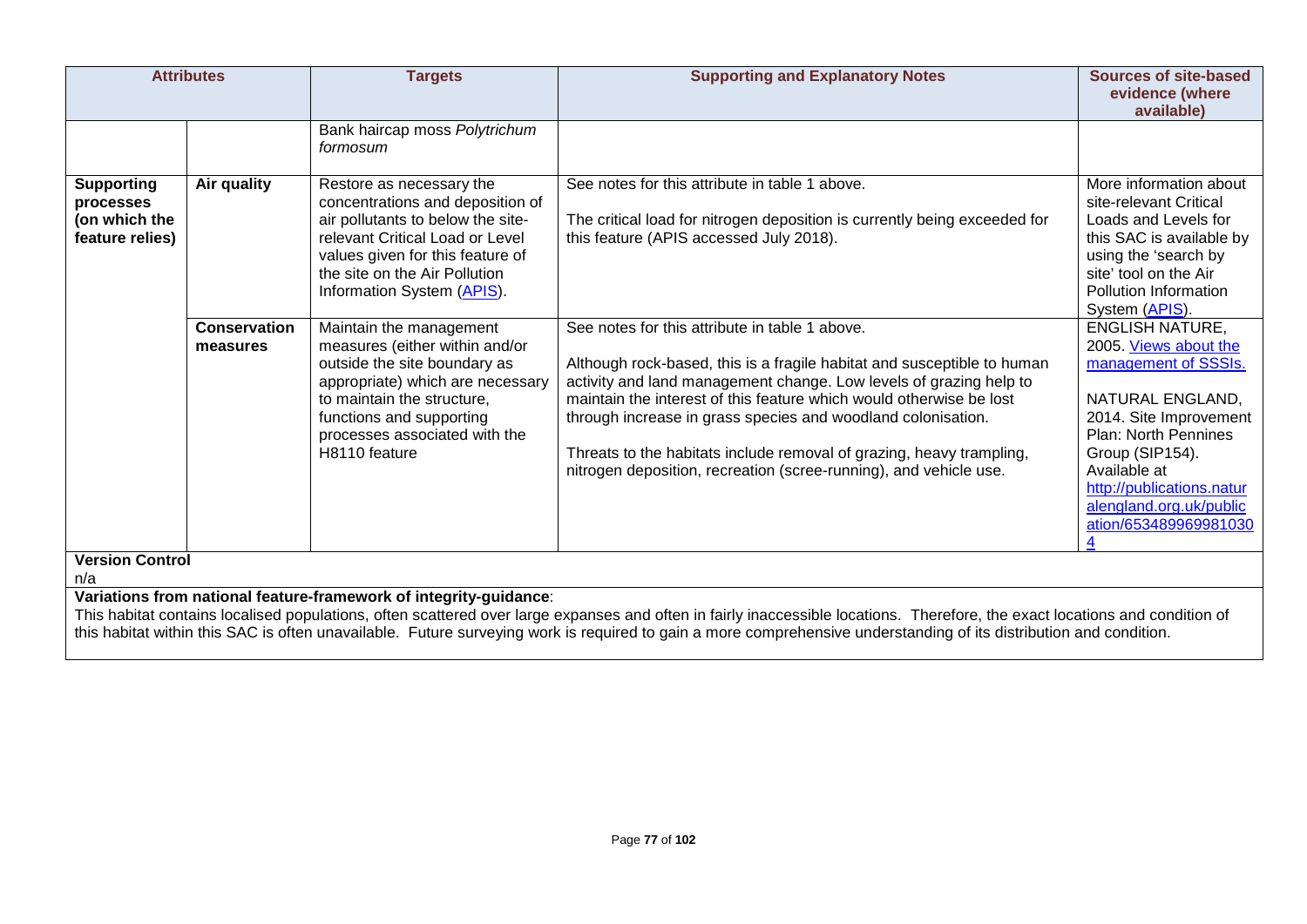| Attributes | | Targets | Supporting and Explanatory Notes | Sources of site-based evidence (where available) |
|---|---|---|---|---|
| | | Bank haircap moss *Polytrichum formosum* | | |
| **Supporting processes (on which the feature relies)** | **Air quality** | Restore as necessary the concentrations and deposition of air pollutants to below the site-relevant Critical Load or Level values given for this feature of the site on the Air Pollution Information System (APIS). | See notes for this attribute in table 1 above.<br><br>The critical load for nitrogen deposition is currently being exceeded for this feature (APIS accessed July 2018). | More information about site-relevant Critical Loads and Levels for this SAC is available by using the 'search by site' tool on the Air Pollution Information System (APIS). |
| | **Conservation measures** | Maintain the management measures (either within and/or outside the site boundary as appropriate) which are necessary to maintain the structure, functions and supporting processes associated with the H8110 feature | See notes for this attribute in table 1 above.<br><br>Although rock-based, this is a fragile habitat and susceptible to human activity and land management change. Low levels of grazing help to maintain the interest of this feature which would otherwise be lost through increase in grass species and woodland colonisation.<br><br>Threats to the habitats include removal of grazing, heavy trampling, nitrogen deposition, recreation (scree-running), and vehicle use. | ENGLISH NATURE, 2005. Views about the management of SSSIs.<br><br>NATURAL ENGLAND, 2014. Site Improvement Plan: North Pennines Group (SIP154). Available at http://publications.naturalengland.org.uk/publication/6534899699810304 |

**Version Control**

n/a

**Variations from national feature-framework of integrity-guidance**:

This habitat contains localised populations, often scattered over large expanses and often in fairly inaccessible locations. Therefore, the exact locations and condition of this habitat within this SAC is often unavailable. Future surveying work is required to gain a more comprehensive understanding of its distribution and condition.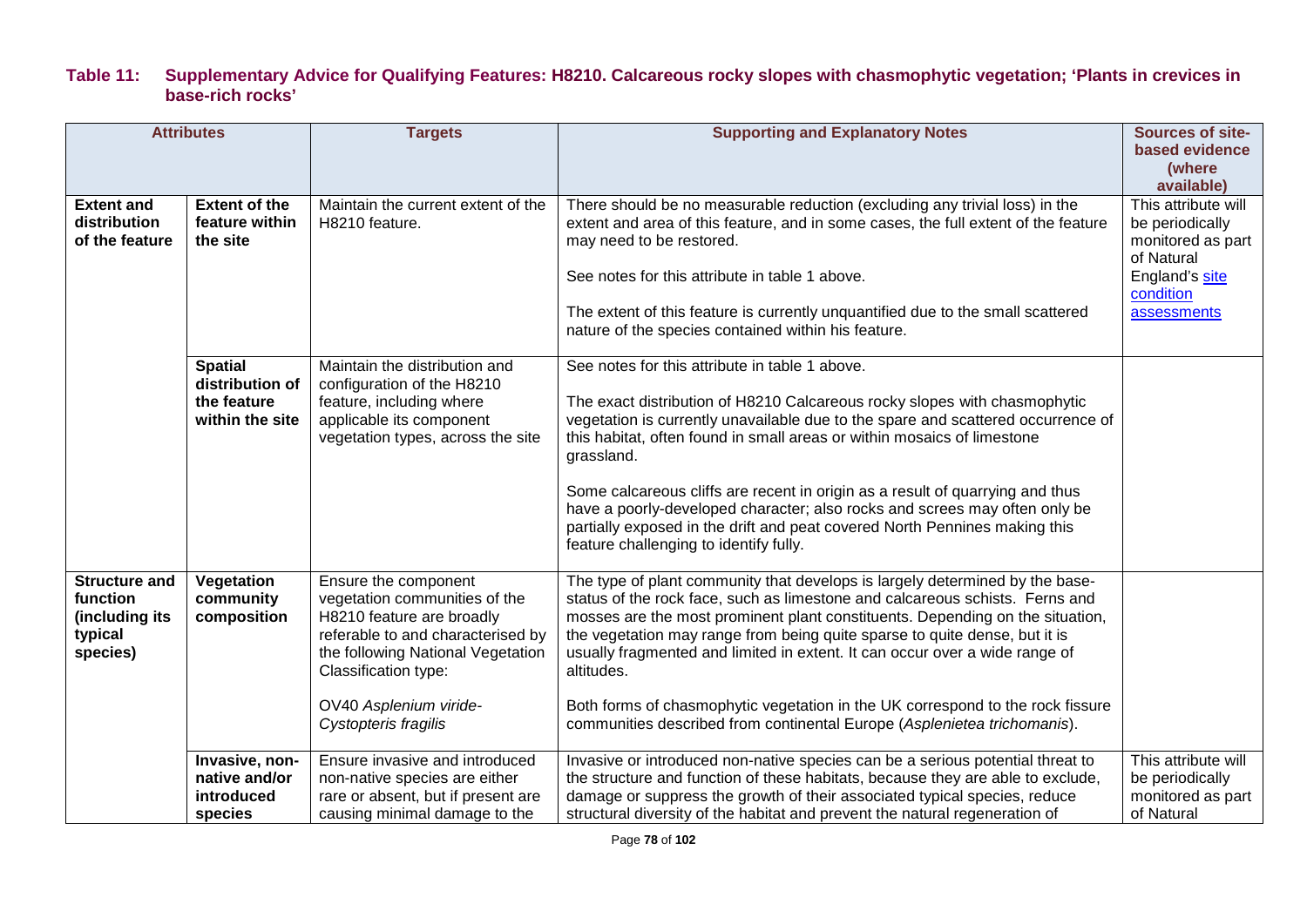**Table 11: Supplementary Advice for Qualifying Features: H8210. Calcareous rocky slopes with chasmophytic vegetation; 'Plants in crevices in base-rich rocks'**

| Attributes | | Targets | Supporting and Explanatory Notes | Sources of site-based evidence (where available) |
|---|---|---|---|---|
| **Extent and distribution of the feature** | **Extent of the feature within the site** | Maintain the current extent of the H8210 feature. | There should be no measurable reduction (excluding any trivial loss) in the extent and area of this feature, and in some cases, the full extent of the feature may need to be restored.<br><br>See notes for this attribute in table 1 above.<br><br>The extent of this feature is currently unquantified due to the small scattered nature of the species contained within his feature. | This attribute will be periodically monitored as part of Natural England's site condition assessments |
| | **Spatial distribution of the feature within the site** | Maintain the distribution and configuration of the H8210 feature, including where applicable its component vegetation types, across the site | See notes for this attribute in table 1 above.<br><br>The exact distribution of H8210 Calcareous rocky slopes with chasmophytic vegetation is currently unavailable due to the spare and scattered occurrence of this habitat, often found in small areas or within mosaics of limestone grassland.<br><br>Some calcareous cliffs are recent in origin as a result of quarrying and thus have a poorly-developed character; also rocks and screes may often only be partially exposed in the drift and peat covered North Pennines making this feature challenging to identify fully. | |
| **Structure and function (including its typical species)** | **Vegetation community composition** | Ensure the component vegetation communities of the H8210 feature are broadly referable to and characterised by the following National Vegetation Classification type:<br><br>OV40 *Asplenium viride-Cystopteris fragilis* | The type of plant community that develops is largely determined by the base-status of the rock face, such as limestone and calcareous schists. Ferns and mosses are the most prominent plant constituents. Depending on the situation, the vegetation may range from being quite sparse to quite dense, but it is usually fragmented and limited in extent. It can occur over a wide range of altitudes.<br><br>Both forms of chasmophytic vegetation in the UK correspond to the rock fissure communities described from continental Europe (*Asplenietea trichomanis*). | |
| | **Invasive, non-native and/or introduced species** | Ensure invasive and introduced non-native species are either rare or absent, but if present are causing minimal damage to the | Invasive or introduced non-native species can be a serious potential threat to the structure and function of these habitats, because they are able to exclude, damage or suppress the growth of their associated typical species, reduce structural diversity of the habitat and prevent the natural regeneration of | This attribute will be periodically monitored as part of Natural |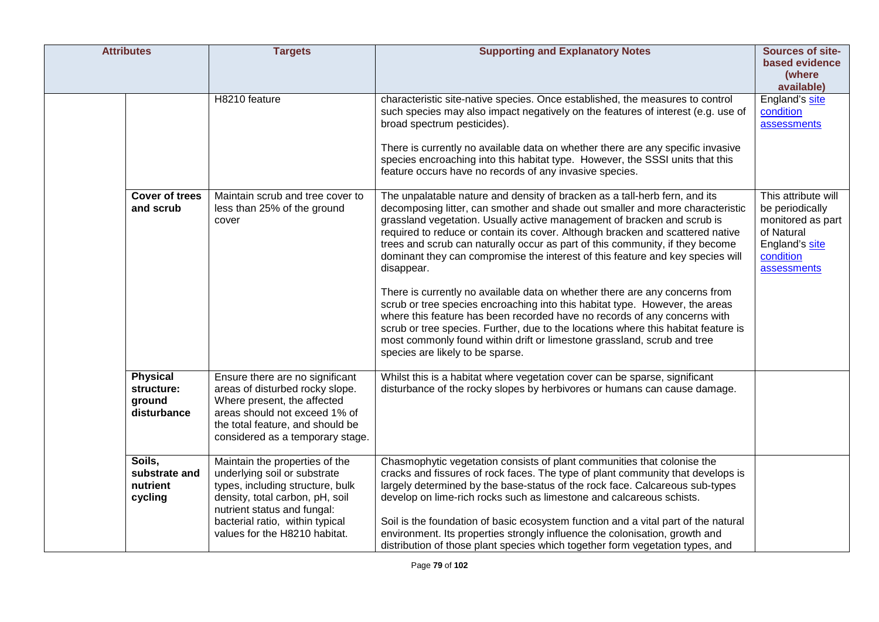| Attributes | | Targets | Supporting and Explanatory Notes | Sources of site-based evidence (where available) |
|---|---|---|---|---|
| | | H8210 feature | characteristic site-native species. Once established, the measures to control such species may also impact negatively on the features of interest (e.g. use of broad spectrum pesticides).<br><br>There is currently no available data on whether there are any specific invasive species encroaching into this habitat type. However, the SSSI units that this feature occurs have no records of any invasive species. | England's site condition assessments |
| | **Cover of trees and scrub** | Maintain scrub and tree cover to less than 25% of the ground cover | The unpalatable nature and density of bracken as a tall-herb fern, and its decomposing litter, can smother and shade out smaller and more characteristic grassland vegetation. Usually active management of bracken and scrub is required to reduce or contain its cover. Although bracken and scattered native trees and scrub can naturally occur as part of this community, if they become dominant they can compromise the interest of this feature and key species will disappear.<br><br>There is currently no available data on whether there are any concerns from scrub or tree species encroaching into this habitat type. However, the areas where this feature has been recorded have no records of any concerns with scrub or tree species. Further, due to the locations where this habitat feature is most commonly found within drift or limestone grassland, scrub and tree species are likely to be sparse. | This attribute will be periodically monitored as part of Natural England's site condition assessments |
| | **Physical structure: ground disturbance** | Ensure there are no significant areas of disturbed rocky slope. Where present, the affected areas should not exceed 1% of the total feature, and should be considered as a temporary stage. | Whilst this is a habitat where vegetation cover can be sparse, significant disturbance of the rocky slopes by herbivores or humans can cause damage. | |
| | **Soils, substrate and nutrient cycling** | Maintain the properties of the underlying soil or substrate types, including structure, bulk density, total carbon, pH, soil nutrient status and fungal: bacterial ratio, within typical values for the H8210 habitat. | Chasmophytic vegetation consists of plant communities that colonise the cracks and fissures of rock faces. The type of plant community that develops is largely determined by the base-status of the rock face. Calcareous sub-types develop on lime-rich rocks such as limestone and calcareous schists.<br><br>Soil is the foundation of basic ecosystem function and a vital part of the natural environment. Its properties strongly influence the colonisation, growth and distribution of those plant species which together form vegetation types, and | |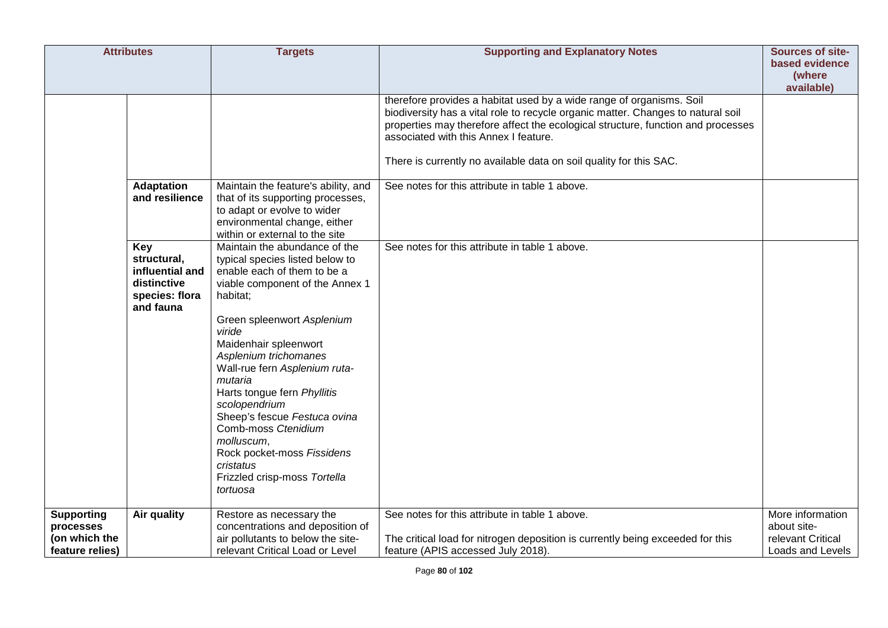| Attributes | | Targets | Supporting and Explanatory Notes | Sources of site-based evidence (where available) |
|---|---|---|---|---|
| | | | therefore provides a habitat used by a wide range of organisms. Soil biodiversity has a vital role to recycle organic matter. Changes to natural soil properties may therefore affect the ecological structure, function and processes associated with this Annex I feature.<br><br>There is currently no available data on soil quality for this SAC. | |
| | **Adaptation and resilience** | Maintain the feature's ability, and that of its supporting processes, to adapt or evolve to wider environmental change, either within or external to the site | See notes for this attribute in table 1 above. | |
| | **Key structural, influential and distinctive species: flora and fauna** | Maintain the abundance of the typical species listed below to enable each of them to be a viable component of the Annex 1 habitat;<br><br>Green spleenwort *Asplenium viride*<br>Maidenhair spleenwort *Asplenium trichomanes*<br>Wall-rue fern *Asplenium ruta-mutaria*<br>Harts tongue fern *Phyllitis scolopendrium*<br>Sheep's fescue *Festuca ovina*<br>Comb-moss *Ctenidium molluscum*,<br>Rock pocket-moss *Fissidens cristatus*<br>Frizzled crisp-moss *Tortella tortuosa* | See notes for this attribute in table 1 above. | |
| **Supporting processes (on which the feature relies)** | **Air quality** | Restore as necessary the concentrations and deposition of air pollutants to below the site-relevant Critical Load or Level | See notes for this attribute in table 1 above.<br><br>The critical load for nitrogen deposition is currently being exceeded for this feature (APIS accessed July 2018). | More information about site-relevant Critical Loads and Levels |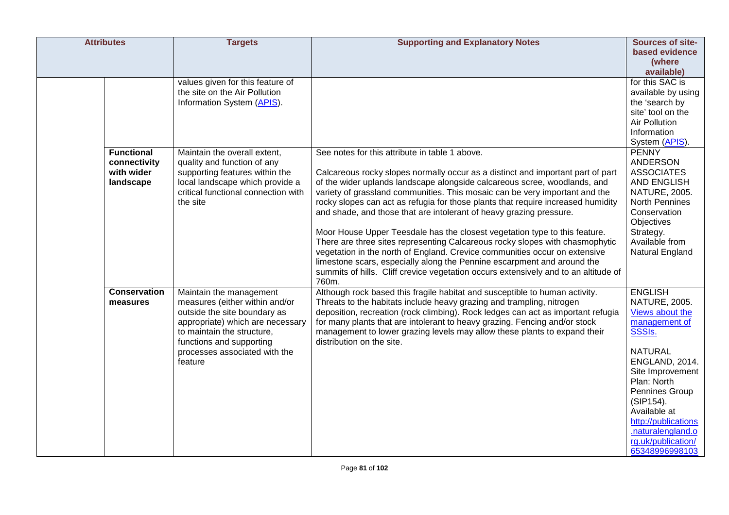| Attributes | | Targets | Supporting and Explanatory Notes | Sources of site-based evidence (where available) |
|---|---|---|---|---|
| | | values given for this feature of the site on the Air Pollution Information System (APIS). | | for this SAC is available by using the 'search by site' tool on the Air Pollution Information System (APIS). |
| | **Functional connectivity with wider landscape** | Maintain the overall extent, quality and function of any supporting features within the local landscape which provide a critical functional connection with the site | See notes for this attribute in table 1 above.<br><br>Calcareous rocky slopes normally occur as a distinct and important part of part of the wider uplands landscape alongside calcareous scree, woodlands, and variety of grassland communities. This mosaic can be very important and the rocky slopes can act as refugia for those plants that require increased humidity and shade, and those that are intolerant of heavy grazing pressure.<br><br>Moor House Upper Teesdale has the closest vegetation type to this feature. There are three sites representing Calcareous rocky slopes with chasmophytic vegetation in the north of England. Crevice communities occur on extensive limestone scars, especially along the Pennine escarpment and around the summits of hills. Cliff crevice vegetation occurs extensively and to an altitude of 760m. | PENNY ANDERSON ASSOCIATES AND ENGLISH NATURE, 2005. North Pennines Conservation Objectives Strategy. Available from Natural England |
| | **Conservation measures** | Maintain the management measures (either within and/or outside the site boundary as appropriate) which are necessary to maintain the structure, functions and supporting processes associated with the feature | Although rock based this fragile habitat and susceptible to human activity. Threats to the habitats include heavy grazing and trampling, nitrogen deposition, recreation (rock climbing). Rock ledges can act as important refugia for many plants that are intolerant to heavy grazing. Fencing and/or stock management to lower grazing levels may allow these plants to expand their distribution on the site. | ENGLISH NATURE, 2005. Views about the management of SSSIs.<br><br>NATURAL ENGLAND, 2014. Site Improvement Plan: North Pennines Group (SIP154). Available at http://publications.naturalengland.org.uk/publication/65348996998103 |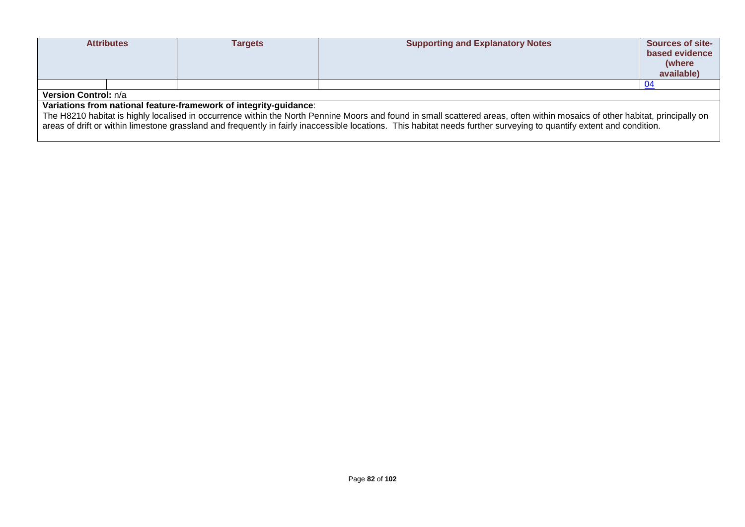| Attributes | | Targets | Supporting and Explanatory Notes | Sources of site-based evidence (where available) |
|---|---|---|---|---|
| | | | | 04 |

**Version Control:** n/a

**Variations from national feature-framework of integrity-guidance**:

The H8210 habitat is highly localised in occurrence within the North Pennine Moors and found in small scattered areas, often within mosaics of other habitat, principally on areas of drift or within limestone grassland and frequently in fairly inaccessible locations. This habitat needs further surveying to quantify extent and condition.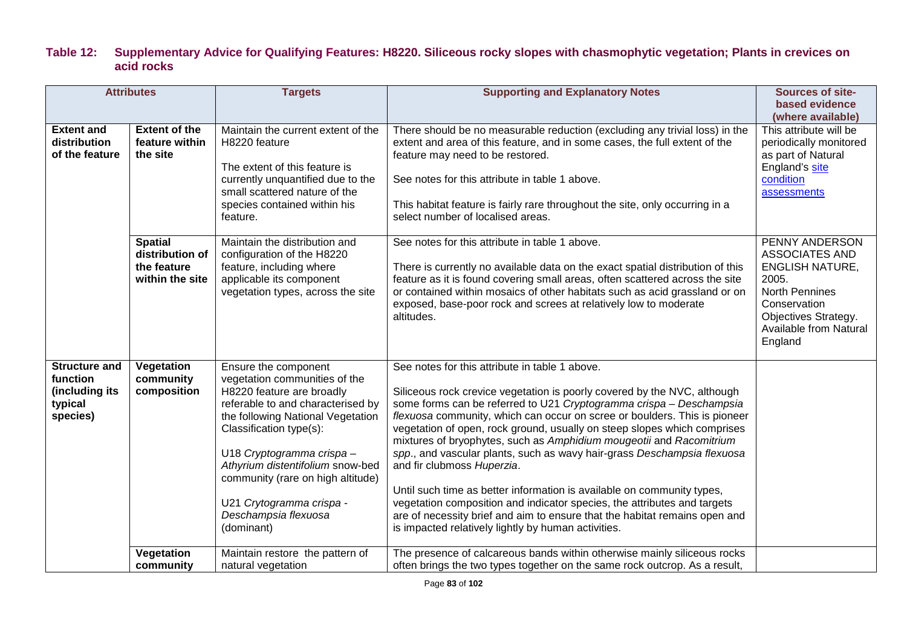**Table 12: Supplementary Advice for Qualifying Features: H8220. Siliceous rocky slopes with chasmophytic vegetation; Plants in crevices on acid rocks**

| Attributes | | Targets | Supporting and Explanatory Notes | Sources of site-based evidence (where available) |
|---|---|---|---|---|
| **Extent and distribution of the feature** | **Extent of the feature within the site** | Maintain the current extent of the H8220 feature<br><br>The extent of this feature is currently unquantified due to the small scattered nature of the species contained within his feature. | There should be no measurable reduction (excluding any trivial loss) in the extent and area of this feature, and in some cases, the full extent of the feature may need to be restored.<br><br>See notes for this attribute in table 1 above.<br><br>This habitat feature is fairly rare throughout the site, only occurring in a select number of localised areas. | This attribute will be periodically monitored as part of Natural England's site condition assessments |
| | **Spatial distribution of the feature within the site** | Maintain the distribution and configuration of the H8220 feature, including where applicable its component vegetation types, across the site | See notes for this attribute in table 1 above.<br><br>There is currently no available data on the exact spatial distribution of this feature as it is found covering small areas, often scattered across the site or contained within mosaics of other habitats such as acid grassland or on exposed, base-poor rock and screes at relatively low to moderate altitudes. | PENNY ANDERSON ASSOCIATES AND ENGLISH NATURE, 2005. North Pennines Conservation Objectives Strategy. Available from Natural England |
| **Structure and function (including its typical species)** | **Vegetation community composition** | Ensure the component vegetation communities of the H8220 feature are broadly referable to and characterised by the following National Vegetation Classification type(s):<br><br>U18 *Cryptogramma crispa – Athyrium distentifolium* snow-bed community (rare on high altitude)<br><br>U21 *Crytogramma crispa - Deschampsia flexuosa* (dominant) | See notes for this attribute in table 1 above.<br><br>Siliceous rock crevice vegetation is poorly covered by the NVC, although some forms can be referred to U21 *Cryptogramma crispa – Deschampsia flexuosa* community, which can occur on scree or boulders. This is pioneer vegetation of open, rock ground, usually on steep slopes which comprises mixtures of bryophytes, such as *Amphidium mougeotii* and *Racomitrium spp*., and vascular plants, such as wavy hair-grass *Deschampsia flexuosa* and fir clubmoss *Huperzia*.<br><br>Until such time as better information is available on community types, vegetation composition and indicator species, the attributes and targets are of necessity brief and aim to ensure that the habitat remains open and is impacted relatively lightly by human activities. | |
| | **Vegetation community** | Maintain restore the pattern of natural vegetation | The presence of calcareous bands within otherwise mainly siliceous rocks often brings the two types together on the same rock outcrop. As a result, | |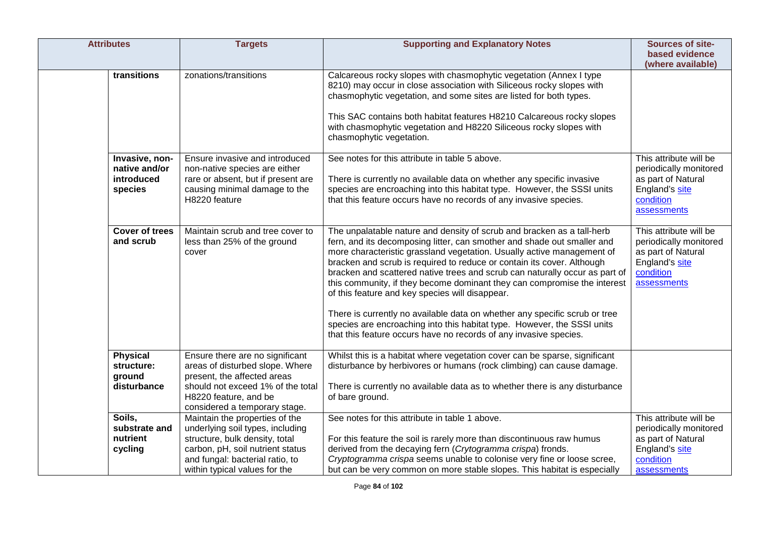| Attributes | | Targets | Supporting and Explanatory Notes | Sources of site-based evidence (where available) |
|---|---|---|---|---|
| | **transitions** | zonations/transitions | Calcareous rocky slopes with chasmophytic vegetation (Annex I type 8210) may occur in close association with Siliceous rocky slopes with chasmophytic vegetation, and some sites are listed for both types. <br><br> This SAC contains both habitat features H8210 Calcareous rocky slopes with chasmophytic vegetation and H8220 Siliceous rocky slopes with chasmophytic vegetation. | |
| | **Invasive, non-native and/or introduced species** | Ensure invasive and introduced non-native species are either rare or absent, but if present are causing minimal damage to the H8220 feature | See notes for this attribute in table 5 above. <br><br> There is currently no available data on whether any specific invasive species are encroaching into this habitat type. However, the SSSI units that this feature occurs have no records of any invasive species. | This attribute will be periodically monitored as part of Natural England's site condition assessments |
| | **Cover of trees and scrub** | Maintain scrub and tree cover to less than 25% of the ground cover | The unpalatable nature and density of scrub and bracken as a tall-herb fern, and its decomposing litter, can smother and shade out smaller and more characteristic grassland vegetation. Usually active management of bracken and scrub is required to reduce or contain its cover. Although bracken and scattered native trees and scrub can naturally occur as part of this community, if they become dominant they can compromise the interest of this feature and key species will disappear. <br><br> There is currently no available data on whether any specific scrub or tree species are encroaching into this habitat type. However, the SSSI units that this feature occurs have no records of any invasive species. | This attribute will be periodically monitored as part of Natural England's site condition assessments |
| | **Physical structure: ground disturbance** | Ensure there are no significant areas of disturbed slope. Where present, the affected areas should not exceed 1% of the total H8220 feature, and be considered a temporary stage. | Whilst this is a habitat where vegetation cover can be sparse, significant disturbance by herbivores or humans (rock climbing) can cause damage. <br><br> There is currently no available data as to whether there is any disturbance of bare ground. | |
| | **Soils, substrate and nutrient cycling** | Maintain the properties of the underlying soil types, including structure, bulk density, total carbon, pH, soil nutrient status and fungal: bacterial ratio, to within typical values for the | See notes for this attribute in table 1 above. <br><br> For this feature the soil is rarely more than discontinuous raw humus derived from the decaying fern (*Crytogramma crispa*) fronds. *Cryptogramma crispa* seems unable to colonise very fine or loose scree, but can be very common on more stable slopes. This habitat is especially | This attribute will be periodically monitored as part of Natural England's site condition assessments |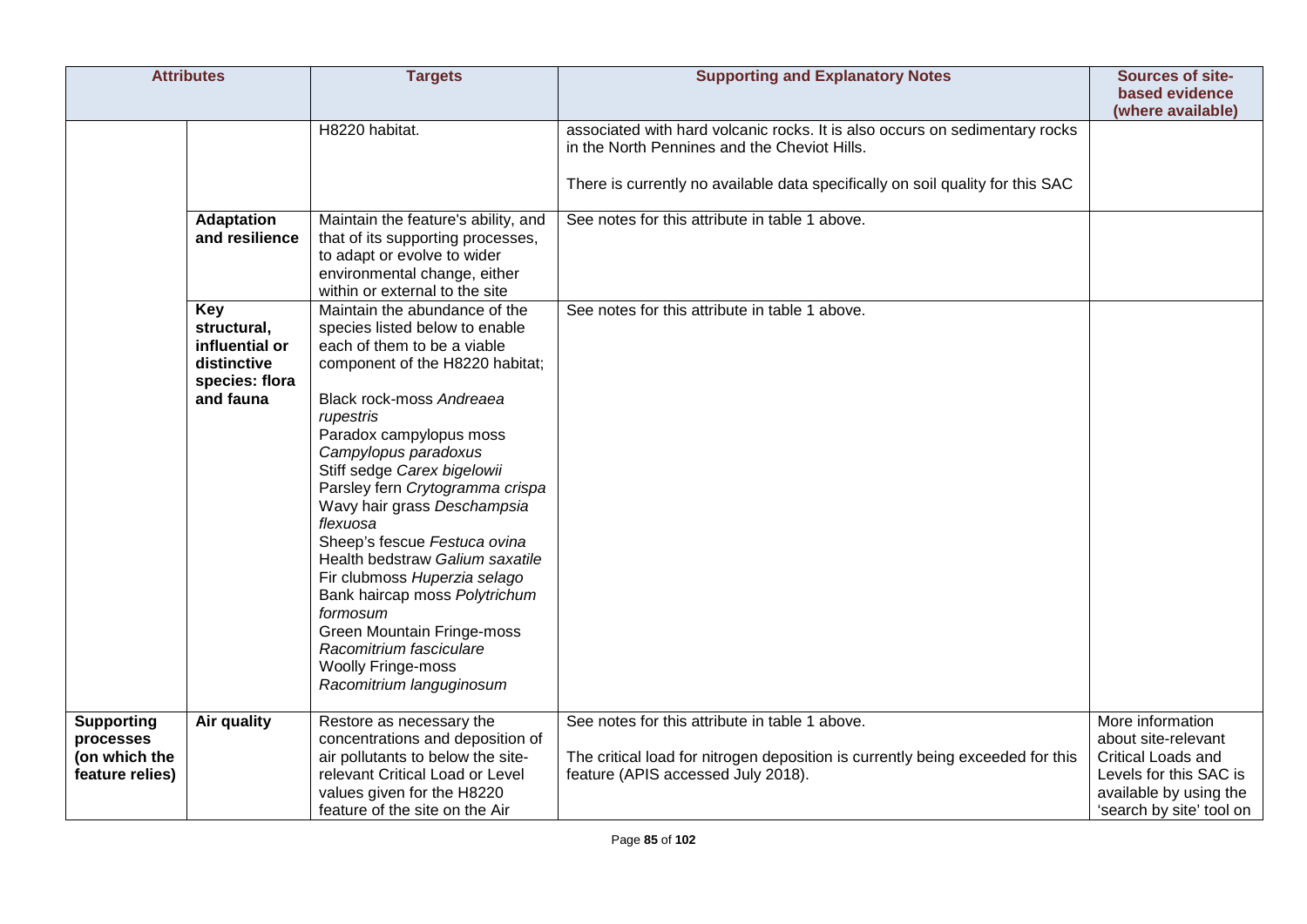| Attributes | | Targets | Supporting and Explanatory Notes | Sources of site-based evidence (where available) |
|---|---|---|---|---|
| | | H8220 habitat. | associated with hard volcanic rocks. It is also occurs on sedimentary rocks in the North Pennines and the Cheviot Hills.<br><br>There is currently no available data specifically on soil quality for this SAC | |
| | **Adaptation and resilience** | Maintain the feature's ability, and that of its supporting processes, to adapt or evolve to wider environmental change, either within or external to the site | See notes for this attribute in table 1 above. | |
| | **Key structural, influential or distinctive species: flora and fauna** | Maintain the abundance of the species listed below to enable each of them to be a viable component of the H8220 habitat;<br><br>Black rock-moss *Andreaea rupestris*<br>Paradox campylopus moss *Campylopus paradoxus*<br>Stiff sedge *Carex bigelowii*<br>Parsley fern *Crytogramma crispa*<br>Wavy hair grass *Deschampsia flexuosa*<br>Sheep's fescue *Festuca ovina*<br>Health bedstraw *Galium saxatile*<br>Fir clubmoss *Huperzia selago*<br>Bank haircap moss *Polytrichum formosum*<br>Green Mountain Fringe-moss *Racomitrium fasciculare*<br>Woolly Fringe-moss *Racomitrium languginosum* | See notes for this attribute in table 1 above. | |
| **Supporting processes (on which the feature relies)** | **Air quality** | Restore as necessary the concentrations and deposition of air pollutants to below the site-relevant Critical Load or Level values given for the H8220 feature of the site on the Air | See notes for this attribute in table 1 above.<br><br>The critical load for nitrogen deposition is currently being exceeded for this feature (APIS accessed July 2018). | More information about site-relevant Critical Loads and Levels for this SAC is available by using the 'search by site' tool on |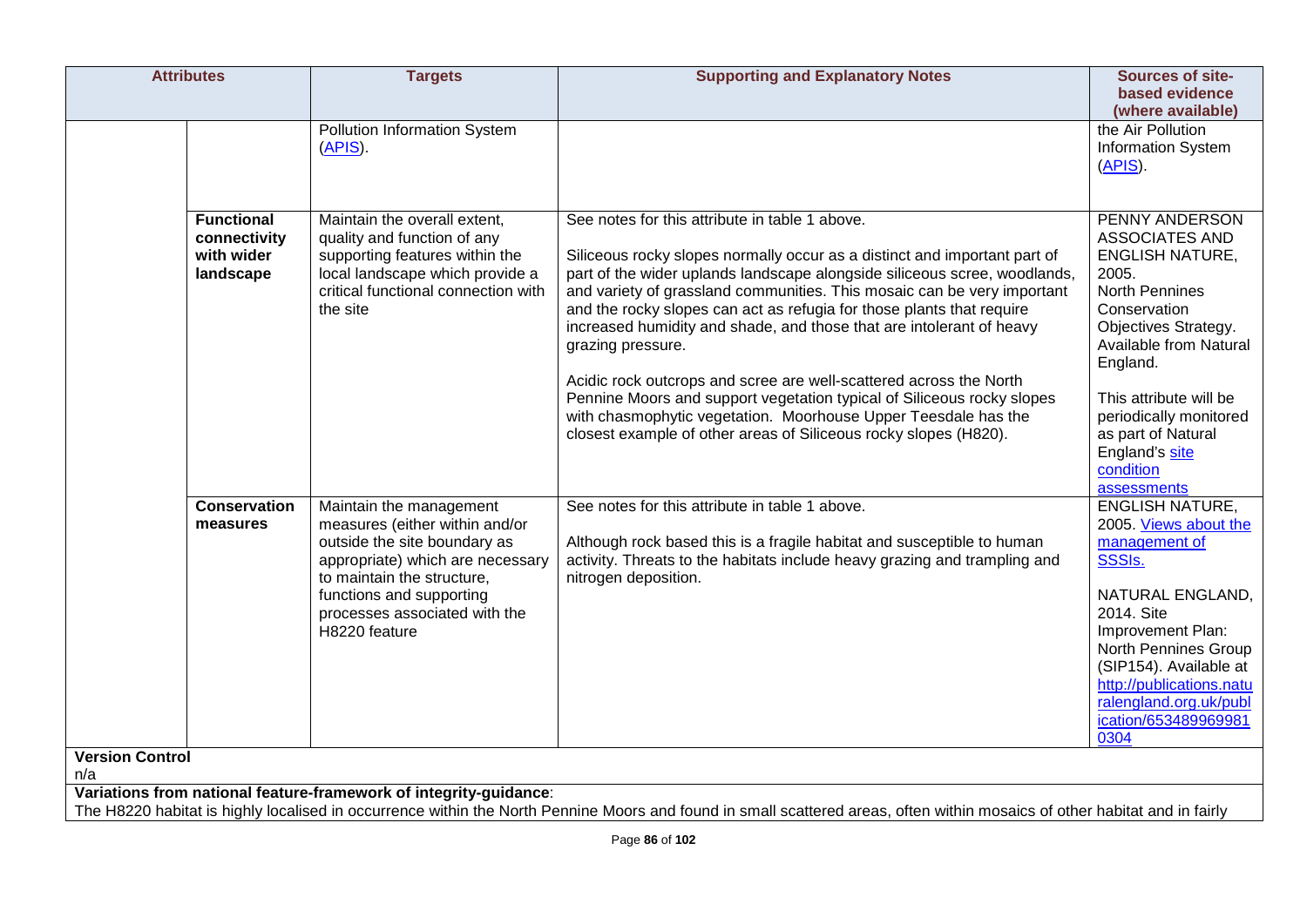| Attributes | | Targets | Supporting and Explanatory Notes | Sources of site-based evidence (where available) |
|---|---|---|---|---|
| | | Pollution Information System (APIS). | | the Air Pollution Information System (APIS). |
| | **Functional connectivity with wider landscape** | Maintain the overall extent, quality and function of any supporting features within the local landscape which provide a critical functional connection with the site | See notes for this attribute in table 1 above.<br><br>Siliceous rocky slopes normally occur as a distinct and important part of part of the wider uplands landscape alongside siliceous scree, woodlands, and variety of grassland communities. This mosaic can be very important and the rocky slopes can act as refugia for those plants that require increased humidity and shade, and those that are intolerant of heavy grazing pressure.<br><br>Acidic rock outcrops and scree are well-scattered across the North Pennine Moors and support vegetation typical of Siliceous rocky slopes with chasmophytic vegetation. Moorhouse Upper Teesdale has the closest example of other areas of Siliceous rocky slopes (H820). | PENNY ANDERSON ASSOCIATES AND ENGLISH NATURE, 2005. North Pennines Conservation Objectives Strategy. Available from Natural England.<br><br>This attribute will be periodically monitored as part of Natural England's site condition assessments |
| | **Conservation measures** | Maintain the management measures (either within and/or outside the site boundary as appropriate) which are necessary to maintain the structure, functions and supporting processes associated with the H8220 feature | See notes for this attribute in table 1 above.<br><br>Although rock based this is a fragile habitat and susceptible to human activity. Threats to the habitats include heavy grazing and trampling and nitrogen deposition. | ENGLISH NATURE, 2005. Views about the management of SSSIs.<br><br>NATURAL ENGLAND, 2014. Site Improvement Plan: North Pennines Group (SIP154). Available at http://publications.naturalengland.org.uk/publication/6534899699810304 |

**Version Control**

n/a

**Variations from national feature-framework of integrity-guidance**:

The H8220 habitat is highly localised in occurrence within the North Pennine Moors and found in small scattered areas, often within mosaics of other habitat and in fairly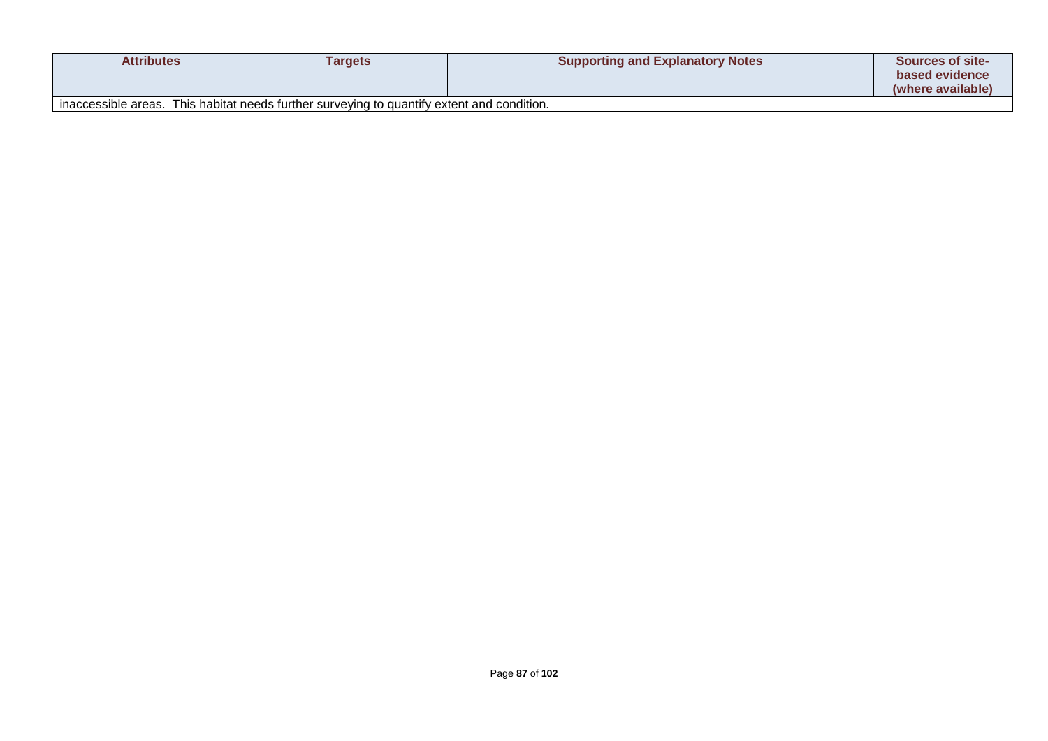| Attributes | Targets | Supporting and Explanatory Notes | Sources of site-based evidence (where available) |
| --- | --- | --- | --- |
| inaccessible areas. This habitat needs further surveying to quantify extent and condition. | | | |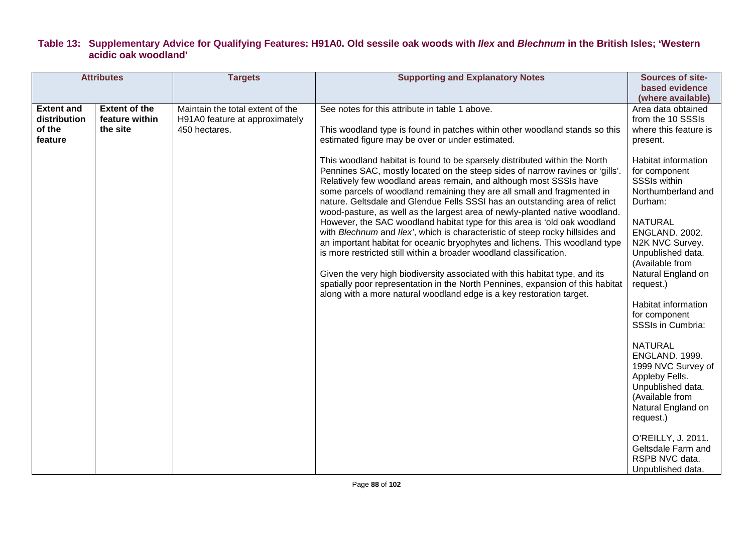### Table 13: Supplementary Advice for Qualifying Features: H91A0. Old sessile oak woods with *Ilex* and *Blechnum* in the British Isles; 'Western acidic oak woodland'

| Attributes | | Targets | Supporting and Explanatory Notes | Sources of site-based evidence (where available) |
|---|---|---|---|---|
| **Extent and distribution of the feature** | **Extent of the feature within the site** | Maintain the total extent of the H91A0 feature at approximately 450 hectares. | See notes for this attribute in table 1 above.<br><br>This woodland type is found in patches within other woodland stands so this estimated figure may be over or under estimated.<br><br>This woodland habitat is found to be sparsely distributed within the North Pennines SAC, mostly located on the steep sides of narrow ravines or 'gills'. Relatively few woodland areas remain, and although most SSSIs have some parcels of woodland remaining they are all small and fragmented in nature. Geltsdale and Glendue Fells SSSI has an outstanding area of relict wood-pasture, as well as the largest area of newly-planted native woodland. However, the SAC woodland habitat type for this area is 'old oak woodland with *Blechnum* and *Ilex*', which is characteristic of steep rocky hillsides and an important habitat for oceanic bryophytes and lichens. This woodland type is more restricted still within a broader woodland classification.<br><br>Given the very high biodiversity associated with this habitat type, and its spatially poor representation in the North Pennines, expansion of this habitat along with a more natural woodland edge is a key restoration target. | Area data obtained from the 10 SSSIs where this feature is present.<br><br>Habitat information for component SSSIs within Northumberland and Durham:<br><br>NATURAL ENGLAND. 2002. N2K NVC Survey. Unpublished data. (Available from Natural England on request.)<br><br>Habitat information for component SSSIs in Cumbria:<br><br>NATURAL ENGLAND. 1999. 1999 NVC Survey of Appleby Fells. Unpublished data. (Available from Natural England on request.)<br><br>O'REILLY, J. 2011. Geltsdale Farm and RSPB NVC data. Unpublished data. |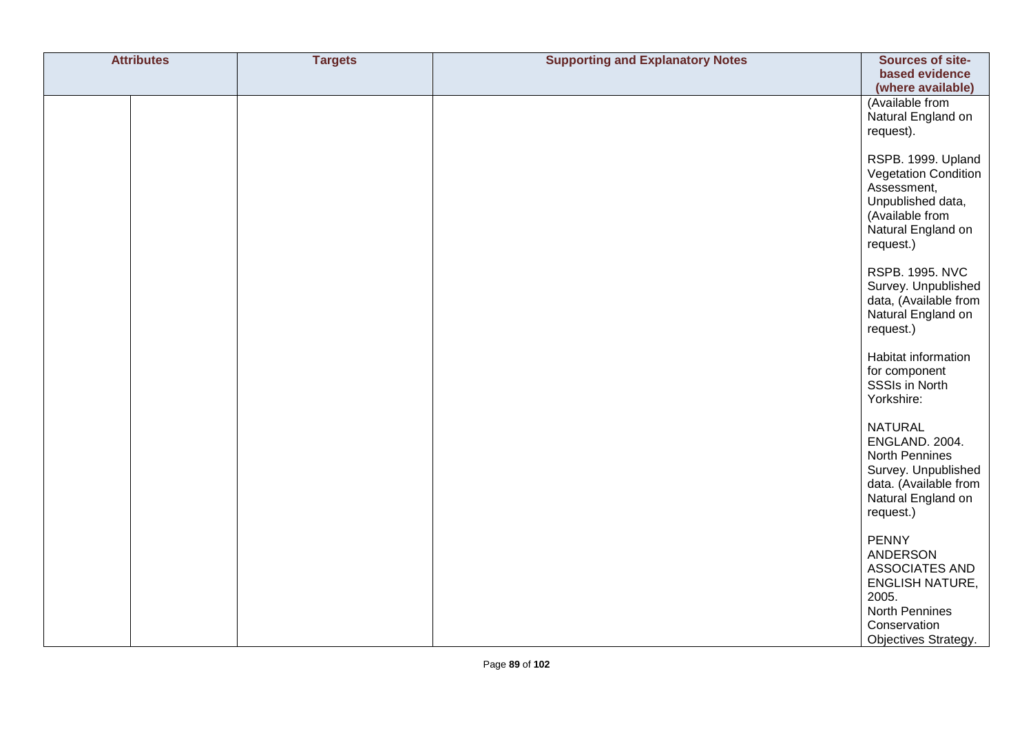| Attributes | | Targets | Supporting and Explanatory Notes | Sources of site-based evidence (where available) |
|---|---|---|---|---|
| | | | | (Available from Natural England on request).<br><br>RSPB. 1999. Upland Vegetation Condition Assessment, Unpublished data, (Available from Natural England on request.)<br><br>RSPB. 1995. NVC Survey. Unpublished data, (Available from Natural England on request.)<br><br>Habitat information for component SSSIs in North Yorkshire:<br><br>NATURAL ENGLAND. 2004. North Pennines Survey. Unpublished data. (Available from Natural England on request.)<br><br>PENNY ANDERSON ASSOCIATES AND ENGLISH NATURE, 2005. North Pennines Conservation Objectives Strategy. |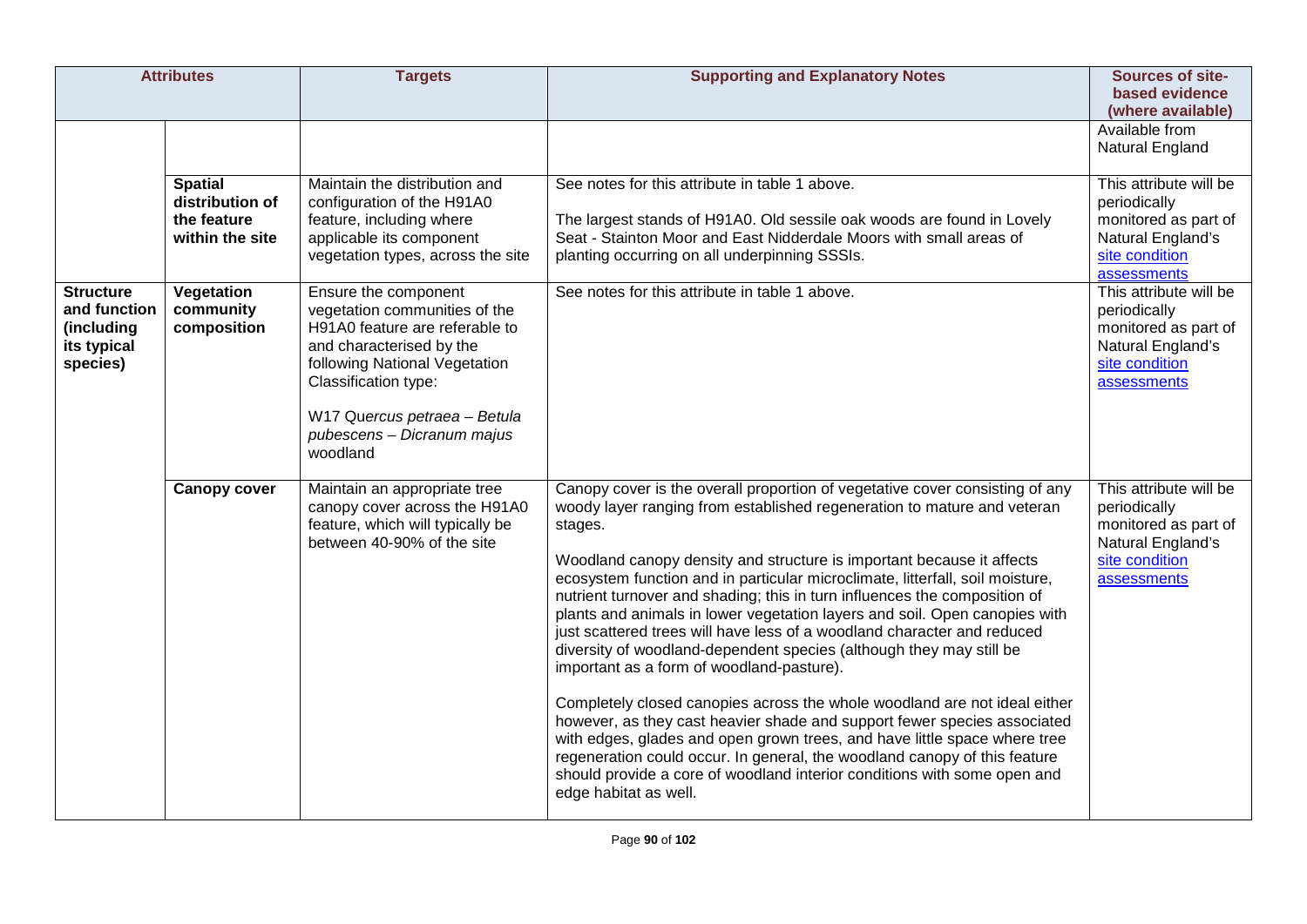| Attributes | | Targets | Supporting and Explanatory Notes | Sources of site-based evidence (where available) |
|---|---|---|---|---|
| | | | | Available from Natural England |
| | **Spatial distribution of the feature within the site** | Maintain the distribution and configuration of the H91A0 feature, including where applicable its component vegetation types, across the site | See notes for this attribute in table 1 above.<br><br>The largest stands of H91A0. Old sessile oak woods are found in Lovely Seat - Stainton Moor and East Nidderdale Moors with small areas of planting occurring on all underpinning SSSIs. | This attribute will be periodically monitored as part of Natural England's site condition assessments |
| **Structure and function (including its typical species)** | **Vegetation community composition** | Ensure the component vegetation communities of the H91A0 feature are referable to and characterised by the following National Vegetation Classification type:<br><br>W17 Qu*ercus petraea – Betula pubescens – Dicranum majus* woodland | See notes for this attribute in table 1 above. | This attribute will be periodically monitored as part of Natural England's site condition assessments |
| | **Canopy cover** | Maintain an appropriate tree canopy cover across the H91A0 feature, which will typically be between 40-90% of the site | Canopy cover is the overall proportion of vegetative cover consisting of any woody layer ranging from established regeneration to mature and veteran stages.<br><br>Woodland canopy density and structure is important because it affects ecosystem function and in particular microclimate, litterfall, soil moisture, nutrient turnover and shading; this in turn influences the composition of plants and animals in lower vegetation layers and soil. Open canopies with just scattered trees will have less of a woodland character and reduced diversity of woodland-dependent species (although they may still be important as a form of woodland-pasture).<br><br>Completely closed canopies across the whole woodland are not ideal either however, as they cast heavier shade and support fewer species associated with edges, glades and open grown trees, and have little space where tree regeneration could occur. In general, the woodland canopy of this feature should provide a core of woodland interior conditions with some open and edge habitat as well. | This attribute will be periodically monitored as part of Natural England's site condition assessments |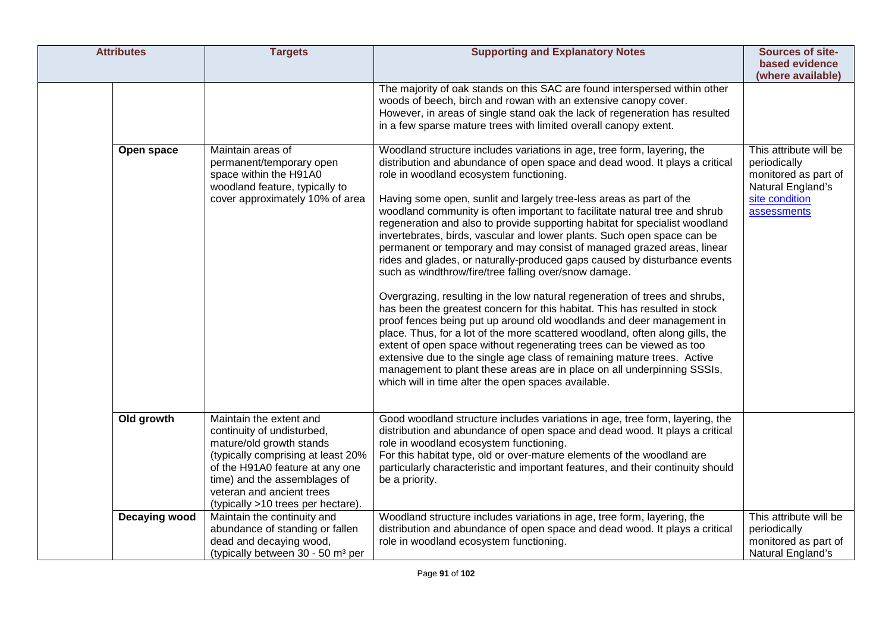| Attributes | | Targets | Supporting and Explanatory Notes | Sources of site-based evidence (where available) |
|---|---|---|---|---|
| | | | The majority of oak stands on this SAC are found interspersed within other woods of beech, birch and rowan with an extensive canopy cover. However, in areas of single stand oak the lack of regeneration has resulted in a few sparse mature trees with limited overall canopy extent. | |
| | **Open space** | Maintain areas of permanent/temporary open space within the H91A0 woodland feature, typically to cover approximately 10% of area | Woodland structure includes variations in age, tree form, layering, the distribution and abundance of open space and dead wood. It plays a critical role in woodland ecosystem functioning.<br><br>Having some open, sunlit and largely tree-less areas as part of the woodland community is often important to facilitate natural tree and shrub regeneration and also to provide supporting habitat for specialist woodland invertebrates, birds, vascular and lower plants. Such open space can be permanent or temporary and may consist of managed grazed areas, linear rides and glades, or naturally-produced gaps caused by disturbance events such as windthrow/fire/tree falling over/snow damage.<br><br>Overgrazing, resulting in the low natural regeneration of trees and shrubs, has been the greatest concern for this habitat. This has resulted in stock proof fences being put up around old woodlands and deer management in place. Thus, for a lot of the more scattered woodland, often along gills, the extent of open space without regenerating trees can be viewed as too extensive due to the single age class of remaining mature trees. Active management to plant these areas are in place on all underpinning SSSIs, which will in time alter the open spaces available. | This attribute will be periodically monitored as part of Natural England's site condition assessments |
| | **Old growth** | Maintain the extent and continuity of undisturbed, mature/old growth stands (typically comprising at least 20% of the H91A0 feature at any one time) and the assemblages of veteran and ancient trees (typically >10 trees per hectare). | Good woodland structure includes variations in age, tree form, layering, the distribution and abundance of open space and dead wood. It plays a critical role in woodland ecosystem functioning.<br>For this habitat type, old or over-mature elements of the woodland are particularly characteristic and important features, and their continuity should be a priority. | |
| | **Decaying wood** | Maintain the continuity and abundance of standing or fallen dead and decaying wood, (typically between 30 - 50 m³ per | Woodland structure includes variations in age, tree form, layering, the distribution and abundance of open space and dead wood. It plays a critical role in woodland ecosystem functioning. | This attribute will be periodically monitored as part of Natural England's |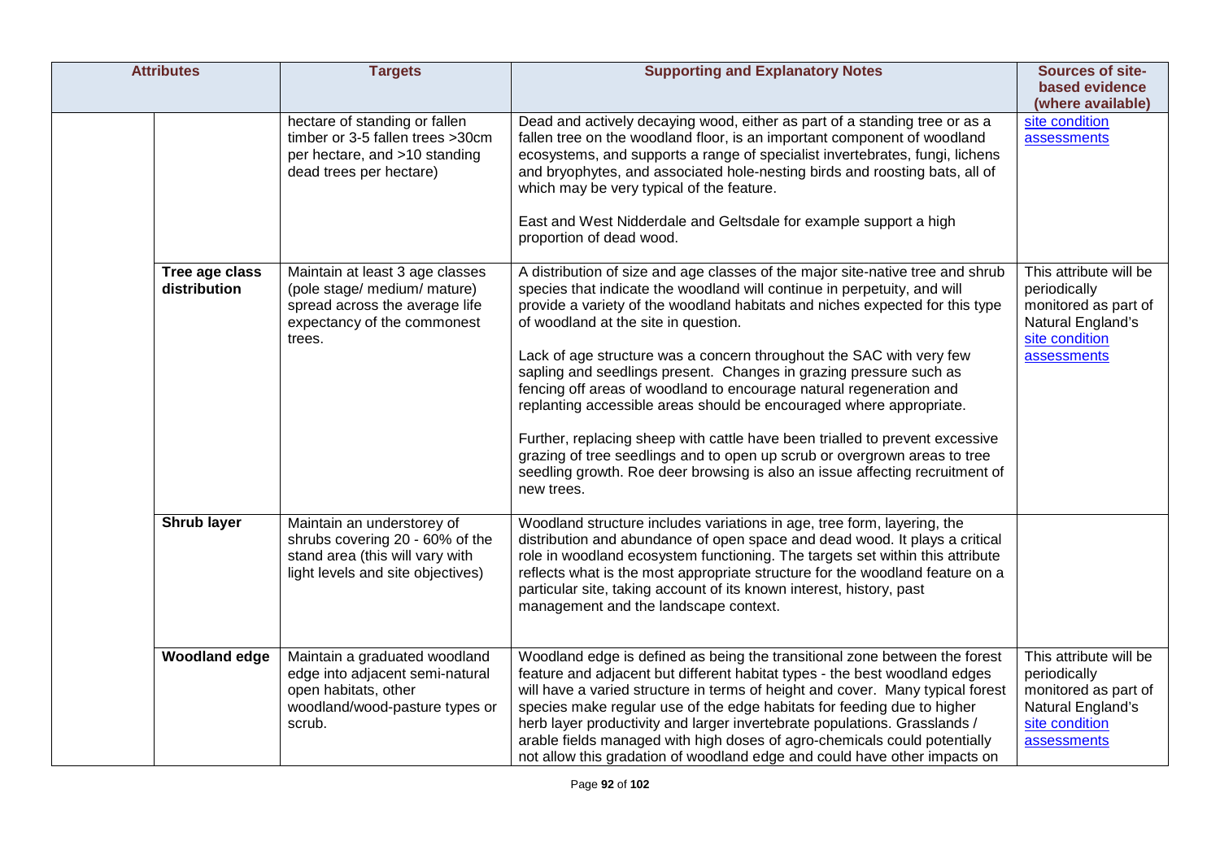| Attributes | | Targets | Supporting and Explanatory Notes | Sources of site-based evidence (where available) |
|---|---|---|---|---|
| | | hectare of standing or fallen timber or 3-5 fallen trees >30cm per hectare, and >10 standing dead trees per hectare) | Dead and actively decaying wood, either as part of a standing tree or as a fallen tree on the woodland floor, is an important component of woodland ecosystems, and supports a range of specialist invertebrates, fungi, lichens and bryophytes, and associated hole-nesting birds and roosting bats, all of which may be very typical of the feature.<br><br>East and West Nidderdale and Geltsdale for example support a high proportion of dead wood. | site condition assessments |
| | **Tree age class distribution** | Maintain at least 3 age classes (pole stage/ medium/ mature) spread across the average life expectancy of the commonest trees. | A distribution of size and age classes of the major site-native tree and shrub species that indicate the woodland will continue in perpetuity, and will provide a variety of the woodland habitats and niches expected for this type of woodland at the site in question.<br><br>Lack of age structure was a concern throughout the SAC with very few sapling and seedlings present. Changes in grazing pressure such as fencing off areas of woodland to encourage natural regeneration and replanting accessible areas should be encouraged where appropriate.<br><br>Further, replacing sheep with cattle have been trialled to prevent excessive grazing of tree seedlings and to open up scrub or overgrown areas to tree seedling growth. Roe deer browsing is also an issue affecting recruitment of new trees. | This attribute will be periodically monitored as part of Natural England's site condition assessments |
| | **Shrub layer** | Maintain an understorey of shrubs covering 20 - 60% of the stand area (this will vary with light levels and site objectives) | Woodland structure includes variations in age, tree form, layering, the distribution and abundance of open space and dead wood. It plays a critical role in woodland ecosystem functioning. The targets set within this attribute reflects what is the most appropriate structure for the woodland feature on a particular site, taking account of its known interest, history, past management and the landscape context. | |
| | **Woodland edge** | Maintain a graduated woodland edge into adjacent semi-natural open habitats, other woodland/wood-pasture types or scrub. | Woodland edge is defined as being the transitional zone between the forest feature and adjacent but different habitat types - the best woodland edges will have a varied structure in terms of height and cover. Many typical forest species make regular use of the edge habitats for feeding due to higher herb layer productivity and larger invertebrate populations. Grasslands / arable fields managed with high doses of agro-chemicals could potentially not allow this gradation of woodland edge and could have other impacts on | This attribute will be periodically monitored as part of Natural England's site condition assessments |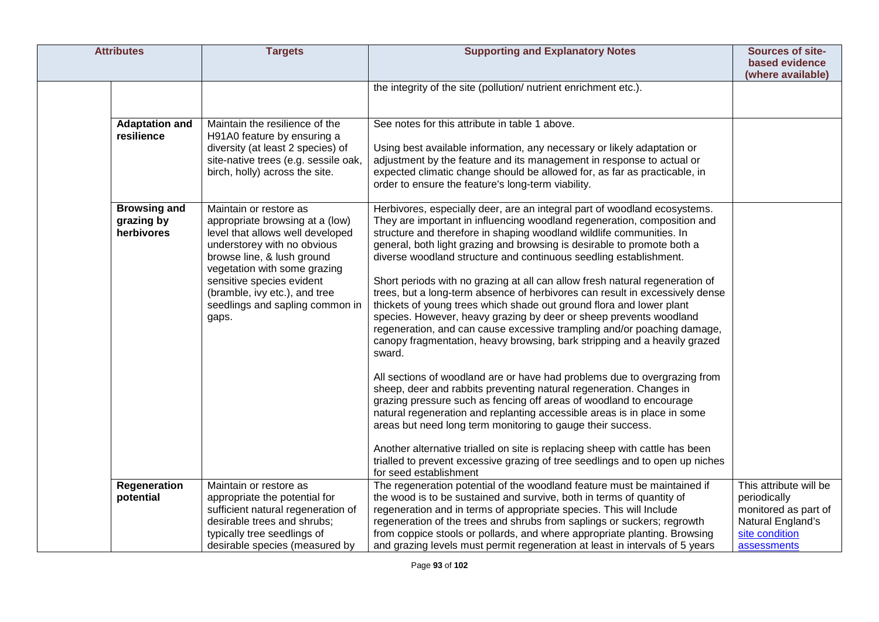| Attributes | | Targets | Supporting and Explanatory Notes | Sources of site-based evidence (where available) |
|---|---|---|---|---|
| | | | the integrity of the site (pollution/ nutrient enrichment etc.). | |
| | **Adaptation and resilience** | Maintain the resilience of the H91A0 feature by ensuring a diversity (at least 2 species) of site-native trees (e.g. sessile oak, birch, holly) across the site. | See notes for this attribute in table 1 above.<br><br>Using best available information, any necessary or likely adaptation or adjustment by the feature and its management in response to actual or expected climatic change should be allowed for, as far as practicable, in order to ensure the feature's long-term viability. | |
| | **Browsing and grazing by herbivores** | Maintain or restore as appropriate browsing at a (low) level that allows well developed understorey with no obvious browse line, & lush ground vegetation with some grazing sensitive species evident (bramble, ivy etc.), and tree seedlings and sapling common in gaps. | Herbivores, especially deer, are an integral part of woodland ecosystems. They are important in influencing woodland regeneration, composition and structure and therefore in shaping woodland wildlife communities. In general, both light grazing and browsing is desirable to promote both a diverse woodland structure and continuous seedling establishment.<br><br>Short periods with no grazing at all can allow fresh natural regeneration of trees, but a long-term absence of herbivores can result in excessively dense thickets of young trees which shade out ground flora and lower plant species. However, heavy grazing by deer or sheep prevents woodland regeneration, and can cause excessive trampling and/or poaching damage, canopy fragmentation, heavy browsing, bark stripping and a heavily grazed sward.<br><br>All sections of woodland are or have had problems due to overgrazing from sheep, deer and rabbits preventing natural regeneration. Changes in grazing pressure such as fencing off areas of woodland to encourage natural regeneration and replanting accessible areas is in place in some areas but need long term monitoring to gauge their success.<br><br>Another alternative trialled on site is replacing sheep with cattle has been trialled to prevent excessive grazing of tree seedlings and to open up niches for seed establishment | |
| | **Regeneration potential** | Maintain or restore as appropriate the potential for sufficient natural regeneration of desirable trees and shrubs; typically tree seedlings of desirable species (measured by | The regeneration potential of the woodland feature must be maintained if the wood is to be sustained and survive, both in terms of quantity of regeneration and in terms of appropriate species. This will Include regeneration of the trees and shrubs from saplings or suckers; regrowth from coppice stools or pollards, and where appropriate planting. Browsing and grazing levels must permit regeneration at least in intervals of 5 years | This attribute will be periodically monitored as part of Natural England's site condition assessments |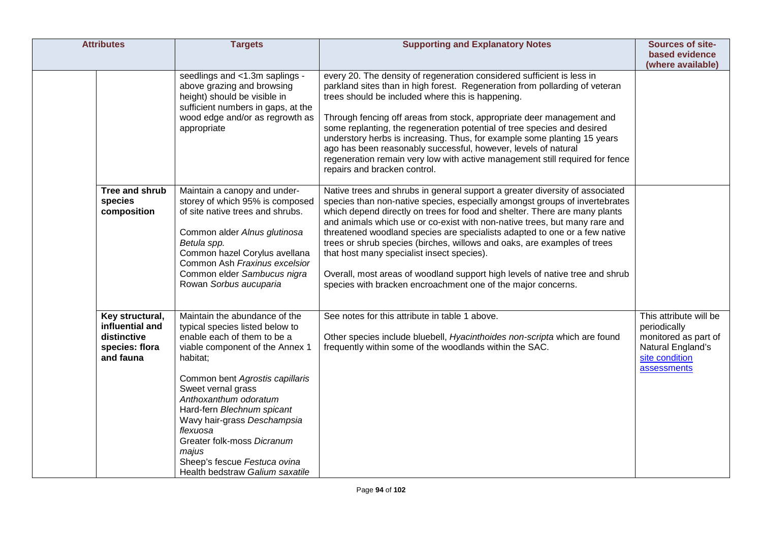| Attributes | | Targets | Supporting and Explanatory Notes | Sources of site-based evidence (where available) |
|---|---|---|---|---|
| | | seedlings and <1.3m saplings - above grazing and browsing height) should be visible in sufficient numbers in gaps, at the wood edge and/or as regrowth as appropriate | every 20. The density of regeneration considered sufficient is less in parkland sites than in high forest. Regeneration from pollarding of veteran trees should be included where this is happening.<br><br>Through fencing off areas from stock, appropriate deer management and some replanting, the regeneration potential of tree species and desired understory herbs is increasing. Thus, for example some planting 15 years ago has been reasonably successful, however, levels of natural regeneration remain very low with active management still required for fence repairs and bracken control. | |
| | **Tree and shrub species composition** | Maintain a canopy and under-storey of which 95% is composed of site native trees and shrubs.<br><br>Common alder *Alnus glutinosa*<br>*Betula spp.*<br>Common hazel Corylus avellana<br>Common Ash *Fraxinus excelsior*<br>Common elder *Sambucus nigra*<br>Rowan *Sorbus aucuparia* | Native trees and shrubs in general support a greater diversity of associated species than non-native species, especially amongst groups of invertebrates which depend directly on trees for food and shelter. There are many plants and animals which use or co-exist with non-native trees, but many rare and threatened woodland species are specialists adapted to one or a few native trees or shrub species (birches, willows and oaks, are examples of trees that host many specialist insect species).<br><br>Overall, most areas of woodland support high levels of native tree and shrub species with bracken encroachment one of the major concerns. | |
| | **Key structural, influential and distinctive species: flora and fauna** | Maintain the abundance of the typical species listed below to enable each of them to be a viable component of the Annex 1 habitat;<br><br>Common bent *Agrostis capillaris*<br>Sweet vernal grass *Anthoxanthum odoratum*<br>Hard-fern *Blechnum spicant*<br>Wavy hair-grass *Deschampsia flexuosa*<br>Greater folk-moss *Dicranum majus*<br>Sheep's fescue *Festuca ovina*<br>Health bedstraw *Galium saxatile* | See notes for this attribute in table 1 above.<br><br>Other species include bluebell, *Hyacinthoides non-scripta* which are found frequently within some of the woodlands within the SAC. | This attribute will be periodically monitored as part of Natural England's site condition assessments |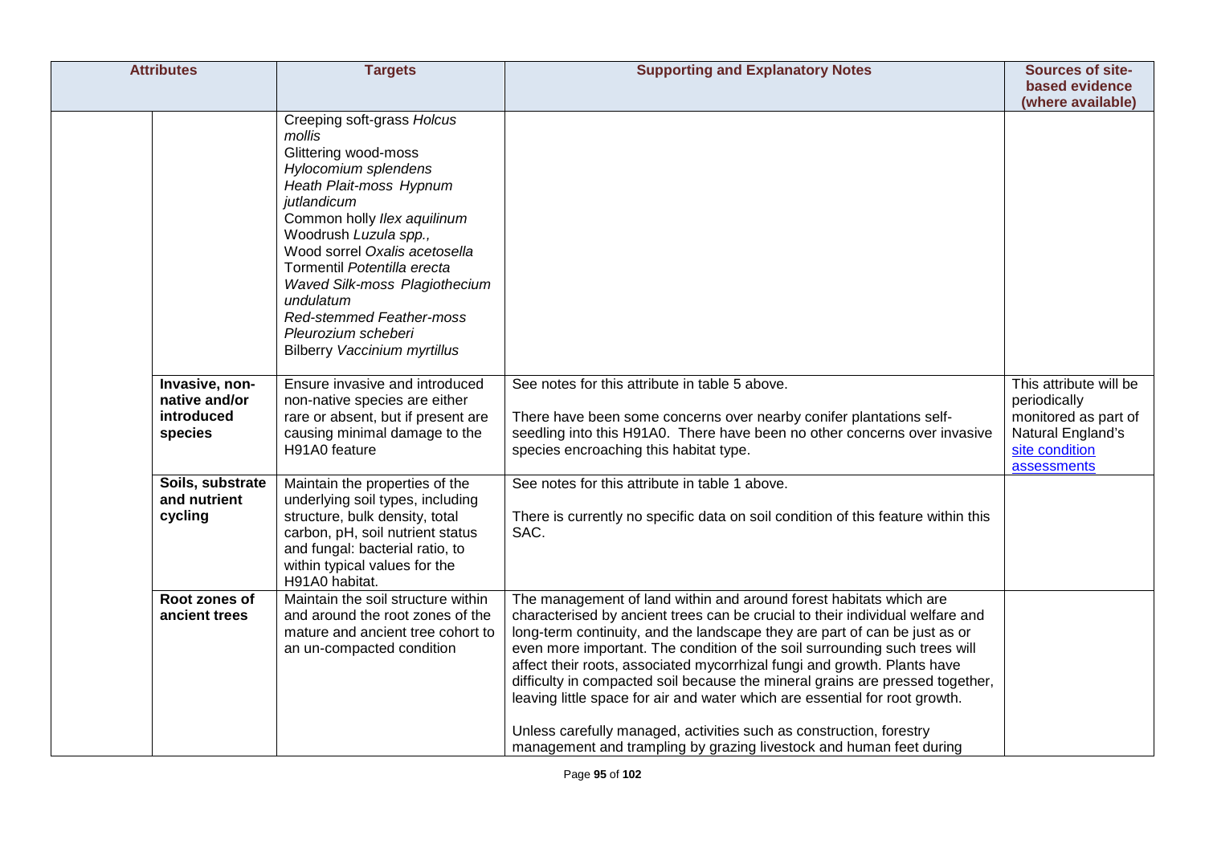| Attributes | | Targets | Supporting and Explanatory Notes | Sources of site-based evidence (where available) |
|---|---|---|---|---|
| | | Creeping soft-grass *Holcus mollis*<br>Glittering wood-moss *Hylocomium splendens*<br>Heath Plait-moss *Hypnum jutlandicum*<br>Common holly *Ilex aquilinum*<br>Woodrush *Luzula spp.,*<br>Wood sorrel *Oxalis acetosella*<br>Tormentil *Potentilla erecta*<br>*Waved Silk-moss Plagiothecium undulatum*<br>*Red-stemmed Feather-moss Pleurozium scheberi*<br>Bilberry *Vaccinium myrtillus* | | |
| | **Invasive, non-native and/or introduced species** | Ensure invasive and introduced non-native species are either rare or absent, but if present are causing minimal damage to the H91A0 feature | See notes for this attribute in table 5 above.<br><br>There have been some concerns over nearby conifer plantations self-seedling into this H91A0. There have been no other concerns over invasive species encroaching this habitat type. | This attribute will be periodically monitored as part of Natural England's site condition assessments |
| | **Soils, substrate and nutrient cycling** | Maintain the properties of the underlying soil types, including structure, bulk density, total carbon, pH, soil nutrient status and fungal: bacterial ratio, to within typical values for the H91A0 habitat. | See notes for this attribute in table 1 above.<br><br>There is currently no specific data on soil condition of this feature within this SAC. | |
| | **Root zones of ancient trees** | Maintain the soil structure within and around the root zones of the mature and ancient tree cohort to an un-compacted condition | The management of land within and around forest habitats which are characterised by ancient trees can be crucial to their individual welfare and long-term continuity, and the landscape they are part of can be just as or even more important. The condition of the soil surrounding such trees will affect their roots, associated mycorrhizal fungi and growth. Plants have difficulty in compacted soil because the mineral grains are pressed together, leaving little space for air and water which are essential for root growth.<br><br>Unless carefully managed, activities such as construction, forestry management and trampling by grazing livestock and human feet during | |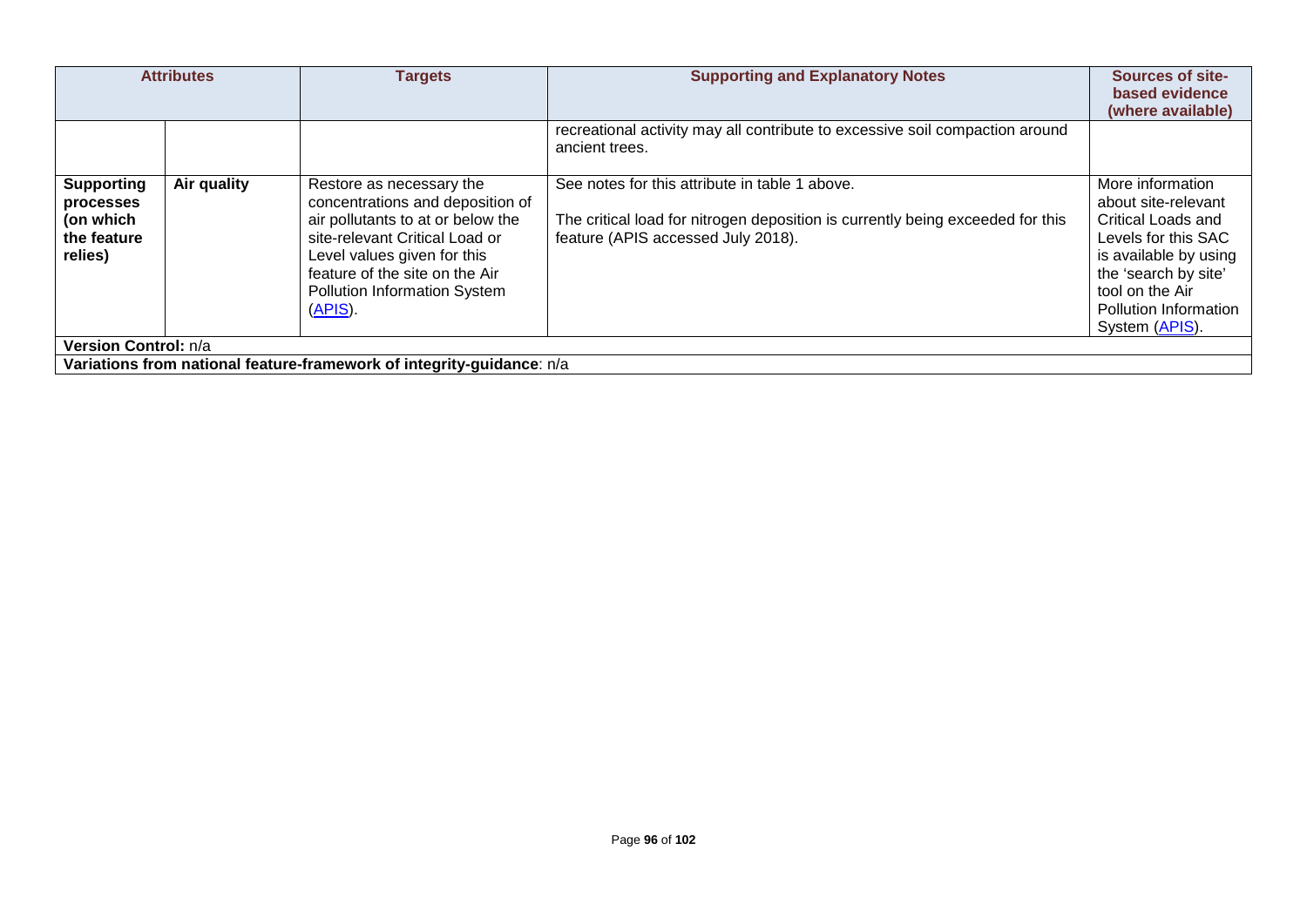| Attributes | | Targets | Supporting and Explanatory Notes | Sources of site-based evidence (where available) |
|---|---|---|---|---|
| | | | recreational activity may all contribute to excessive soil compaction around ancient trees. | |
| **Supporting processes (on which the feature relies)** | **Air quality** | Restore as necessary the concentrations and deposition of air pollutants to at or below the site-relevant Critical Load or Level values given for this feature of the site on the Air Pollution Information System (APIS). | See notes for this attribute in table 1 above.<br><br>The critical load for nitrogen deposition is currently being exceeded for this feature (APIS accessed July 2018). | More information about site-relevant Critical Loads and Levels for this SAC is available by using the 'search by site' tool on the Air Pollution Information System (APIS). |
| **Version Control:** n/a | | | | |
| **Variations from national feature-framework of integrity-guidance**: n/a | | | | |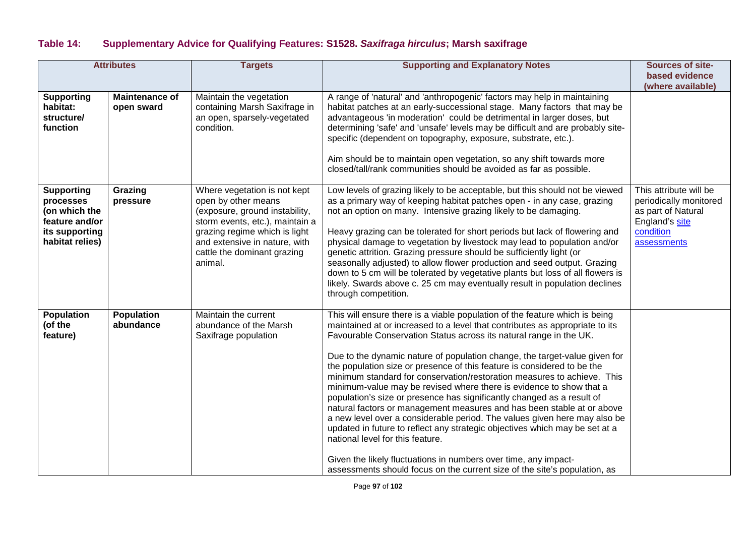## Table 14: Supplementary Advice for Qualifying Features: S1528. *Saxifraga hirculus*; Marsh saxifrage

| Attributes | | Targets | Supporting and Explanatory Notes | Sources of site-based evidence (where available) |
|---|---|---|---|---|
| **Supporting habitat: structure/ function** | **Maintenance of open sward** | Maintain the vegetation containing Marsh Saxifrage in an open, sparsely-vegetated condition. | A range of 'natural' and 'anthropogenic' factors may help in maintaining habitat patches at an early-successional stage. Many factors that may be advantageous 'in moderation' could be detrimental in larger doses, but determining 'safe' and 'unsafe' levels may be difficult and are probably site-specific (dependent on topography, exposure, substrate, etc.).<br><br>Aim should be to maintain open vegetation, so any shift towards more closed/tall/rank communities should be avoided as far as possible. | |
| **Supporting processes (on which the feature and/or its supporting habitat relies)** | **Grazing pressure** | Where vegetation is not kept open by other means (exposure, ground instability, storm events, etc.), maintain a grazing regime which is light and extensive in nature, with cattle the dominant grazing animal. | Low levels of grazing likely to be acceptable, but this should not be viewed as a primary way of keeping habitat patches open - in any case, grazing not an option on many. Intensive grazing likely to be damaging.<br><br>Heavy grazing can be tolerated for short periods but lack of flowering and physical damage to vegetation by livestock may lead to population and/or genetic attrition. Grazing pressure should be sufficiently light (or seasonally adjusted) to allow flower production and seed output. Grazing down to 5 cm will be tolerated by vegetative plants but loss of all flowers is likely. Swards above c. 25 cm may eventually result in population declines through competition. | This attribute will be periodically monitored as part of Natural England's site condition assessments |
| **Population (of the feature)** | **Population abundance** | Maintain the current abundance of the Marsh Saxifrage population | This will ensure there is a viable population of the feature which is being maintained at or increased to a level that contributes as appropriate to its Favourable Conservation Status across its natural range in the UK.<br><br>Due to the dynamic nature of population change, the target-value given for the population size or presence of this feature is considered to be the minimum standard for conservation/restoration measures to achieve. This minimum-value may be revised where there is evidence to show that a population's size or presence has significantly changed as a result of natural factors or management measures and has been stable at or above a new level over a considerable period. The values given here may also be updated in future to reflect any strategic objectives which may be set at a national level for this feature.<br><br>Given the likely fluctuations in numbers over time, any impact-assessments should focus on the current size of the site's population, as | |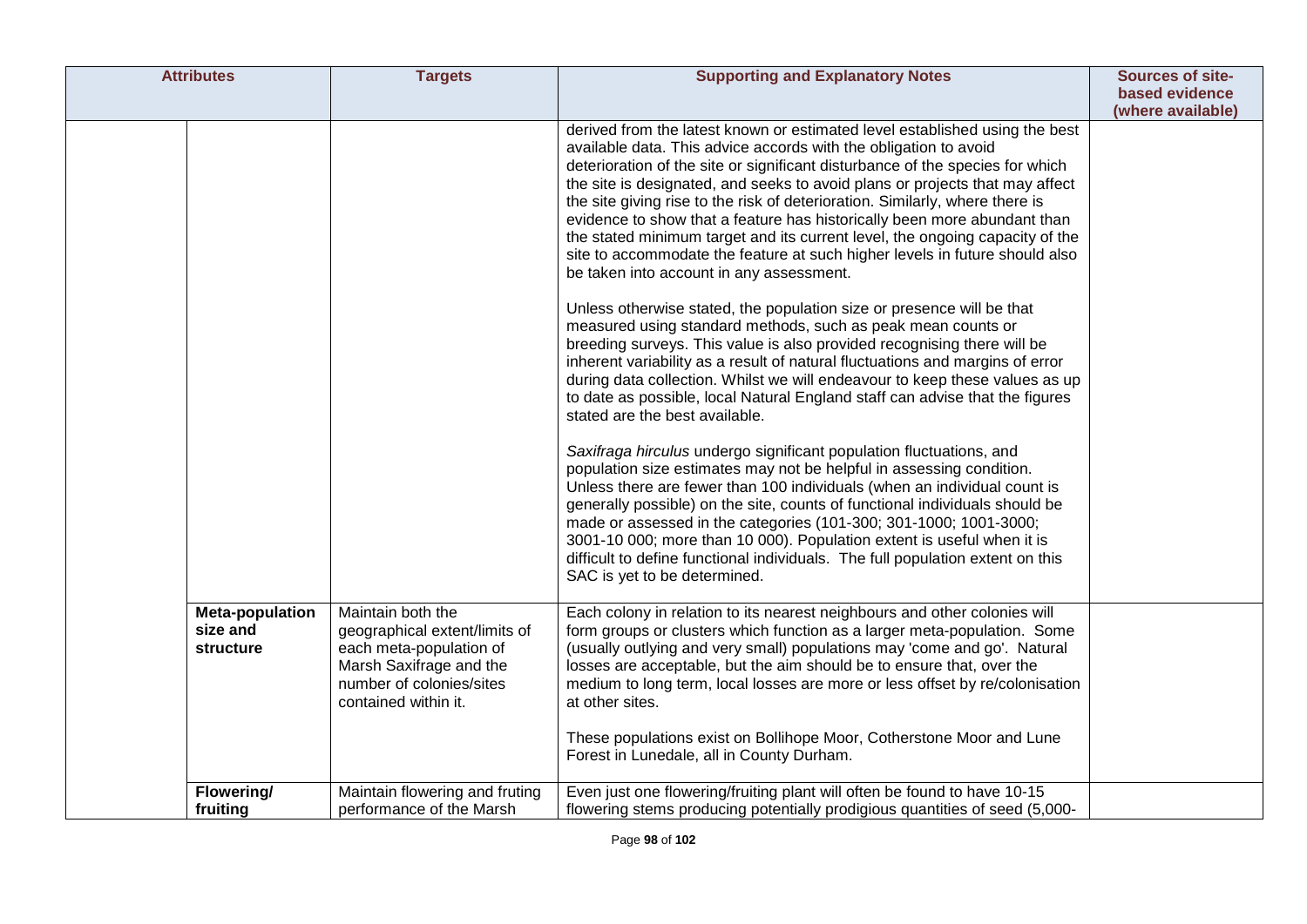| Attributes | | Targets | Supporting and Explanatory Notes | Sources of site-based evidence (where available) |
|---|---|---|---|---|
| | | | derived from the latest known or estimated level established using the best available data. This advice accords with the obligation to avoid deterioration of the site or significant disturbance of the species for which the site is designated, and seeks to avoid plans or projects that may affect the site giving rise to the risk of deterioration. Similarly, where there is evidence to show that a feature has historically been more abundant than the stated minimum target and its current level, the ongoing capacity of the site to accommodate the feature at such higher levels in future should also be taken into account in any assessment.<br><br>Unless otherwise stated, the population size or presence will be that measured using standard methods, such as peak mean counts or breeding surveys. This value is also provided recognising there will be inherent variability as a result of natural fluctuations and margins of error during data collection. Whilst we will endeavour to keep these values as up to date as possible, local Natural England staff can advise that the figures stated are the best available.<br><br>*Saxifraga hirculus* undergo significant population fluctuations, and population size estimates may not be helpful in assessing condition. Unless there are fewer than 100 individuals (when an individual count is generally possible) on the site, counts of functional individuals should be made or assessed in the categories (101-300; 301-1000; 1001-3000; 3001-10 000; more than 10 000). Population extent is useful when it is difficult to define functional individuals. The full population extent on this SAC is yet to be determined. | |
| | **Meta-population size and structure** | Maintain both the geographical extent/limits of each meta-population of Marsh Saxifrage and the number of colonies/sites contained within it. | Each colony in relation to its nearest neighbours and other colonies will form groups or clusters which function as a larger meta-population. Some (usually outlying and very small) populations may 'come and go'. Natural losses are acceptable, but the aim should be to ensure that, over the medium to long term, local losses are more or less offset by re/colonisation at other sites.<br><br>These populations exist on Bollihope Moor, Cotherstone Moor and Lune Forest in Lunedale, all in County Durham. | |
| | **Flowering/ fruiting** | Maintain flowering and fruting performance of the Marsh | Even just one flowering/fruiting plant will often be found to have 10-15 flowering stems producing potentially prodigious quantities of seed (5,000- | |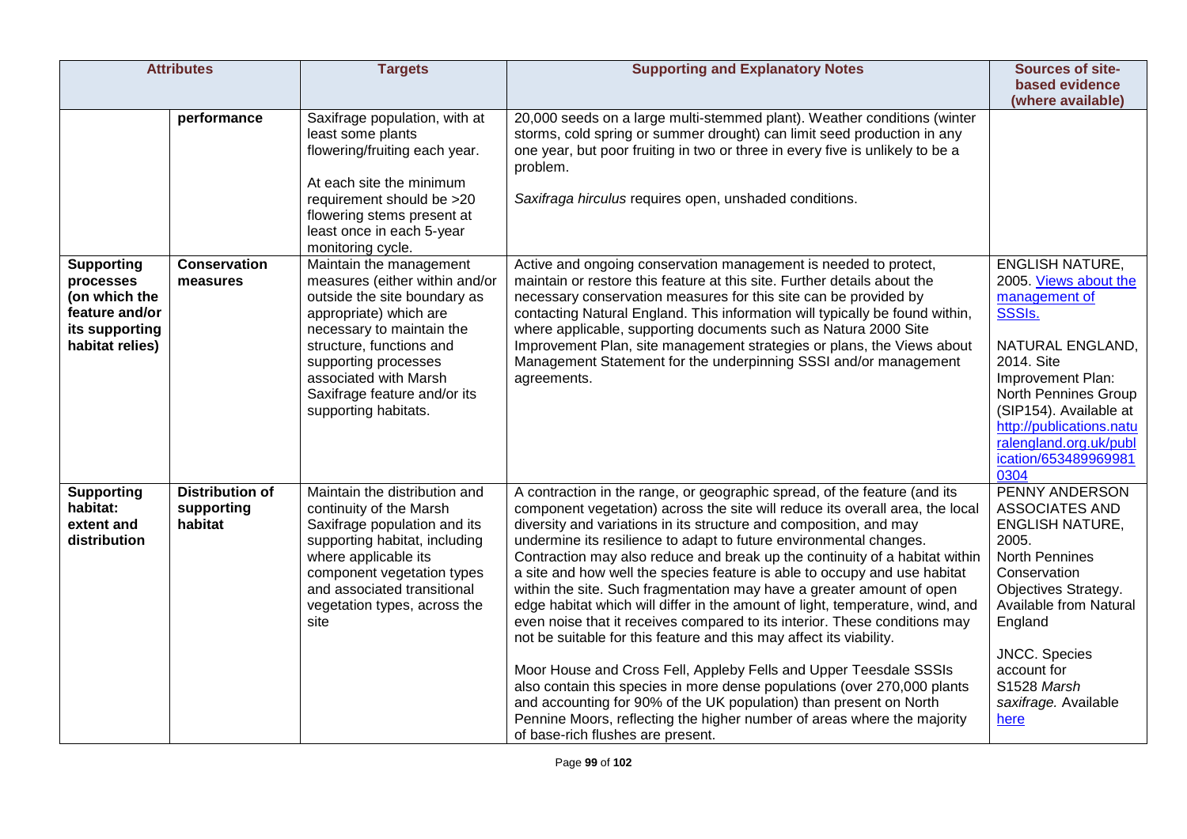| Attributes | | Targets | Supporting and Explanatory Notes | Sources of site-based evidence (where available) |
|---|---|---|---|---|
| | **performance** | Saxifrage population, with at least some plants flowering/fruiting each year.<br><br>At each site the minimum requirement should be >20 flowering stems present at least once in each 5-year monitoring cycle. | 20,000 seeds on a large multi-stemmed plant). Weather conditions (winter storms, cold spring or summer drought) can limit seed production in any one year, but poor fruiting in two or three in every five is unlikely to be a problem.<br><br>*Saxifraga hirculus* requires open, unshaded conditions. | |
| **Supporting processes (on which the feature and/or its supporting habitat relies)** | **Conservation measures** | Maintain the management measures (either within and/or outside the site boundary as appropriate) which are necessary to maintain the structure, functions and supporting processes associated with Marsh Saxifrage feature and/or its supporting habitats. | Active and ongoing conservation management is needed to protect, maintain or restore this feature at this site. Further details about the necessary conservation measures for this site can be provided by contacting Natural England. This information will typically be found within, where applicable, supporting documents such as Natura 2000 Site Improvement Plan, site management strategies or plans, the Views about Management Statement for the underpinning SSSI and/or management agreements. | ENGLISH NATURE, 2005. [Views about the management of SSSIs.](#)<br><br>NATURAL ENGLAND, 2014. Site Improvement Plan: North Pennines Group (SIP154). Available at [http://publications.naturalengland.org.uk/publication/653489969810304](http://publications.naturalengland.org.uk/publication/653489969810304) |
| **Supporting habitat: extent and distribution** | **Distribution of supporting habitat** | Maintain the distribution and continuity of the Marsh Saxifrage population and its supporting habitat, including where applicable its component vegetation types and associated transitional vegetation types, across the site | A contraction in the range, or geographic spread, of the feature (and its component vegetation) across the site will reduce its overall area, the local diversity and variations in its structure and composition, and may undermine its resilience to adapt to future environmental changes. Contraction may also reduce and break up the continuity of a habitat within a site and how well the species feature is able to occupy and use habitat within the site. Such fragmentation may have a greater amount of open edge habitat which will differ in the amount of light, temperature, wind, and even noise that it receives compared to its interior. These conditions may not be suitable for this feature and this may affect its viability.<br><br>Moor House and Cross Fell, Appleby Fells and Upper Teesdale SSSIs also contain this species in more dense populations (over 270,000 plants and accounting for 90% of the UK population) than present on North Pennine Moors, reflecting the higher number of areas where the majority of base-rich flushes are present. | PENNY ANDERSON ASSOCIATES AND ENGLISH NATURE, 2005. North Pennines Conservation Objectives Strategy. Available from Natural England<br><br>JNCC. Species account for S1528 *Marsh saxifrage.* Available [here](#) |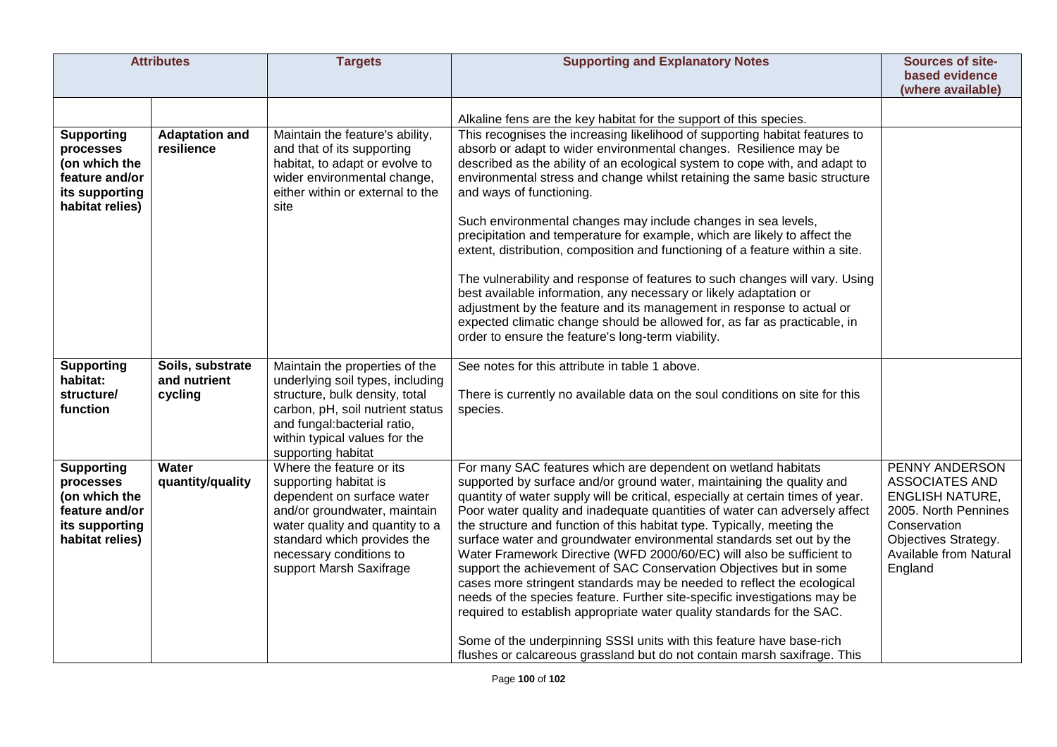| Attributes | | Targets | Supporting and Explanatory Notes | Sources of site-based evidence (where available) |
|---|---|---|---|---|
| | | | Alkaline fens are the key habitat for the support of this species. | |
| **Supporting processes (on which the feature and/or its supporting habitat relies)** | **Adaptation and resilience** | Maintain the feature's ability, and that of its supporting habitat, to adapt or evolve to wider environmental change, either within or external to the site | This recognises the increasing likelihood of supporting habitat features to absorb or adapt to wider environmental changes. Resilience may be described as the ability of an ecological system to cope with, and adapt to environmental stress and change whilst retaining the same basic structure and ways of functioning.<br><br>Such environmental changes may include changes in sea levels, precipitation and temperature for example, which are likely to affect the extent, distribution, composition and functioning of a feature within a site.<br><br>The vulnerability and response of features to such changes will vary. Using best available information, any necessary or likely adaptation or adjustment by the feature and its management in response to actual or expected climatic change should be allowed for, as far as practicable, in order to ensure the feature's long-term viability. | |
| **Supporting habitat: structure/ function** | **Soils, substrate and nutrient cycling** | Maintain the properties of the underlying soil types, including structure, bulk density, total carbon, pH, soil nutrient status and fungal:bacterial ratio, within typical values for the supporting habitat | See notes for this attribute in table 1 above.<br><br>There is currently no available data on the soul conditions on site for this species. | |
| **Supporting processes (on which the feature and/or its supporting habitat relies)** | **Water quantity/quality** | Where the feature or its supporting habitat is dependent on surface water and/or groundwater, maintain water quality and quantity to a standard which provides the necessary conditions to support Marsh Saxifrage | For many SAC features which are dependent on wetland habitats supported by surface and/or ground water, maintaining the quality and quantity of water supply will be critical, especially at certain times of year. Poor water quality and inadequate quantities of water can adversely affect the structure and function of this habitat type. Typically, meeting the surface water and groundwater environmental standards set out by the Water Framework Directive (WFD 2000/60/EC) will also be sufficient to support the achievement of SAC Conservation Objectives but in some cases more stringent standards may be needed to reflect the ecological needs of the species feature. Further site-specific investigations may be required to establish appropriate water quality standards for the SAC.<br><br>Some of the underpinning SSSI units with this feature have base-rich flushes or calcareous grassland but do not contain marsh saxifrage. This | PENNY ANDERSON ASSOCIATES AND ENGLISH NATURE, 2005. North Pennines Conservation Objectives Strategy. Available from Natural England |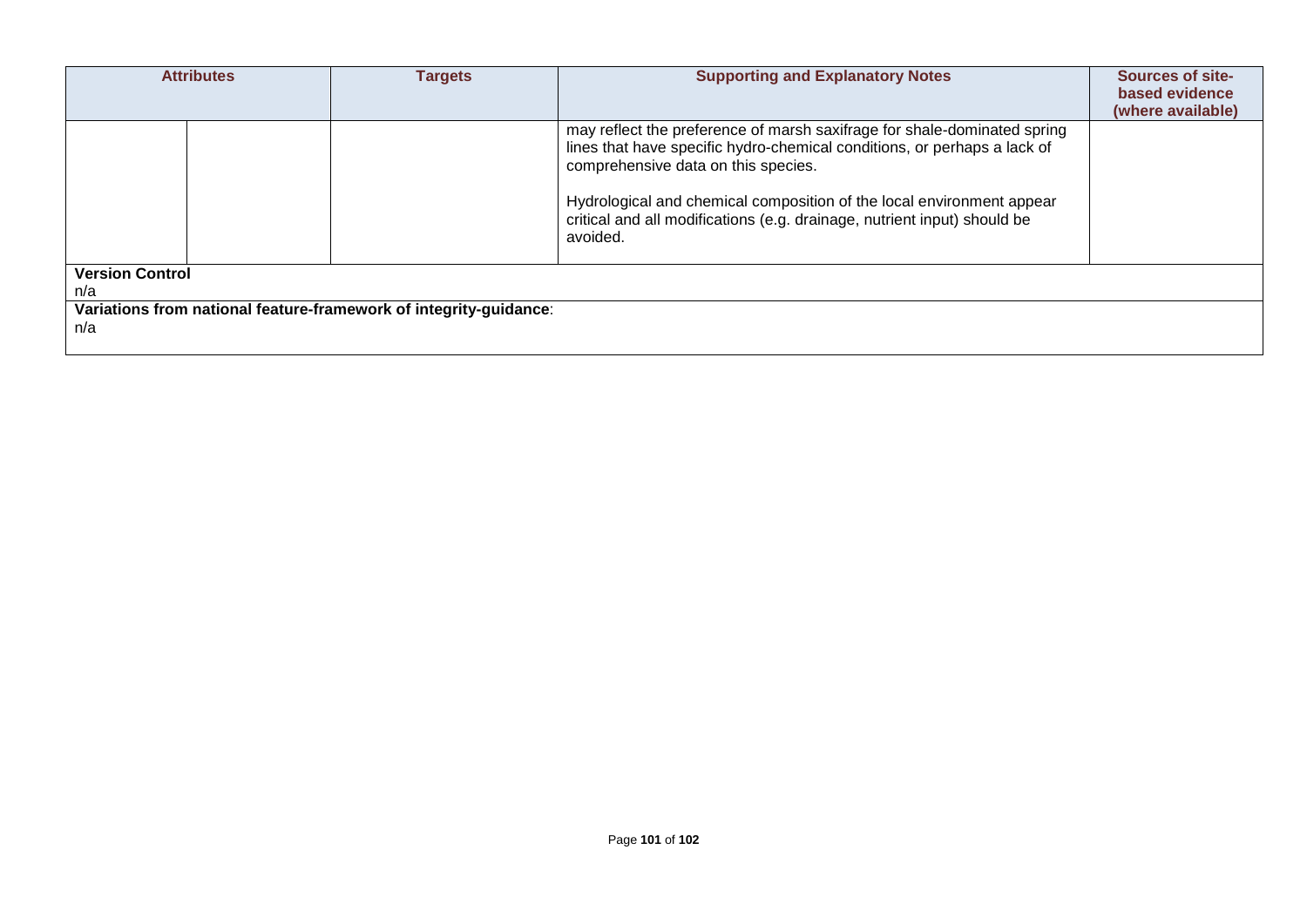| Attributes | | Targets | Supporting and Explanatory Notes | Sources of site-based evidence (where available) |
|---|---|---|---|---|
| | | | may reflect the preference of marsh saxifrage for shale-dominated spring lines that have specific hydro-chemical conditions, or perhaps a lack of comprehensive data on this species.<br><br>Hydrological and chemical composition of the local environment appear critical and all modifications (e.g. drainage, nutrient input) should be avoided. | |

**Version Control**

n/a

**Variations from national feature-framework of integrity-guidance**:

n/a